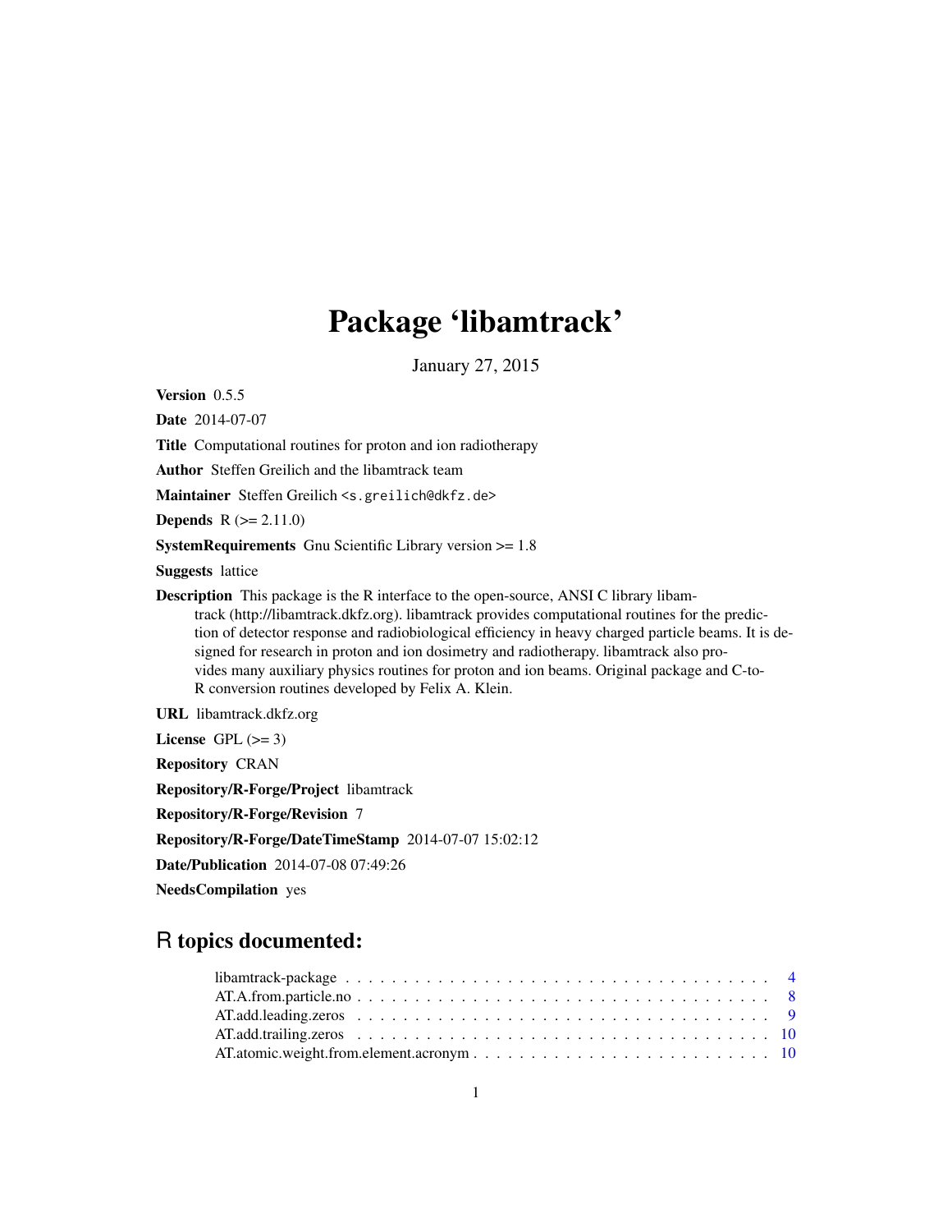# Package 'libamtrack'

January 27, 2015

**Version** 0.5.5

**Date** 2014-07-07

**Title** Computational routines for proton and ion radiotherapy

**Author** Steffen Greilich and the libamtrack team

**Maintainer** Steffen Greilich <s.greilich@dkfz.de>

**Depends** R (>= 2.11.0)

**SystemRequirements** Gnu Scientific Library version >= 1.8

**Suggests** lattice

**Description** This package is the R interface to the open-source, ANSI C library libamtrack (http://libamtrack.dkfz.org). libamtrack provides computational routines for the prediction of detector response and radiobiological efficiency in heavy charged particle beams. It is designed for research in proton and ion dosimetry and radiotherapy. libamtrack also provides many auxiliary physics routines for proton and ion beams. Original package and C-to-R conversion routines developed by Felix A. Klein.

**URL** libamtrack.dkfz.org

**License** GPL (>= 3)

**Repository** CRAN

**Repository/R-Forge/Project** libamtrack

**Repository/R-Forge/Revision** 7

**Repository/R-Forge/DateTimeStamp** 2014-07-07 15:02:12

**Date/Publication** 2014-07-08 07:49:26

**NeedsCompilation** yes

## R topics documented:

- libamtrack-package . . . . . . . . . . . . . . . . . . . . . . . . . . . . . . . . . . . . . 4
- AT.A.from.particle.no . . . . . . . . . . . . . . . . . . . . . . . . . . . . . . . . . . . . 8
- AT.add.leading.zeros . . . . . . . . . . . . . . . . . . . . . . . . . . . . . . . . . . . . 9
- AT.add.trailing.zeros . . . . . . . . . . . . . . . . . . . . . . . . . . . . . . . . . . . . 10
- AT.atomic.weight.from.element.acronym . . . . . . . . . . . . . . . . . . . . . . . . . 10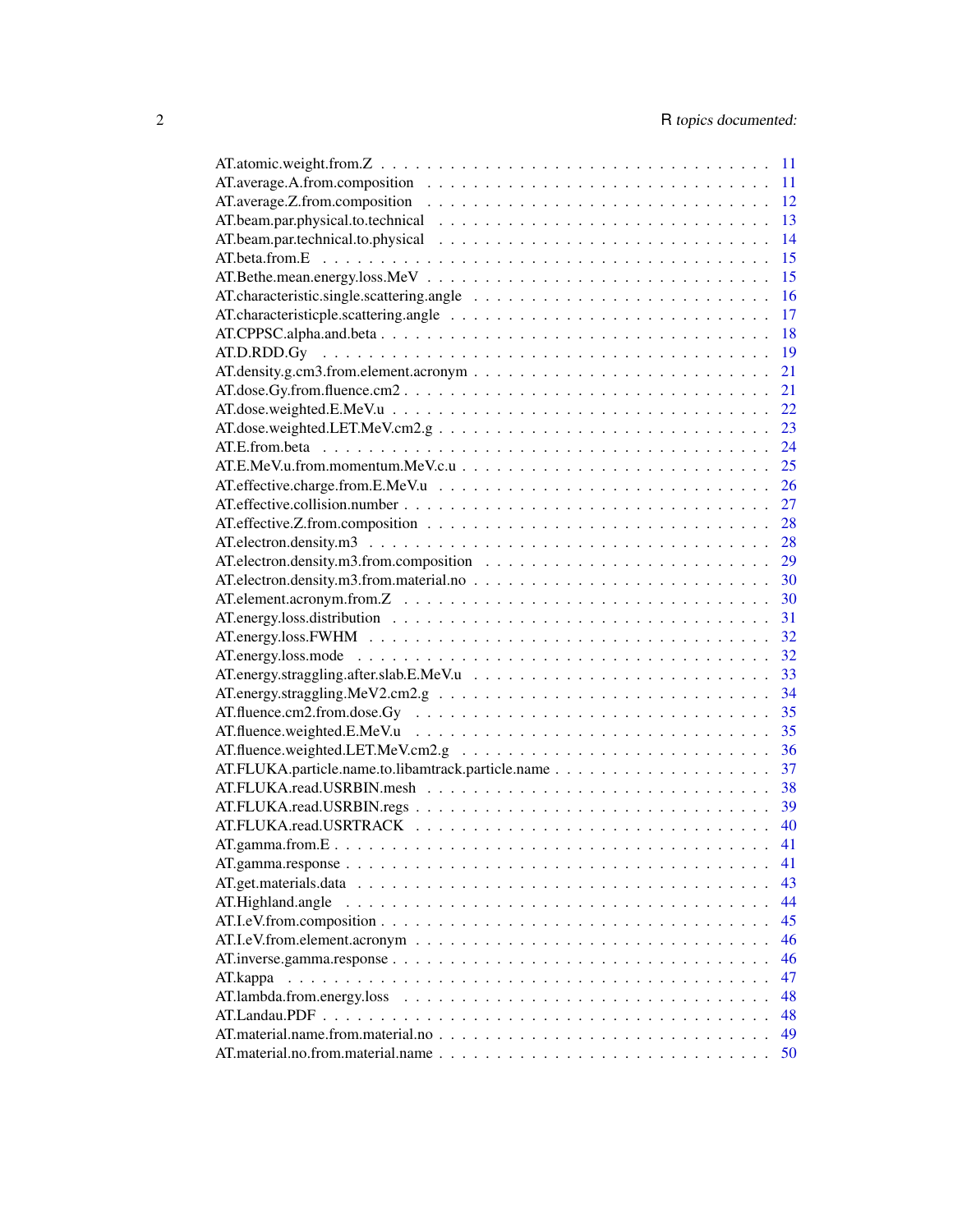AT.atomic.weight.from.Z . . . . . . . . . . . . . . . . . . . . . . . . . . . . . . . . . . 11
AT.average.A.from.composition . . . . . . . . . . . . . . . . . . . . . . . . . . . . . . 11
AT.average.Z.from.composition . . . . . . . . . . . . . . . . . . . . . . . . . . . . . . 12
AT.beam.par.physical.to.technical . . . . . . . . . . . . . . . . . . . . . . . . . . . . 13
AT.beam.par.technical.to.physical . . . . . . . . . . . . . . . . . . . . . . . . . . . . 14
AT.beta.from.E . . . . . . . . . . . . . . . . . . . . . . . . . . . . . . . . . . . . . . 15
AT.Bethe.mean.energy.loss.MeV . . . . . . . . . . . . . . . . . . . . . . . . . . . . . 15
AT.characteristic.single.scattering.angle . . . . . . . . . . . . . . . . . . . . . . . . 16
AT.characteristicple.scattering.angle . . . . . . . . . . . . . . . . . . . . . . . . . . 17
AT.CPPSC.alpha.and.beta . . . . . . . . . . . . . . . . . . . . . . . . . . . . . . . . 18
AT.D.RDD.Gy . . . . . . . . . . . . . . . . . . . . . . . . . . . . . . . . . . . . . . 19
AT.density.g.cm3.from.element.acronym . . . . . . . . . . . . . . . . . . . . . . . . 21
AT.dose.Gy.from.fluence.cm2 . . . . . . . . . . . . . . . . . . . . . . . . . . . . . . 21
AT.dose.weighted.E.MeV.u . . . . . . . . . . . . . . . . . . . . . . . . . . . . . . . 22
AT.dose.weighted.LET.MeV.cm2.g . . . . . . . . . . . . . . . . . . . . . . . . . . . 23
AT.E.from.beta . . . . . . . . . . . . . . . . . . . . . . . . . . . . . . . . . . . . . . 24
AT.E.MeV.u.from.momentum.MeV.c.u . . . . . . . . . . . . . . . . . . . . . . . . . 25
AT.effective.charge.from.E.MeV.u . . . . . . . . . . . . . . . . . . . . . . . . . . . 26
AT.effective.collision.number . . . . . . . . . . . . . . . . . . . . . . . . . . . . . . 27
AT.effective.Z.from.composition . . . . . . . . . . . . . . . . . . . . . . . . . . . . . 28
AT.electron.density.m3 . . . . . . . . . . . . . . . . . . . . . . . . . . . . . . . . . . 28
AT.electron.density.m3.from.composition . . . . . . . . . . . . . . . . . . . . . . . . 29
AT.electron.density.m3.from.material.no . . . . . . . . . . . . . . . . . . . . . . . . 30
AT.element.acronym.from.Z . . . . . . . . . . . . . . . . . . . . . . . . . . . . . . . 30
AT.energy.loss.distribution . . . . . . . . . . . . . . . . . . . . . . . . . . . . . . . 31
AT.energy.loss.FWHM . . . . . . . . . . . . . . . . . . . . . . . . . . . . . . . . . . 32
AT.energy.loss.mode . . . . . . . . . . . . . . . . . . . . . . . . . . . . . . . . . . . 32
AT.energy.straggling.after.slab.E.MeV.u . . . . . . . . . . . . . . . . . . . . . . . . 33
AT.energy.straggling.MeV2.cm2.g . . . . . . . . . . . . . . . . . . . . . . . . . . . 34
AT.fluence.cm2.from.dose.Gy . . . . . . . . . . . . . . . . . . . . . . . . . . . . . . 35
AT.fluence.weighted.E.MeV.u . . . . . . . . . . . . . . . . . . . . . . . . . . . . . . 35
AT.fluence.weighted.LET.MeV.cm2.g . . . . . . . . . . . . . . . . . . . . . . . . . . 36
AT.FLUKA.particle.name.to.libamtrack.particle.name . . . . . . . . . . . . . . . . . . 37
AT.FLUKA.read.USRBIN.mesh . . . . . . . . . . . . . . . . . . . . . . . . . . . . . 38
AT.FLUKA.read.USRBIN.regs . . . . . . . . . . . . . . . . . . . . . . . . . . . . . . 39
AT.FLUKA.read.USRTRACK . . . . . . . . . . . . . . . . . . . . . . . . . . . . . . 40
AT.gamma.from.E . . . . . . . . . . . . . . . . . . . . . . . . . . . . . . . . . . . . 41
AT.gamma.response . . . . . . . . . . . . . . . . . . . . . . . . . . . . . . . . . . . 41
AT.get.materials.data . . . . . . . . . . . . . . . . . . . . . . . . . . . . . . . . . . 43
AT.Highland.angle . . . . . . . . . . . . . . . . . . . . . . . . . . . . . . . . . . . . 44
AT.I.eV.from.composition . . . . . . . . . . . . . . . . . . . . . . . . . . . . . . . . 45
AT.I.eV.from.element.acronym . . . . . . . . . . . . . . . . . . . . . . . . . . . . . 46
AT.inverse.gamma.response . . . . . . . . . . . . . . . . . . . . . . . . . . . . . . . 46
AT.kappa . . . . . . . . . . . . . . . . . . . . . . . . . . . . . . . . . . . . . . . . . 47
AT.lambda.from.energy.loss . . . . . . . . . . . . . . . . . . . . . . . . . . . . . . . 48
AT.Landau.PDF . . . . . . . . . . . . . . . . . . . . . . . . . . . . . . . . . . . . . 48
AT.material.name.from.material.no . . . . . . . . . . . . . . . . . . . . . . . . . . . 49
AT.material.no.from.material.name . . . . . . . . . . . . . . . . . . . . . . . . . . . 50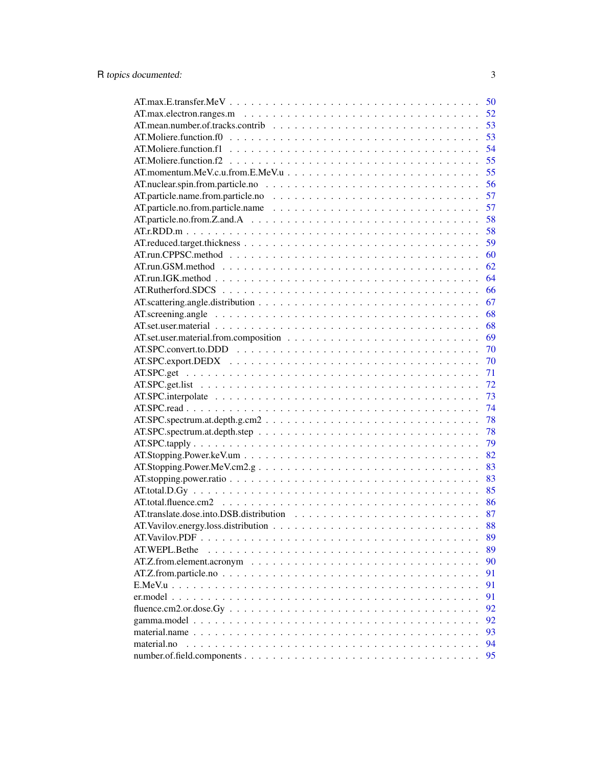| | |
|---|---|
| AT.max.E.transfer.MeV | 50 |
| AT.max.electron.ranges.m | 52 |
| AT.mean.number.of.tracks.contrib | 53 |
| AT.Moliere.function.f0 | 53 |
| AT.Moliere.function.f1 | 54 |
| AT.Moliere.function.f2 | 55 |
| AT.momentum.MeV.c.u.from.E.MeV.u | 55 |
| AT.nuclear.spin.from.particle.no | 56 |
| AT.particle.name.from.particle.no | 57 |
| AT.particle.no.from.particle.name | 57 |
| AT.particle.no.from.Z.and.A | 58 |
| AT.r.RDD.m | 58 |
| AT.reduced.target.thickness | 59 |
| AT.run.CPPSC.method | 60 |
| AT.run.GSM.method | 62 |
| AT.run.IGK.method | 64 |
| AT.Rutherford.SDCS | 66 |
| AT.scattering.angle.distribution | 67 |
| AT.screening.angle | 68 |
| AT.set.user.material | 68 |
| AT.set.user.material.from.composition | 69 |
| AT.SPC.convert.to.DDD | 70 |
| AT.SPC.export.DEDX | 70 |
| AT.SPC.get | 71 |
| AT.SPC.get.list | 72 |
| AT.SPC.interpolate | 73 |
| AT.SPC.read | 74 |
| AT.SPC.spectrum.at.depth.g.cm2 | 78 |
| AT.SPC.spectrum.at.depth.step | 78 |
| AT.SPC.tapply | 79 |
| AT.Stopping.Power.keV.um | 82 |
| AT.Stopping.Power.MeV.cm2.g | 83 |
| AT.stopping.power.ratio | 83 |
| AT.total.D.Gy | 85 |
| AT.total.fluence.cm2 | 86 |
| AT.translate.dose.into.DSB.distribution | 87 |
| AT.Vavilov.energy.loss.distribution | 88 |
| AT.Vavilov.PDF | 89 |
| AT.WEPL.Bethe | 89 |
| AT.Z.from.element.acronym | 90 |
| AT.Z.from.particle.no | 91 |
| E.MeV.u | 91 |
| er.model | 91 |
| fluence.cm2.or.dose.Gy | 92 |
| gamma.model | 92 |
| material.name | 93 |
| material.no | 94 |
| number.of.field.components | 95 |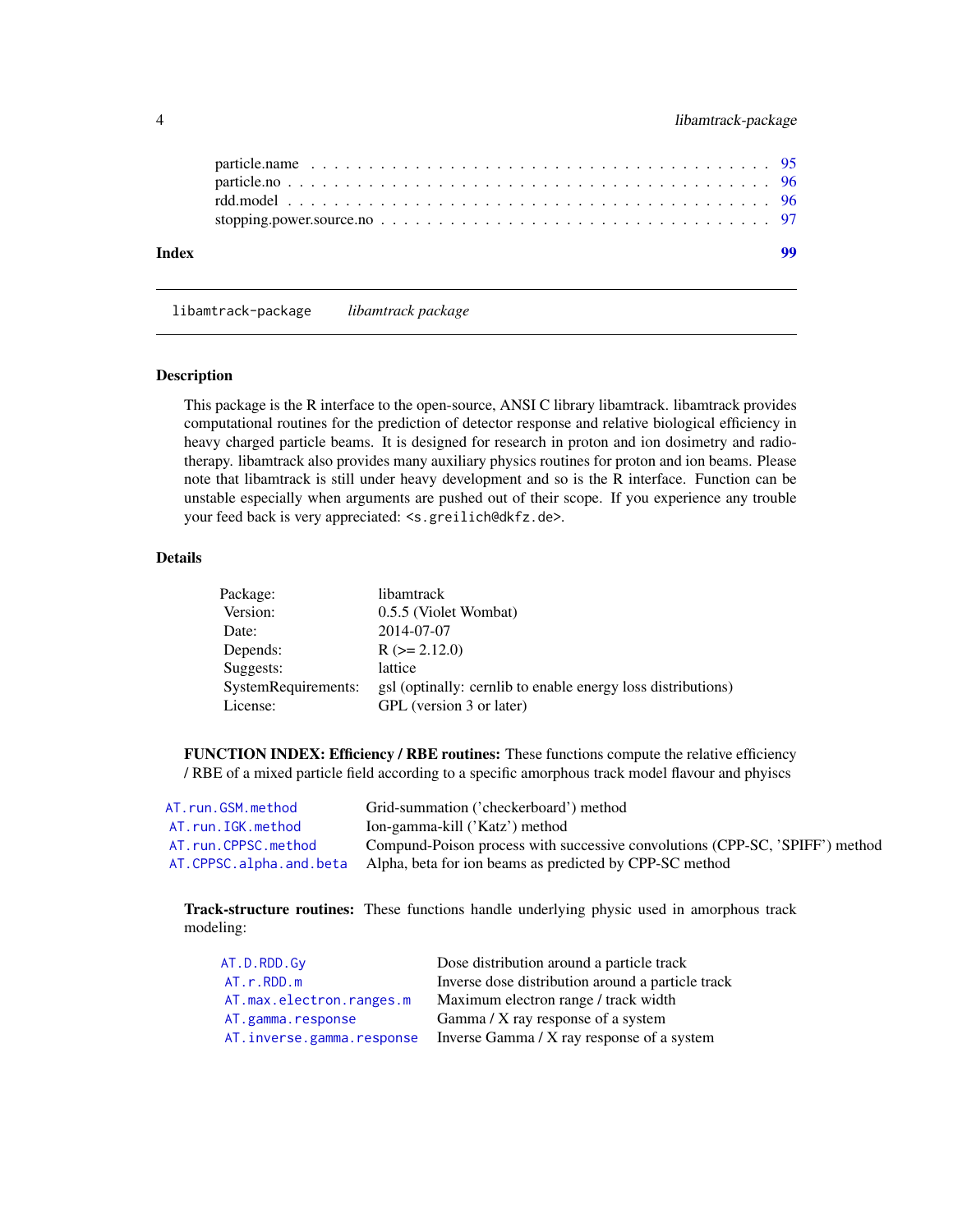| | |
|---|---|
| particle.name | 95 |
| particle.no | 96 |
| rdd.model | 96 |
| stopping.power.source.no | 97 |

**Index** 99

---

`libamtrack-package` *libamtrack package*

---

### Description

This package is the R interface to the open-source, ANSI C library libamtrack. libamtrack provides computational routines for the prediction of detector response and relative biological efficiency in heavy charged particle beams. It is designed for research in proton and ion dosimetry and radiotherapy. libamtrack also provides many auxiliary physics routines for proton and ion beams. Please note that libamtrack is still under heavy development and so is the R interface. Function can be unstable especially when arguments are pushed out of their scope. If you experience any trouble your feed back is very appreciated: <s.greilich@dkfz.de>.

### Details

| | |
|---|---|
| Package: | libamtrack |
| Version: | 0.5.5 (Violet Wombat) |
| Date: | 2014-07-07 |
| Depends: | R (>= 2.12.0) |
| Suggests: | lattice |
| SystemRequirements: | gsl (optinally: cernlib to enable energy loss distributions) |
| License: | GPL (version 3 or later) |

**FUNCTION INDEX: Efficiency / RBE routines:** These functions compute the relative efficiency / RBE of a mixed particle field according to a specific amorphous track model flavour and phyiscs

| | |
|---|---|
| `AT.run.GSM.method` | Grid-summation ('checkerboard') method |
| `AT.run.IGK.method` | Ion-gamma-kill ('Katz') method |
| `AT.run.CPPSC.method` | Compund-Poison process with successive convolutions (CPP-SC, 'SPIFF') method |
| `AT.CPPSC.alpha.and.beta` | Alpha, beta for ion beams as predicted by CPP-SC method |

**Track-structure routines:** These functions handle underlying physic used in amorphous track modeling:

| | |
|---|---|
| `AT.D.RDD.Gy` | Dose distribution around a particle track |
| `AT.r.RDD.m` | Inverse dose distribution around a particle track |
| `AT.max.electron.ranges.m` | Maximum electron range / track width |
| `AT.gamma.response` | Gamma / X ray response of a system |
| `AT.inverse.gamma.response` | Inverse Gamma / X ray response of a system |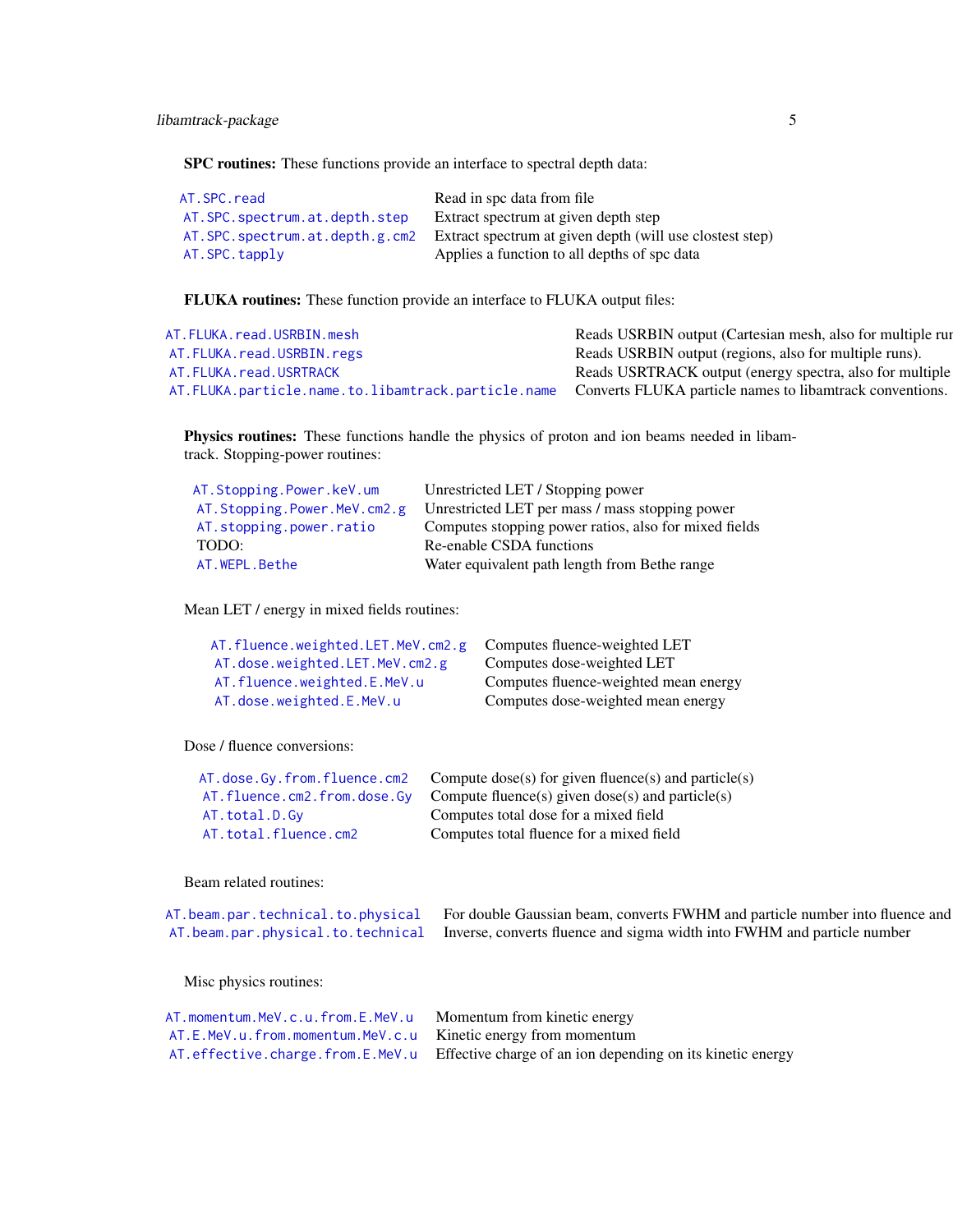**SPC routines:** These functions provide an interface to spectral depth data:

| | |
|---|---|
| AT.SPC.read | Read in spc data from file |
| AT.SPC.spectrum.at.depth.step | Extract spectrum at given depth step |
| AT.SPC.spectrum.at.depth.g.cm2 | Extract spectrum at given depth (will use clostest step) |
| AT.SPC.tapply | Applies a function to all depths of spc data |

**FLUKA routines:** These function provide an interface to FLUKA output files:

| | |
|---|---|
| AT.FLUKA.read.USRBIN.mesh | Reads USRBIN output (Cartesian mesh, also for multiple run |
| AT.FLUKA.read.USRBIN.regs | Reads USRBIN output (regions, also for multiple runs). |
| AT.FLUKA.read.USRTRACK | Reads USRTRACK output (energy spectra, also for multiple |
| AT.FLUKA.particle.name.to.libamtrack.particle.name | Converts FLUKA particle names to libamtrack conventions. |

**Physics routines:** These functions handle the physics of proton and ion beams needed in libamtrack. Stopping-power routines:

| | |
|---|---|
| AT.Stopping.Power.keV.um | Unrestricted LET / Stopping power |
| AT.Stopping.Power.MeV.cm2.g | Unrestricted LET per mass / mass stopping power |
| AT.stopping.power.ratio | Computes stopping power ratios, also for mixed fields |
| TODO: | Re-enable CSDA functions |
| AT.WEPL.Bethe | Water equivalent path length from Bethe range |

Mean LET / energy in mixed fields routines:

| | |
|---|---|
| AT.fluence.weighted.LET.MeV.cm2.g | Computes fluence-weighted LET |
| AT.dose.weighted.LET.MeV.cm2.g | Computes dose-weighted LET |
| AT.fluence.weighted.E.MeV.u | Computes fluence-weighted mean energy |
| AT.dose.weighted.E.MeV.u | Computes dose-weighted mean energy |

Dose / fluence conversions:

| | |
|---|---|
| AT.dose.Gy.from.fluence.cm2 | Compute dose(s) for given fluence(s) and particle(s) |
| AT.fluence.cm2.from.dose.Gy | Compute fluence(s) given dose(s) and particle(s) |
| AT.total.D.Gy | Computes total dose for a mixed field |
| AT.total.fluence.cm2 | Computes total fluence for a mixed field |

Beam related routines:

| | |
|---|---|
| AT.beam.par.technical.to.physical | For double Gaussian beam, converts FWHM and particle number into fluence and |
| AT.beam.par.physical.to.technical | Inverse, converts fluence and sigma width into FWHM and particle number |

Misc physics routines:

| | |
|---|---|
| AT.momentum.MeV.c.u.from.E.MeV.u | Momentum from kinetic energy |
| AT.E.MeV.u.from.momentum.MeV.c.u | Kinetic energy from momentum |
| AT.effective.charge.from.E.MeV.u | Effective charge of an ion depending on its kinetic energy |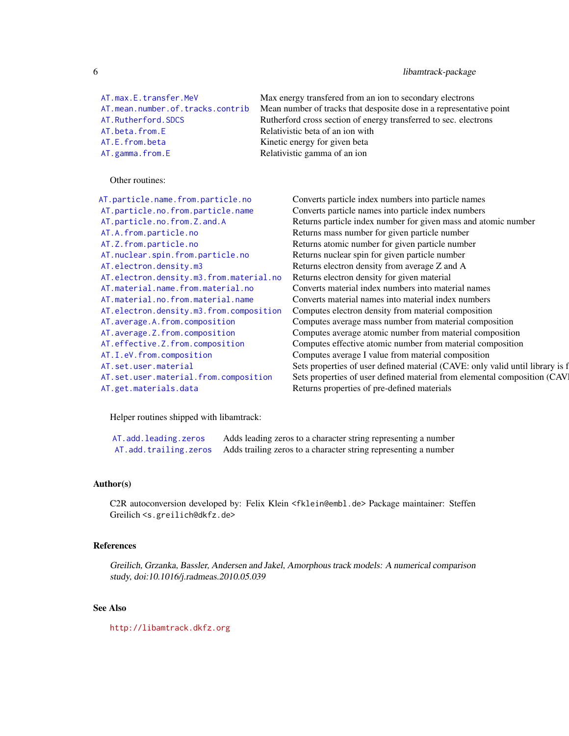| | |
|---|---|
| AT.max.E.transfer.MeV | Max energy transfered from an ion to secondary electrons |
| AT.mean.number.of.tracks.contrib | Mean number of tracks that desposite dose in a representative point |
| AT.Rutherford.SDCS | Rutherford cross section of energy transferred to sec. electrons |
| AT.beta.from.E | Relativistic beta of an ion with |
| AT.E.from.beta | Kinetic energy for given beta |
| AT.gamma.from.E | Relativistic gamma of an ion |

Other routines:

| | |
|---|---|
| AT.particle.name.from.particle.no | Converts particle index numbers into particle names |
| AT.particle.no.from.particle.name | Converts particle names into particle index numbers |
| AT.particle.no.from.Z.and.A | Returns particle index number for given mass and atomic number |
| AT.A.from.particle.no | Returns mass number for given particle number |
| AT.Z.from.particle.no | Returns atomic number for given particle number |
| AT.nuclear.spin.from.particle.no | Returns nuclear spin for given particle number |
| AT.electron.density.m3 | Returns electron density from average Z and A |
| AT.electron.density.m3.from.material.no | Returns electron density for given material |
| AT.material.name.from.material.no | Converts material index numbers into material names |
| AT.material.no.from.material.name | Converts material names into material index numbers |
| AT.electron.density.m3.from.composition | Computes electron density from material composition |
| AT.average.A.from.composition | Computes average mass number from material composition |
| AT.average.Z.from.composition | Computes average atomic number from material composition |
| AT.effective.Z.from.composition | Computes effective atomic number from material composition |
| AT.I.eV.from.composition | Computes average I value from material composition |
| AT.set.user.material | Sets properties of user defined material (CAVE: only valid until library is f |
| AT.set.user.material.from.composition | Sets properties of user defined material from elemental composition (CAVI |
| AT.get.materials.data | Returns properties of pre-defined materials |

Helper routines shipped with libamtrack:

| | |
|---|---|
| AT.add.leading.zeros | Adds leading zeros to a character string representing a number |
| AT.add.trailing.zeros | Adds trailing zeros to a character string representing a number |

## Author(s)

C2R autoconversion developed by: Felix Klein <fklein@embl.de> Package maintainer: Steffen Greilich <s.greilich@dkfz.de>

## References

*Greilich, Grzanka, Bassler, Andersen and Jakel, Amorphous track models: A numerical comparison study, doi:10.1016/j.radmeas.2010.05.039*

## See Also

http://libamtrack.dkfz.org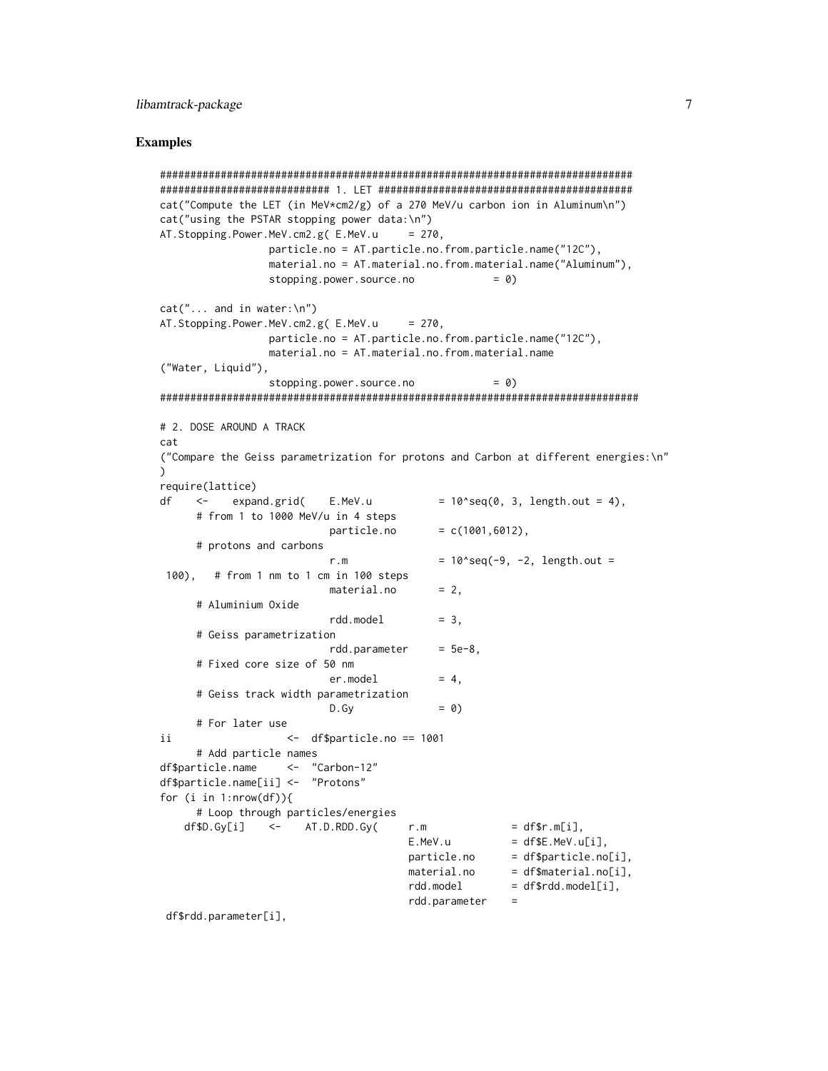### Examples

```
################################################################################
############################ 1. LET ############################################
cat("Compute the LET (in MeV*cm2/g) of a 270 MeV/u carbon ion in Aluminum\n")
cat("using the PSTAR stopping power data:\n")
AT.Stopping.Power.MeV.cm2.g( E.MeV.u     = 270,
                  particle.no = AT.particle.no.from.particle.name("12C"),
                  material.no = AT.material.no.from.material.name("Aluminum"),
                  stopping.power.source.no             = 0)

cat("... and in water:\n")
AT.Stopping.Power.MeV.cm2.g( E.MeV.u     = 270,
                  particle.no = AT.particle.no.from.particle.name("12C"),
                  material.no = AT.material.no.from.material.name
("Water, Liquid"),
                  stopping.power.source.no             = 0)
#################################################################################

# 2. DOSE AROUND A TRACK
cat
("Compare the Geiss parametrization for protons and Carbon at different energies:\n"
)
require(lattice)
df    <-    expand.grid(    E.MeV.u           = 10^seq(0, 3, length.out = 4),
      # from 1 to 1000 MeV/u in 4 steps
                            particle.no       = c(1001,6012),
      # protons and carbons
                            r.m               = 10^seq(-9, -2, length.out =
 100),   # from 1 nm to 1 cm in 100 steps
                            material.no       = 2,
      # Aluminium Oxide
                            rdd.model         = 3,
      # Geiss parametrization
                            rdd.parameter     = 5e-8,
      # Fixed core size of 50 nm
                            er.model          = 4,
      # Geiss track width parametrization
                            D.Gy              = 0)
      # For later use
ii                  <-  df$particle.no == 1001
      # Add particle names
df$particle.name     <-  "Carbon-12"
df$particle.name[ii] <-  "Protons"
for (i in 1:nrow(df)){
      # Loop through particles/energies
    df$D.Gy[i]    <-    AT.D.RDD.Gy(     r.m              = df$r.m[i],
                                         E.MeV.u          = df$E.MeV.u[i],
                                         particle.no      = df$particle.no[i],
                                         material.no      = df$material.no[i],
                                         rdd.model        = df$rdd.model[i],
                                         rdd.parameter    =
 df$rdd.parameter[i],
```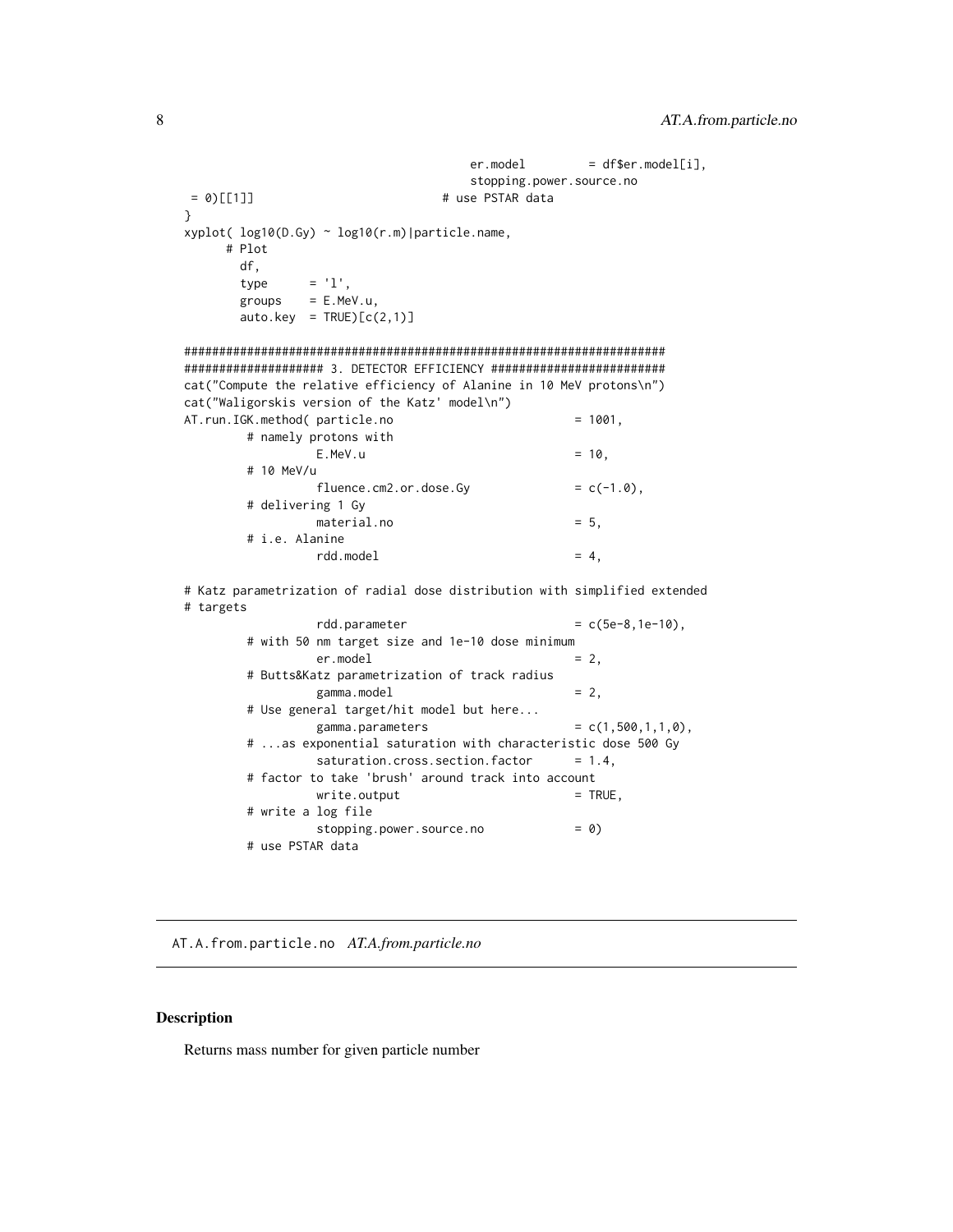```
                                        er.model         = df$er.model[i],
                                        stopping.power.source.no
 = 0)[[1]]                            # use PSTAR data
}
xyplot( log10(D.Gy) ~ log10(r.m)|particle.name,
      # Plot
        df,
        type      = 'l',
        groups    = E.MeV.u,
        auto.key  = TRUE)[c(2,1)]

#######################################################################
################### 3. DETECTOR EFFICIENCY ########################
cat("Compute the relative efficiency of Alanine in 10 MeV protons\n")
cat("Waligorskis version of the Katz' model\n")
AT.run.IGK.method( particle.no                          = 1001,
         # namely protons with
                   E.MeV.u                              = 10,
         # 10 MeV/u
                   fluence.cm2.or.dose.Gy               = c(-1.0),
         # delivering 1 Gy
                   material.no                          = 5,
         # i.e. Alanine
                   rdd.model                            = 4,

# Katz parametrization of radial dose distribution with simplified extended
# targets
                   rdd.parameter                        = c(5e-8,1e-10),
         # with 50 nm target size and 1e-10 dose minimum
                   er.model                             = 2,
         # Butts&Katz parametrization of track radius
                   gamma.model                          = 2,
         # Use general target/hit model but here...
                   gamma.parameters                     = c(1,500,1,1,0),
         # ...as exponential saturation with characteristic dose 500 Gy
                   saturation.cross.section.factor      = 1.4,
         # factor to take 'brush' around track into account
                   write.output                         = TRUE,
         # write a log file
                   stopping.power.source.no             = 0)
         # use PSTAR data
```

---

## AT.A.from.particle.no *AT.A.from.particle.no*

---

### Description

Returns mass number for given particle number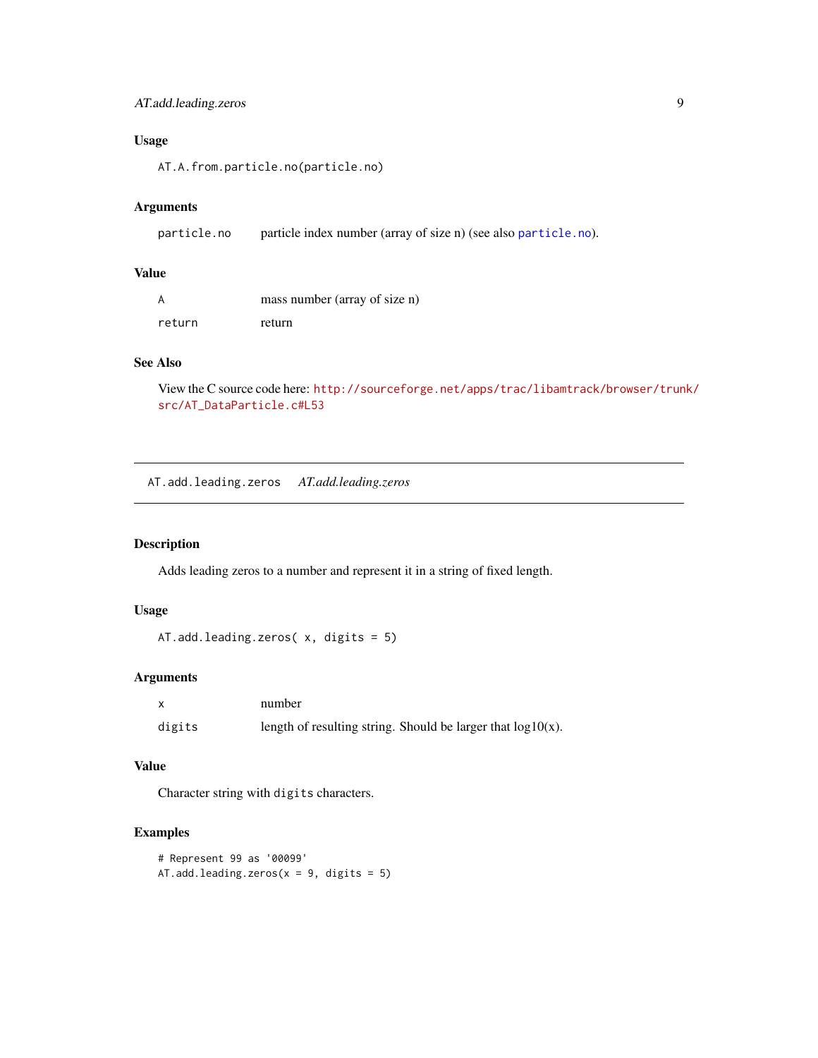### Usage

```
AT.A.from.particle.no(particle.no)
```

### Arguments

| | |
|---|---|
| particle.no | particle index number (array of size n) (see also particle.no). |

### Value

| | |
|---|---|
| A | mass number (array of size n) |
| return | return |

### See Also

View the C source code here: http://sourceforge.net/apps/trac/libamtrack/browser/trunk/src/AT_DataParticle.c#L53

---

## AT.add.leading.zeros *AT.add.leading.zeros*

---

### Description

Adds leading zeros to a number and represent it in a string of fixed length.

### Usage

```
AT.add.leading.zeros( x, digits = 5)
```

### Arguments

| | |
|---|---|
| x | number |
| digits | length of resulting string. Should be larger that log10(x). |

### Value

Character string with `digits` characters.

### Examples

```
# Represent 99 as '00099'
AT.add.leading.zeros(x = 9, digits = 5)
```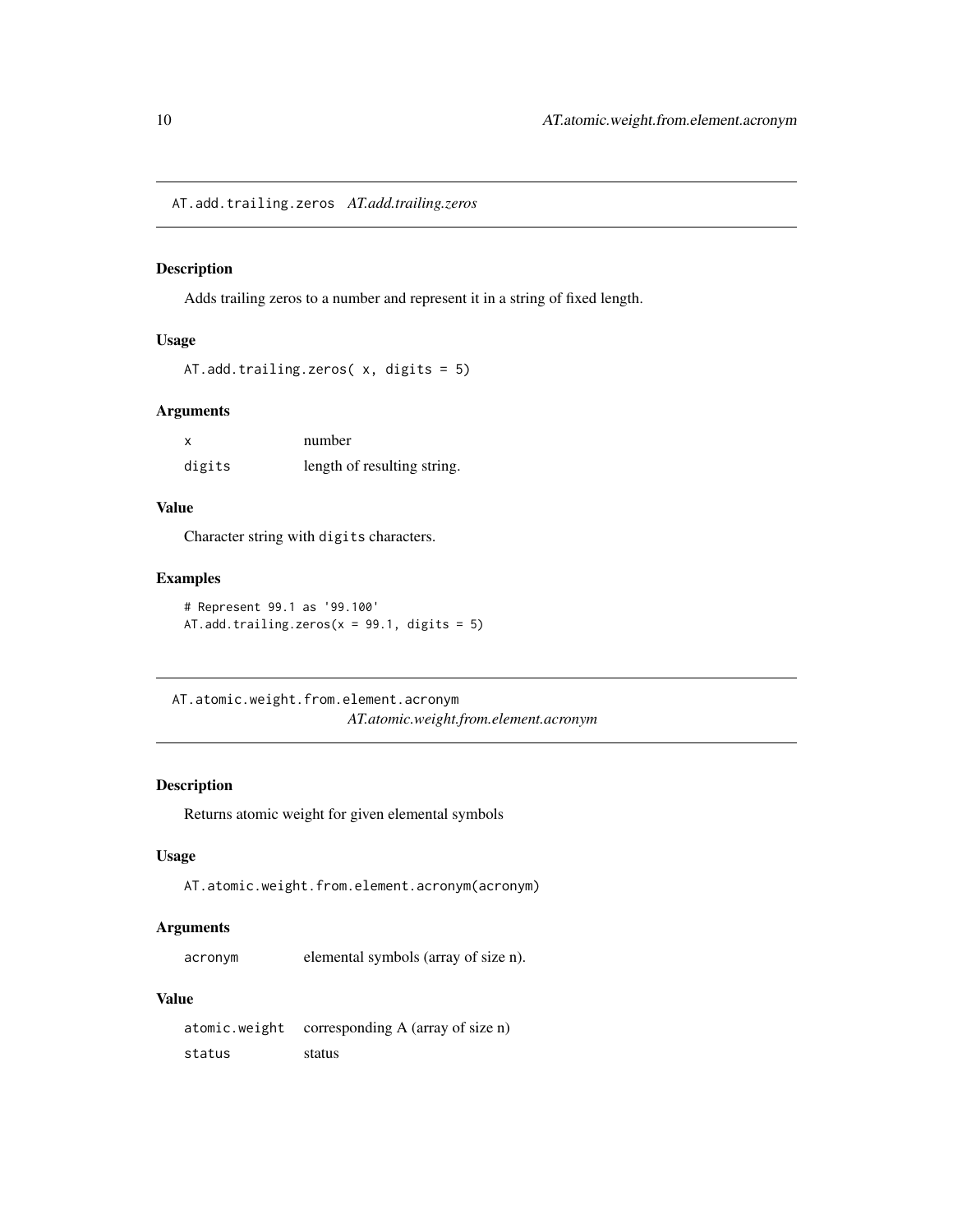## AT.add.trailing.zeros *AT.add.trailing.zeros*

### Description

Adds trailing zeros to a number and represent it in a string of fixed length.

### Usage

```
AT.add.trailing.zeros( x, digits = 5)
```

### Arguments

| | |
|---|---|
| x | number |
| digits | length of resulting string. |

### Value

Character string with digits characters.

### Examples

```
# Represent 99.1 as '99.100'
AT.add.trailing.zeros(x = 99.1, digits = 5)
```

## AT.atomic.weight.from.element.acronym *AT.atomic.weight.from.element.acronym*

### Description

Returns atomic weight for given elemental symbols

### Usage

```
AT.atomic.weight.from.element.acronym(acronym)
```

### Arguments

| | |
|---|---|
| acronym | elemental symbols (array of size n). |

### Value

| | |
|---|---|
| atomic.weight | corresponding A (array of size n) |
| status | status |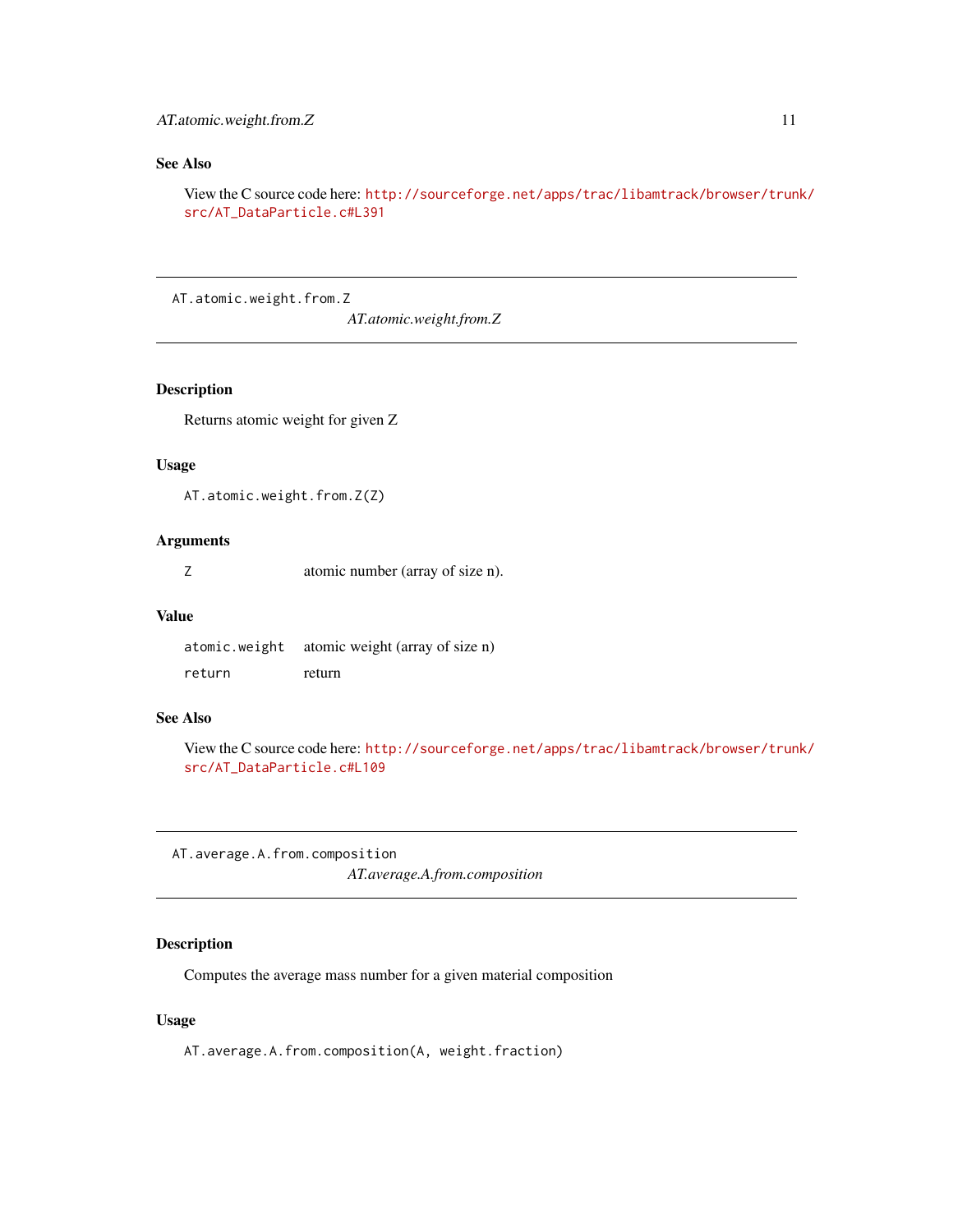## See Also

View the C source code here: http://sourceforge.net/apps/trac/libamtrack/browser/trunk/src/AT_DataParticle.c#L391

---

`AT.atomic.weight.from.Z`

*AT.atomic.weight.from.Z*

---

### Description

Returns atomic weight for given Z

### Usage

```
AT.atomic.weight.from.Z(Z)
```

### Arguments

| | |
|---|---|
| `Z` | atomic number (array of size n). |

### Value

| | |
|---|---|
| `atomic.weight` | atomic weight (array of size n) |
| `return` | return |

### See Also

View the C source code here: http://sourceforge.net/apps/trac/libamtrack/browser/trunk/src/AT_DataParticle.c#L109

---

`AT.average.A.from.composition`

*AT.average.A.from.composition*

---

### Description

Computes the average mass number for a given material composition

### Usage

```
AT.average.A.from.composition(A, weight.fraction)
```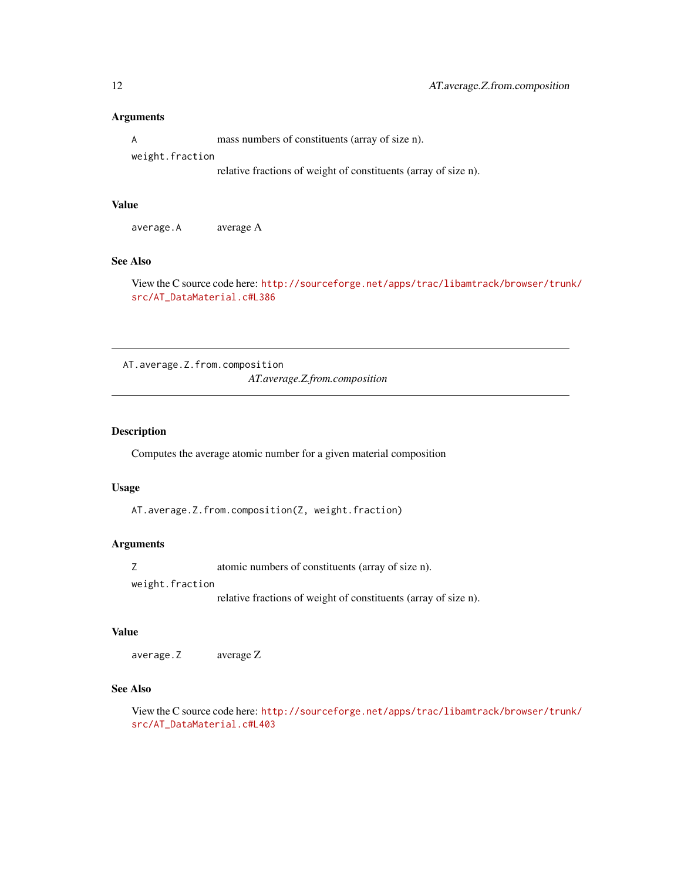### Arguments

`A` mass numbers of constituents (array of size n).

`weight.fraction` relative fractions of weight of constituents (array of size n).

### Value

`average.A` average A

### See Also

View the C source code here: http://sourceforge.net/apps/trac/libamtrack/browser/trunk/src/AT_DataMaterial.c#L386

---

## AT.average.Z.from.composition

*AT.average.Z.from.composition*

---

### Description

Computes the average atomic number for a given material composition

### Usage

```
AT.average.Z.from.composition(Z, weight.fraction)
```

### Arguments

`Z` atomic numbers of constituents (array of size n).

`weight.fraction` relative fractions of weight of constituents (array of size n).

### Value

`average.Z` average Z

### See Also

View the C source code here: http://sourceforge.net/apps/trac/libamtrack/browser/trunk/src/AT_DataMaterial.c#L403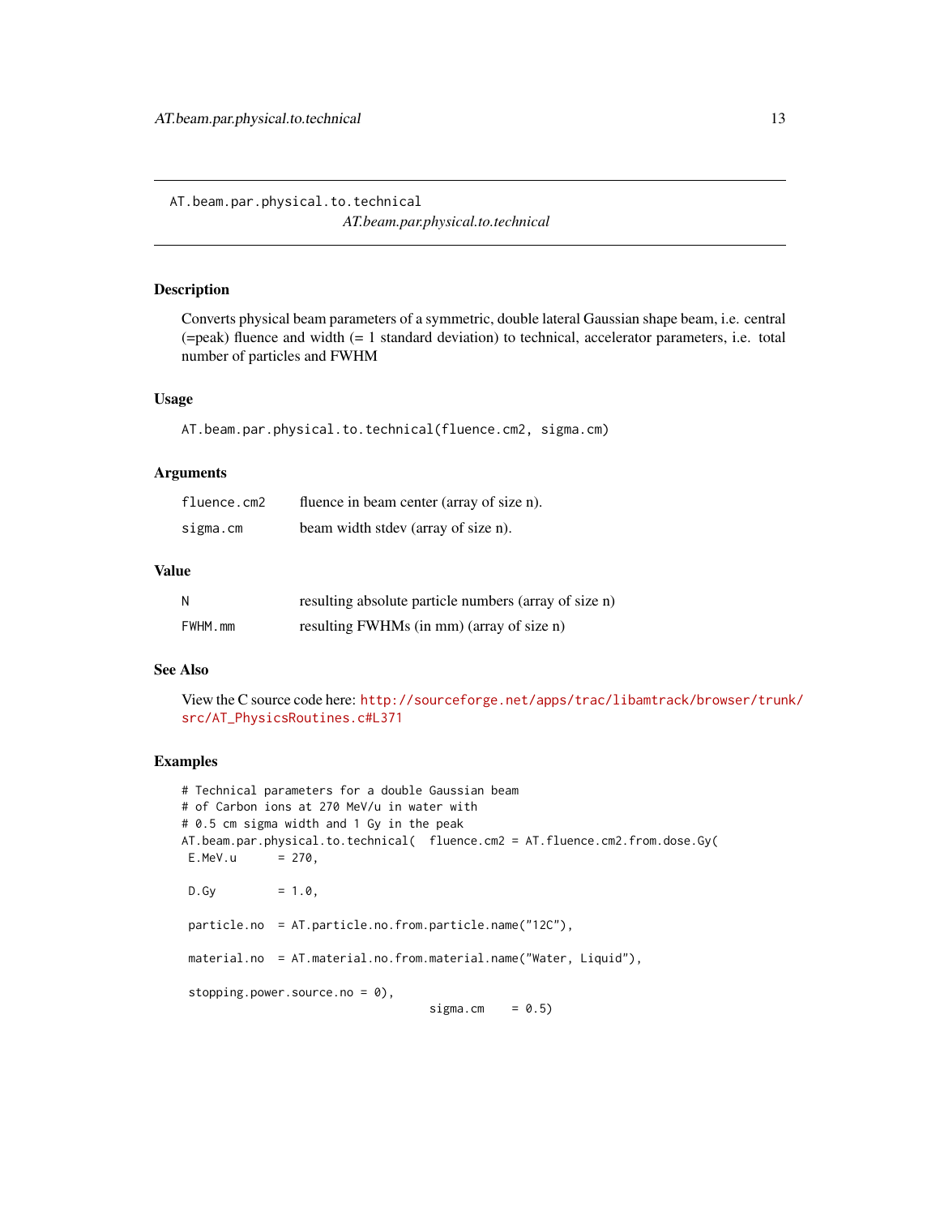AT.beam.par.physical.to.technical
*AT.beam.par.physical.to.technical*

## Description

Converts physical beam parameters of a symmetric, double lateral Gaussian shape beam, i.e. central (=peak) fluence and width (= 1 standard deviation) to technical, accelerator parameters, i.e. total number of particles and FWHM

## Usage

```
AT.beam.par.physical.to.technical(fluence.cm2, sigma.cm)
```

## Arguments

| | |
|---|---|
| `fluence.cm2` | fluence in beam center (array of size n). |
| `sigma.cm` | beam width stdev (array of size n). |

## Value

| | |
|---|---|
| `N` | resulting absolute particle numbers (array of size n) |
| `FWHM.mm` | resulting FWHMs (in mm) (array of size n) |

## See Also

View the C source code here: http://sourceforge.net/apps/trac/libamtrack/browser/trunk/src/AT_PhysicsRoutines.c#L371

## Examples

```
# Technical parameters for a double Gaussian beam
# of Carbon ions at 270 MeV/u in water with
# 0.5 cm sigma width and 1 Gy in the peak
AT.beam.par.physical.to.technical(  fluence.cm2 = AT.fluence.cm2.from.dose.Gy(
 E.MeV.u      = 270,

 D.Gy         = 1.0,

 particle.no  = AT.particle.no.from.particle.name("12C"),

 material.no  = AT.material.no.from.material.name("Water, Liquid"),

 stopping.power.source.no = 0),
                                    sigma.cm    = 0.5)
```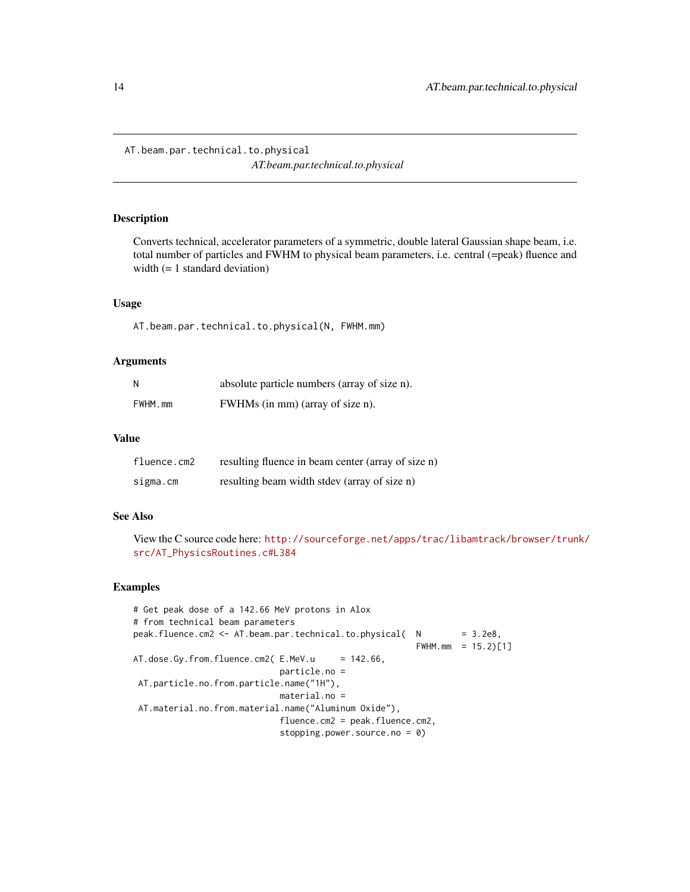AT.beam.par.technical.to.physical
*AT.beam.par.technical.to.physical*

## Description

Converts technical, accelerator parameters of a symmetric, double lateral Gaussian shape beam, i.e. total number of particles and FWHM to physical beam parameters, i.e. central (=peak) fluence and width (= 1 standard deviation)

## Usage

```
AT.beam.par.technical.to.physical(N, FWHM.mm)
```

## Arguments

| | |
|---|---|
| N | absolute particle numbers (array of size n). |
| FWHM.mm | FWHMs (in mm) (array of size n). |

## Value

| | |
|---|---|
| fluence.cm2 | resulting fluence in beam center (array of size n) |
| sigma.cm | resulting beam width stdev (array of size n) |

## See Also

View the C source code here: http://sourceforge.net/apps/trac/libamtrack/browser/trunk/src/AT_PhysicsRoutines.c#L384

## Examples

```
# Get peak dose of a 142.66 MeV protons in Alox
# from technical beam parameters
peak.fluence.cm2 <- AT.beam.par.technical.to.physical( N        = 3.2e8,
                                                       FWHM.mm  = 15.2)[1]
AT.dose.Gy.from.fluence.cm2( E.MeV.u     = 142.66,
                             particle.no =
 AT.particle.no.from.particle.name("1H"),
                             material.no =
 AT.material.no.from.material.name("Aluminum Oxide"),
                             fluence.cm2 = peak.fluence.cm2,
                             stopping.power.source.no = 0)
```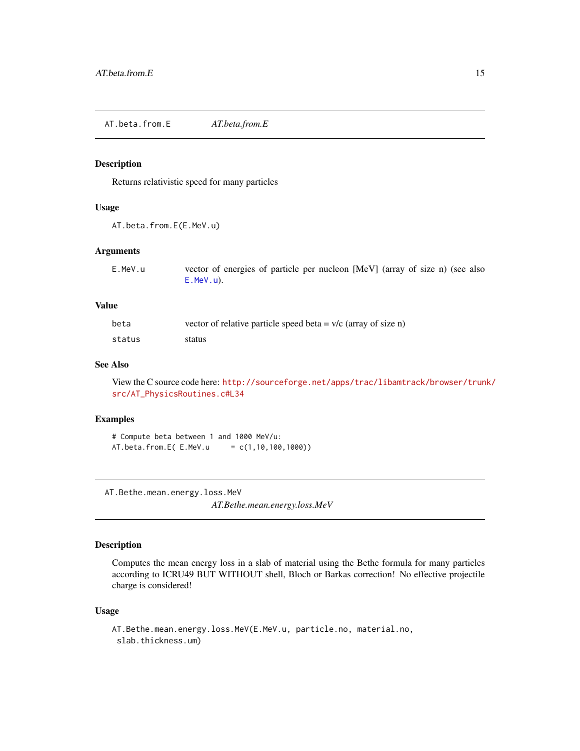## AT.beta.from.E *AT.beta.from.E*

### Description

Returns relativistic speed for many particles

### Usage

```
AT.beta.from.E(E.MeV.u)
```

### Arguments

| | |
|---|---|
| E.MeV.u | vector of energies of particle per nucleon [MeV] (array of size n) (see also E.MeV.u). |

### Value

| | |
|---|---|
| beta | vector of relative particle speed beta = v/c (array of size n) |
| status | status |

### See Also

View the C source code here: http://sourceforge.net/apps/trac/libamtrack/browser/trunk/src/AT_PhysicsRoutines.c#L34

### Examples

```
# Compute beta between 1 and 1000 MeV/u:
AT.beta.from.E( E.MeV.u     = c(1,10,100,1000))
```

## AT.Bethe.mean.energy.loss.MeV *AT.Bethe.mean.energy.loss.MeV*

### Description

Computes the mean energy loss in a slab of material using the Bethe formula for many particles according to ICRU49 BUT WITHOUT shell, Bloch or Barkas correction! No effective projectile charge is considered!

### Usage

```
AT.Bethe.mean.energy.loss.MeV(E.MeV.u, particle.no, material.no,
 slab.thickness.um)
```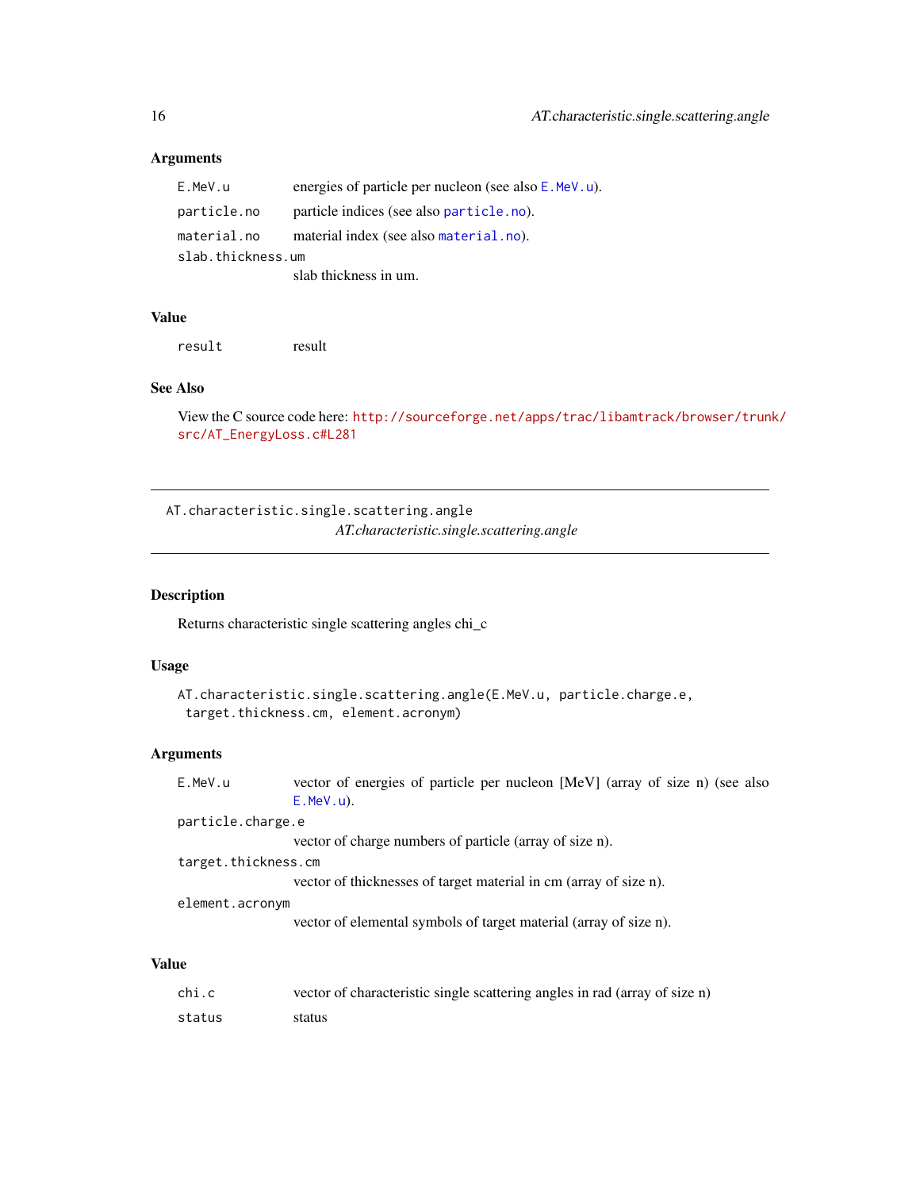### Arguments

| | |
|---|---|
| E.MeV.u | energies of particle per nucleon (see also E.MeV.u). |
| particle.no | particle indices (see also particle.no). |
| material.no | material index (see also material.no). |
| slab.thickness.um | slab thickness in um. |

### Value

| | |
|---|---|
| result | result |

### See Also

View the C source code here: http://sourceforge.net/apps/trac/libamtrack/browser/trunk/src/AT_EnergyLoss.c#L281

---

## AT.characteristic.single.scattering.angle

*AT.characteristic.single.scattering.angle*

---

### Description

Returns characteristic single scattering angles chi_c

### Usage

```
AT.characteristic.single.scattering.angle(E.MeV.u, particle.charge.e,
 target.thickness.cm, element.acronym)
```

### Arguments

| | |
|---|---|
| E.MeV.u | vector of energies of particle per nucleon [MeV] (array of size n) (see also E.MeV.u). |
| particle.charge.e | vector of charge numbers of particle (array of size n). |
| target.thickness.cm | vector of thicknesses of target material in cm (array of size n). |
| element.acronym | vector of elemental symbols of target material (array of size n). |

### Value

| | |
|---|---|
| chi.c | vector of characteristic single scattering angles in rad (array of size n) |
| status | status |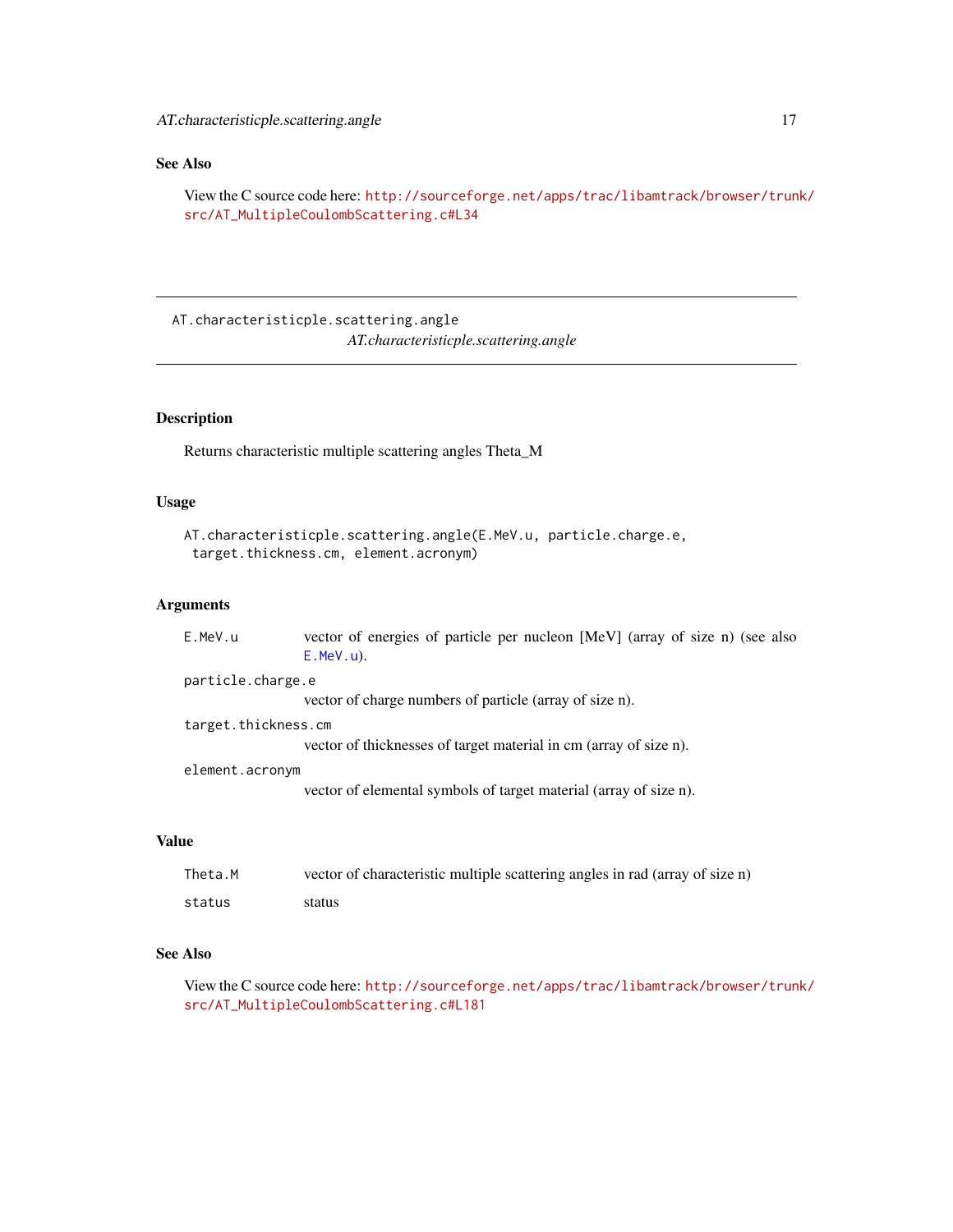## See Also

View the C source code here: http://sourceforge.net/apps/trac/libamtrack/browser/trunk/src/AT_MultipleCoulombScattering.c#L34

---

AT.characteristicple.scattering.angle
*AT.characteristicple.scattering.angle*

---

## Description

Returns characteristic multiple scattering angles Theta_M

## Usage

```
AT.characteristicple.scattering.angle(E.MeV.u, particle.charge.e,
 target.thickness.cm, element.acronym)
```

## Arguments

| | |
|---|---|
| E.MeV.u | vector of energies of particle per nucleon [MeV] (array of size n) (see also E.MeV.u). |
| particle.charge.e | vector of charge numbers of particle (array of size n). |
| target.thickness.cm | vector of thicknesses of target material in cm (array of size n). |
| element.acronym | vector of elemental symbols of target material (array of size n). |

## Value

| | |
|---|---|
| Theta.M | vector of characteristic multiple scattering angles in rad (array of size n) |
| status | status |

## See Also

View the C source code here: http://sourceforge.net/apps/trac/libamtrack/browser/trunk/src/AT_MultipleCoulombScattering.c#L181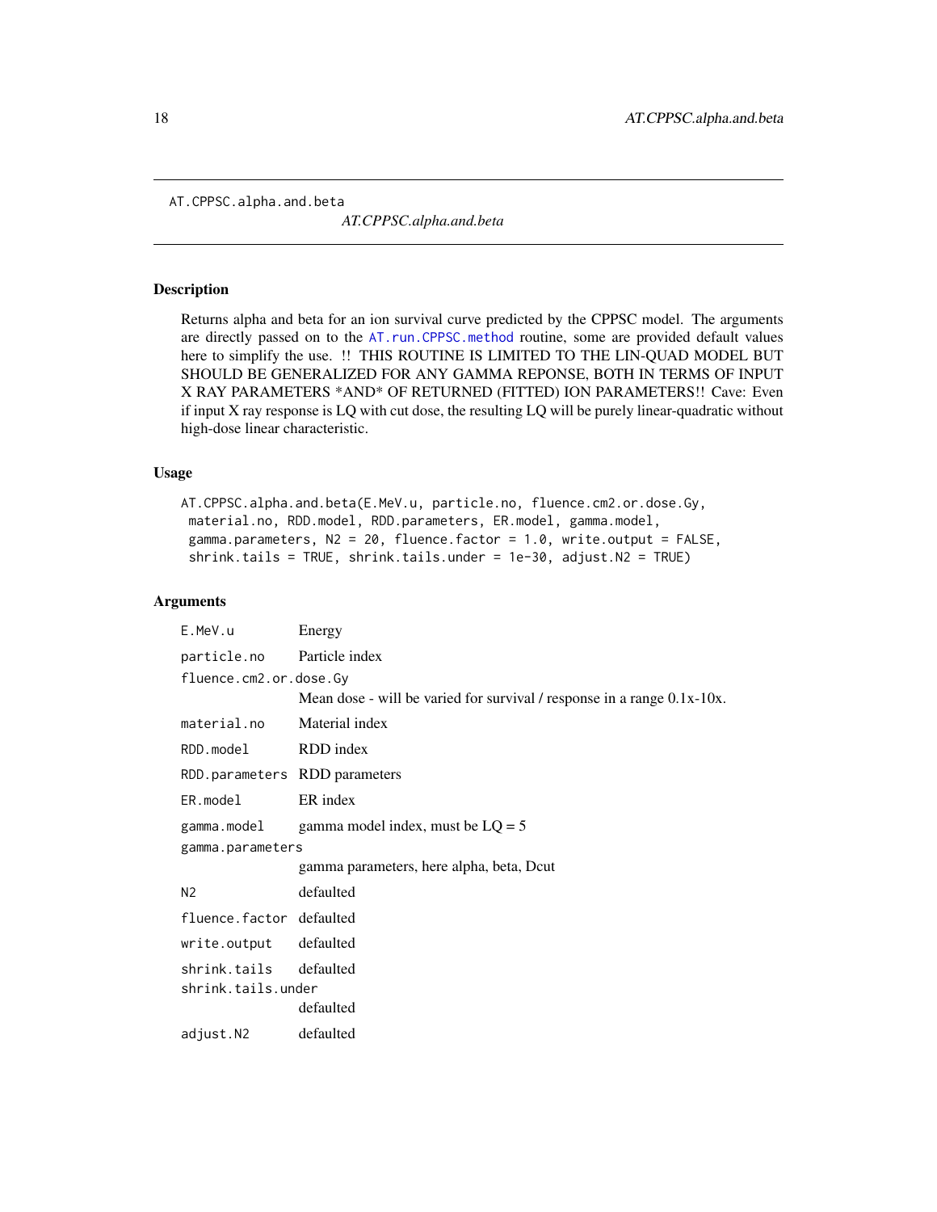AT.CPPSC.alpha.and.beta &nbsp;&nbsp;&nbsp;&nbsp; *AT.CPPSC.alpha.and.beta*

## Description

Returns alpha and beta for an ion survival curve predicted by the CPPSC model. The arguments are directly passed on to the `AT.run.CPPSC.method` routine, some are provided default values here to simplify the use. !! THIS ROUTINE IS LIMITED TO THE LIN-QUAD MODEL BUT SHOULD BE GENERALIZED FOR ANY GAMMA REPONSE, BOTH IN TERMS OF INPUT X RAY PARAMETERS *AND* OF RETURNED (FITTED) ION PARAMETERS!! Cave: Even if input X ray response is LQ with cut dose, the resulting LQ will be purely linear-quadratic without high-dose linear characteristic.

## Usage

```
AT.CPPSC.alpha.and.beta(E.MeV.u, particle.no, fluence.cm2.or.dose.Gy,
 material.no, RDD.model, RDD.parameters, ER.model, gamma.model,
 gamma.parameters, N2 = 20, fluence.factor = 1.0, write.output = FALSE,
 shrink.tails = TRUE, shrink.tails.under = 1e-30, adjust.N2 = TRUE)
```

## Arguments

| | |
|---|---|
| `E.MeV.u` | Energy |
| `particle.no` | Particle index |
| `fluence.cm2.or.dose.Gy` | Mean dose - will be varied for survival / response in a range 0.1x-10x. |
| `material.no` | Material index |
| `RDD.model` | RDD index |
| `RDD.parameters` | RDD parameters |
| `ER.model` | ER index |
| `gamma.model` | gamma model index, must be LQ = 5 |
| `gamma.parameters` | gamma parameters, here alpha, beta, Dcut |
| `N2` | defaulted |
| `fluence.factor` | defaulted |
| `write.output` | defaulted |
| `shrink.tails` | defaulted |
| `shrink.tails.under` | defaulted |
| `adjust.N2` | defaulted |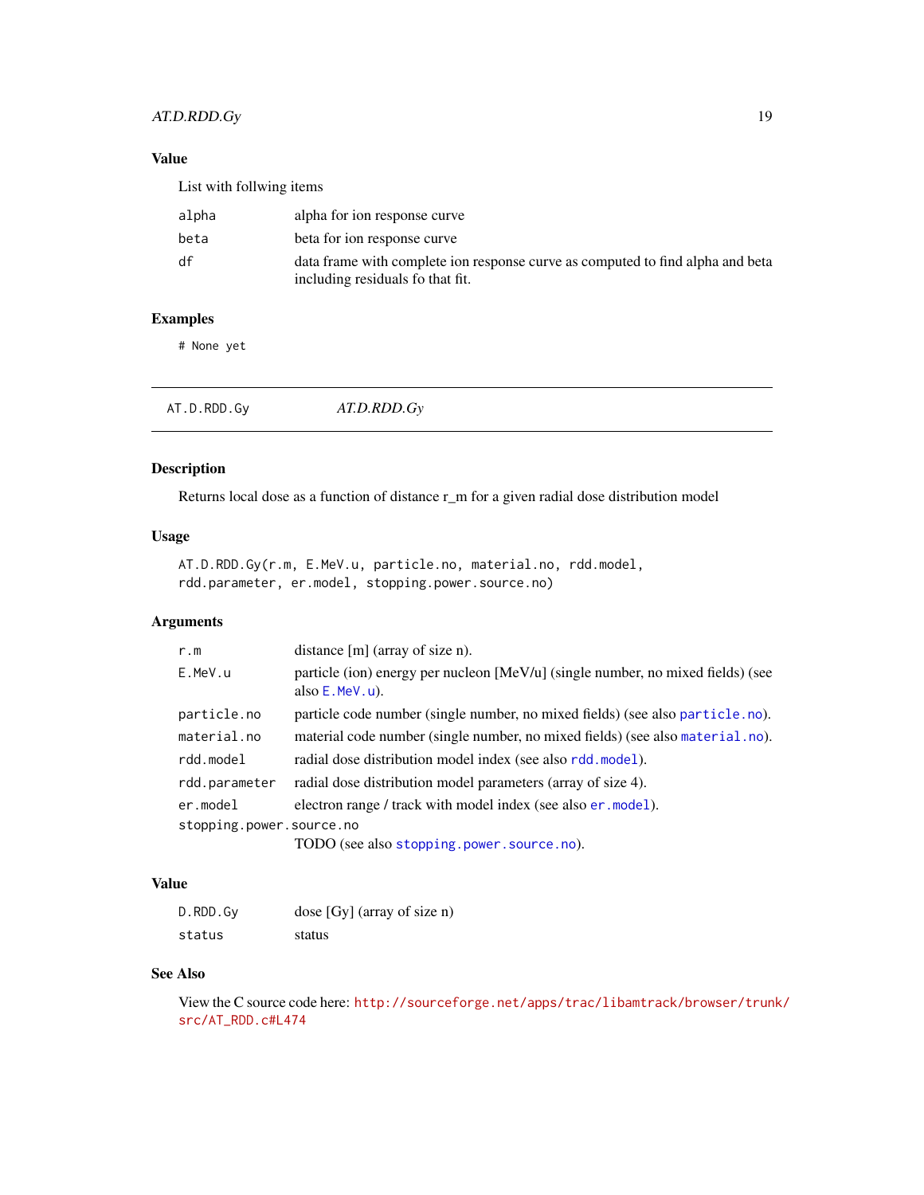## Value

List with follwing items

| | |
|---|---|
| alpha | alpha for ion response curve |
| beta | beta for ion response curve |
| df | data frame with complete ion response curve as computed to find alpha and beta including residuals fo that fit. |

## Examples

```
# None yet
```

---

# AT.D.RDD.Gy — *AT.D.RDD.Gy*

## Description

Returns local dose as a function of distance r_m for a given radial dose distribution model

## Usage

```
AT.D.RDD.Gy(r.m, E.MeV.u, particle.no, material.no, rdd.model,
rdd.parameter, er.model, stopping.power.source.no)
```

## Arguments

| | |
|---|---|
| r.m | distance [m] (array of size n). |
| E.MeV.u | particle (ion) energy per nucleon [MeV/u] (single number, no mixed fields) (see also E.MeV.u). |
| particle.no | particle code number (single number, no mixed fields) (see also particle.no). |
| material.no | material code number (single number, no mixed fields) (see also material.no). |
| rdd.model | radial dose distribution model index (see also rdd.model). |
| rdd.parameter | radial dose distribution model parameters (array of size 4). |
| er.model | electron range / track with model index (see also er.model). |
| stopping.power.source.no | TODO (see also stopping.power.source.no). |

## Value

| | |
|---|---|
| D.RDD.Gy | dose [Gy] (array of size n) |
| status | status |

## See Also

View the C source code here: http://sourceforge.net/apps/trac/libamtrack/browser/trunk/src/AT_RDD.c#L474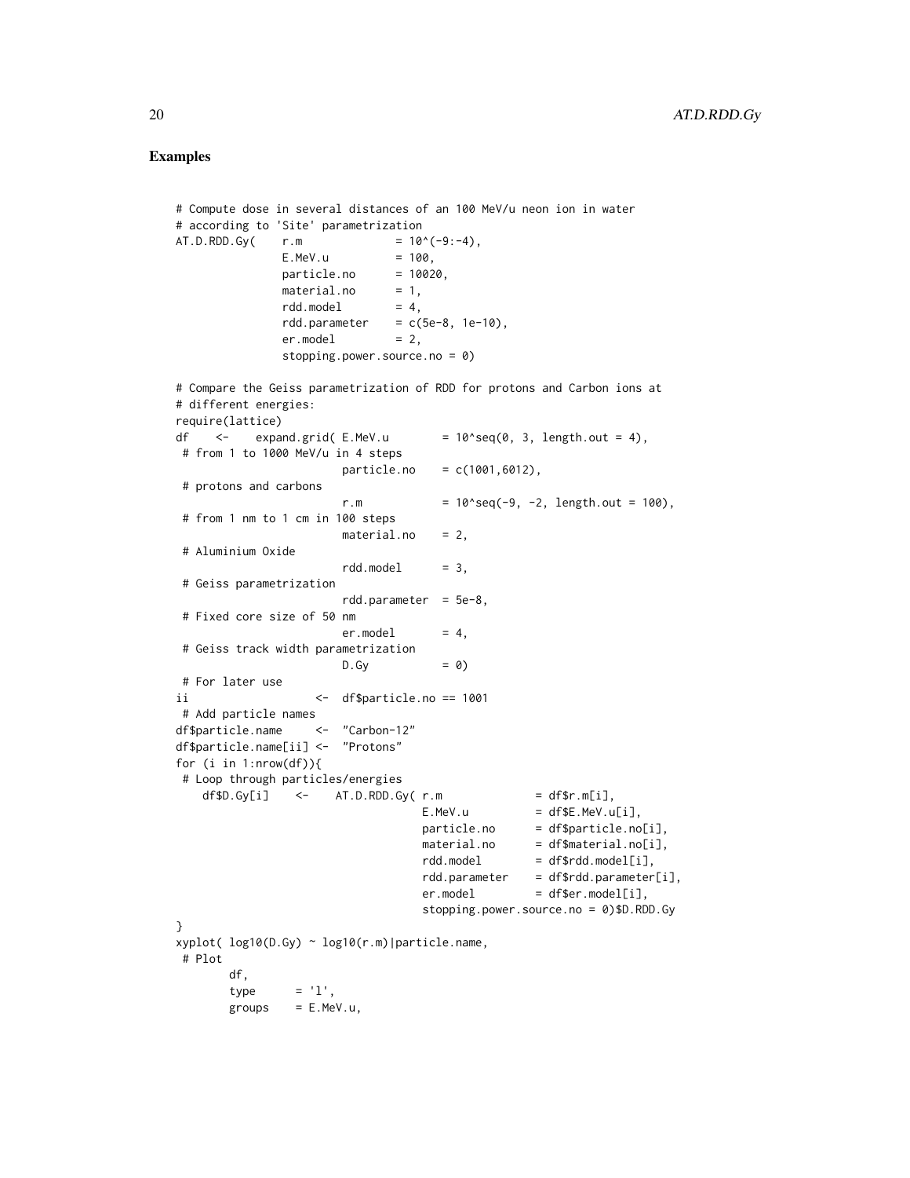## Examples

```
# Compute dose in several distances of an 100 MeV/u neon ion in water
# according to 'Site' parametrization
AT.D.RDD.Gy(    r.m              = 10^(-9:-4),
                E.MeV.u          = 100,
                particle.no      = 10020,
                material.no      = 1,
                rdd.model        = 4,
                rdd.parameter    = c(5e-8, 1e-10),
                er.model         = 2,
                stopping.power.source.no = 0)

# Compare the Geiss parametrization of RDD for protons and Carbon ions at
# different energies:
require(lattice)
df    <-    expand.grid( E.MeV.u        = 10^seq(0, 3, length.out = 4),
 # from 1 to 1000 MeV/u in 4 steps
                         particle.no    = c(1001,6012),
 # protons and carbons
                         r.m            = 10^seq(-9, -2, length.out = 100),
 # from 1 nm to 1 cm in 100 steps
                         material.no    = 2,
 # Aluminium Oxide
                         rdd.model      = 3,
 # Geiss parametrization
                         rdd.parameter  = 5e-8,
 # Fixed core size of 50 nm
                         er.model       = 4,
 # Geiss track width parametrization
                         D.Gy           = 0)
 # For later use
ii                  <-  df$particle.no == 1001
 # Add particle names
df$particle.name     <-  "Carbon-12"
df$particle.name[ii] <-  "Protons"
for (i in 1:nrow(df)){
 # Loop through particles/energies
    df$D.Gy[i]    <-    AT.D.RDD.Gy( r.m              = df$r.m[i],
                                     E.MeV.u          = df$E.MeV.u[i],
                                     particle.no      = df$particle.no[i],
                                     material.no      = df$material.no[i],
                                     rdd.model        = df$rdd.model[i],
                                     rdd.parameter    = df$rdd.parameter[i],
                                     er.model         = df$er.model[i],
                                     stopping.power.source.no = 0)$D.RDD.Gy
}
xyplot( log10(D.Gy) ~ log10(r.m)|particle.name,
 # Plot
        df,
        type      = 'l',
        groups    = E.MeV.u,
```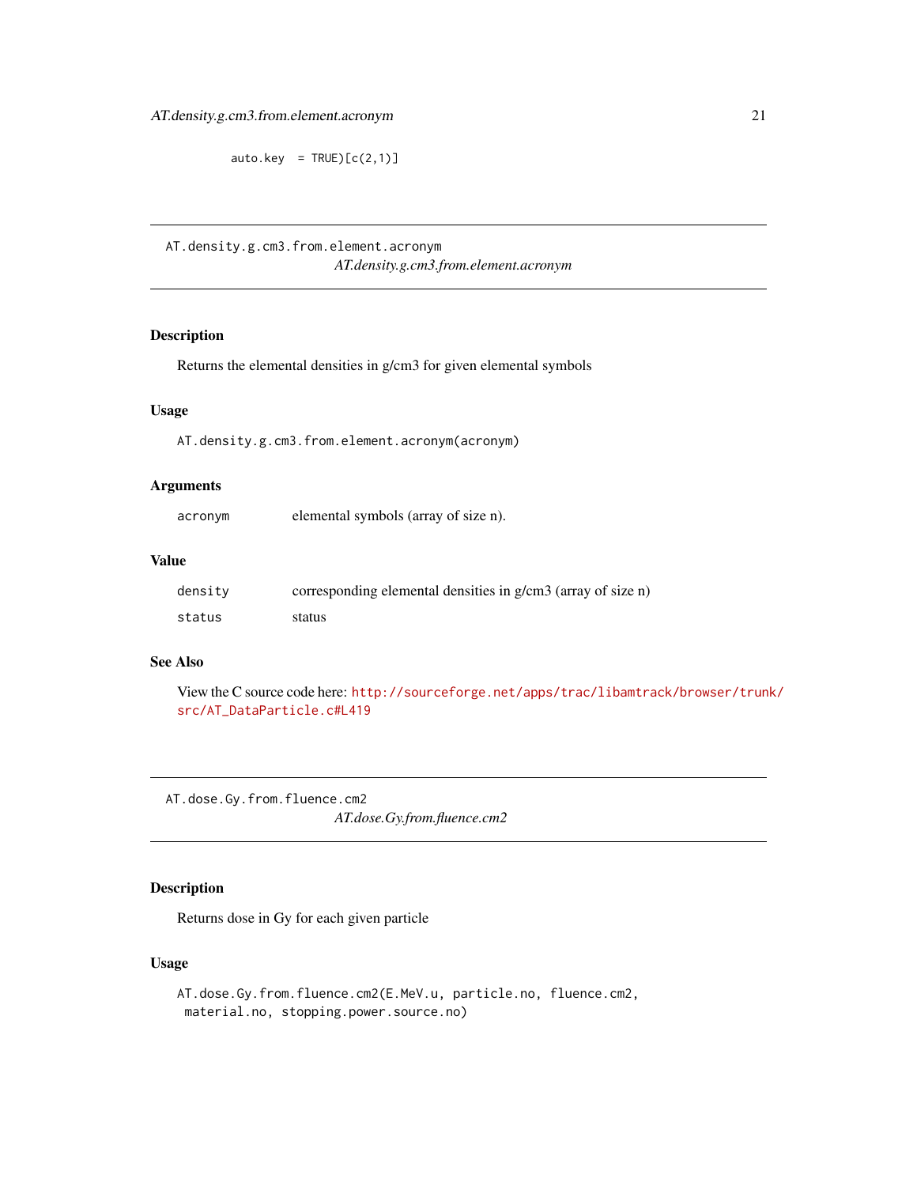```
        auto.key  = TRUE)[c(2,1)]
```

---

## AT.density.g.cm3.from.element.acronym

*AT.density.g.cm3.from.element.acronym*

### Description

Returns the elemental densities in g/cm3 for given elemental symbols

### Usage

```
AT.density.g.cm3.from.element.acronym(acronym)
```

### Arguments

| | |
|---|---|
| acronym | elemental symbols (array of size n). |

### Value

| | |
|---|---|
| density | corresponding elemental densities in g/cm3 (array of size n) |
| status | status |

### See Also

View the C source code here: http://sourceforge.net/apps/trac/libamtrack/browser/trunk/src/AT_DataParticle.c#L419

---

## AT.dose.Gy.from.fluence.cm2

*AT.dose.Gy.from.fluence.cm2*

### Description

Returns dose in Gy for each given particle

### Usage

```
AT.dose.Gy.from.fluence.cm2(E.MeV.u, particle.no, fluence.cm2,
 material.no, stopping.power.source.no)
```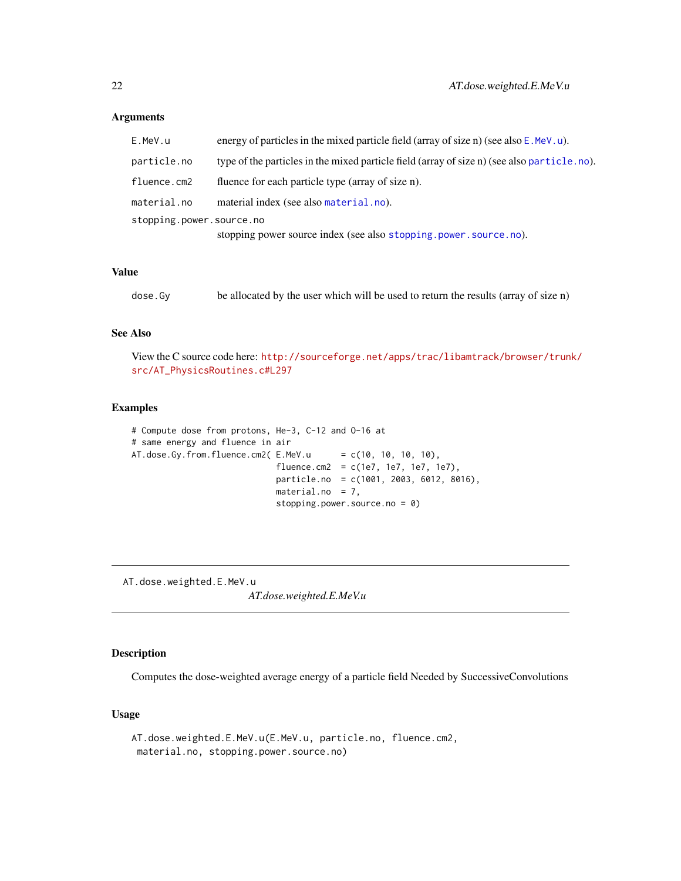### Arguments

- `E.MeV.u` energy of particles in the mixed particle field (array of size n) (see also `E.MeV.u`).
- `particle.no` type of the particles in the mixed particle field (array of size n) (see also `particle.no`).
- `fluence.cm2` fluence for each particle type (array of size n).
- `material.no` material index (see also `material.no`).
- `stopping.power.source.no` stopping power source index (see also `stopping.power.source.no`).

### Value

- `dose.Gy` be allocated by the user which will be used to return the results (array of size n)

### See Also

View the C source code here: http://sourceforge.net/apps/trac/libamtrack/browser/trunk/src/AT_PhysicsRoutines.c#L297

### Examples

```
# Compute dose from protons, He-3, C-12 and O-16 at
# same energy and fluence in air
AT.dose.Gy.from.fluence.cm2( E.MeV.u      = c(10, 10, 10, 10),
                             fluence.cm2  = c(1e7, 1e7, 1e7, 1e7),
                             particle.no  = c(1001, 2003, 6012, 8016),
                             material.no  = 7,
                             stopping.power.source.no = 0)
```

---

`AT.dose.weighted.E.MeV.u` *AT.dose.weighted.E.MeV.u*

---

### Description

Computes the dose-weighted average energy of a particle field Needed by SuccessiveConvolutions

### Usage

```
AT.dose.weighted.E.MeV.u(E.MeV.u, particle.no, fluence.cm2,
 material.no, stopping.power.source.no)
```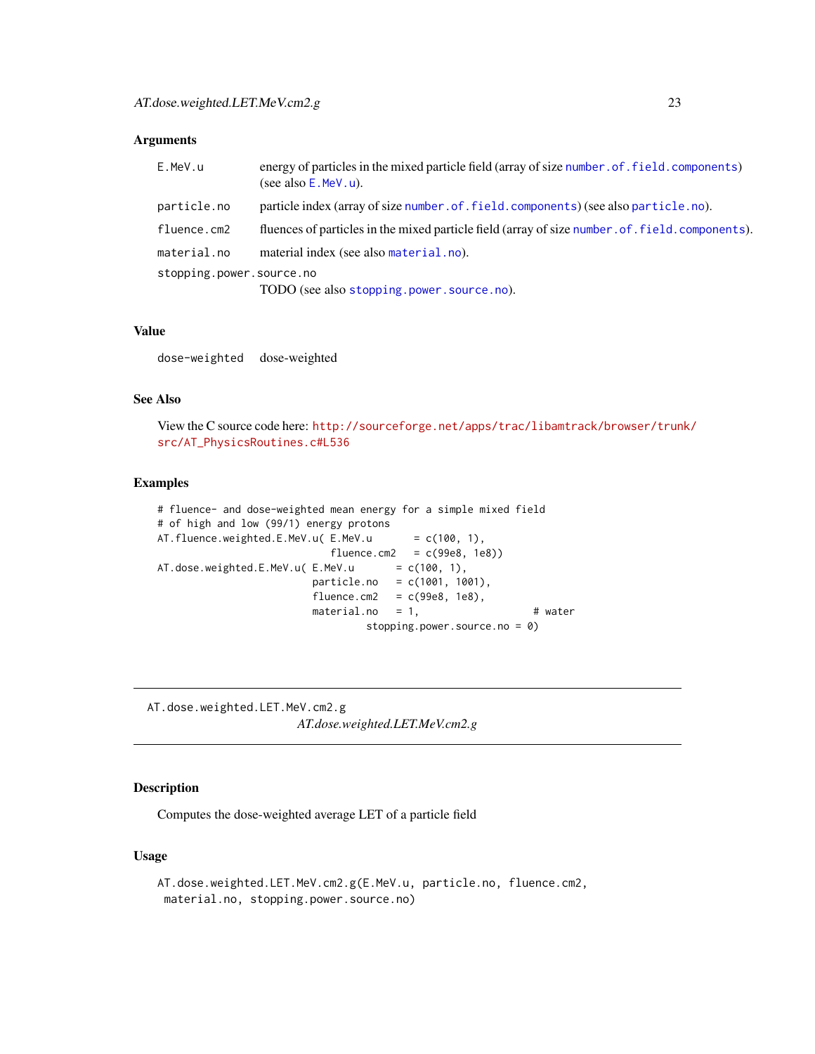## Arguments

| | |
|---|---|
| `E.MeV.u` | energy of particles in the mixed particle field (array of size `number.of.field.components`) (see also `E.MeV.u`). |
| `particle.no` | particle index (array of size `number.of.field.components`) (see also `particle.no`). |
| `fluence.cm2` | fluences of particles in the mixed particle field (array of size `number.of.field.components`). |
| `material.no` | material index (see also `material.no`). |
| `stopping.power.source.no` | TODO (see also `stopping.power.source.no`). |

## Value

| | |
|---|---|
| `dose-weighted` | dose-weighted |

## See Also

View the C source code here: http://sourceforge.net/apps/trac/libamtrack/browser/trunk/src/AT_PhysicsRoutines.c#L536

## Examples

```
# fluence- and dose-weighted mean energy for a simple mixed field
# of high and low (99/1) energy protons
AT.fluence.weighted.E.MeV.u( E.MeV.u       = c(100, 1),
                             fluence.cm2   = c(99e8, 1e8))
AT.dose.weighted.E.MeV.u( E.MeV.u       = c(100, 1),
                          particle.no   = c(1001, 1001),
                          fluence.cm2   = c(99e8, 1e8),
                          material.no   = 1,                   # water
                                   stopping.power.source.no = 0)
```

---

`AT.dose.weighted.LET.MeV.cm2.g` *AT.dose.weighted.LET.MeV.cm2.g*

---

## Description

Computes the dose-weighted average LET of a particle field

## Usage

```
AT.dose.weighted.LET.MeV.cm2.g(E.MeV.u, particle.no, fluence.cm2,
 material.no, stopping.power.source.no)
```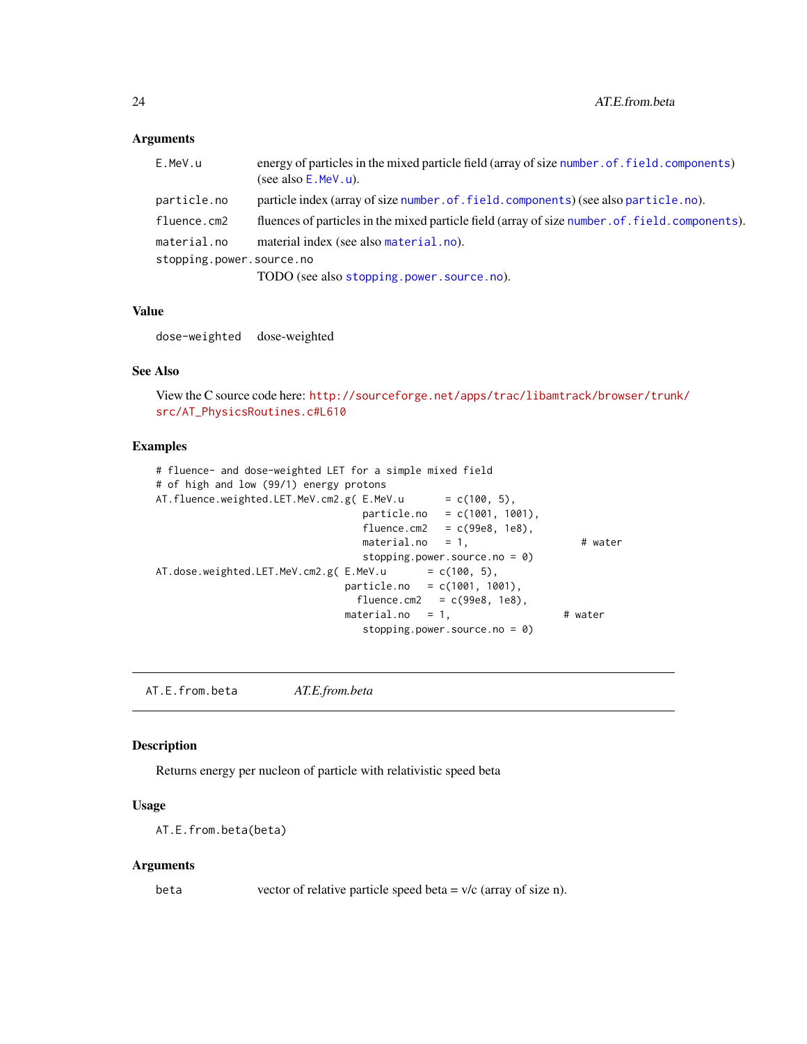### Arguments

| | |
|---|---|
| `E.MeV.u` | energy of particles in the mixed particle field (array of size `number.of.field.components`) (see also `E.MeV.u`). |
| `particle.no` | particle index (array of size `number.of.field.components`) (see also `particle.no`). |
| `fluence.cm2` | fluences of particles in the mixed particle field (array of size `number.of.field.components`). |
| `material.no` | material index (see also `material.no`). |
| `stopping.power.source.no` | TODO (see also `stopping.power.source.no`). |

### Value

| | |
|---|---|
| `dose-weighted` | dose-weighted |

### See Also

View the C source code here: http://sourceforge.net/apps/trac/libamtrack/browser/trunk/src/AT_PhysicsRoutines.c#L610

### Examples

```
# fluence- and dose-weighted LET for a simple mixed field
# of high and low (99/1) energy protons
AT.fluence.weighted.LET.MeV.cm2.g( E.MeV.u       = c(100, 5),
                                   particle.no   = c(1001, 1001),
                                   fluence.cm2   = c(99e8, 1e8),
                                   material.no   = 1,                  # water
                                   stopping.power.source.no = 0)
AT.dose.weighted.LET.MeV.cm2.g( E.MeV.u       = c(100, 5),
                                particle.no   = c(1001, 1001),
                                  fluence.cm2   = c(99e8, 1e8),
                                material.no   = 1,                  # water
                                   stopping.power.source.no = 0)
```

---

## AT.E.from.beta — *AT.E.from.beta*

---

### Description

Returns energy per nucleon of particle with relativistic speed beta

### Usage

```
AT.E.from.beta(beta)
```

### Arguments

| | |
|---|---|
| `beta` | vector of relative particle speed beta = v/c (array of size n). |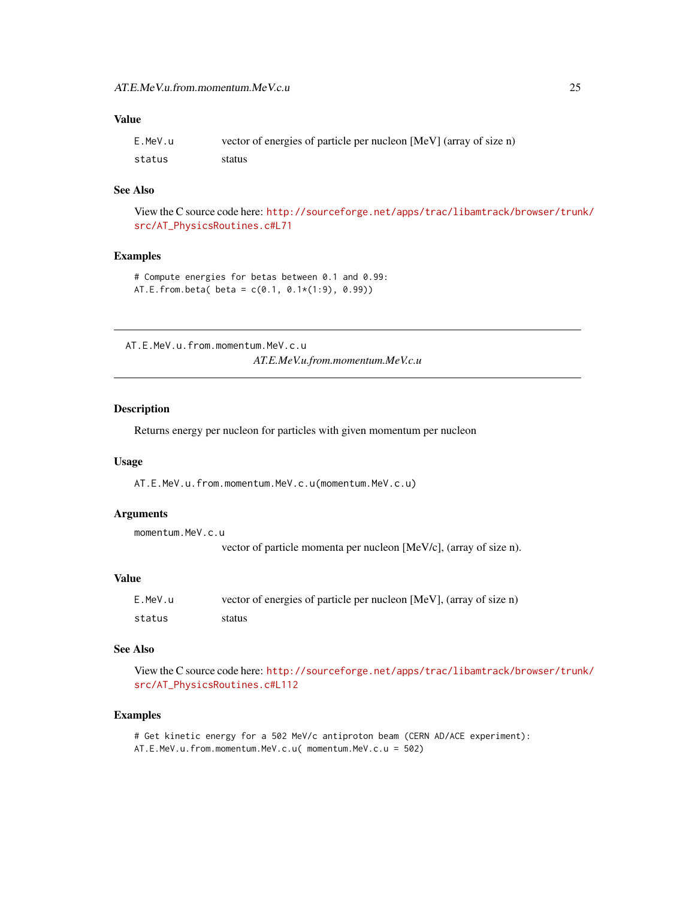### Value

| | |
|---|---|
| `E.MeV.u` | vector of energies of particle per nucleon [MeV] (array of size n) |
| `status` | status |

### See Also

View the C source code here: http://sourceforge.net/apps/trac/libamtrack/browser/trunk/src/AT_PhysicsRoutines.c#L71

### Examples

```
# Compute energies for betas between 0.1 and 0.99:
AT.E.from.beta( beta = c(0.1, 0.1*(1:9), 0.99))
```

---

## AT.E.MeV.u.from.momentum.MeV.c.u

*AT.E.MeV.u.from.momentum.MeV.c.u*

### Description

Returns energy per nucleon for particles with given momentum per nucleon

### Usage

```
AT.E.MeV.u.from.momentum.MeV.c.u(momentum.MeV.c.u)
```

### Arguments

`momentum.MeV.c.u`
vector of particle momenta per nucleon [MeV/c], (array of size n).

### Value

| | |
|---|---|
| `E.MeV.u` | vector of energies of particle per nucleon [MeV], (array of size n) |
| `status` | status |

### See Also

View the C source code here: http://sourceforge.net/apps/trac/libamtrack/browser/trunk/src/AT_PhysicsRoutines.c#L112

### Examples

```
# Get kinetic energy for a 502 MeV/c antiproton beam (CERN AD/ACE experiment):
AT.E.MeV.u.from.momentum.MeV.c.u( momentum.MeV.c.u = 502)
```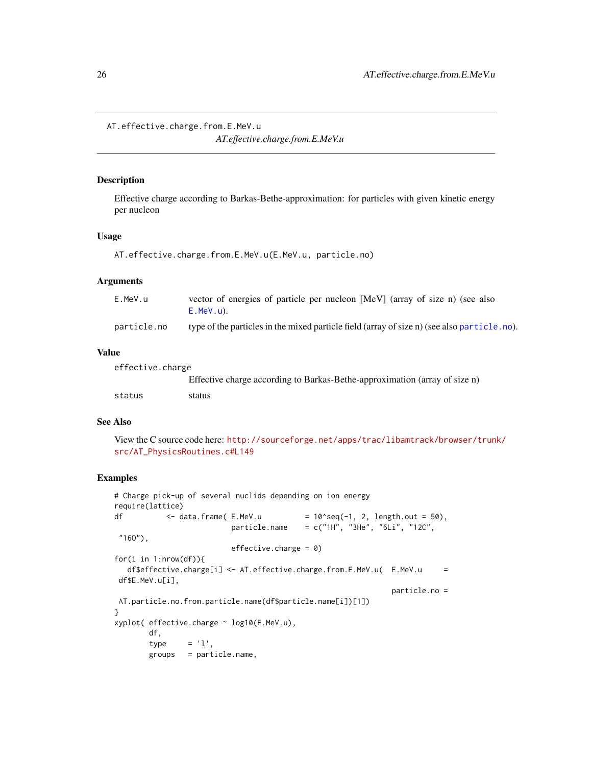# AT.effective.charge.from.E.MeV.u

*AT.effective.charge.from.E.MeV.u*

## Description

Effective charge according to Barkas-Bethe-approximation: for particles with given kinetic energy per nucleon

## Usage

```
AT.effective.charge.from.E.MeV.u(E.MeV.u, particle.no)
```

## Arguments

| | |
|---|---|
| E.MeV.u | vector of energies of particle per nucleon [MeV] (array of size n) (see also E.MeV.u). |
| particle.no | type of the particles in the mixed particle field (array of size n) (see also particle.no). |

## Value

| | |
|---|---|
| effective.charge | Effective charge according to Barkas-Bethe-approximation (array of size n) |
| status | status |

## See Also

View the C source code here: http://sourceforge.net/apps/trac/libamtrack/browser/trunk/src/AT_PhysicsRoutines.c#L149

## Examples

```
# Charge pick-up of several nuclids depending on ion energy
require(lattice)
df          <- data.frame( E.MeV.u          = 10^seq(-1, 2, length.out = 50),
                           particle.name    = c("1H", "3He", "6Li", "12C",
 "16O"),
                           effective.charge = 0)
for(i in 1:nrow(df)){
   df$effective.charge[i] <- AT.effective.charge.from.E.MeV.u(  E.MeV.u     =
 df$E.MeV.u[i],
                                                               particle.no =
 AT.particle.no.from.particle.name(df$particle.name[i])[1])
}
xyplot( effective.charge ~ log10(E.MeV.u),
        df,
        type     = 'l',
        groups   = particle.name,
```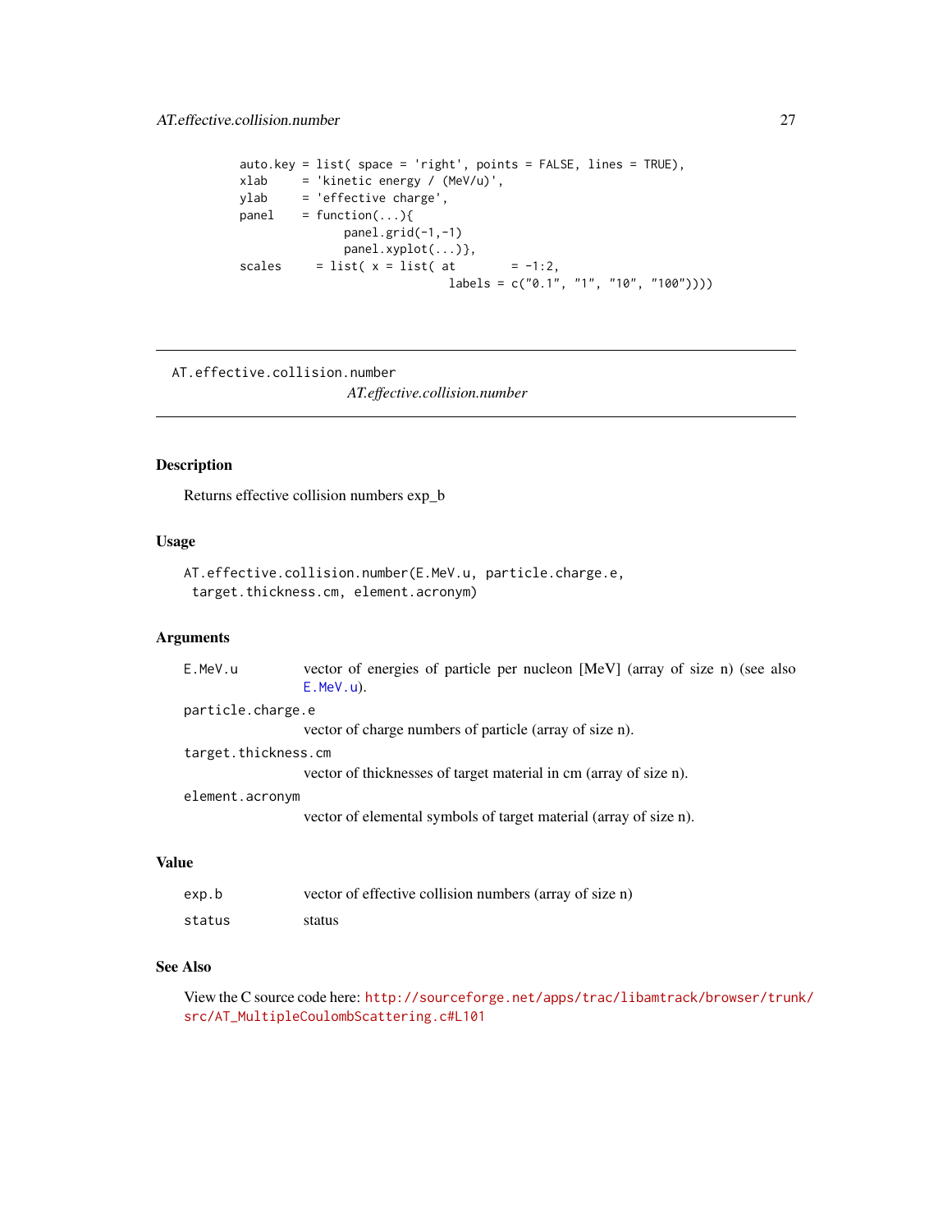```
auto.key = list( space = 'right', points = FALSE, lines = TRUE),
xlab     = 'kinetic energy / (MeV/u)',
ylab     = 'effective charge',
panel    = function(...){
                panel.grid(-1,-1)
                panel.xyplot(...)},
scales     = list( x = list( at        = -1:2,
                             labels = c("0.1", "1", "10", "100"))))
```

---

`AT.effective.collision.number` *AT.effective.collision.number*

---

## Description

Returns effective collision numbers exp_b

## Usage

```
AT.effective.collision.number(E.MeV.u, particle.charge.e,
 target.thickness.cm, element.acronym)
```

## Arguments

| | |
|---|---|
| `E.MeV.u` | vector of energies of particle per nucleon [MeV] (array of size n) (see also `E.MeV.u`). |
| `particle.charge.e` | vector of charge numbers of particle (array of size n). |
| `target.thickness.cm` | vector of thicknesses of target material in cm (array of size n). |
| `element.acronym` | vector of elemental symbols of target material (array of size n). |

## Value

| | |
|---|---|
| `exp.b` | vector of effective collision numbers (array of size n) |
| `status` | status |

## See Also

View the C source code here: http://sourceforge.net/apps/trac/libamtrack/browser/trunk/src/AT_MultipleCoulombScattering.c#L101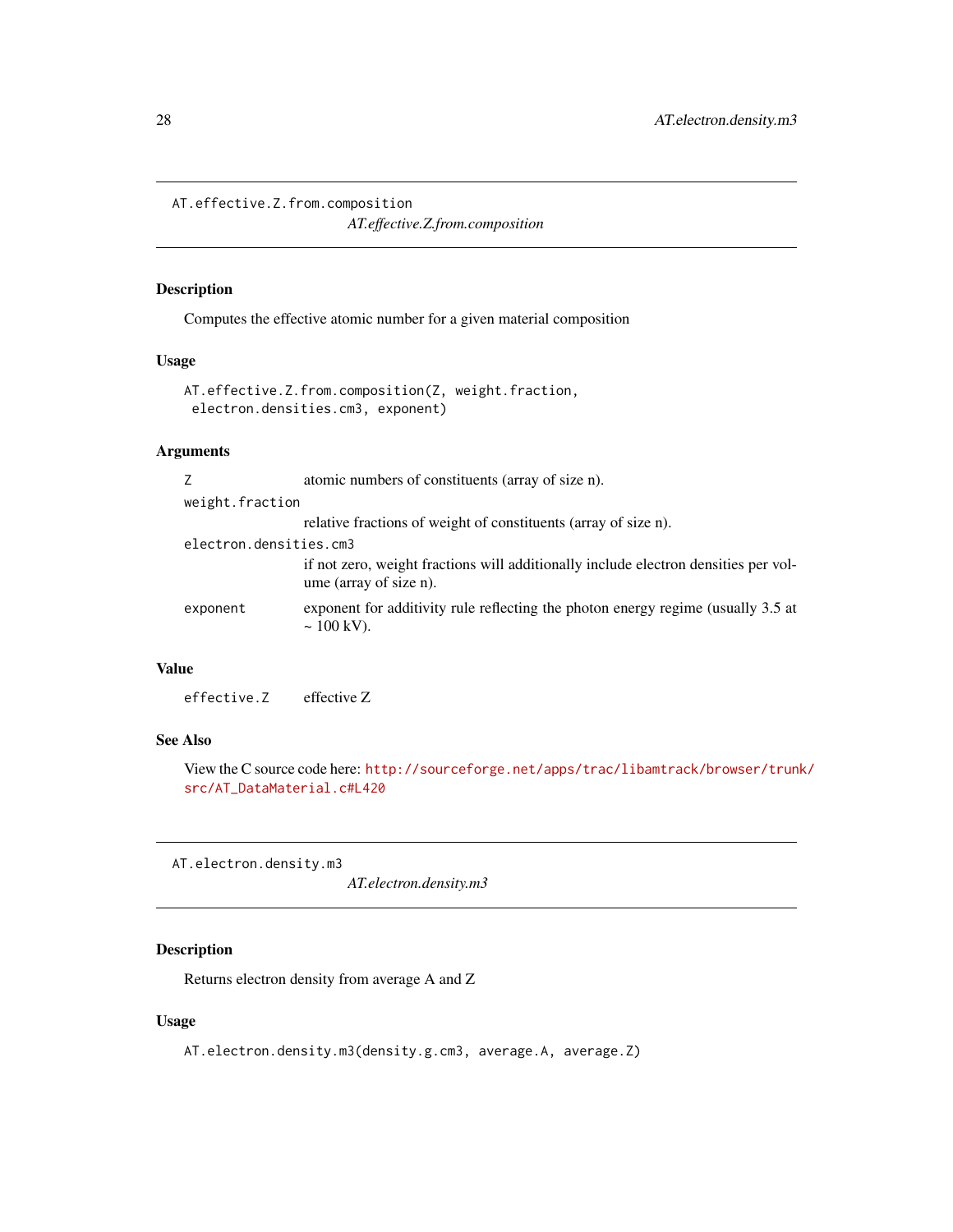## AT.effective.Z.from.composition

*AT.effective.Z.from.composition*

### Description

Computes the effective atomic number for a given material composition

### Usage

```
AT.effective.Z.from.composition(Z, weight.fraction,
 electron.densities.cm3, exponent)
```

### Arguments

| | |
|---|---|
| `Z` | atomic numbers of constituents (array of size n). |
| `weight.fraction` | relative fractions of weight of constituents (array of size n). |
| `electron.densities.cm3` | if not zero, weight fractions will additionally include electron densities per volume (array of size n). |
| `exponent` | exponent for additivity rule reflecting the photon energy regime (usually 3.5 at ~ 100 kV). |

### Value

| | |
|---|---|
| `effective.Z` | effective Z |

### See Also

View the C source code here: http://sourceforge.net/apps/trac/libamtrack/browser/trunk/src/AT_DataMaterial.c#L420

## AT.electron.density.m3

*AT.electron.density.m3*

### Description

Returns electron density from average A and Z

### Usage

```
AT.electron.density.m3(density.g.cm3, average.A, average.Z)
```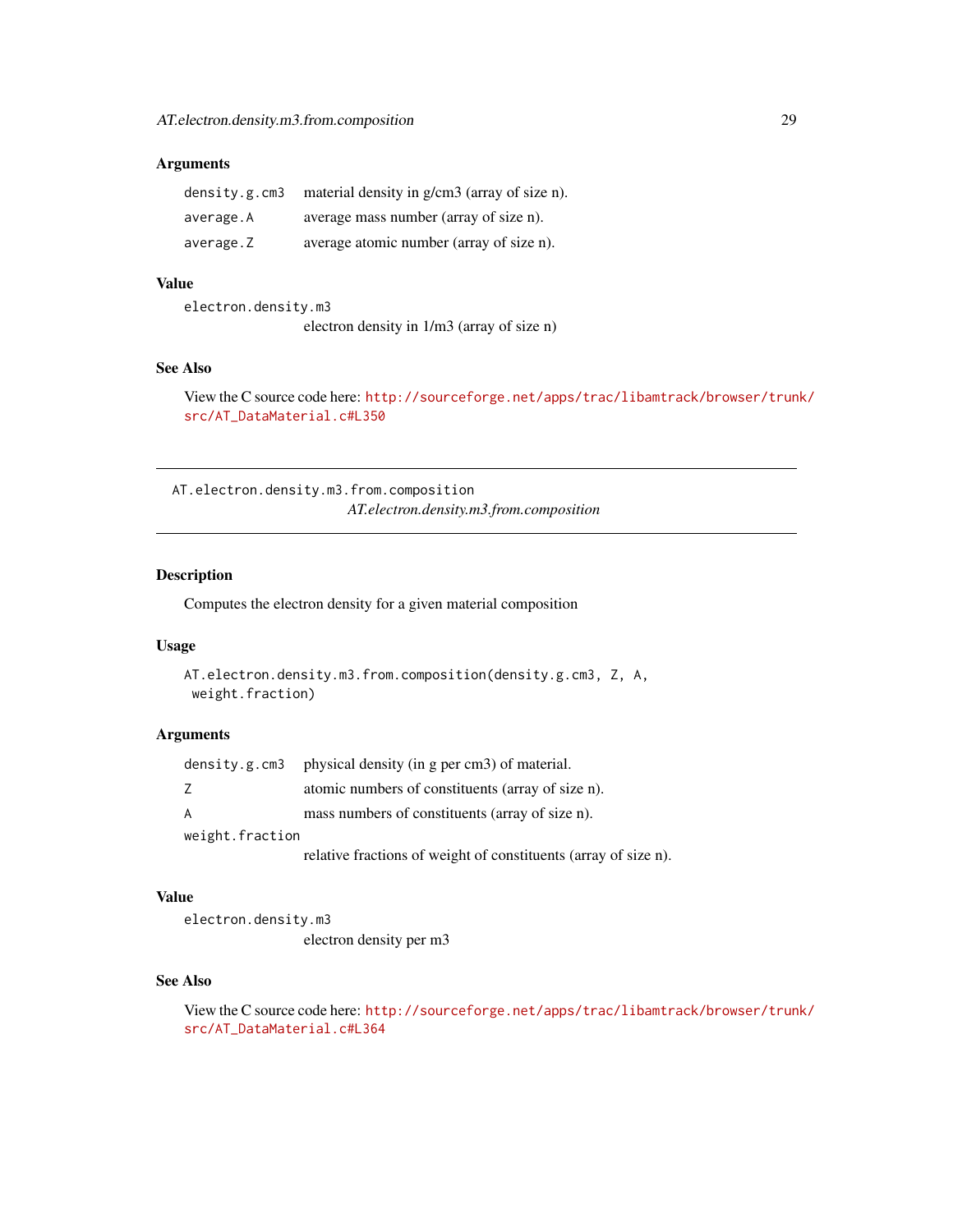### Arguments

| | |
|---|---|
| `density.g.cm3` | material density in g/cm3 (array of size n). |
| `average.A` | average mass number (array of size n). |
| `average.Z` | average atomic number (array of size n). |

### Value

`electron.density.m3`
electron density in 1/m3 (array of size n)

### See Also

View the C source code here: http://sourceforge.net/apps/trac/libamtrack/browser/trunk/src/AT_DataMaterial.c#L350

---

## AT.electron.density.m3.from.composition

*AT.electron.density.m3.from.composition*

### Description

Computes the electron density for a given material composition

### Usage

```
AT.electron.density.m3.from.composition(density.g.cm3, Z, A,
 weight.fraction)
```

### Arguments

| | |
|---|---|
| `density.g.cm3` | physical density (in g per cm3) of material. |
| `Z` | atomic numbers of constituents (array of size n). |
| `A` | mass numbers of constituents (array of size n). |
| `weight.fraction` | relative fractions of weight of constituents (array of size n). |

### Value

`electron.density.m3`
electron density per m3

### See Also

View the C source code here: http://sourceforge.net/apps/trac/libamtrack/browser/trunk/src/AT_DataMaterial.c#L364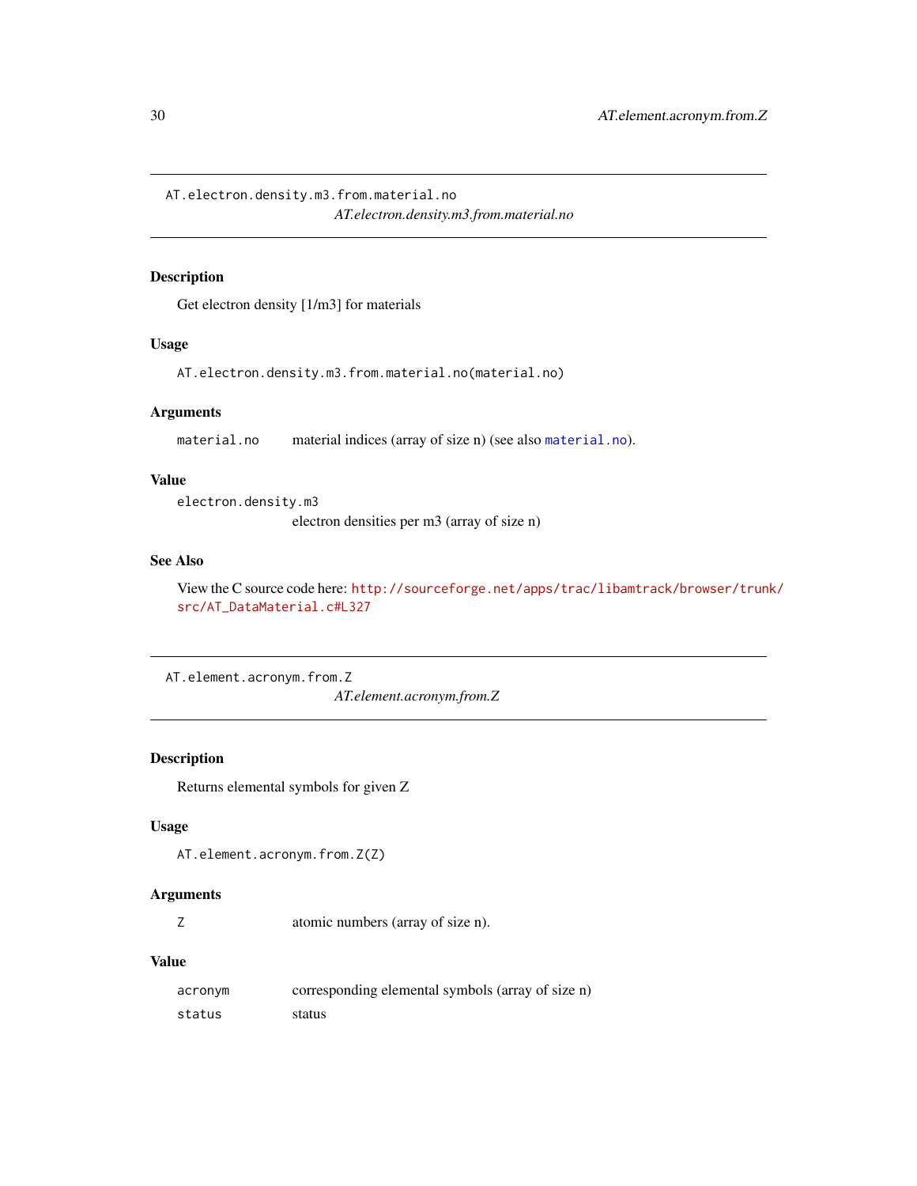## AT.electron.density.m3.from.material.no

*AT.electron.density.m3.from.material.no*

### Description

Get electron density [1/m3] for materials

### Usage

```
AT.electron.density.m3.from.material.no(material.no)
```

### Arguments

`material.no` material indices (array of size n) (see also `material.no`).

### Value

`electron.density.m3`
electron densities per m3 (array of size n)

### See Also

View the C source code here: http://sourceforge.net/apps/trac/libamtrack/browser/trunk/src/AT_DataMaterial.c#L327

## AT.element.acronym.from.Z

*AT.element.acronym.from.Z*

### Description

Returns elemental symbols for given Z

### Usage

```
AT.element.acronym.from.Z(Z)
```

### Arguments

`Z` atomic numbers (array of size n).

### Value

`acronym` corresponding elemental symbols (array of size n)

`status` status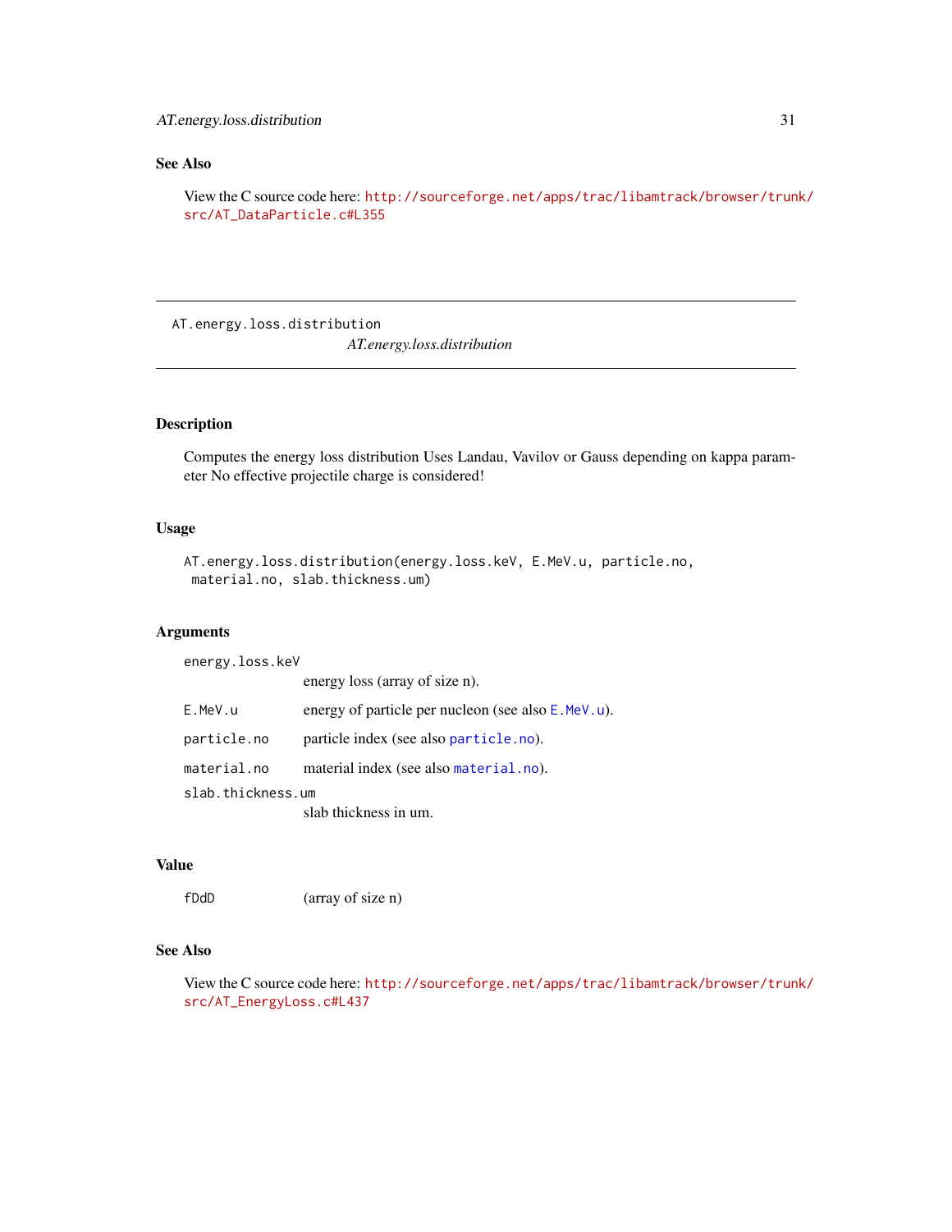## See Also

View the C source code here: http://sourceforge.net/apps/trac/libamtrack/browser/trunk/src/AT_DataParticle.c#L355

---

# AT.energy.loss.distribution

*AT.energy.loss.distribution*

---

## Description

Computes the energy loss distribution Uses Landau, Vavilov or Gauss depending on kappa parameter No effective projectile charge is considered!

## Usage

```
AT.energy.loss.distribution(energy.loss.keV, E.MeV.u, particle.no,
 material.no, slab.thickness.um)
```

## Arguments

| | |
|---|---|
| `energy.loss.keV` | energy loss (array of size n). |
| `E.MeV.u` | energy of particle per nucleon (see also `E.MeV.u`). |
| `particle.no` | particle index (see also `particle.no`). |
| `material.no` | material index (see also `material.no`). |
| `slab.thickness.um` | slab thickness in um. |

## Value

| | |
|---|---|
| `fDdD` | (array of size n) |

## See Also

View the C source code here: http://sourceforge.net/apps/trac/libamtrack/browser/trunk/src/AT_EnergyLoss.c#L437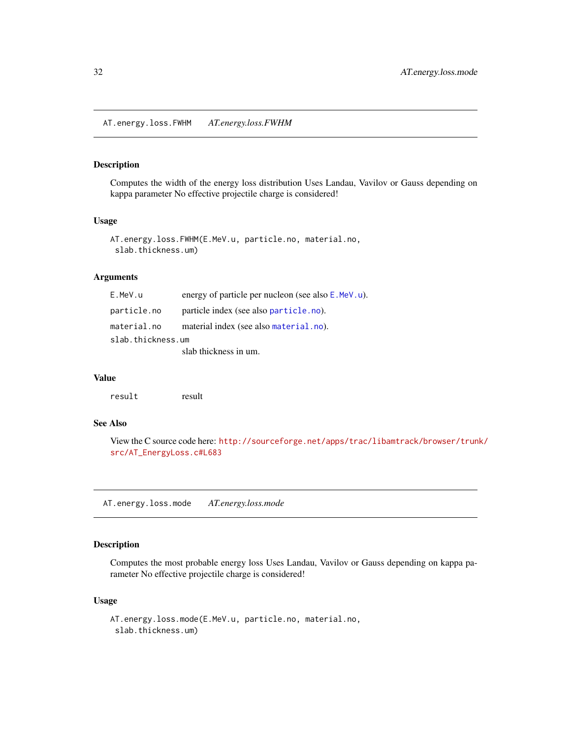## AT.energy.loss.FWHM    *AT.energy.loss.FWHM*

### Description

Computes the width of the energy loss distribution Uses Landau, Vavilov or Gauss depending on kappa parameter No effective projectile charge is considered!

### Usage

```
AT.energy.loss.FWHM(E.MeV.u, particle.no, material.no,
 slab.thickness.um)
```

### Arguments

| | |
|---|---|
| `E.MeV.u` | energy of particle per nucleon (see also `E.MeV.u`). |
| `particle.no` | particle index (see also `particle.no`). |
| `material.no` | material index (see also `material.no`). |
| `slab.thickness.um` | slab thickness in um. |

### Value

| | |
|---|---|
| `result` | result |

### See Also

View the C source code here: http://sourceforge.net/apps/trac/libamtrack/browser/trunk/src/AT_EnergyLoss.c#L683

## AT.energy.loss.mode    *AT.energy.loss.mode*

### Description

Computes the most probable energy loss Uses Landau, Vavilov or Gauss depending on kappa parameter No effective projectile charge is considered!

### Usage

```
AT.energy.loss.mode(E.MeV.u, particle.no, material.no,
 slab.thickness.um)
```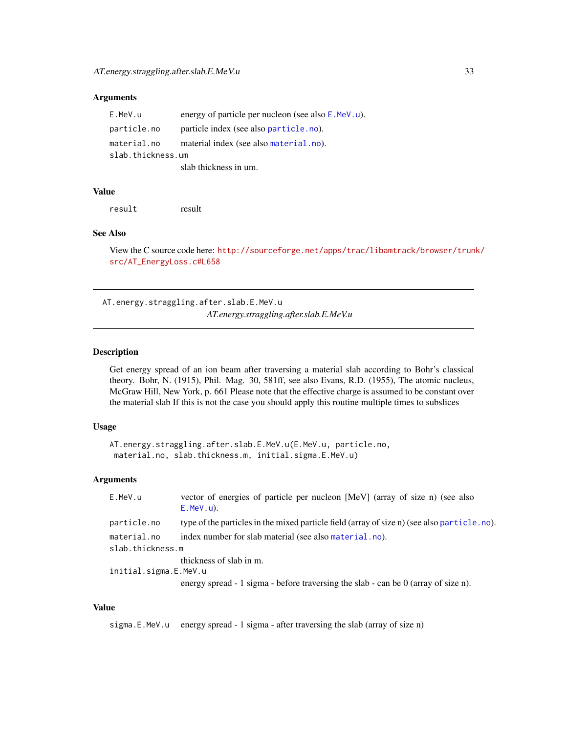### Arguments

- `E.MeV.u` energy of particle per nucleon (see also `E.MeV.u`).
- `particle.no` particle index (see also `particle.no`).
- `material.no` material index (see also `material.no`).
- `slab.thickness.um` slab thickness in um.

### Value

- `result` result

### See Also

View the C source code here: http://sourceforge.net/apps/trac/libamtrack/browser/trunk/src/AT_EnergyLoss.c#L658

---

## AT.energy.straggling.after.slab.E.MeV.u

*AT.energy.straggling.after.slab.E.MeV.u*

---

### Description

Get energy spread of an ion beam after traversing a material slab according to Bohr's classical theory. Bohr, N. (1915), Phil. Mag. 30, 581ff, see also Evans, R.D. (1955), The atomic nucleus, McGraw Hill, New York, p. 661 Please note that the effective charge is assumed to be constant over the material slab If this is not the case you should apply this routine multiple times to subslices

### Usage

```
AT.energy.straggling.after.slab.E.MeV.u(E.MeV.u, particle.no,
 material.no, slab.thickness.m, initial.sigma.E.MeV.u)
```

### Arguments

- `E.MeV.u` vector of energies of particle per nucleon [MeV] (array of size n) (see also `E.MeV.u`).
- `particle.no` type of the particles in the mixed particle field (array of size n) (see also `particle.no`).
- `material.no` index number for slab material (see also `material.no`).
- `slab.thickness.m` thickness of slab in m.
- `initial.sigma.E.MeV.u` energy spread - 1 sigma - before traversing the slab - can be 0 (array of size n).

### Value

- `sigma.E.MeV.u` energy spread - 1 sigma - after traversing the slab (array of size n)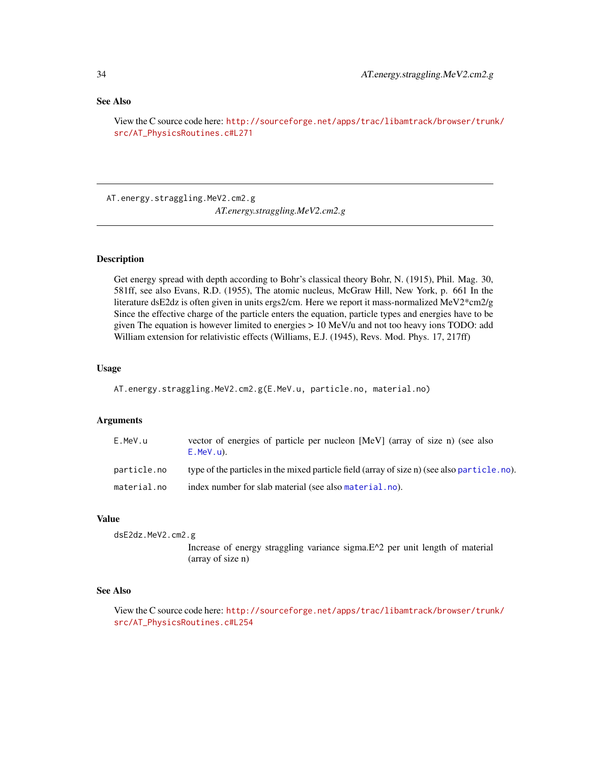## See Also

View the C source code here: http://sourceforge.net/apps/trac/libamtrack/browser/trunk/src/AT_PhysicsRoutines.c#L271

---

# AT.energy.straggling.MeV2.cm2.g

*AT.energy.straggling.MeV2.cm2.g*

---

## Description

Get energy spread with depth according to Bohr's classical theory Bohr, N. (1915), Phil. Mag. 30, 581ff, see also Evans, R.D. (1955), The atomic nucleus, McGraw Hill, New York, p. 661 In the literature dsE2dz is often given in units ergs2/cm. Here we report it mass-normalized MeV2*cm2/g Since the effective charge of the particle enters the equation, particle types and energies have to be given The equation is however limited to energies > 10 MeV/u and not too heavy ions TODO: add William extension for relativistic effects (Williams, E.J. (1945), Revs. Mod. Phys. 17, 217ff)

## Usage

```
AT.energy.straggling.MeV2.cm2.g(E.MeV.u, particle.no, material.no)
```

## Arguments

| | |
|---|---|
| `E.MeV.u` | vector of energies of particle per nucleon [MeV] (array of size n) (see also `E.MeV.u`). |
| `particle.no` | type of the particles in the mixed particle field (array of size n) (see also `particle.no`). |
| `material.no` | index number for slab material (see also `material.no`). |

## Value

| | |
|---|---|
| `dsE2dz.MeV2.cm2.g` | Increase of energy straggling variance sigma.E^2 per unit length of material (array of size n) |

## See Also

View the C source code here: http://sourceforge.net/apps/trac/libamtrack/browser/trunk/src/AT_PhysicsRoutines.c#L254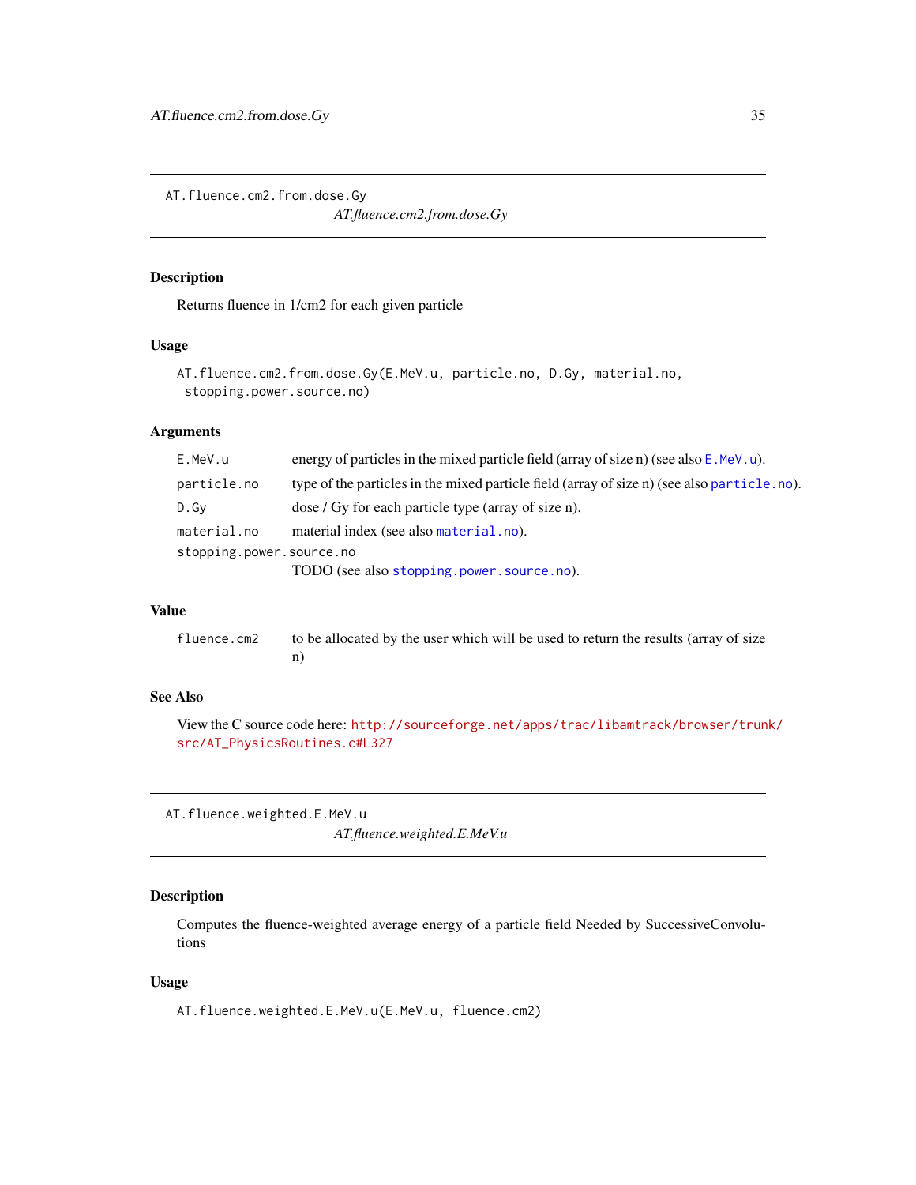## AT.fluence.cm2.from.dose.Gy

*AT.fluence.cm2.from.dose.Gy*

### Description

Returns fluence in 1/cm2 for each given particle

### Usage

```
AT.fluence.cm2.from.dose.Gy(E.MeV.u, particle.no, D.Gy, material.no,
 stopping.power.source.no)
```

### Arguments

| | |
|---|---|
| `E.MeV.u` | energy of particles in the mixed particle field (array of size n) (see also `E.MeV.u`). |
| `particle.no` | type of the particles in the mixed particle field (array of size n) (see also `particle.no`). |
| `D.Gy` | dose / Gy for each particle type (array of size n). |
| `material.no` | material index (see also `material.no`). |
| `stopping.power.source.no` | TODO (see also `stopping.power.source.no`). |

### Value

| | |
|---|---|
| `fluence.cm2` | to be allocated by the user which will be used to return the results (array of size n) |

### See Also

View the C source code here: http://sourceforge.net/apps/trac/libamtrack/browser/trunk/src/AT_PhysicsRoutines.c#L327

## AT.fluence.weighted.E.MeV.u

*AT.fluence.weighted.E.MeV.u*

### Description

Computes the fluence-weighted average energy of a particle field Needed by SuccessiveConvolutions

### Usage

```
AT.fluence.weighted.E.MeV.u(E.MeV.u, fluence.cm2)
```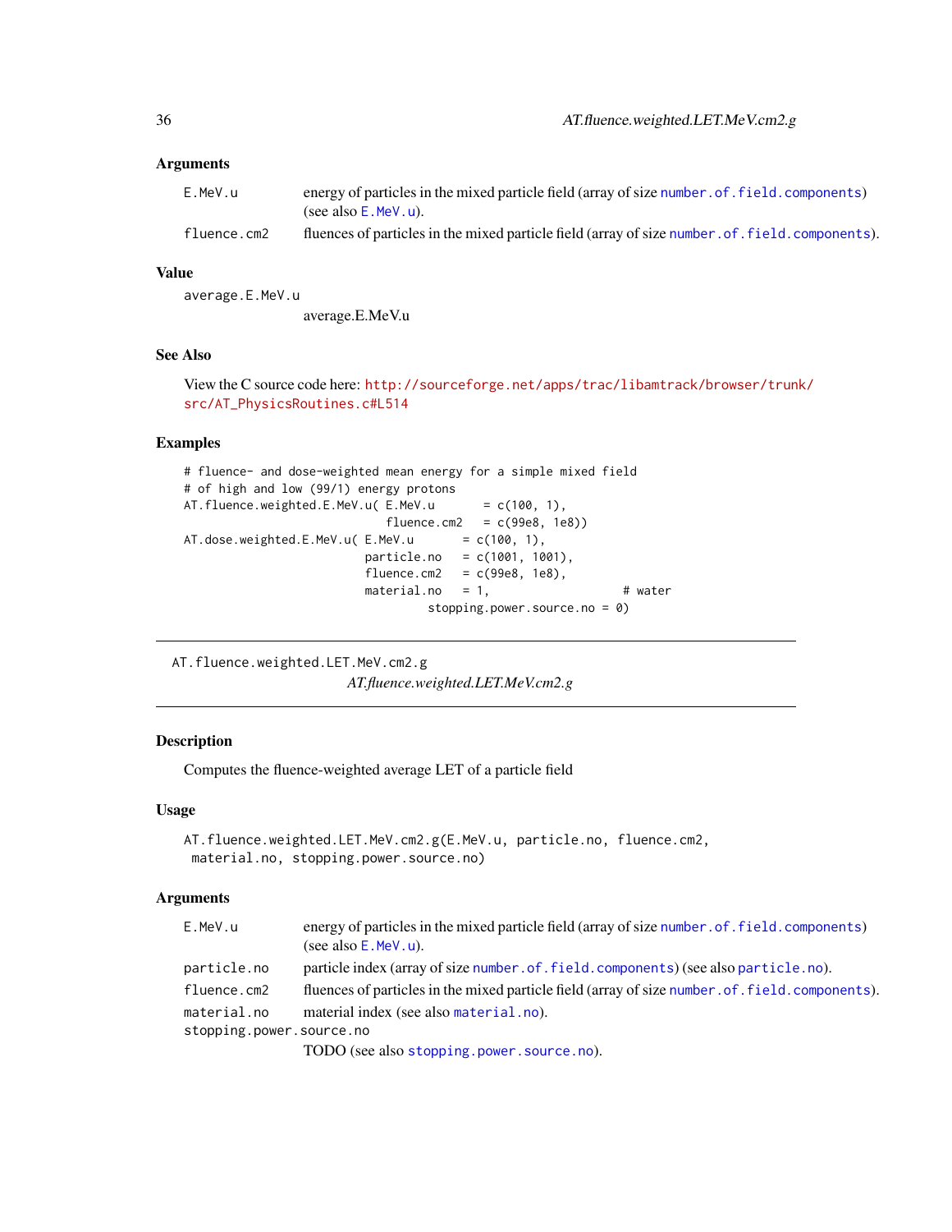### Arguments

- `E.MeV.u` — energy of particles in the mixed particle field (array of size `number.of.field.components`) (see also `E.MeV.u`).
- `fluence.cm2` — fluences of particles in the mixed particle field (array of size `number.of.field.components`).

### Value

`average.E.MeV.u`
: average.E.MeV.u

### See Also

View the C source code here: http://sourceforge.net/apps/trac/libamtrack/browser/trunk/src/AT_PhysicsRoutines.c#L514

### Examples

```
# fluence- and dose-weighted mean energy for a simple mixed field
# of high and low (99/1) energy protons
AT.fluence.weighted.E.MeV.u( E.MeV.u      = c(100, 1),
                             fluence.cm2   = c(99e8, 1e8))
AT.dose.weighted.E.MeV.u( E.MeV.u      = c(100, 1),
                          particle.no   = c(1001, 1001),
                          fluence.cm2   = c(99e8, 1e8),
                          material.no   = 1,                  # water
                                  stopping.power.source.no = 0)
```

---

## AT.fluence.weighted.LET.MeV.cm2.g

*AT.fluence.weighted.LET.MeV.cm2.g*

### Description

Computes the fluence-weighted average LET of a particle field

### Usage

```
AT.fluence.weighted.LET.MeV.cm2.g(E.MeV.u, particle.no, fluence.cm2,
 material.no, stopping.power.source.no)
```

### Arguments

- `E.MeV.u` — energy of particles in the mixed particle field (array of size `number.of.field.components`) (see also `E.MeV.u`).
- `particle.no` — particle index (array of size `number.of.field.components`) (see also `particle.no`).
- `fluence.cm2` — fluences of particles in the mixed particle field (array of size `number.of.field.components`).
- `material.no` — material index (see also `material.no`).
- `stopping.power.source.no` — TODO (see also `stopping.power.source.no`).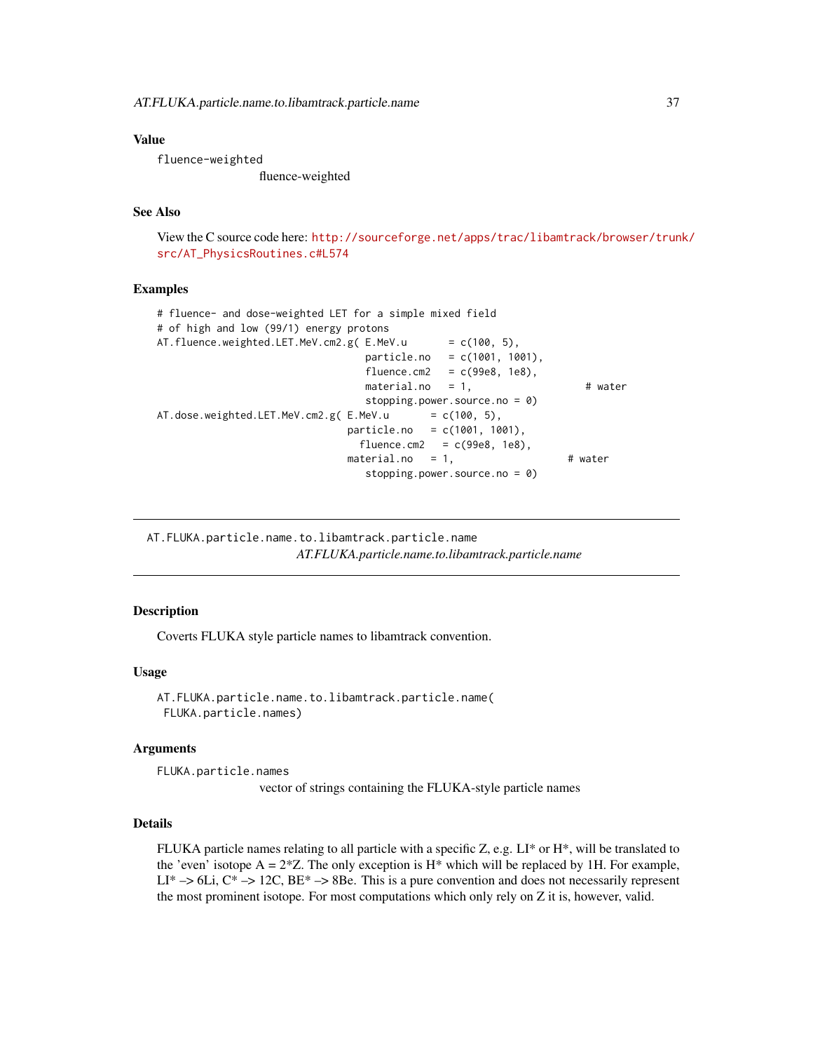## Value

`fluence-weighted`
fluence-weighted

## See Also

View the C source code here: http://sourceforge.net/apps/trac/libamtrack/browser/trunk/src/AT_PhysicsRoutines.c#L574

## Examples

```
# fluence- and dose-weighted LET for a simple mixed field
# of high and low (99/1) energy protons
AT.fluence.weighted.LET.MeV.cm2.g( E.MeV.u       = c(100, 5),
                                   particle.no   = c(1001, 1001),
                                   fluence.cm2   = c(99e8, 1e8),
                                   material.no   = 1,                  # water
                                   stopping.power.source.no = 0)
AT.dose.weighted.LET.MeV.cm2.g( E.MeV.u       = c(100, 5),
                                particle.no   = c(1001, 1001),
                                  fluence.cm2   = c(99e8, 1e8),
                                material.no   = 1,                  # water
                                   stopping.power.source.no = 0)
```

---

# AT.FLUKA.particle.name.to.libamtrack.particle.name

*AT.FLUKA.particle.name.to.libamtrack.particle.name*

## Description

Coverts FLUKA style particle names to libamtrack convention.

## Usage

```
AT.FLUKA.particle.name.to.libamtrack.particle.name(
 FLUKA.particle.names)
```

## Arguments

`FLUKA.particle.names`
vector of strings containing the FLUKA-style particle names

## Details

FLUKA particle names relating to all particle with a specific Z, e.g. LI* or H*, will be translated to the 'even' isotope A = 2*Z. The only exception is H* which will be replaced by 1H. For example, LI* –> 6Li, C* –> 12C, BE* –> 8Be. This is a pure convention and does not necessarily represent the most prominent isotope. For most computations which only rely on Z it is, however, valid.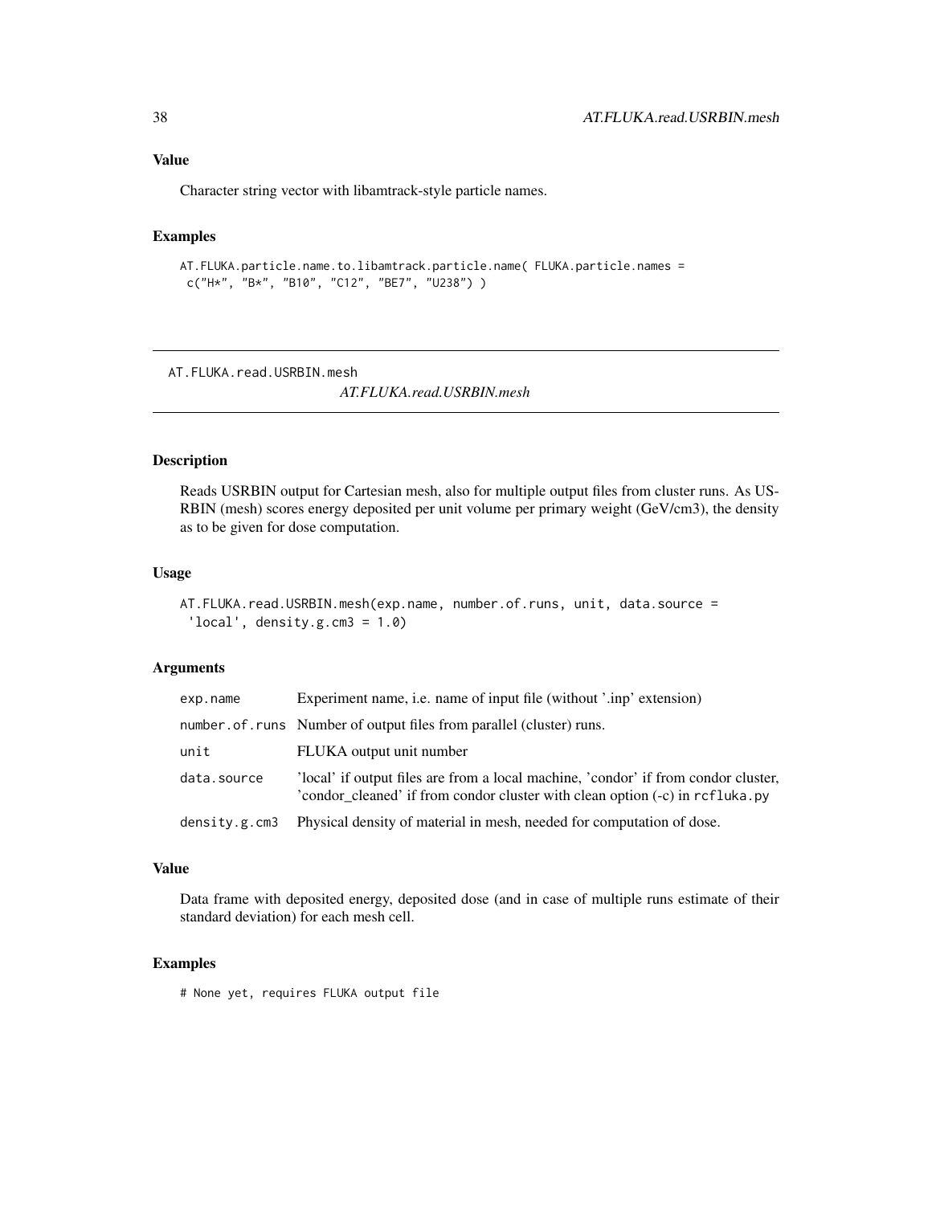### Value

Character string vector with libamtrack-style particle names.

### Examples

```
AT.FLUKA.particle.name.to.libamtrack.particle.name( FLUKA.particle.names =
 c("H*", "B*", "B10", "C12", "BE7", "U238") )
```

---

## AT.FLUKA.read.USRBIN.mesh

*AT.FLUKA.read.USRBIN.mesh*

---

### Description

Reads USRBIN output for Cartesian mesh, also for multiple output files from cluster runs. As USRBIN (mesh) scores energy deposited per unit volume per primary weight (GeV/cm3), the density as to be given for dose computation.

### Usage

```
AT.FLUKA.read.USRBIN.mesh(exp.name, number.of.runs, unit, data.source =
 'local', density.g.cm3 = 1.0)
```

### Arguments

| | |
|---|---|
| `exp.name` | Experiment name, i.e. name of input file (without '.inp' extension) |
| `number.of.runs` | Number of output files from parallel (cluster) runs. |
| `unit` | FLUKA output unit number |
| `data.source` | 'local' if output files are from a local machine, 'condor' if from condor cluster, 'condor_cleaned' if from condor cluster with clean option (-c) in `rcfluka.py` |
| `density.g.cm3` | Physical density of material in mesh, needed for computation of dose. |

### Value

Data frame with deposited energy, deposited dose (and in case of multiple runs estimate of their standard deviation) for each mesh cell.

### Examples

```
# None yet, requires FLUKA output file
```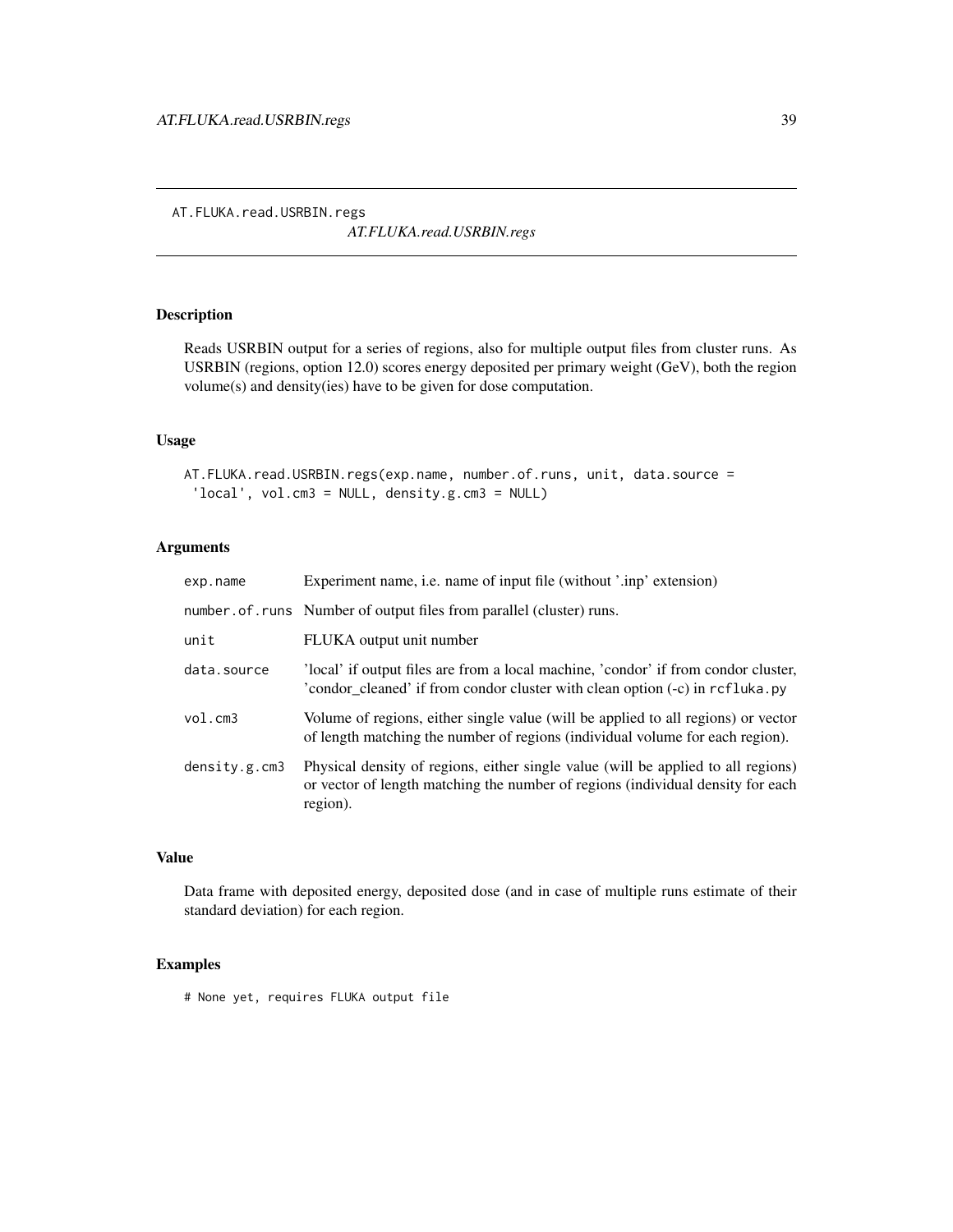AT.FLUKA.read.USRBIN.regs

*AT.FLUKA.read.USRBIN.regs*

## Description

Reads USRBIN output for a series of regions, also for multiple output files from cluster runs. As USRBIN (regions, option 12.0) scores energy deposited per primary weight (GeV), both the region volume(s) and density(ies) have to be given for dose computation.

## Usage

```
AT.FLUKA.read.USRBIN.regs(exp.name, number.of.runs, unit, data.source =
 'local', vol.cm3 = NULL, density.g.cm3 = NULL)
```

## Arguments

| | |
|---|---|
| `exp.name` | Experiment name, i.e. name of input file (without '.inp' extension) |
| `number.of.runs` | Number of output files from parallel (cluster) runs. |
| `unit` | FLUKA output unit number |
| `data.source` | 'local' if output files are from a local machine, 'condor' if from condor cluster, 'condor_cleaned' if from condor cluster with clean option (-c) in `rcfluka.py` |
| `vol.cm3` | Volume of regions, either single value (will be applied to all regions) or vector of length matching the number of regions (individual volume for each region). |
| `density.g.cm3` | Physical density of regions, either single value (will be applied to all regions) or vector of length matching the number of regions (individual density for each region). |

## Value

Data frame with deposited energy, deposited dose (and in case of multiple runs estimate of their standard deviation) for each region.

## Examples

```
# None yet, requires FLUKA output file
```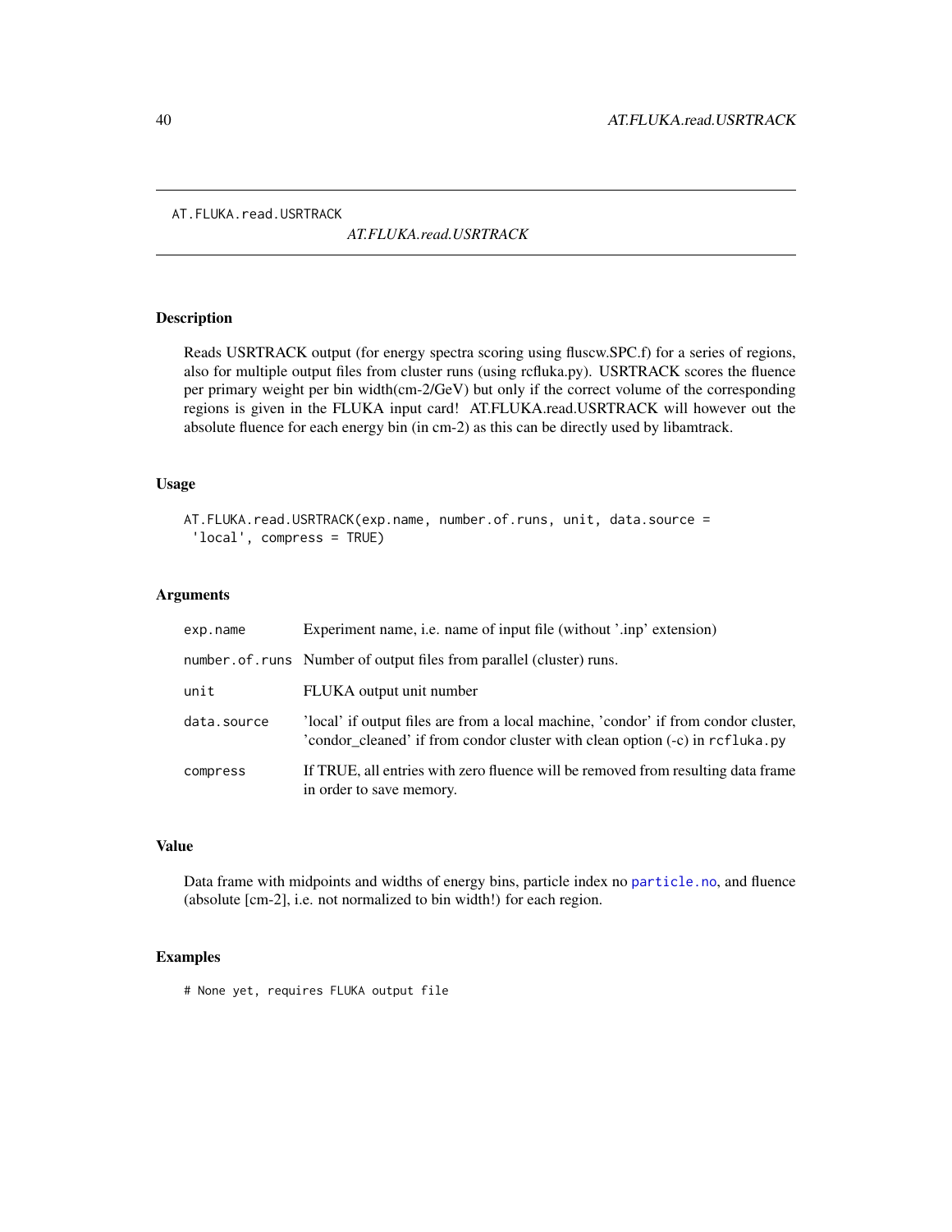# AT.FLUKA.read.USRTRACK

*AT.FLUKA.read.USRTRACK*

## Description

Reads USRTRACK output (for energy spectra scoring using fluscw.SPC.f) for a series of regions, also for multiple output files from cluster runs (using rcfluka.py). USRTRACK scores the fluence per primary weight per bin width(cm-2/GeV) but only if the correct volume of the corresponding regions is given in the FLUKA input card! AT.FLUKA.read.USRTRACK will however out the absolute fluence for each energy bin (in cm-2) as this can be directly used by libamtrack.

## Usage

```
AT.FLUKA.read.USRTRACK(exp.name, number.of.runs, unit, data.source =
 'local', compress = TRUE)
```

## Arguments

| | |
|---|---|
| `exp.name` | Experiment name, i.e. name of input file (without '.inp' extension) |
| `number.of.runs` | Number of output files from parallel (cluster) runs. |
| `unit` | FLUKA output unit number |
| `data.source` | 'local' if output files are from a local machine, 'condor' if from condor cluster, 'condor_cleaned' if from condor cluster with clean option (-c) in `rcfluka.py` |
| `compress` | If TRUE, all entries with zero fluence will be removed from resulting data frame in order to save memory. |

## Value

Data frame with midpoints and widths of energy bins, particle index no `particle.no`, and fluence (absolute [cm-2], i.e. not normalized to bin width!) for each region.

## Examples

```
# None yet, requires FLUKA output file
```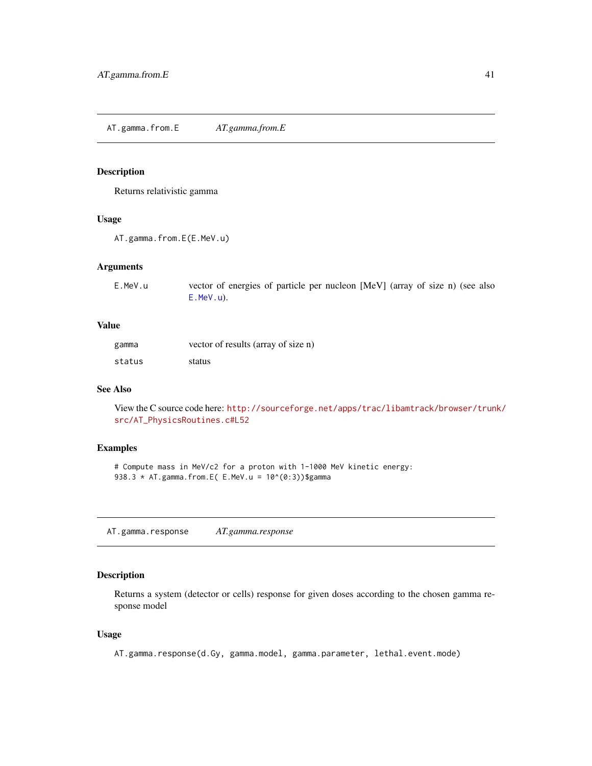## AT.gamma.from.E — *AT.gamma.from.E*

### Description

Returns relativistic gamma

### Usage

```
AT.gamma.from.E(E.MeV.u)
```

### Arguments

| | |
|---|---|
| `E.MeV.u` | vector of energies of particle per nucleon [MeV] (array of size n) (see also `E.MeV.u`). |

### Value

| | |
|---|---|
| `gamma` | vector of results (array of size n) |
| `status` | status |

### See Also

View the C source code here: http://sourceforge.net/apps/trac/libamtrack/browser/trunk/src/AT_PhysicsRoutines.c#L52

### Examples

```
# Compute mass in MeV/c2 for a proton with 1-1000 MeV kinetic energy:
938.3 * AT.gamma.from.E( E.MeV.u = 10^(0:3))$gamma
```

## AT.gamma.response — *AT.gamma.response*

### Description

Returns a system (detector or cells) response for given doses according to the chosen gamma response model

### Usage

```
AT.gamma.response(d.Gy, gamma.model, gamma.parameter, lethal.event.mode)
```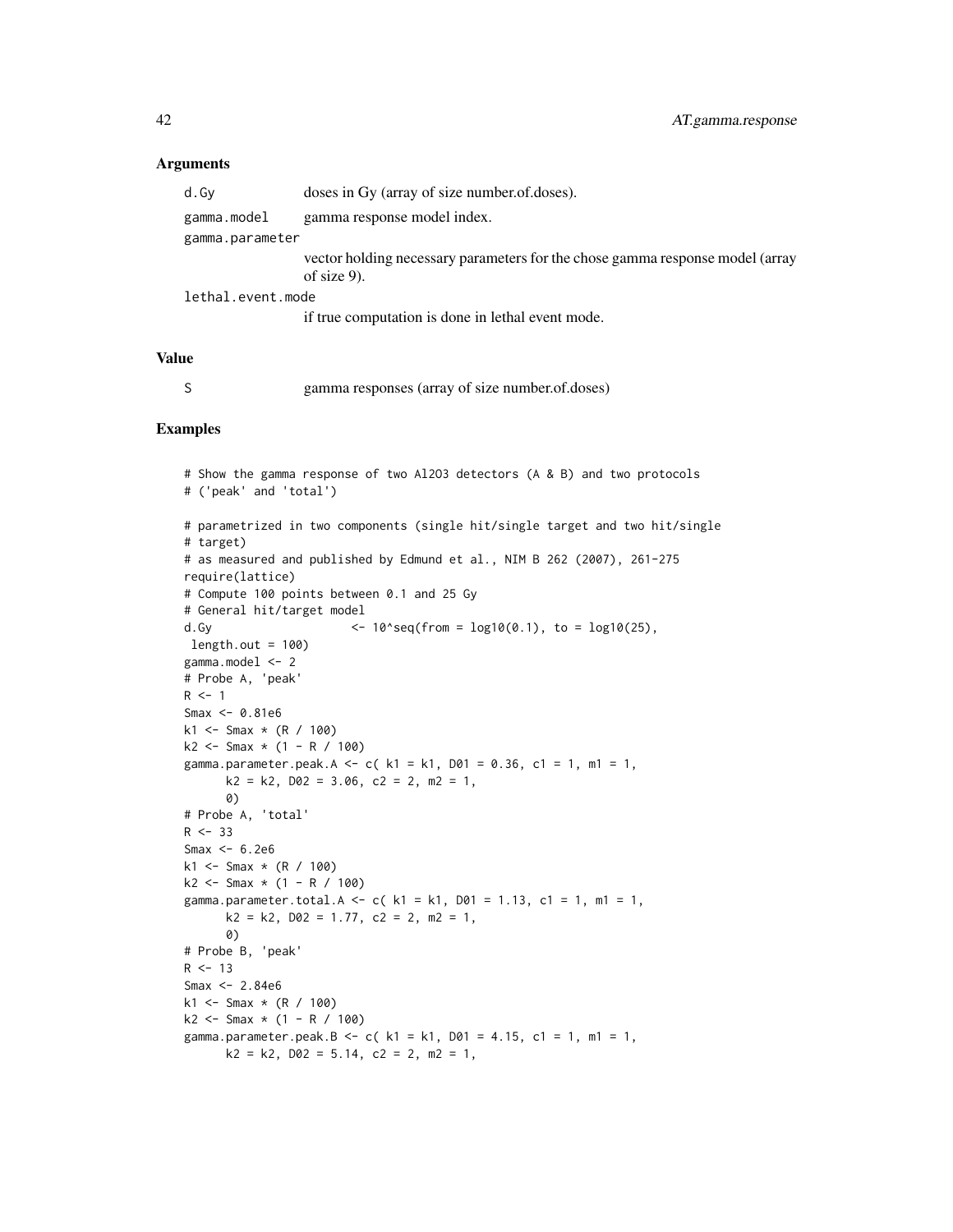### Arguments

- `d.Gy` doses in Gy (array of size number.of.doses).
- `gamma.model` gamma response model index.
- `gamma.parameter` vector holding necessary parameters for the chose gamma response model (array of size 9).
- `lethal.event.mode` if true computation is done in lethal event mode.

### Value

- `S` gamma responses (array of size number.of.doses)

### Examples

```
# Show the gamma response of two Al2O3 detectors (A & B) and two protocols
# ('peak' and 'total')

# parametrized in two components (single hit/single target and two hit/single
# target)
# as measured and published by Edmund et al., NIM B 262 (2007), 261-275
require(lattice)
# Compute 100 points between 0.1 and 25 Gy
# General hit/target model
d.Gy                    <- 10^seq(from = log10(0.1), to = log10(25),
 length.out = 100)
gamma.model <- 2
# Probe A, 'peak'
R <- 1
Smax <- 0.81e6
k1 <- Smax * (R / 100)
k2 <- Smax * (1 - R / 100)
gamma.parameter.peak.A <- c( k1 = k1, D01 = 0.36, c1 = 1, m1 = 1,
      k2 = k2, D02 = 3.06, c2 = 2, m2 = 1,
      0)
# Probe A, 'total'
R <- 33
Smax <- 6.2e6
k1 <- Smax * (R / 100)
k2 <- Smax * (1 - R / 100)
gamma.parameter.total.A <- c( k1 = k1, D01 = 1.13, c1 = 1, m1 = 1,
      k2 = k2, D02 = 1.77, c2 = 2, m2 = 1,
      0)
# Probe B, 'peak'
R <- 13
Smax <- 2.84e6
k1 <- Smax * (R / 100)
k2 <- Smax * (1 - R / 100)
gamma.parameter.peak.B <- c( k1 = k1, D01 = 4.15, c1 = 1, m1 = 1,
      k2 = k2, D02 = 5.14, c2 = 2, m2 = 1,
```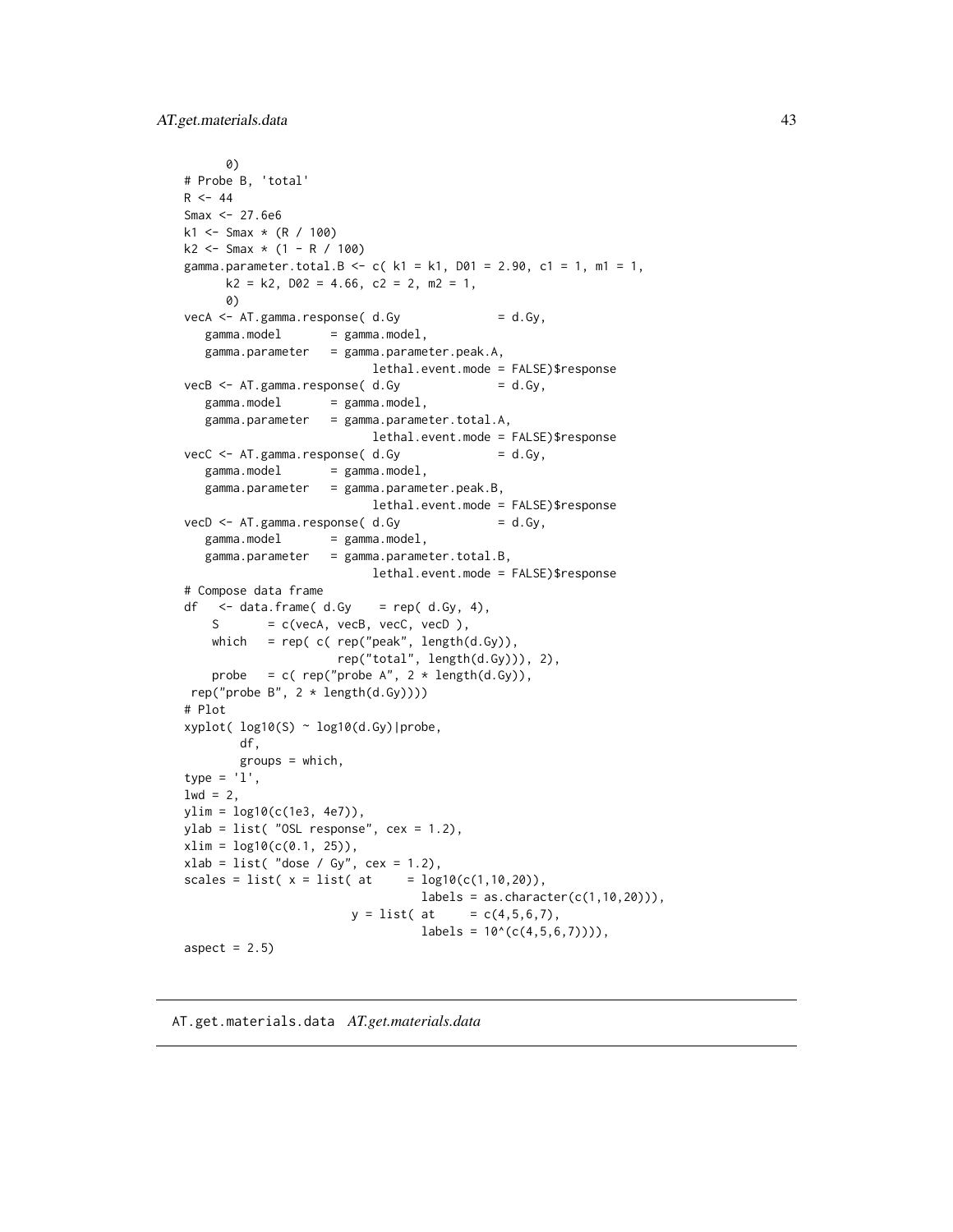```
      0)
# Probe B, 'total'
R <- 44
Smax <- 27.6e6
k1 <- Smax * (R / 100)
k2 <- Smax * (1 - R / 100)
gamma.parameter.total.B <- c( k1 = k1, D01 = 2.90, c1 = 1, m1 = 1,
      k2 = k2, D02 = 4.66, c2 = 2, m2 = 1,
      0)
vecA <- AT.gamma.response( d.Gy              = d.Gy,
   gamma.model       = gamma.model,
   gamma.parameter   = gamma.parameter.peak.A,
                          lethal.event.mode = FALSE)$response
vecB <- AT.gamma.response( d.Gy              = d.Gy,
   gamma.model       = gamma.model,
   gamma.parameter   = gamma.parameter.total.A,
                          lethal.event.mode = FALSE)$response
vecC <- AT.gamma.response( d.Gy              = d.Gy,
   gamma.model       = gamma.model,
   gamma.parameter   = gamma.parameter.peak.B,
                          lethal.event.mode = FALSE)$response
vecD <- AT.gamma.response( d.Gy              = d.Gy,
   gamma.model       = gamma.model,
   gamma.parameter   = gamma.parameter.total.B,
                          lethal.event.mode = FALSE)$response
# Compose data frame
df   <- data.frame( d.Gy    = rep( d.Gy, 4),
    S       = c(vecA, vecB, vecC, vecD ),
    which   = rep( c( rep("peak", length(d.Gy)),
                    rep("total", length(d.Gy))), 2),
    probe   = c( rep("probe A", 2 * length(d.Gy)),
 rep("probe B", 2 * length(d.Gy))))
# Plot
xyplot( log10(S) ~ log10(d.Gy)|probe,
        df,
        groups = which,
type = 'l',
lwd = 2,
ylim = log10(c(1e3, 4e7)),
ylab = list( "OSL response", cex = 1.2),
xlim = log10(c(0.1, 25)),
xlab = list( "dose / Gy", cex = 1.2),
scales = list( x = list( at     = log10(c(1,10,20)),
                                labels = as.character(c(1,10,20))),
                       y = list( at     = c(4,5,6,7),
                                labels = 10^(c(4,5,6,7)))),
aspect = 2.5)
```

## AT.get.materials.data *AT.get.materials.data*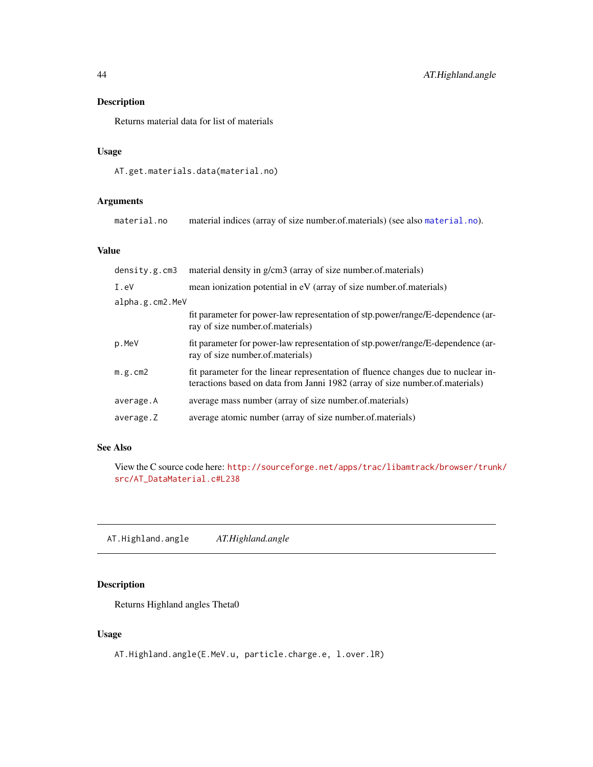## Description

Returns material data for list of materials

## Usage

```
AT.get.materials.data(material.no)
```

## Arguments

| | |
|---|---|
| material.no | material indices (array of size number.of.materials) (see also material.no). |

## Value

| | |
|---|---|
| density.g.cm3 | material density in g/cm3 (array of size number.of.materials) |
| I.eV | mean ionization potential in eV (array of size number.of.materials) |
| alpha.g.cm2.MeV | fit parameter for power-law representation of stp.power/range/E-dependence (array of size number.of.materials) |
| p.MeV | fit parameter for power-law representation of stp.power/range/E-dependence (array of size number.of.materials) |
| m.g.cm2 | fit parameter for the linear representation of fluence changes due to nuclear interactions based on data from Janni 1982 (array of size number.of.materials) |
| average.A | average mass number (array of size number.of.materials) |
| average.Z | average atomic number (array of size number.of.materials) |

## See Also

View the C source code here: http://sourceforge.net/apps/trac/libamtrack/browser/trunk/src/AT_DataMaterial.c#L238

---

# AT.Highland.angle *AT.Highland.angle*

---

## Description

Returns Highland angles Theta0

## Usage

```
AT.Highland.angle(E.MeV.u, particle.charge.e, l.over.lR)
```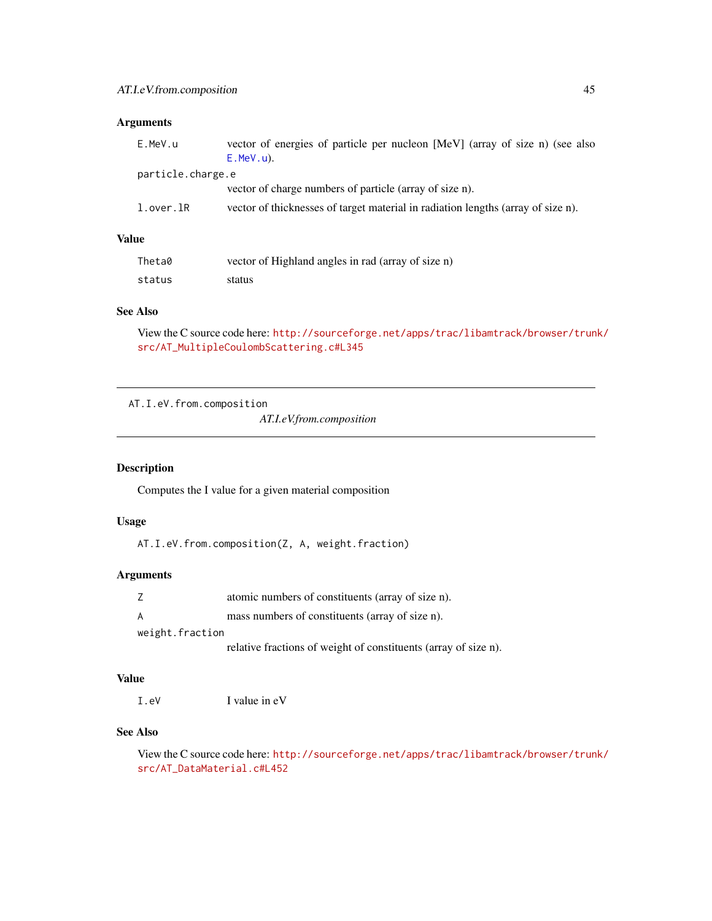### Arguments

| | |
|---|---|
| `E.MeV.u` | vector of energies of particle per nucleon [MeV] (array of size n) (see also `E.MeV.u`). |
| `particle.charge.e` | vector of charge numbers of particle (array of size n). |
| `l.over.lR` | vector of thicknesses of target material in radiation lengths (array of size n). |

### Value

| | |
|---|---|
| `Theta0` | vector of Highland angles in rad (array of size n) |
| `status` | status |

### See Also

View the C source code here: http://sourceforge.net/apps/trac/libamtrack/browser/trunk/src/AT_MultipleCoulombScattering.c#L345

---

## AT.I.eV.from.composition

*AT.I.eV.from.composition*

### Description

Computes the I value for a given material composition

### Usage

```
AT.I.eV.from.composition(Z, A, weight.fraction)
```

### Arguments

| | |
|---|---|
| `Z` | atomic numbers of constituents (array of size n). |
| `A` | mass numbers of constituents (array of size n). |
| `weight.fraction` | relative fractions of weight of constituents (array of size n). |

### Value

| | |
|---|---|
| `I.eV` | I value in eV |

### See Also

View the C source code here: http://sourceforge.net/apps/trac/libamtrack/browser/trunk/src/AT_DataMaterial.c#L452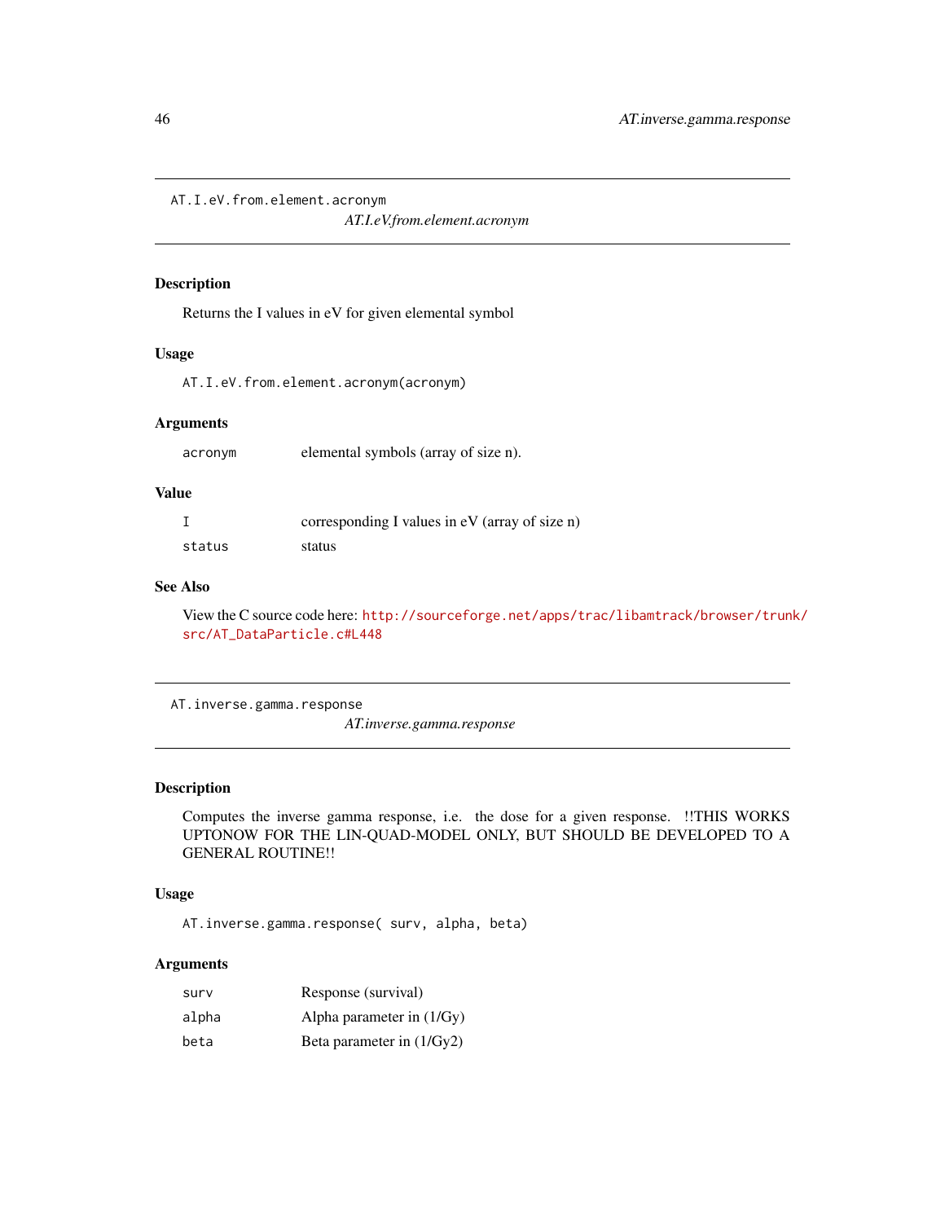## AT.I.eV.from.element.acronym

*AT.I.eV.from.element.acronym*

### Description

Returns the I values in eV for given elemental symbol

### Usage

```
AT.I.eV.from.element.acronym(acronym)
```

### Arguments

| | |
|---|---|
| acronym | elemental symbols (array of size n). |

### Value

| | |
|---|---|
| I | corresponding I values in eV (array of size n) |
| status | status |

### See Also

View the C source code here: http://sourceforge.net/apps/trac/libamtrack/browser/trunk/src/AT_DataParticle.c#L448

## AT.inverse.gamma.response

*AT.inverse.gamma.response*

### Description

Computes the inverse gamma response, i.e. the dose for a given response. !!THIS WORKS UPTONOW FOR THE LIN-QUAD-MODEL ONLY, BUT SHOULD BE DEVELOPED TO A GENERAL ROUTINE!!

### Usage

```
AT.inverse.gamma.response( surv, alpha, beta)
```

### Arguments

| | |
|---|---|
| surv | Response (survival) |
| alpha | Alpha parameter in (1/Gy) |
| beta | Beta parameter in (1/Gy2) |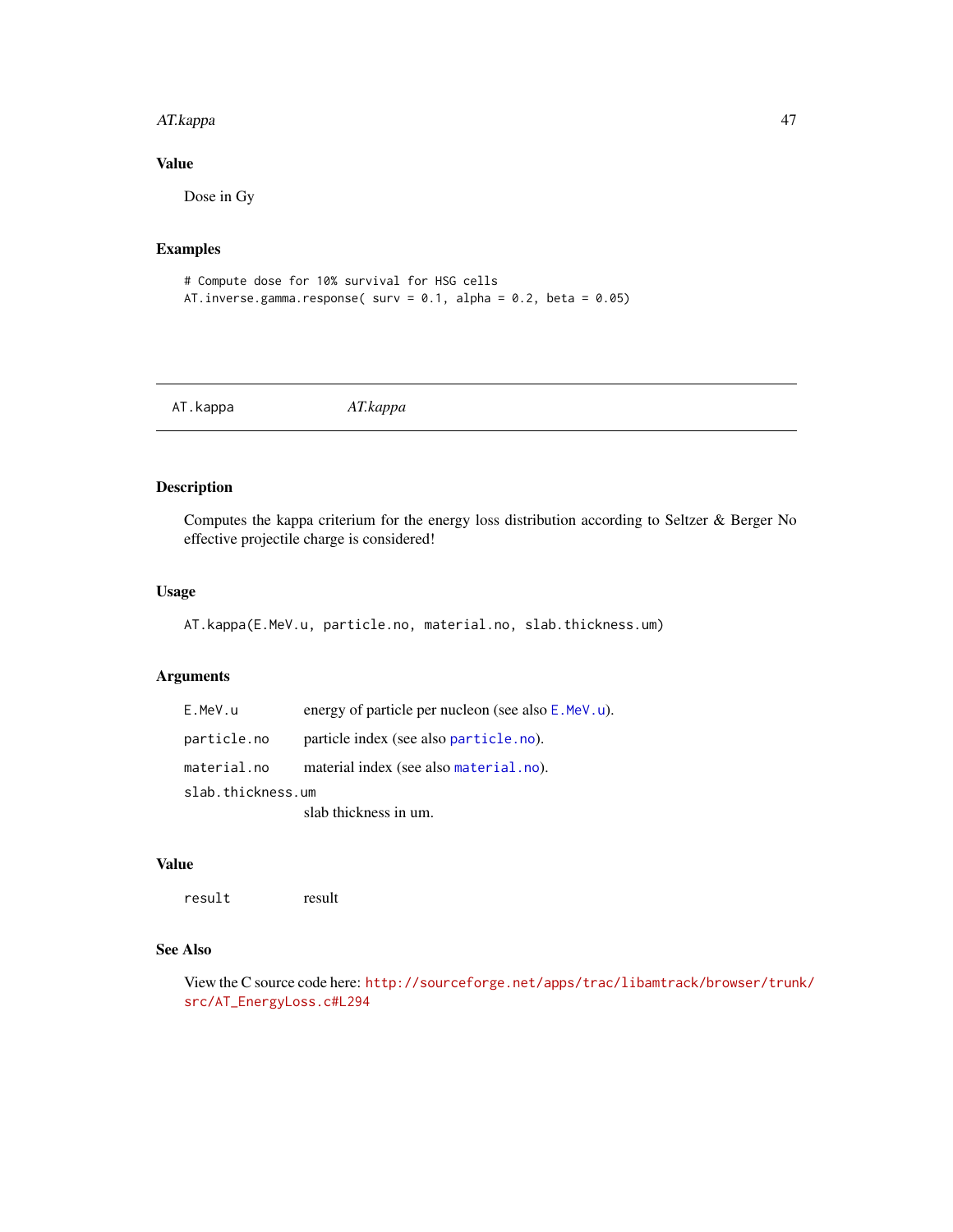### Value

Dose in Gy

### Examples

```
# Compute dose for 10% survival for HSG cells
AT.inverse.gamma.response( surv = 0.1, alpha = 0.2, beta = 0.05)
```

---

## AT.kappa — *AT.kappa*

---

### Description

Computes the kappa criterium for the energy loss distribution according to Seltzer & Berger No effective projectile charge is considered!

### Usage

```
AT.kappa(E.MeV.u, particle.no, material.no, slab.thickness.um)
```

### Arguments

| | |
|---|---|
| `E.MeV.u` | energy of particle per nucleon (see also `E.MeV.u`). |
| `particle.no` | particle index (see also `particle.no`). |
| `material.no` | material index (see also `material.no`). |
| `slab.thickness.um` | slab thickness in um. |

### Value

| | |
|---|---|
| `result` | result |

### See Also

View the C source code here: http://sourceforge.net/apps/trac/libamtrack/browser/trunk/src/AT_EnergyLoss.c#L294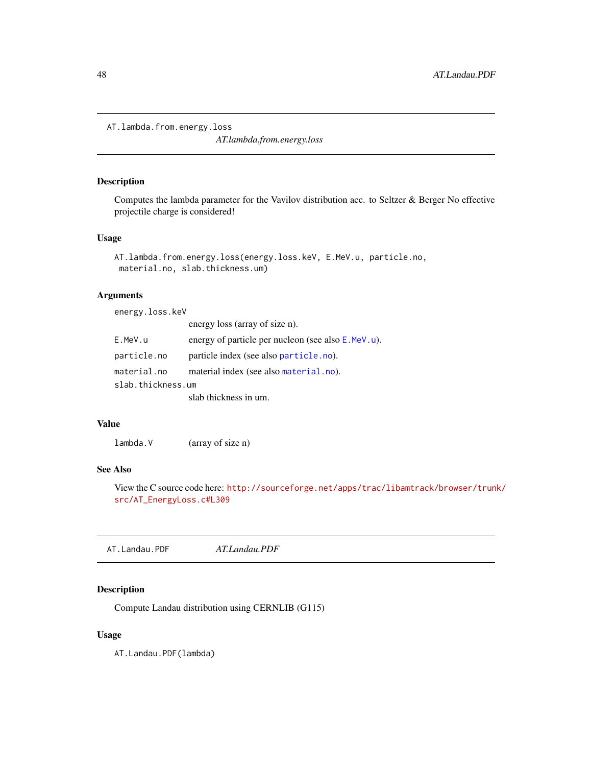## AT.lambda.from.energy.loss

*AT.lambda.from.energy.loss*

### Description

Computes the lambda parameter for the Vavilov distribution acc. to Seltzer & Berger No effective projectile charge is considered!

### Usage

```
AT.lambda.from.energy.loss(energy.loss.keV, E.MeV.u, particle.no,
 material.no, slab.thickness.um)
```

### Arguments

| | |
|---|---|
| `energy.loss.keV` | energy loss (array of size n). |
| `E.MeV.u` | energy of particle per nucleon (see also `E.MeV.u`). |
| `particle.no` | particle index (see also `particle.no`). |
| `material.no` | material index (see also `material.no`). |
| `slab.thickness.um` | slab thickness in um. |

### Value

| | |
|---|---|
| `lambda.V` | (array of size n) |

### See Also

View the C source code here: http://sourceforge.net/apps/trac/libamtrack/browser/trunk/src/AT_EnergyLoss.c#L309

## AT.Landau.PDF

*AT.Landau.PDF*

### Description

Compute Landau distribution using CERNLIB (G115)

### Usage

```
AT.Landau.PDF(lambda)
```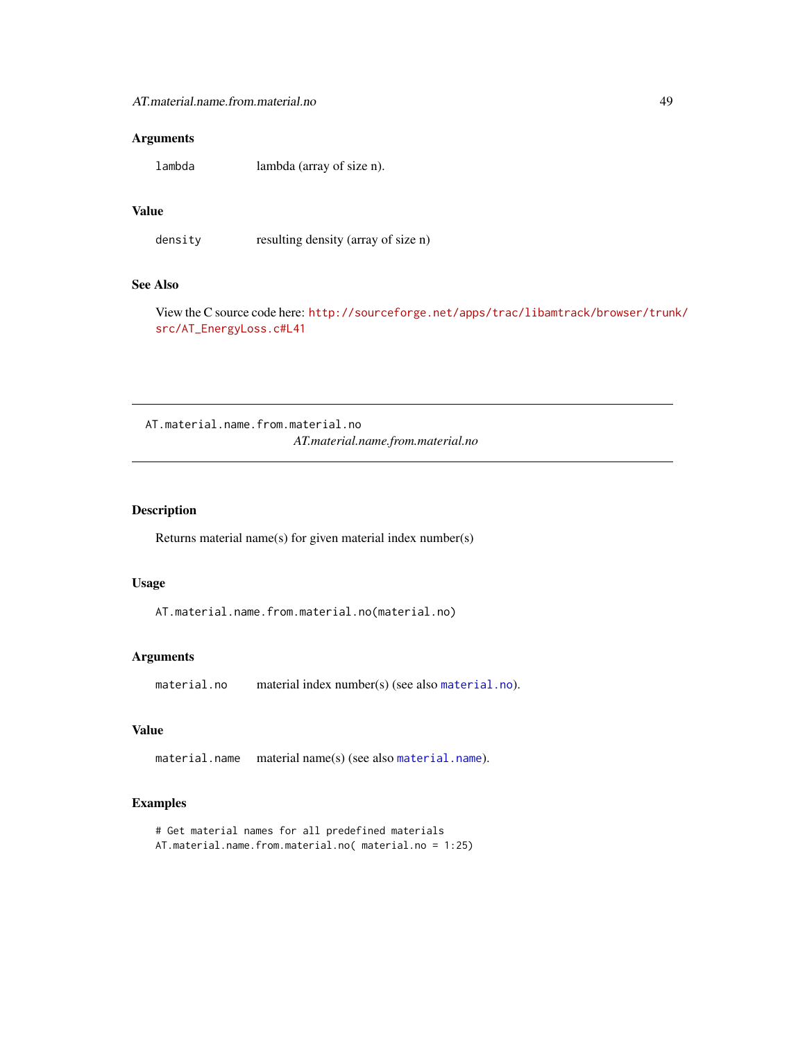### Arguments

| | |
|---|---|
| `lambda` | lambda (array of size n). |

### Value

| | |
|---|---|
| `density` | resulting density (array of size n) |

### See Also

View the C source code here: http://sourceforge.net/apps/trac/libamtrack/browser/trunk/src/AT_EnergyLoss.c#L41

---

## AT.material.name.from.material.no

*AT.material.name.from.material.no*

---

### Description

Returns material name(s) for given material index number(s)

### Usage

```
AT.material.name.from.material.no(material.no)
```

### Arguments

| | |
|---|---|
| `material.no` | material index number(s) (see also `material.no`). |

### Value

| | |
|---|---|
| `material.name` | material name(s) (see also `material.name`). |

### Examples

```
# Get material names for all predefined materials
AT.material.name.from.material.no( material.no = 1:25)
```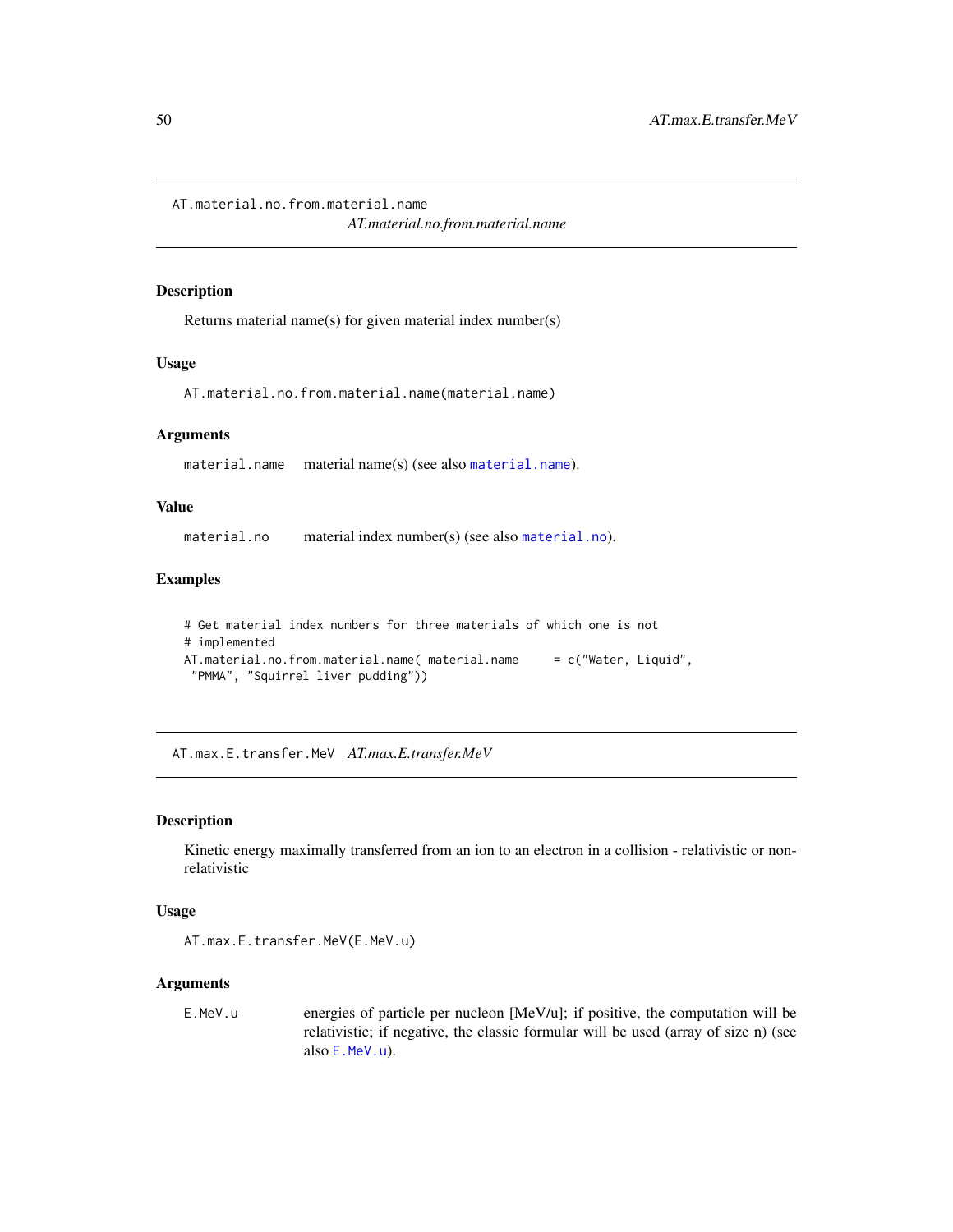## AT.material.no.from.material.name

*AT.material.no.from.material.name*

### Description

Returns material name(s) for given material index number(s)

### Usage

```
AT.material.no.from.material.name(material.name)
```

### Arguments

`material.name` material name(s) (see also `material.name`).

### Value

`material.no` material index number(s) (see also `material.no`).

### Examples

```
# Get material index numbers for three materials of which one is not
# implemented
AT.material.no.from.material.name( material.name     = c("Water, Liquid",
 "PMMA", "Squirrel liver pudding"))
```

## AT.max.E.transfer.MeV

*AT.max.E.transfer.MeV*

### Description

Kinetic energy maximally transferred from an ion to an electron in a collision - relativistic or non-relativistic

### Usage

```
AT.max.E.transfer.MeV(E.MeV.u)
```

### Arguments

`E.MeV.u` energies of particle per nucleon [MeV/u]; if positive, the computation will be relativistic; if negative, the classic formular will be used (array of size n) (see also `E.MeV.u`).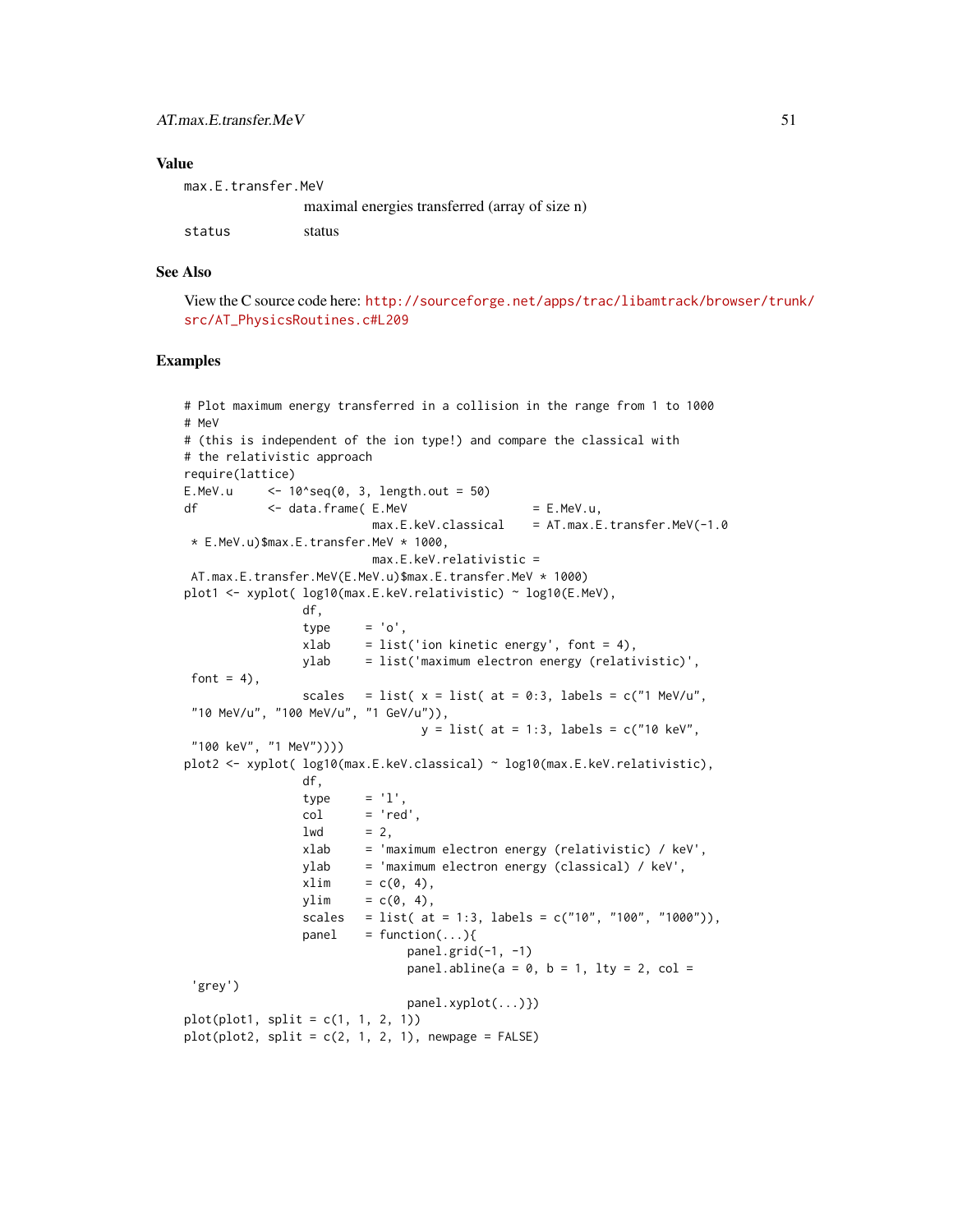## Value

`max.E.transfer.MeV`
: maximal energies transferred (array of size n)

`status`
: status

## See Also

View the C source code here: http://sourceforge.net/apps/trac/libamtrack/browser/trunk/src/AT_PhysicsRoutines.c#L209

## Examples

```
# Plot maximum energy transferred in a collision in the range from 1 to 1000
# MeV
# (this is independent of the ion type!) and compare the classical with
# the relativistic approach
require(lattice)
E.MeV.u     <- 10^seq(0, 3, length.out = 50)
df          <- data.frame( E.MeV                  = E.MeV.u,
                           max.E.keV.classical    = AT.max.E.transfer.MeV(-1.0
 * E.MeV.u)$max.E.transfer.MeV * 1000,
                           max.E.keV.relativistic =
 AT.max.E.transfer.MeV(E.MeV.u)$max.E.transfer.MeV * 1000)
plot1 <- xyplot( log10(max.E.keV.relativistic) ~ log10(E.MeV),
                 df,
                 type     = 'o',
                 xlab     = list('ion kinetic energy', font = 4),
                 ylab     = list('maximum electron energy (relativistic)',
 font = 4),
                 scales   = list( x = list( at = 0:3, labels = c("1 MeV/u",
 "10 MeV/u", "100 MeV/u", "1 GeV/u")),
                                  y = list( at = 1:3, labels = c("10 keV",
 "100 keV", "1 MeV"))))
plot2 <- xyplot( log10(max.E.keV.classical) ~ log10(max.E.keV.relativistic),
                 df,
                 type     = 'l',
                 col      = 'red',
                 lwd      = 2,
                 xlab     = 'maximum electron energy (relativistic) / keV',
                 ylab     = 'maximum electron energy (classical) / keV',
                 xlim     = c(0, 4),
                 ylim     = c(0, 4),
                 scales   = list( at = 1:3, labels = c("10", "100", "1000")),
                 panel    = function(...){
                               panel.grid(-1, -1)
                               panel.abline(a = 0, b = 1, lty = 2, col =
 'grey')
                               panel.xyplot(...)})
plot(plot1, split = c(1, 1, 2, 1))
plot(plot2, split = c(2, 1, 2, 1), newpage = FALSE)
```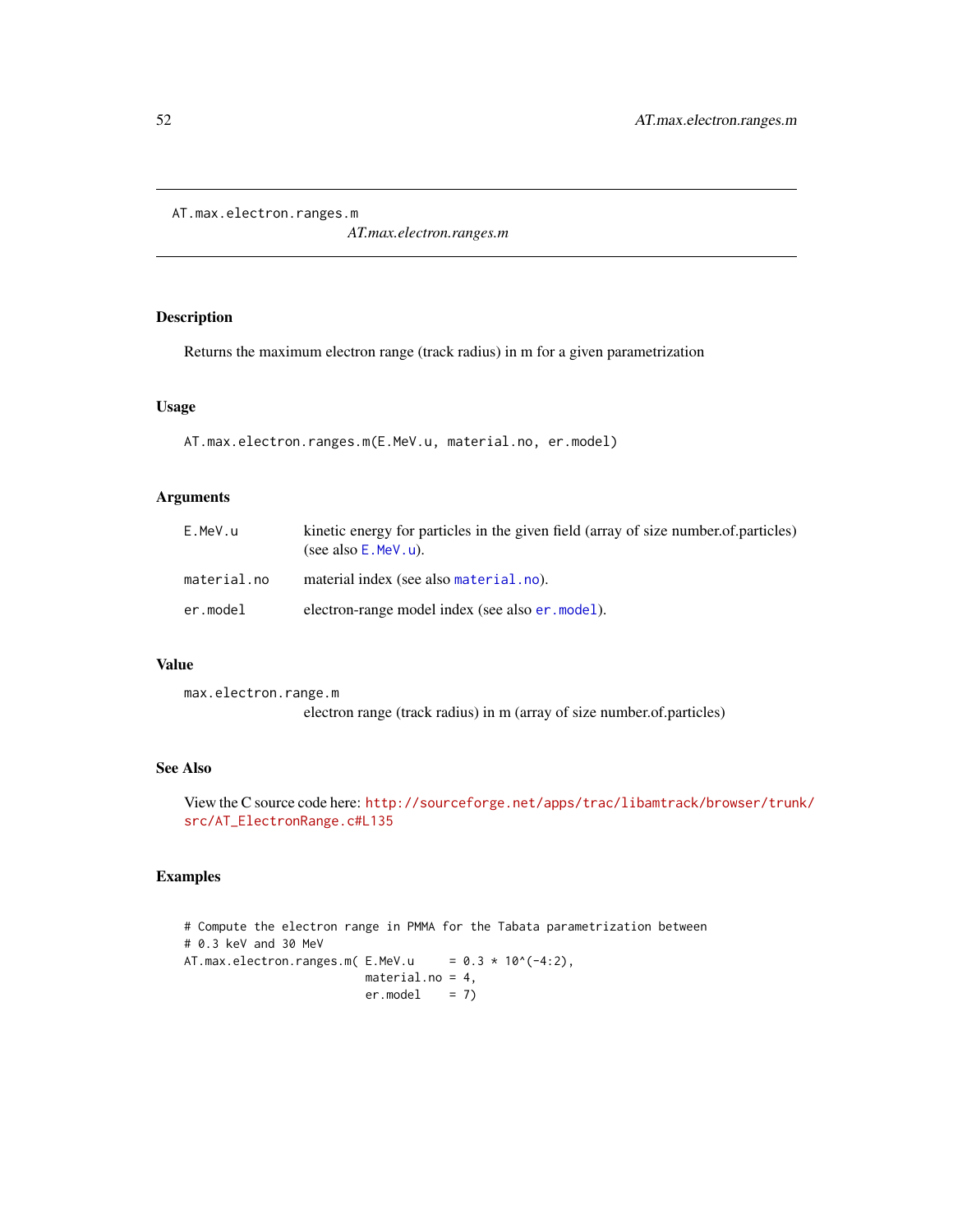AT.max.electron.ranges.m

*AT.max.electron.ranges.m*

## Description

Returns the maximum electron range (track radius) in m for a given parametrization

## Usage

```
AT.max.electron.ranges.m(E.MeV.u, material.no, er.model)
```

## Arguments

| | |
|---|---|
| E.MeV.u | kinetic energy for particles in the given field (array of size number.of.particles) (see also E.MeV.u). |
| material.no | material index (see also material.no). |
| er.model | electron-range model index (see also er.model). |

## Value

max.electron.range.m
: electron range (track radius) in m (array of size number.of.particles)

## See Also

View the C source code here: http://sourceforge.net/apps/trac/libamtrack/browser/trunk/src/AT_ElectronRange.c#L135

## Examples

```
# Compute the electron range in PMMA for the Tabata parametrization between
# 0.3 keV and 30 MeV
AT.max.electron.ranges.m( E.MeV.u     = 0.3 * 10^(-4:2),
                          material.no = 4,
                          er.model    = 7)
```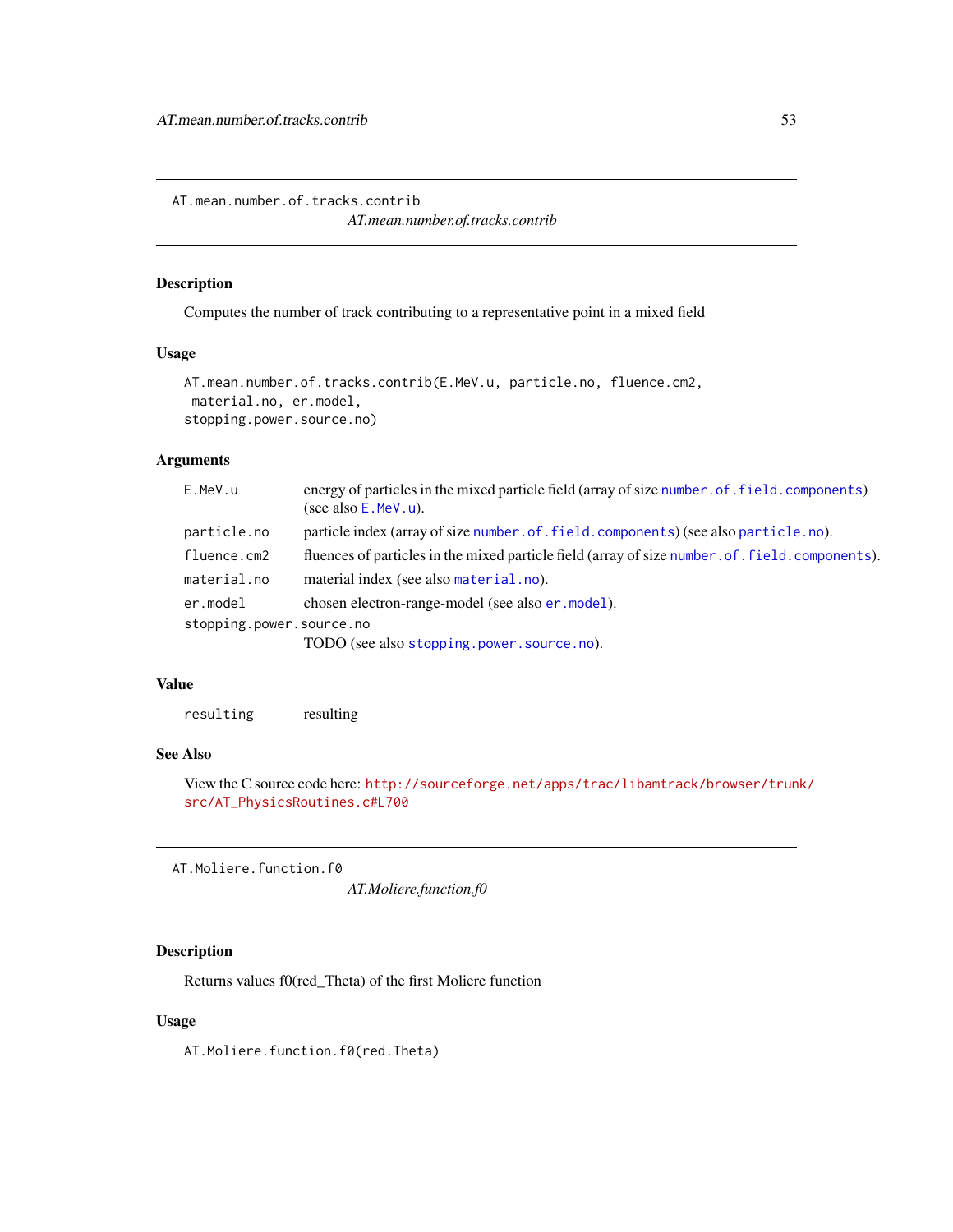## AT.mean.number.of.tracks.contrib

*AT.mean.number.of.tracks.contrib*

### Description

Computes the number of track contributing to a representative point in a mixed field

### Usage

```
AT.mean.number.of.tracks.contrib(E.MeV.u, particle.no, fluence.cm2,
 material.no, er.model,
stopping.power.source.no)
```

### Arguments

| | |
|---|---|
| `E.MeV.u` | energy of particles in the mixed particle field (array of size `number.of.field.components`) (see also `E.MeV.u`). |
| `particle.no` | particle index (array of size `number.of.field.components`) (see also `particle.no`). |
| `fluence.cm2` | fluences of particles in the mixed particle field (array of size `number.of.field.components`). |
| `material.no` | material index (see also `material.no`). |
| `er.model` | chosen electron-range-model (see also `er.model`). |
| `stopping.power.source.no` | TODO (see also `stopping.power.source.no`). |

### Value

| | |
|---|---|
| `resulting` | resulting |

### See Also

View the C source code here: http://sourceforge.net/apps/trac/libamtrack/browser/trunk/src/AT_PhysicsRoutines.c#L700

## AT.Moliere.function.f0

*AT.Moliere.function.f0*

### Description

Returns values f0(red_Theta) of the first Moliere function

### Usage

```
AT.Moliere.function.f0(red.Theta)
```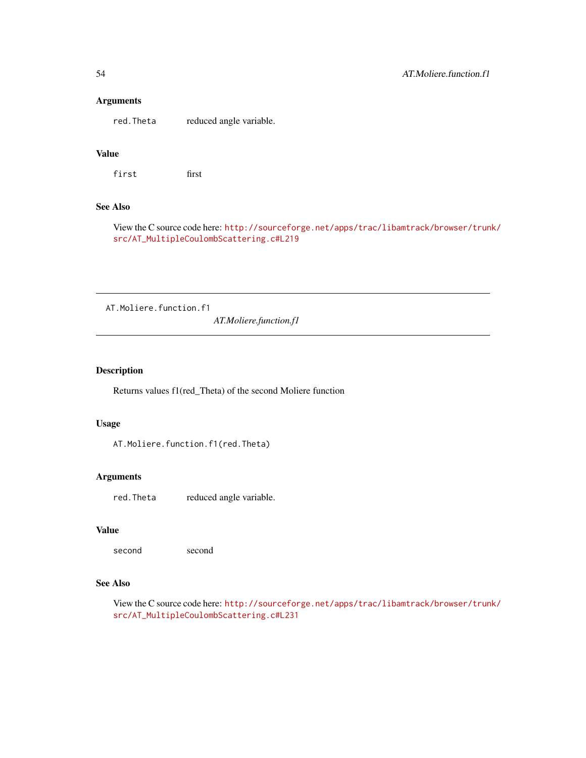### Arguments

`red.Theta` reduced angle variable.

### Value

`first` first

### See Also

View the C source code here: http://sourceforge.net/apps/trac/libamtrack/browser/trunk/src/AT_MultipleCoulombScattering.c#L219

---

## AT.Moliere.function.f1 — *AT.Moliere.function.f1*

---

### Description

Returns values f1(red_Theta) of the second Moliere function

### Usage

```
AT.Moliere.function.f1(red.Theta)
```

### Arguments

`red.Theta` reduced angle variable.

### Value

`second` second

### See Also

View the C source code here: http://sourceforge.net/apps/trac/libamtrack/browser/trunk/src/AT_MultipleCoulombScattering.c#L231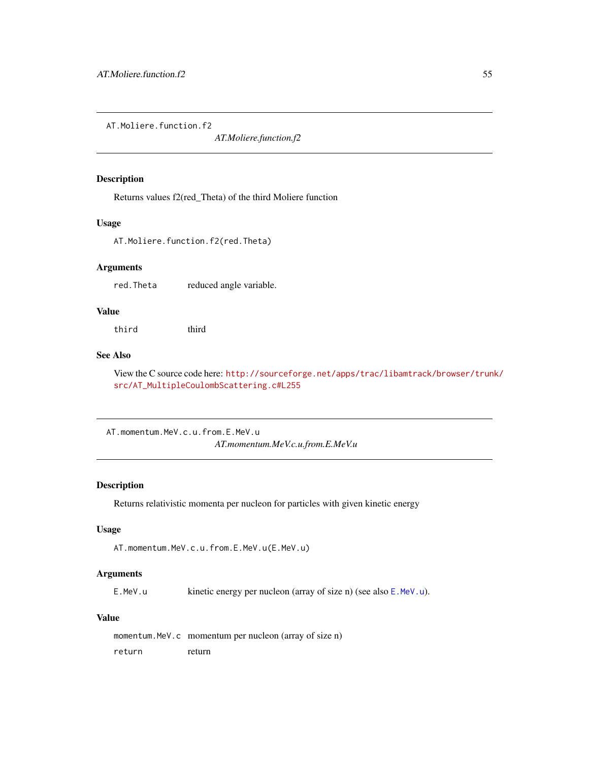## AT.Moliere.function.f2

*AT.Moliere.function.f2*

### Description

Returns values f2(red_Theta) of the third Moliere function

### Usage

```
AT.Moliere.function.f2(red.Theta)
```

### Arguments

| | |
|---|---|
| `red.Theta` | reduced angle variable. |

### Value

| | |
|---|---|
| `third` | third |

### See Also

View the C source code here: http://sourceforge.net/apps/trac/libamtrack/browser/trunk/src/AT_MultipleCoulombScattering.c#L255

## AT.momentum.MeV.c.u.from.E.MeV.u

*AT.momentum.MeV.c.u.from.E.MeV.u*

### Description

Returns relativistic momenta per nucleon for particles with given kinetic energy

### Usage

```
AT.momentum.MeV.c.u.from.E.MeV.u(E.MeV.u)
```

### Arguments

| | |
|---|---|
| `E.MeV.u` | kinetic energy per nucleon (array of size n) (see also `E.MeV.u`). |

### Value

| | |
|---|---|
| `momentum.MeV.c` | momentum per nucleon (array of size n) |
| `return` | return |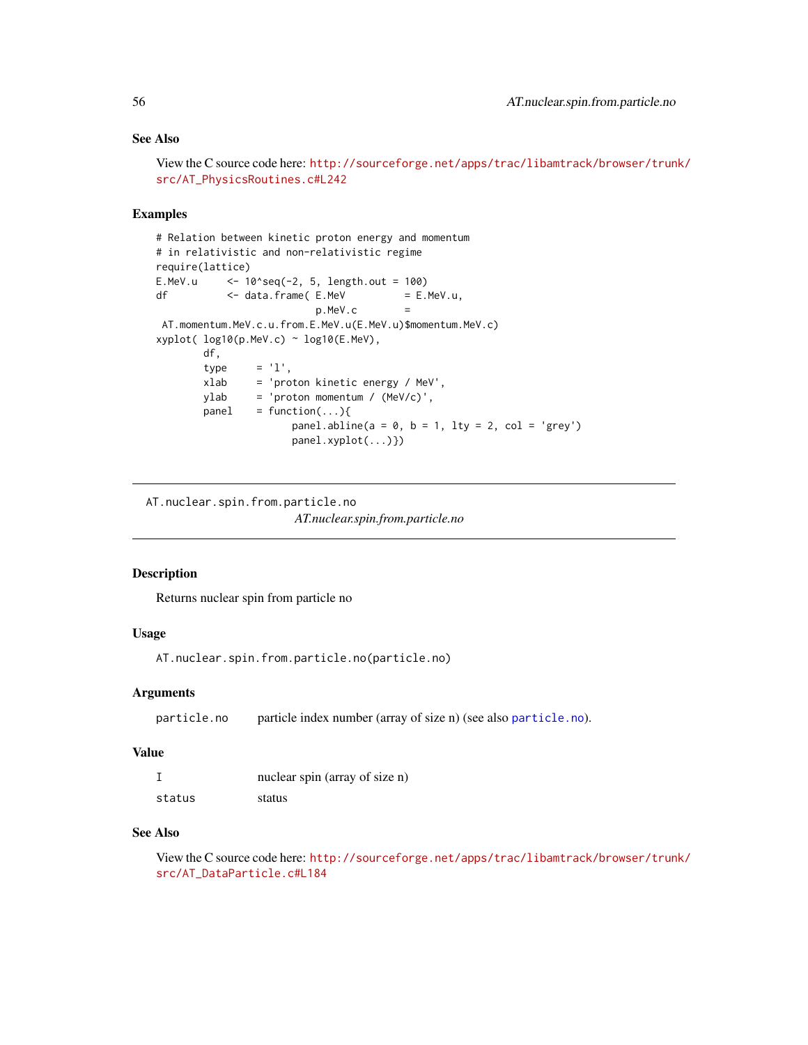### See Also

View the C source code here: http://sourceforge.net/apps/trac/libamtrack/browser/trunk/src/AT_PhysicsRoutines.c#L242

### Examples

```
# Relation between kinetic proton energy and momentum
# in relativistic and non-relativistic regime
require(lattice)
E.MeV.u     <- 10^seq(-2, 5, length.out = 100)
df          <- data.frame( E.MeV          = E.MeV.u,
                           p.MeV.c        =
 AT.momentum.MeV.c.u.from.E.MeV.u(E.MeV.u)$momentum.MeV.c)
xyplot( log10(p.MeV.c) ~ log10(E.MeV),
        df,
        type     = 'l',
        xlab     = 'proton kinetic energy / MeV',
        ylab     = 'proton momentum / (MeV/c)',
        panel    = function(...){
                       panel.abline(a = 0, b = 1, lty = 2, col = 'grey')
                       panel.xyplot(...)})
```

---

## AT.nuclear.spin.from.particle.no

*AT.nuclear.spin.from.particle.no*

---

### Description

Returns nuclear spin from particle no

### Usage

```
AT.nuclear.spin.from.particle.no(particle.no)
```

### Arguments

| | |
|---|---|
| `particle.no` | particle index number (array of size n) (see also `particle.no`). |

### Value

| | |
|---|---|
| `I` | nuclear spin (array of size n) |
| `status` | status |

### See Also

View the C source code here: http://sourceforge.net/apps/trac/libamtrack/browser/trunk/src/AT_DataParticle.c#L184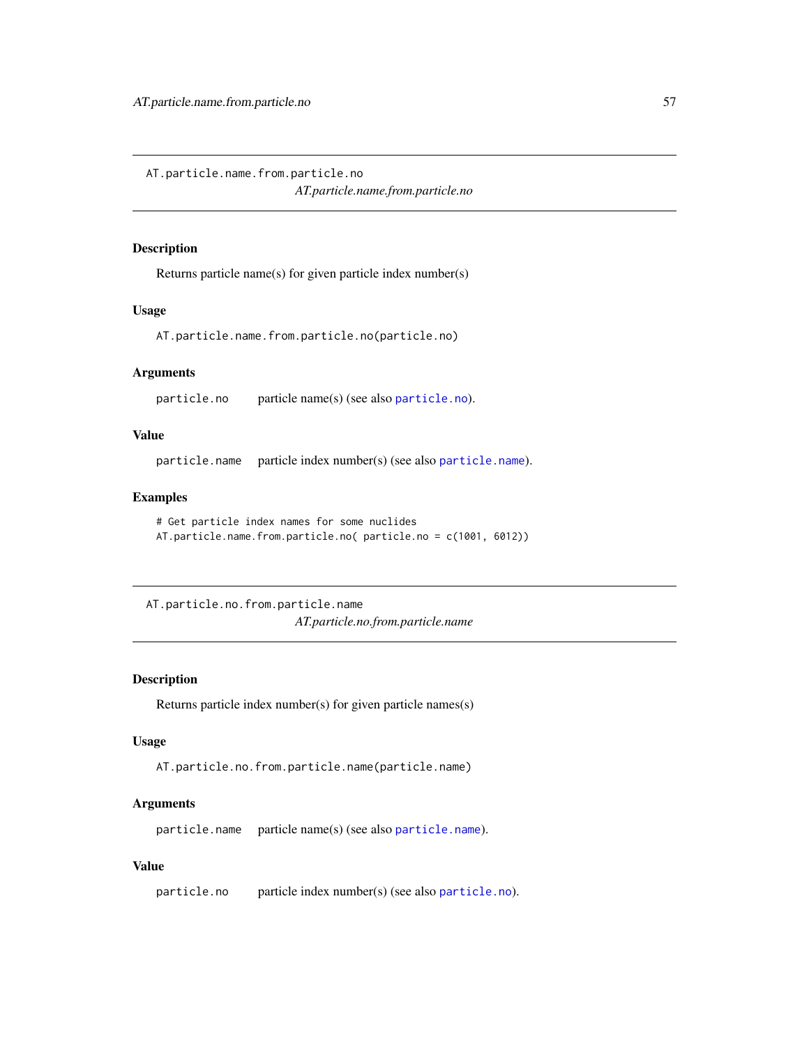## AT.particle.name.from.particle.no

*AT.particle.name.from.particle.no*

### Description

Returns particle name(s) for given particle index number(s)

### Usage

```
AT.particle.name.from.particle.no(particle.no)
```

### Arguments

`particle.no` particle name(s) (see also `particle.no`).

### Value

`particle.name` particle index number(s) (see also `particle.name`).

### Examples

```
# Get particle index names for some nuclides
AT.particle.name.from.particle.no( particle.no = c(1001, 6012))
```

## AT.particle.no.from.particle.name

*AT.particle.no.from.particle.name*

### Description

Returns particle index number(s) for given particle names(s)

### Usage

```
AT.particle.no.from.particle.name(particle.name)
```

### Arguments

`particle.name` particle name(s) (see also `particle.name`).

### Value

`particle.no` particle index number(s) (see also `particle.no`).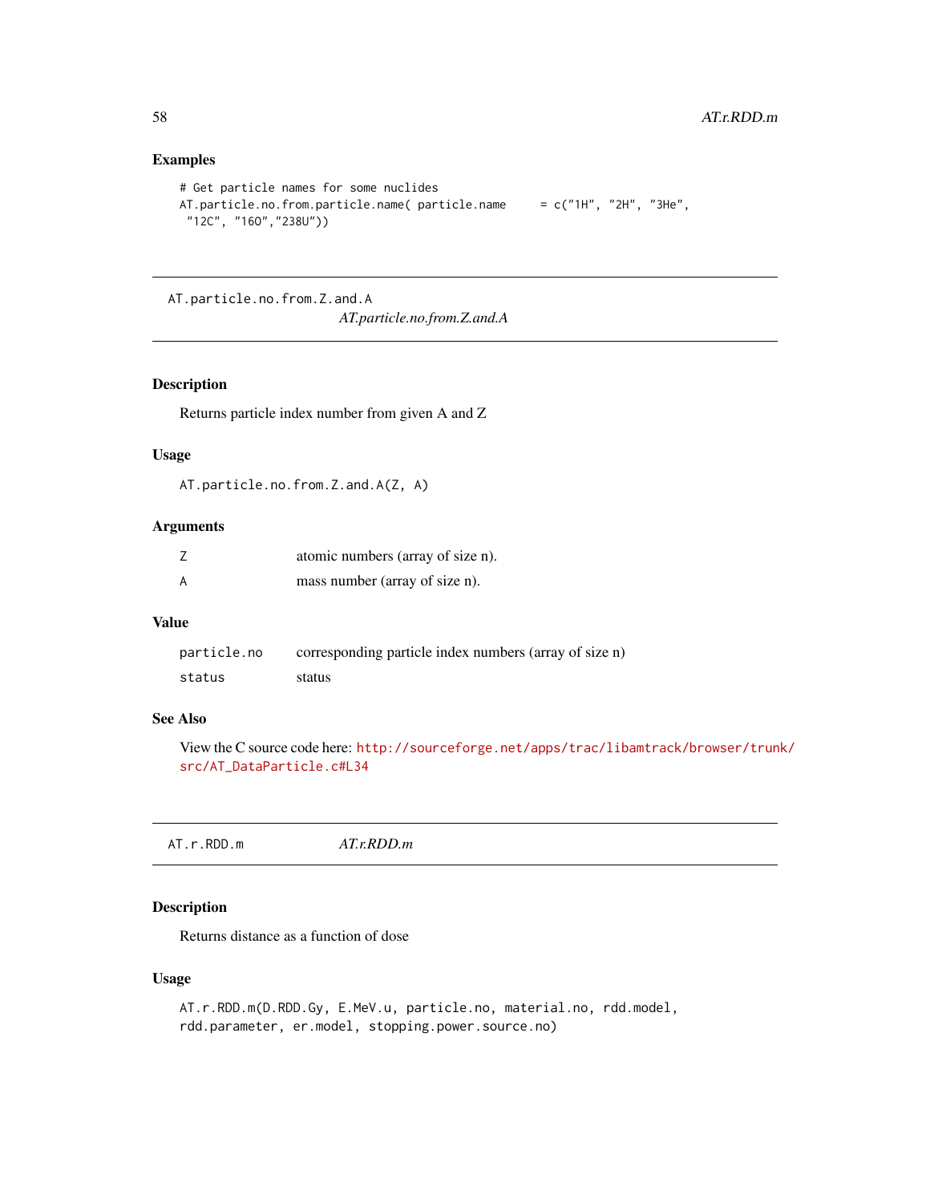### Examples

```
# Get particle names for some nuclides
AT.particle.no.from.particle.name( particle.name     = c("1H", "2H", "3He",
 "12C", "16O","238U"))
```

---

## AT.particle.no.from.Z.and.A

*AT.particle.no.from.Z.and.A*

### Description

Returns particle index number from given A and Z

### Usage

```
AT.particle.no.from.Z.and.A(Z, A)
```

### Arguments

| | |
|---|---|
| Z | atomic numbers (array of size n). |
| A | mass number (array of size n). |

### Value

| | |
|---|---|
| particle.no | corresponding particle index numbers (array of size n) |
| status | status |

### See Also

View the C source code here: http://sourceforge.net/apps/trac/libamtrack/browser/trunk/src/AT_DataParticle.c#L34

---

## AT.r.RDD.m

*AT.r.RDD.m*

### Description

Returns distance as a function of dose

### Usage

```
AT.r.RDD.m(D.RDD.Gy, E.MeV.u, particle.no, material.no, rdd.model,
rdd.parameter, er.model, stopping.power.source.no)
```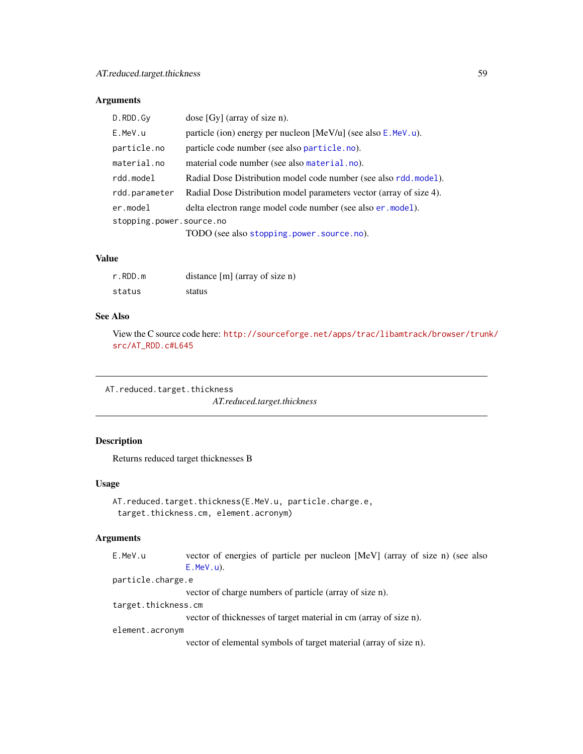### Arguments

| | |
|---|---|
| `D.RDD.Gy` | dose [Gy] (array of size n). |
| `E.MeV.u` | particle (ion) energy per nucleon [MeV/u] (see also `E.MeV.u`). |
| `particle.no` | particle code number (see also `particle.no`). |
| `material.no` | material code number (see also `material.no`). |
| `rdd.model` | Radial Dose Distribution model code number (see also `rdd.model`). |
| `rdd.parameter` | Radial Dose Distribution model parameters vector (array of size 4). |
| `er.model` | delta electron range model code number (see also `er.model`). |
| `stopping.power.source.no` | TODO (see also `stopping.power.source.no`). |

### Value

| | |
|---|---|
| `r.RDD.m` | distance [m] (array of size n) |
| `status` | status |

### See Also

View the C source code here: http://sourceforge.net/apps/trac/libamtrack/browser/trunk/src/AT_RDD.c#L645

---

`AT.reduced.target.thickness` *AT.reduced.target.thickness*

---

### Description

Returns reduced target thicknesses B

### Usage

```
AT.reduced.target.thickness(E.MeV.u, particle.charge.e,
 target.thickness.cm, element.acronym)
```

### Arguments

| | |
|---|---|
| `E.MeV.u` | vector of energies of particle per nucleon [MeV] (array of size n) (see also `E.MeV.u`). |
| `particle.charge.e` | vector of charge numbers of particle (array of size n). |
| `target.thickness.cm` | vector of thicknesses of target material in cm (array of size n). |
| `element.acronym` | vector of elemental symbols of target material (array of size n). |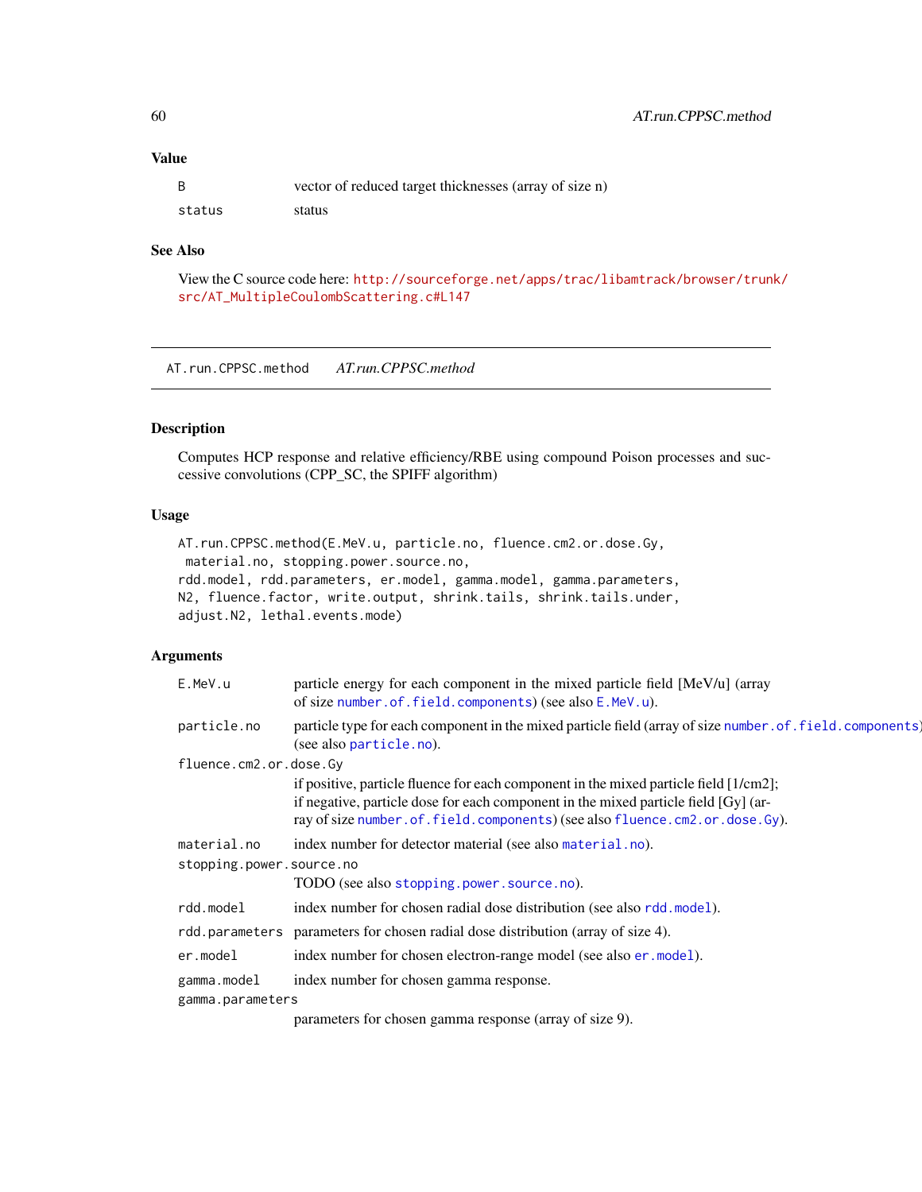## Value

| | |
|---|---|
| B | vector of reduced target thicknesses (array of size n) |
| status | status |

## See Also

View the C source code here: http://sourceforge.net/apps/trac/libamtrack/browser/trunk/src/AT_MultipleCoulombScattering.c#L147

---

# AT.run.CPPSC.method — *AT.run.CPPSC.method*

## Description

Computes HCP response and relative efficiency/RBE using compound Poison processes and successive convolutions (CPP_SC, the SPIFF algorithm)

## Usage

```
AT.run.CPPSC.method(E.MeV.u, particle.no, fluence.cm2.or.dose.Gy,
 material.no, stopping.power.source.no,
rdd.model, rdd.parameters, er.model, gamma.model, gamma.parameters,
N2, fluence.factor, write.output, shrink.tails, shrink.tails.under,
adjust.N2, lethal.events.mode)
```

## Arguments

| | |
|---|---|
| E.MeV.u | particle energy for each component in the mixed particle field [MeV/u] (array of size number.of.field.components) (see also E.MeV.u). |
| particle.no | particle type for each component in the mixed particle field (array of size number.of.field.components) (see also particle.no). |
| fluence.cm2.or.dose.Gy | if positive, particle fluence for each component in the mixed particle field [1/cm2]; if negative, particle dose for each component in the mixed particle field [Gy] (array of size number.of.field.components) (see also fluence.cm2.or.dose.Gy). |
| material.no | index number for detector material (see also material.no). |
| stopping.power.source.no | TODO (see also stopping.power.source.no). |
| rdd.model | index number for chosen radial dose distribution (see also rdd.model). |
| rdd.parameters | parameters for chosen radial dose distribution (array of size 4). |
| er.model | index number for chosen electron-range model (see also er.model). |
| gamma.model | index number for chosen gamma response. |
| gamma.parameters | parameters for chosen gamma response (array of size 9). |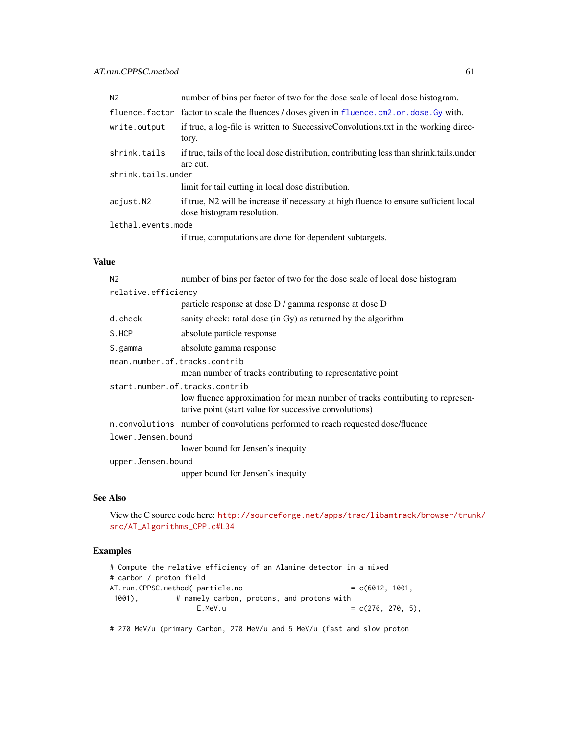| | |
|---|---|
| `N2` | number of bins per factor of two for the dose scale of local dose histogram. |
| `fluence.factor` | factor to scale the fluences / doses given in `fluence.cm2.or.dose.Gy` with. |
| `write.output` | if true, a log-file is written to SuccessiveConvolutions.txt in the working directory. |
| `shrink.tails` | if true, tails of the local dose distribution, contributing less than shrink.tails.under are cut. |
| `shrink.tails.under` | limit for tail cutting in local dose distribution. |
| `adjust.N2` | if true, N2 will be increase if necessary at high fluence to ensure sufficient local dose histogram resolution. |
| `lethal.events.mode` | if true, computations are done for dependent subtargets. |

## Value

| | |
|---|---|
| `N2` | number of bins per factor of two for the dose scale of local dose histogram |
| `relative.efficiency` | particle response at dose D / gamma response at dose D |
| `d.check` | sanity check: total dose (in Gy) as returned by the algorithm |
| `S.HCP` | absolute particle response |
| `S.gamma` | absolute gamma response |
| `mean.number.of.tracks.contrib` | mean number of tracks contributing to representative point |
| `start.number.of.tracks.contrib` | low fluence approximation for mean number of tracks contributing to representative point (start value for successive convolutions) |
| `n.convolutions` | number of convolutions performed to reach requested dose/fluence |
| `lower.Jensen.bound` | lower bound for Jensen's inequity |
| `upper.Jensen.bound` | upper bound for Jensen's inequity |

## See Also

View the C source code here: http://sourceforge.net/apps/trac/libamtrack/browser/trunk/src/AT_Algorithms_CPP.c#L34

## Examples

```
# Compute the relative efficiency of an Alanine detector in a mixed
# carbon / proton field
AT.run.CPPSC.method( particle.no                          = c(6012, 1001,
 1001),         # namely carbon, protons, and protons with
                    E.MeV.u                               = c(270, 270, 5),

# 270 MeV/u (primary Carbon, 270 MeV/u and 5 MeV/u (fast and slow proton
```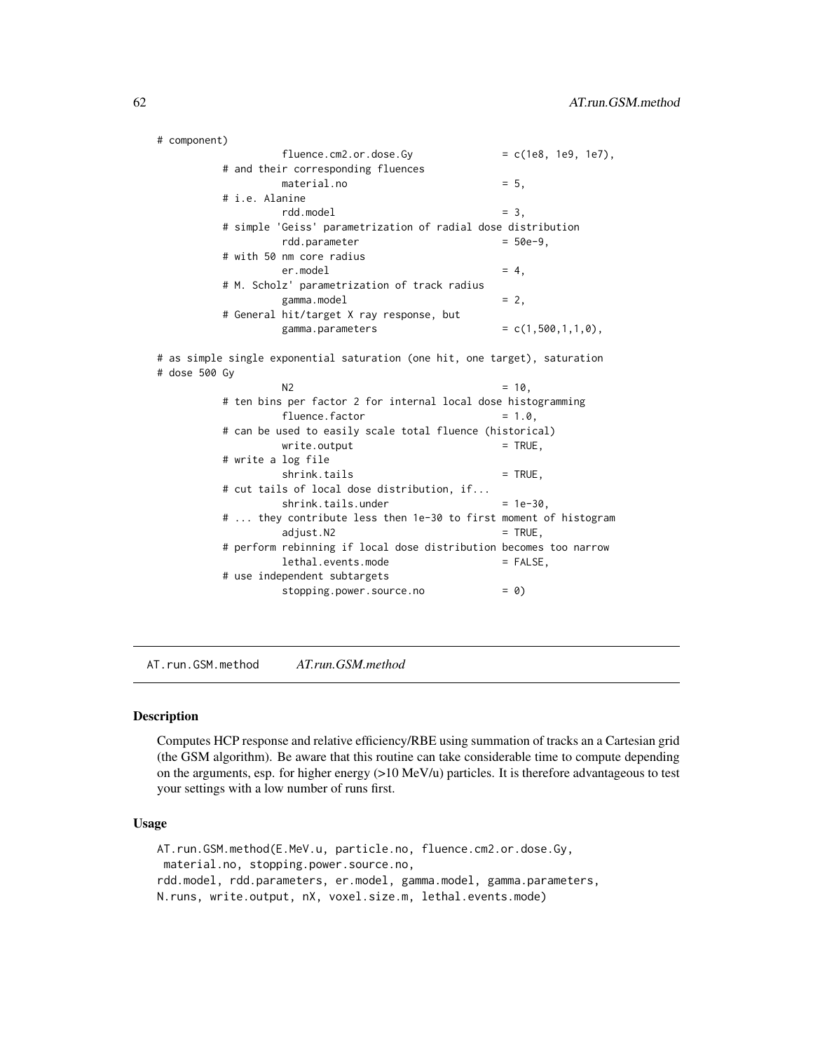```
# component)
                    fluence.cm2.or.dose.Gy              = c(1e8, 1e9, 1e7),
           # and their corresponding fluences
                    material.no                         = 5,
           # i.e. Alanine
                    rdd.model                           = 3,
           # simple 'Geiss' parametrization of radial dose distribution
                    rdd.parameter                       = 50e-9,
           # with 50 nm core radius
                    er.model                            = 4,
           # M. Scholz' parametrization of track radius
                    gamma.model                         = 2,
           # General hit/target X ray response, but
                    gamma.parameters                    = c(1,500,1,1,0),

# as simple single exponential saturation (one hit, one target), saturation
# dose 500 Gy
                    N2                                  = 10,
           # ten bins per factor 2 for internal local dose histogramming
                    fluence.factor                      = 1.0,
           # can be used to easily scale total fluence (historical)
                    write.output                        = TRUE,
           # write a log file
                    shrink.tails                        = TRUE,
           # cut tails of local dose distribution, if...
                    shrink.tails.under                  = 1e-30,
           # ... they contribute less then 1e-30 to first moment of histogram
                    adjust.N2                           = TRUE,
           # perform rebinning if local dose distribution becomes too narrow
                    lethal.events.mode                  = FALSE,
           # use independent subtargets
                    stopping.power.source.no            = 0)
```

## AT.run.GSM.method    *AT.run.GSM.method*

### Description

Computes HCP response and relative efficiency/RBE using summation of tracks an a Cartesian grid (the GSM algorithm). Be aware that this routine can take considerable time to compute depending on the arguments, esp. for higher energy (>10 MeV/u) particles. It is therefore advantageous to test your settings with a low number of runs first.

### Usage

```
AT.run.GSM.method(E.MeV.u, particle.no, fluence.cm2.or.dose.Gy,
 material.no, stopping.power.source.no,
rdd.model, rdd.parameters, er.model, gamma.model, gamma.parameters,
N.runs, write.output, nX, voxel.size.m, lethal.events.mode)
```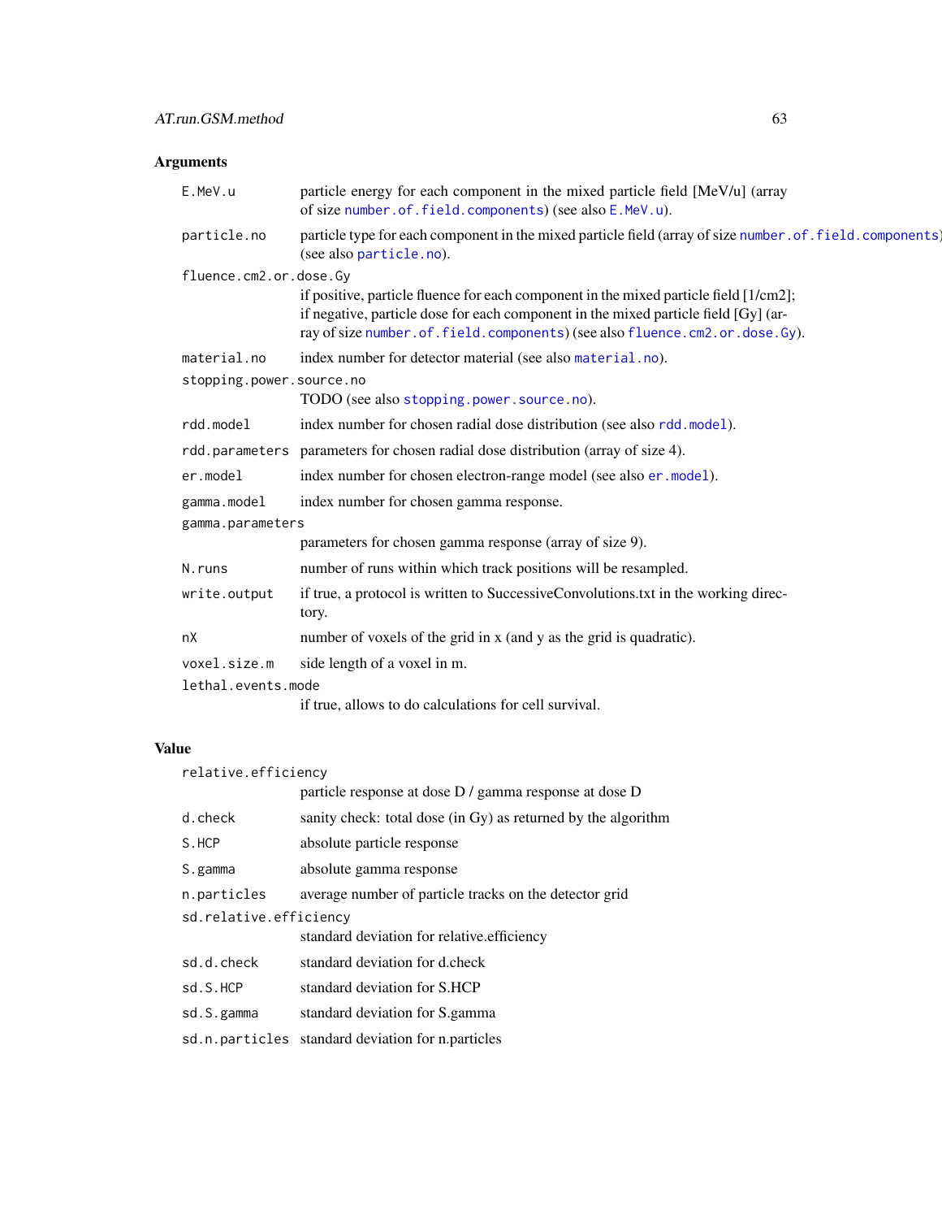## Arguments

| | |
|---|---|
| `E.MeV.u` | particle energy for each component in the mixed particle field [MeV/u] (array of size `number.of.field.components`) (see also `E.MeV.u`). |
| `particle.no` | particle type for each component in the mixed particle field (array of size `number.of.field.components`) (see also `particle.no`). |
| `fluence.cm2.or.dose.Gy` | if positive, particle fluence for each component in the mixed particle field [1/cm2]; if negative, particle dose for each component in the mixed particle field [Gy] (array of size `number.of.field.components`) (see also `fluence.cm2.or.dose.Gy`). |
| `material.no` | index number for detector material (see also `material.no`). |
| `stopping.power.source.no` | TODO (see also `stopping.power.source.no`). |
| `rdd.model` | index number for chosen radial dose distribution (see also `rdd.model`). |
| `rdd.parameters` | parameters for chosen radial dose distribution (array of size 4). |
| `er.model` | index number for chosen electron-range model (see also `er.model`). |
| `gamma.model` | index number for chosen gamma response. |
| `gamma.parameters` | parameters for chosen gamma response (array of size 9). |
| `N.runs` | number of runs within which track positions will be resampled. |
| `write.output` | if true, a protocol is written to SuccessiveConvolutions.txt in the working directory. |
| `nX` | number of voxels of the grid in x (and y as the grid is quadratic). |
| `voxel.size.m` | side length of a voxel in m. |
| `lethal.events.mode` | if true, allows to do calculations for cell survival. |

## Value

| | |
|---|---|
| `relative.efficiency` | particle response at dose D / gamma response at dose D |
| `d.check` | sanity check: total dose (in Gy) as returned by the algorithm |
| `S.HCP` | absolute particle response |
| `S.gamma` | absolute gamma response |
| `n.particles` | average number of particle tracks on the detector grid |
| `sd.relative.efficiency` | standard deviation for relative.efficiency |
| `sd.d.check` | standard deviation for d.check |
| `sd.S.HCP` | standard deviation for S.HCP |
| `sd.S.gamma` | standard deviation for S.gamma |
| `sd.n.particles` | standard deviation for n.particles |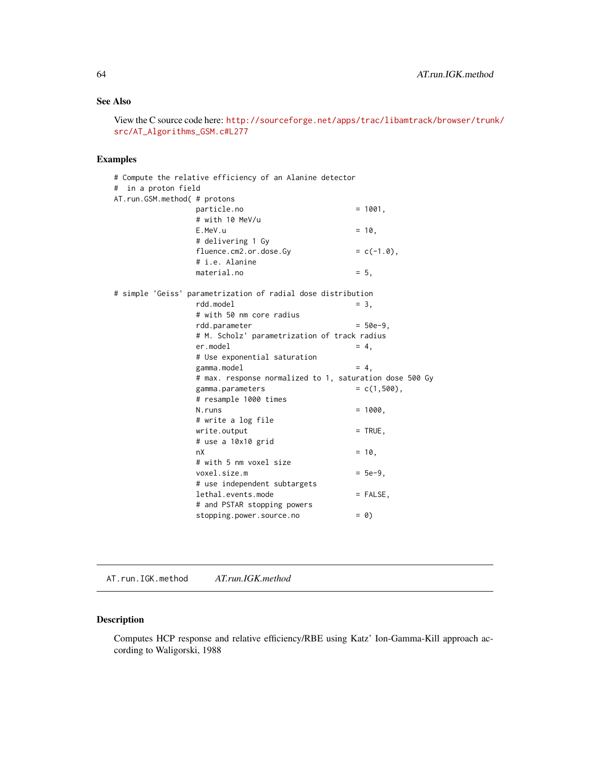## See Also

View the C source code here: http://sourceforge.net/apps/trac/libamtrack/browser/trunk/src/AT_Algorithms_GSM.c#L277

## Examples

```
# Compute the relative efficiency of an Alanine detector
#  in a proton field
AT.run.GSM.method( # protons
                   particle.no                         = 1001,
                   # with 10 MeV/u
                   E.MeV.u                             = 10,
                   # delivering 1 Gy
                   fluence.cm2.or.dose.Gy              = c(-1.0),
                   # i.e. Alanine
                   material.no                         = 5,

# simple 'Geiss' parametrization of radial dose distribution
                   rdd.model                           = 3,
                   # with 50 nm core radius
                   rdd.parameter                       = 50e-9,
                   # M. Scholz' parametrization of track radius
                   er.model                            = 4,
                   # Use exponential saturation
                   gamma.model                         = 4,
                   # max. response normalized to 1, saturation dose 500 Gy
                   gamma.parameters                    = c(1,500),
                   # resample 1000 times
                   N.runs                              = 1000,
                   # write a log file
                   write.output                        = TRUE,
                   # use a 10x10 grid
                   nX                                  = 10,
                   # with 5 nm voxel size
                   voxel.size.m                        = 5e-9,
                   # use independent subtargets
                   lethal.events.mode                  = FALSE,
                   # and PSTAR stopping powers
                   stopping.power.source.no            = 0)
```

---

# AT.run.IGK.method    *AT.run.IGK.method*

---

## Description

Computes HCP response and relative efficiency/RBE using Katz' Ion-Gamma-Kill approach according to Waligorski, 1988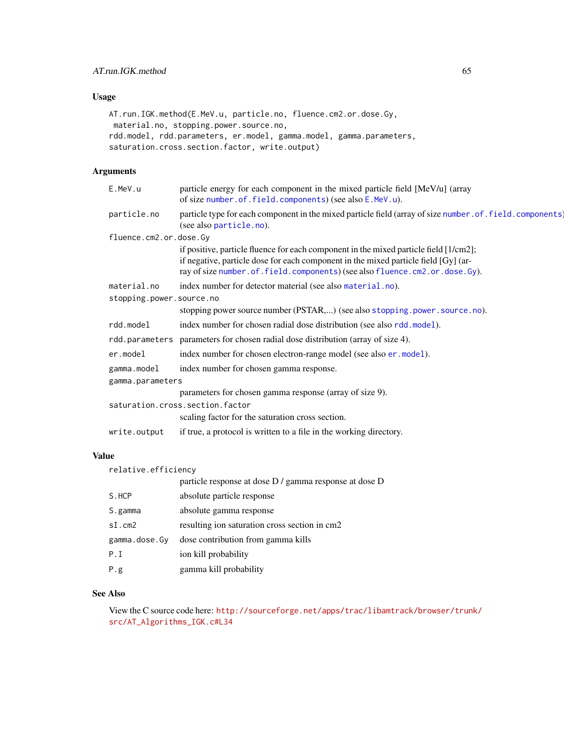### Usage

```
AT.run.IGK.method(E.MeV.u, particle.no, fluence.cm2.or.dose.Gy,
 material.no, stopping.power.source.no,
rdd.model, rdd.parameters, er.model, gamma.model, gamma.parameters,
saturation.cross.section.factor, write.output)
```

### Arguments

| | |
|---|---|
| `E.MeV.u` | particle energy for each component in the mixed particle field [MeV/u] (array of size `number.of.field.components`) (see also `E.MeV.u`). |
| `particle.no` | particle type for each component in the mixed particle field (array of size `number.of.field.components`) (see also `particle.no`). |
| `fluence.cm2.or.dose.Gy` | if positive, particle fluence for each component in the mixed particle field [1/cm2]; if negative, particle dose for each component in the mixed particle field [Gy] (array of size `number.of.field.components`) (see also `fluence.cm2.or.dose.Gy`). |
| `material.no` | index number for detector material (see also `material.no`). |
| `stopping.power.source.no` | stopping power source number (PSTAR,...) (see also `stopping.power.source.no`). |
| `rdd.model` | index number for chosen radial dose distribution (see also `rdd.model`). |
| `rdd.parameters` | parameters for chosen radial dose distribution (array of size 4). |
| `er.model` | index number for chosen electron-range model (see also `er.model`). |
| `gamma.model` | index number for chosen gamma response. |
| `gamma.parameters` | parameters for chosen gamma response (array of size 9). |
| `saturation.cross.section.factor` | scaling factor for the saturation cross section. |
| `write.output` | if true, a protocol is written to a file in the working directory. |

### Value

| | |
|---|---|
| `relative.efficiency` | particle response at dose D / gamma response at dose D |
| `S.HCP` | absolute particle response |
| `S.gamma` | absolute gamma response |
| `sI.cm2` | resulting ion saturation cross section in cm2 |
| `gamma.dose.Gy` | dose contribution from gamma kills |
| `P.I` | ion kill probability |
| `P.g` | gamma kill probability |

### See Also

View the C source code here: http://sourceforge.net/apps/trac/libamtrack/browser/trunk/src/AT_Algorithms_IGK.c#L34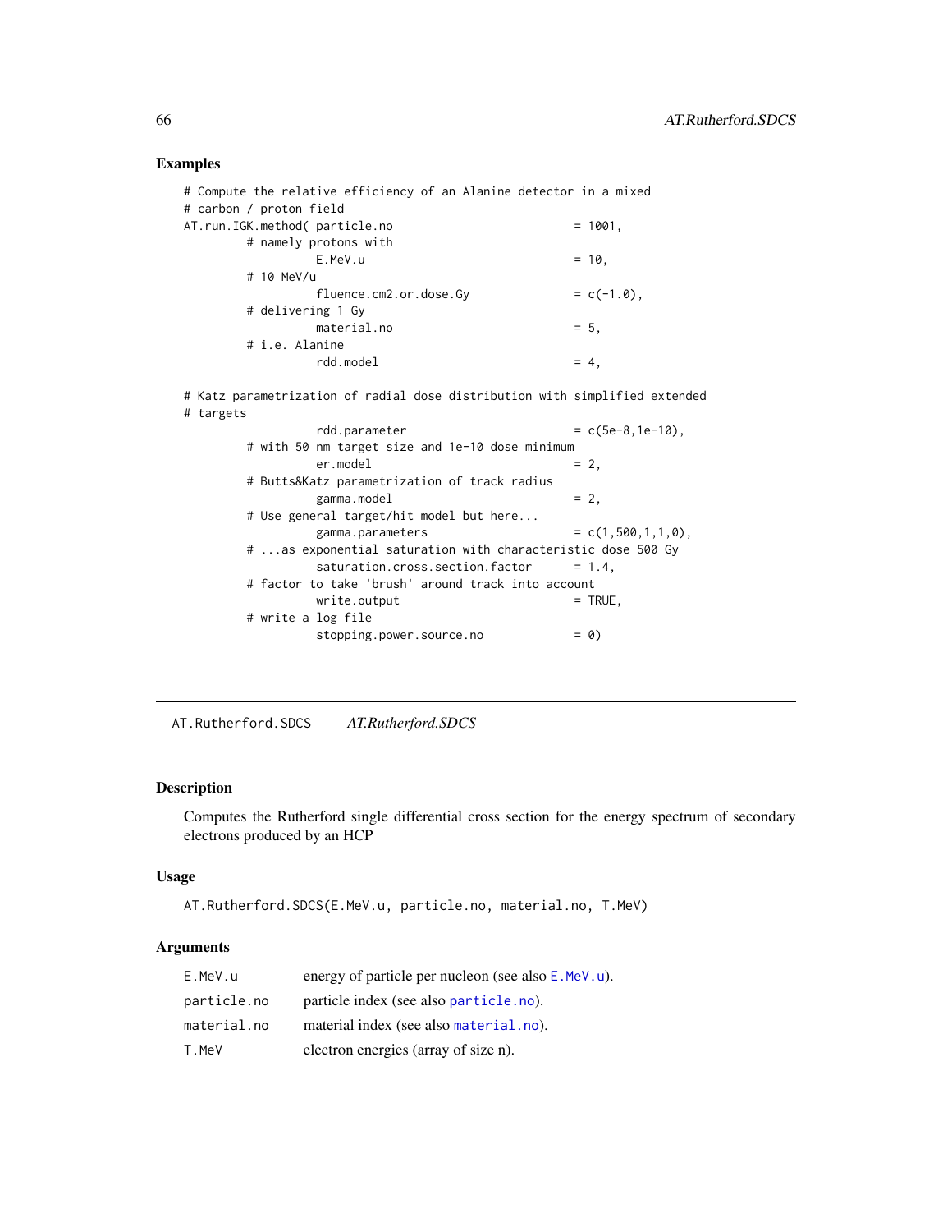## Examples

```
# Compute the relative efficiency of an Alanine detector in a mixed
# carbon / proton field
AT.run.IGK.method( particle.no                      = 1001,
         # namely protons with
                   E.MeV.u                          = 10,
         # 10 MeV/u
                   fluence.cm2.or.dose.Gy           = c(-1.0),
         # delivering 1 Gy
                   material.no                      = 5,
         # i.e. Alanine
                   rdd.model                        = 4,

# Katz parametrization of radial dose distribution with simplified extended
# targets
                   rdd.parameter                    = c(5e-8,1e-10),
         # with 50 nm target size and 1e-10 dose minimum
                   er.model                         = 2,
         # Butts&Katz parametrization of track radius
                   gamma.model                      = 2,
         # Use general target/hit model but here...
                   gamma.parameters                 = c(1,500,1,1,0),
         # ...as exponential saturation with characteristic dose 500 Gy
                   saturation.cross.section.factor  = 1.4,
         # factor to take 'brush' around track into account
                   write.output                     = TRUE,
         # write a log file
                   stopping.power.source.no         = 0)
```

---

AT.Rutherford.SDCS *AT.Rutherford.SDCS*

---

## Description

Computes the Rutherford single differential cross section for the energy spectrum of secondary electrons produced by an HCP

## Usage

```
AT.Rutherford.SDCS(E.MeV.u, particle.no, material.no, T.MeV)
```

## Arguments

| | |
|---|---|
| E.MeV.u | energy of particle per nucleon (see also E.MeV.u). |
| particle.no | particle index (see also particle.no). |
| material.no | material index (see also material.no). |
| T.MeV | electron energies (array of size n). |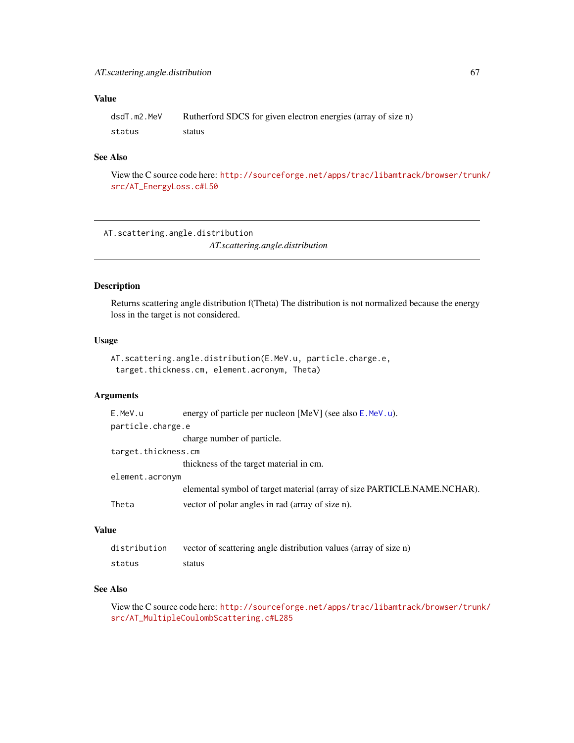### Value

| | |
|---|---|
| `dsdT.m2.MeV` | Rutherford SDCS for given electron energies (array of size n) |
| `status` | status |

### See Also

View the C source code here: http://sourceforge.net/apps/trac/libamtrack/browser/trunk/src/AT_EnergyLoss.c#L50

---

## AT.scattering.angle.distribution

*AT.scattering.angle.distribution*

### Description

Returns scattering angle distribution f(Theta) The distribution is not normalized because the energy loss in the target is not considered.

### Usage

```
AT.scattering.angle.distribution(E.MeV.u, particle.charge.e,
 target.thickness.cm, element.acronym, Theta)
```

### Arguments

| | |
|---|---|
| `E.MeV.u` | energy of particle per nucleon [MeV] (see also `E.MeV.u`). |
| `particle.charge.e` | charge number of particle. |
| `target.thickness.cm` | thickness of the target material in cm. |
| `element.acronym` | elemental symbol of target material (array of size PARTICLE.NAME.NCHAR). |
| `Theta` | vector of polar angles in rad (array of size n). |

### Value

| | |
|---|---|
| `distribution` | vector of scattering angle distribution values (array of size n) |
| `status` | status |

### See Also

View the C source code here: http://sourceforge.net/apps/trac/libamtrack/browser/trunk/src/AT_MultipleCoulombScattering.c#L285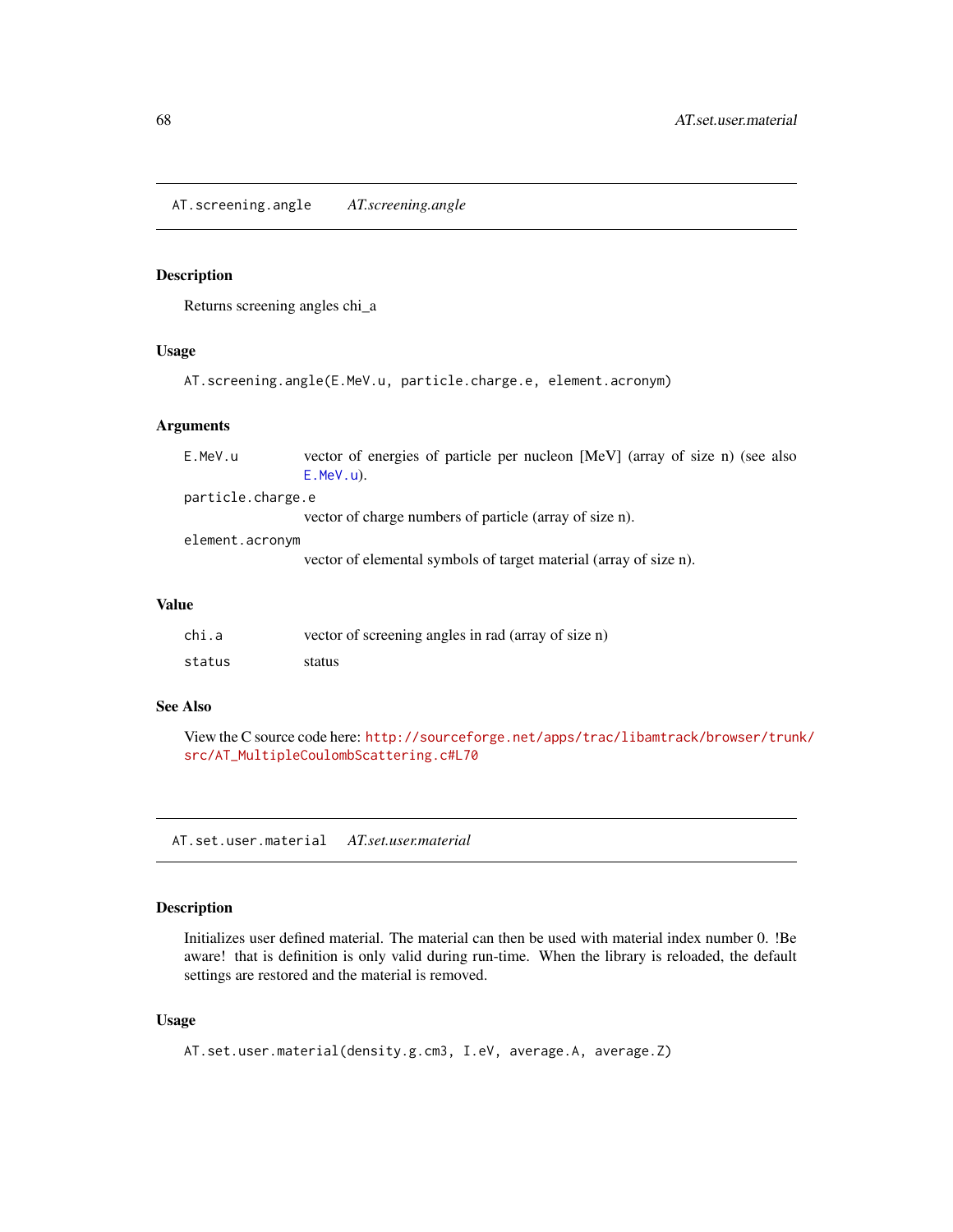## AT.screening.angle *AT.screening.angle*

### Description

Returns screening angles chi_a

### Usage

```
AT.screening.angle(E.MeV.u, particle.charge.e, element.acronym)
```

### Arguments

| | |
|---|---|
| E.MeV.u | vector of energies of particle per nucleon [MeV] (array of size n) (see also E.MeV.u). |
| particle.charge.e | vector of charge numbers of particle (array of size n). |
| element.acronym | vector of elemental symbols of target material (array of size n). |

### Value

| | |
|---|---|
| chi.a | vector of screening angles in rad (array of size n) |
| status | status |

### See Also

View the C source code here: http://sourceforge.net/apps/trac/libamtrack/browser/trunk/src/AT_MultipleCoulombScattering.c#L70

## AT.set.user.material *AT.set.user.material*

### Description

Initializes user defined material. The material can then be used with material index number 0. !Be aware! that is definition is only valid during run-time. When the library is reloaded, the default settings are restored and the material is removed.

### Usage

```
AT.set.user.material(density.g.cm3, I.eV, average.A, average.Z)
```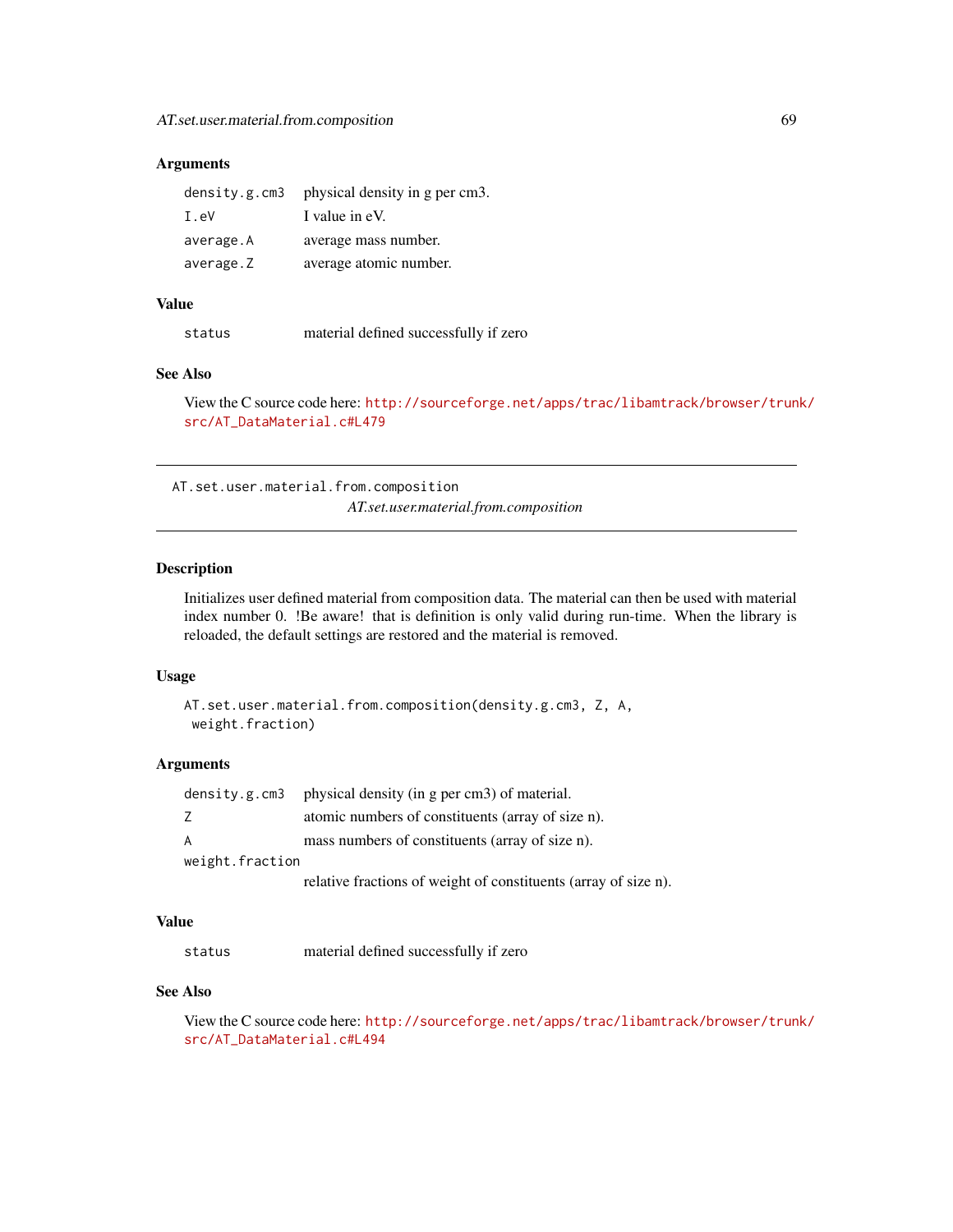### Arguments

| | |
|---|---|
| `density.g.cm3` | physical density in g per cm3. |
| `I.eV` | I value in eV. |
| `average.A` | average mass number. |
| `average.Z` | average atomic number. |

### Value

| | |
|---|---|
| `status` | material defined successfully if zero |

### See Also

View the C source code here: http://sourceforge.net/apps/trac/libamtrack/browser/trunk/src/AT_DataMaterial.c#L479

---

## AT.set.user.material.from.composition

*AT.set.user.material.from.composition*

---

### Description

Initializes user defined material from composition data. The material can then be used with material index number 0. !Be aware! that is definition is only valid during run-time. When the library is reloaded, the default settings are restored and the material is removed.

### Usage

```
AT.set.user.material.from.composition(density.g.cm3, Z, A,
 weight.fraction)
```

### Arguments

| | |
|---|---|
| `density.g.cm3` | physical density (in g per cm3) of material. |
| `Z` | atomic numbers of constituents (array of size n). |
| `A` | mass numbers of constituents (array of size n). |
| `weight.fraction` | relative fractions of weight of constituents (array of size n). |

### Value

| | |
|---|---|
| `status` | material defined successfully if zero |

### See Also

View the C source code here: http://sourceforge.net/apps/trac/libamtrack/browser/trunk/src/AT_DataMaterial.c#L494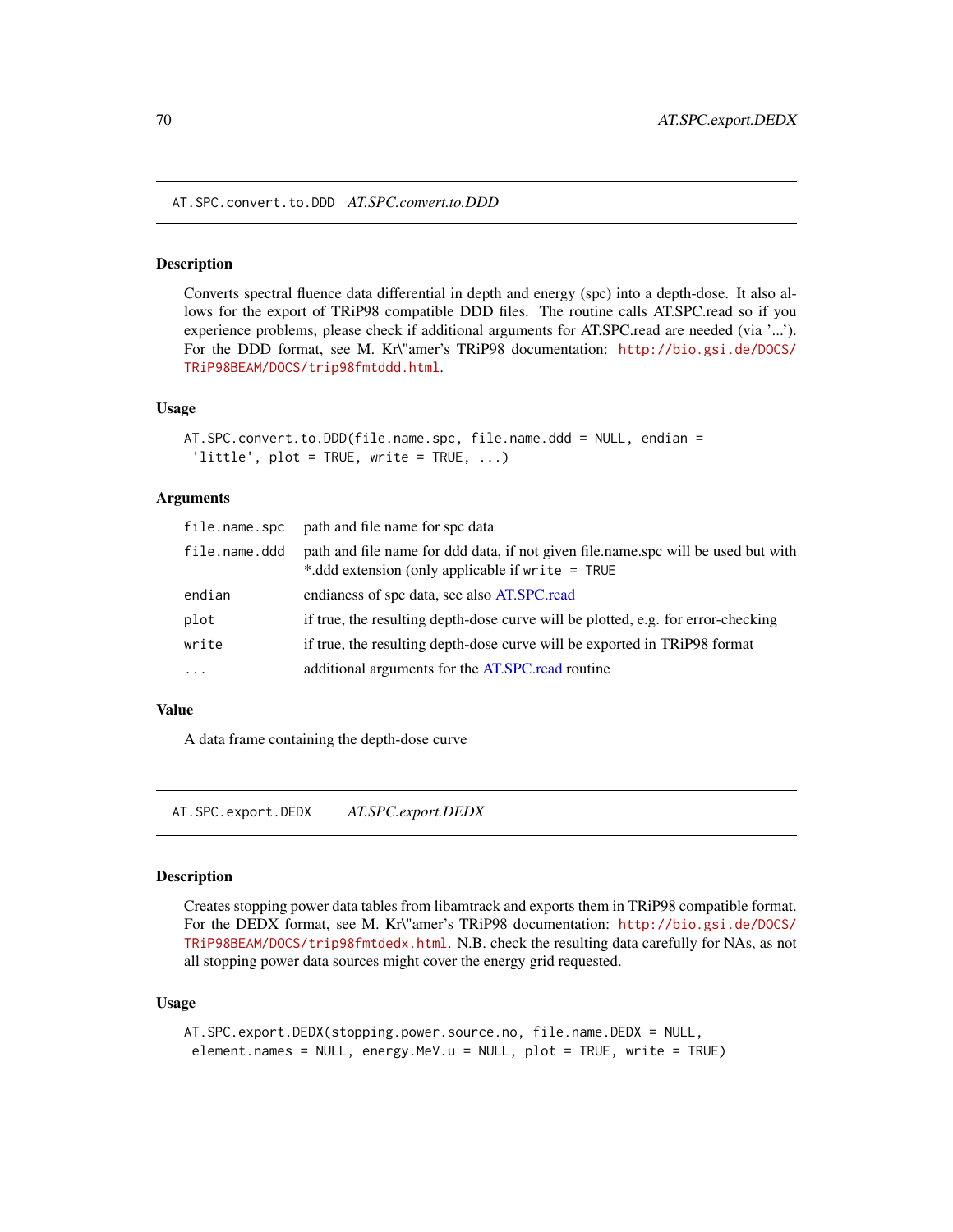## AT.SPC.convert.to.DDD *AT.SPC.convert.to.DDD*

### Description

Converts spectral fluence data differential in depth and energy (spc) into a depth-dose. It also allows for the export of TRiP98 compatible DDD files. The routine calls AT.SPC.read so if you experience problems, please check if additional arguments for AT.SPC.read are needed (via '...'). For the DDD format, see M. Kr\"amer's TRiP98 documentation: http://bio.gsi.de/DOCS/TRiP98BEAM/DOCS/trip98fmtddd.html.

### Usage

```
AT.SPC.convert.to.DDD(file.name.spc, file.name.ddd = NULL, endian =
 'little', plot = TRUE, write = TRUE, ...)
```

### Arguments

| | |
|---|---|
| `file.name.spc` | path and file name for spc data |
| `file.name.ddd` | path and file name for ddd data, if not given file.name.spc will be used but with *.ddd extension (only applicable if `write = TRUE` |
| `endian` | endianess of spc data, see also AT.SPC.read |
| `plot` | if true, the resulting depth-dose curve will be plotted, e.g. for error-checking |
| `write` | if true, the resulting depth-dose curve will be exported in TRiP98 format |
| `...` | additional arguments for the AT.SPC.read routine |

### Value

A data frame containing the depth-dose curve

## AT.SPC.export.DEDX *AT.SPC.export.DEDX*

### Description

Creates stopping power data tables from libamtrack and exports them in TRiP98 compatible format. For the DEDX format, see M. Kr\"amer's TRiP98 documentation: http://bio.gsi.de/DOCS/TRiP98BEAM/DOCS/trip98fmtdedx.html. N.B. check the resulting data carefully for NAs, as not all stopping power data sources might cover the energy grid requested.

### Usage

```
AT.SPC.export.DEDX(stopping.power.source.no, file.name.DEDX = NULL,
 element.names = NULL, energy.MeV.u = NULL, plot = TRUE, write = TRUE)
```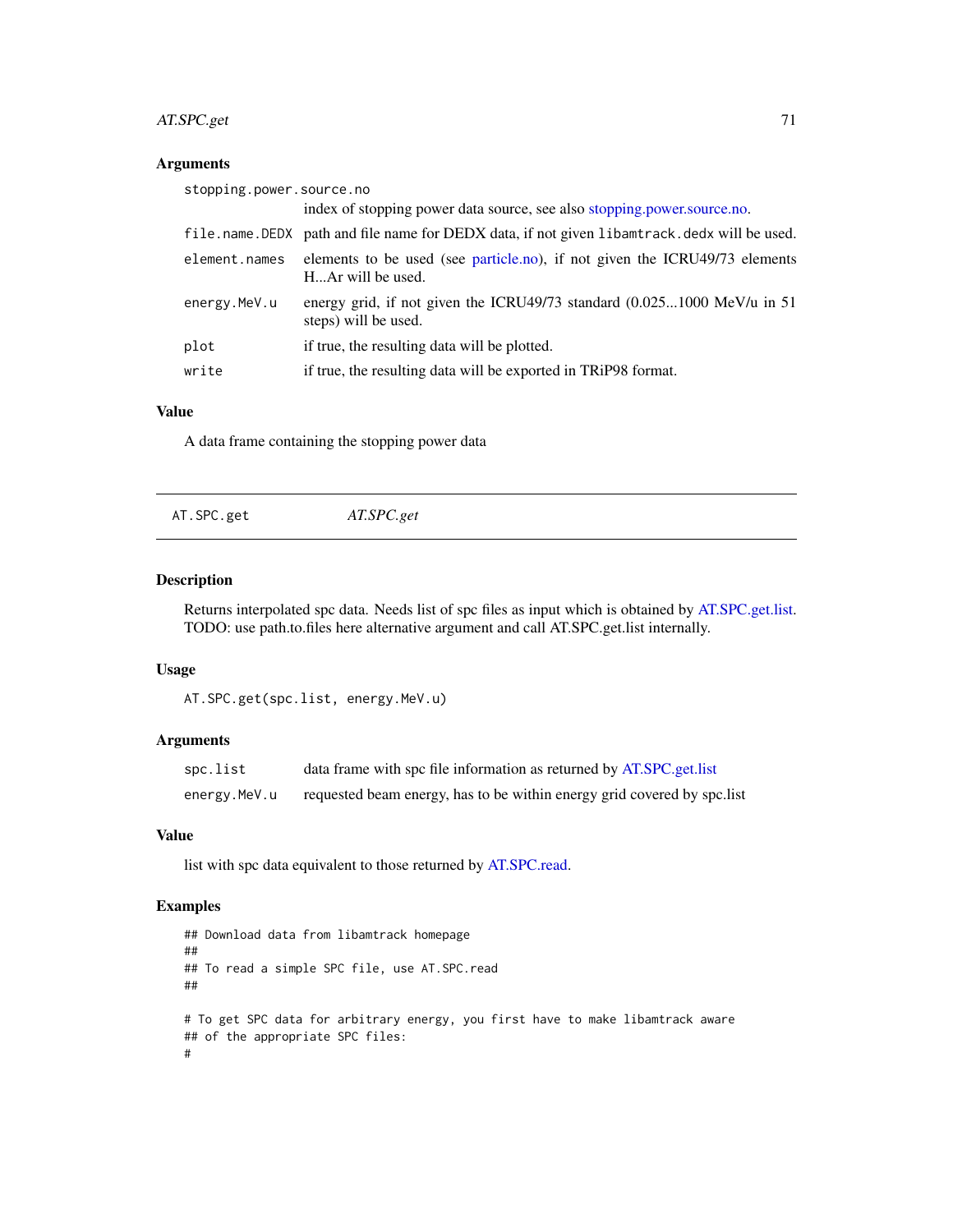### Arguments

| | |
|---|---|
| `stopping.power.source.no` | index of stopping power data source, see also stopping.power.source.no. |
| `file.name.DEDX` | path and file name for DEDX data, if not given `libamtrack.dedx` will be used. |
| `element.names` | elements to be used (see particle.no), if not given the ICRU49/73 elements H...Ar will be used. |
| `energy.MeV.u` | energy grid, if not given the ICRU49/73 standard (0.025...1000 MeV/u in 51 steps) will be used. |
| `plot` | if true, the resulting data will be plotted. |
| `write` | if true, the resulting data will be exported in TRiP98 format. |

### Value

A data frame containing the stopping power data

---

## AT.SPC.get    *AT.SPC.get*

---

### Description

Returns interpolated spc data. Needs list of spc files as input which is obtained by AT.SPC.get.list. TODO: use path.to.files here alternative argument and call AT.SPC.get.list internally.

### Usage

```
AT.SPC.get(spc.list, energy.MeV.u)
```

### Arguments

| | |
|---|---|
| `spc.list` | data frame with spc file information as returned by AT.SPC.get.list |
| `energy.MeV.u` | requested beam energy, has to be within energy grid covered by spc.list |

### Value

list with spc data equivalent to those returned by AT.SPC.read.

### Examples

```
## Download data from libamtrack homepage
##
## To read a simple SPC file, use AT.SPC.read
##

# To get SPC data for arbitrary energy, you first have to make libamtrack aware
## of the appropriate SPC files:
#
```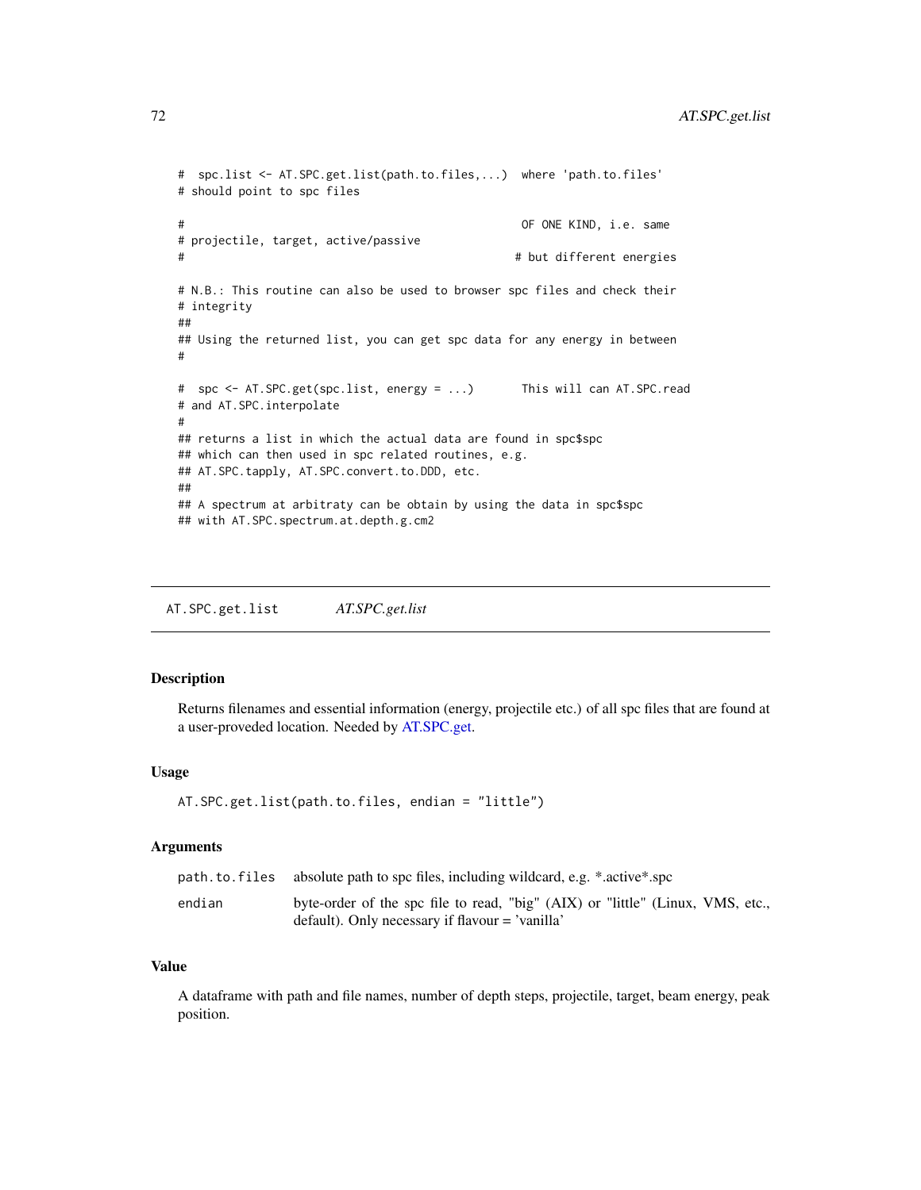```
#  spc.list <- AT.SPC.get.list(path.to.files,...)  where 'path.to.files'
# should point to spc files

#                                                  OF ONE KIND, i.e. same
# projectile, target, active/passive
#                                                 # but different energies

# N.B.: This routine can also be used to browser spc files and check their
# integrity
##
## Using the returned list, you can get spc data for any energy in between
#

#  spc <- AT.SPC.get(spc.list, energy = ...)       This will can AT.SPC.read
# and AT.SPC.interpolate
#
## returns a list in which the actual data are found in spc$spc
## which can then used in spc related routines, e.g.
## AT.SPC.tapply, AT.SPC.convert.to.DDD, etc.
##
## A spectrum at arbitraty can be obtain by using the data in spc$spc
## with AT.SPC.spectrum.at.depth.g.cm2
```

## AT.SPC.get.list *AT.SPC.get.list*

### Description

Returns filenames and essential information (energy, projectile etc.) of all spc files that are found at a user-proveded location. Needed by AT.SPC.get.

### Usage

```
AT.SPC.get.list(path.to.files, endian = "little")
```

### Arguments

| | |
|---|---|
| `path.to.files` | absolute path to spc files, including wildcard, e.g. *.active*.spc |
| `endian` | byte-order of the spc file to read, "big" (AIX) or "little" (Linux, VMS, etc., default). Only necessary if flavour = 'vanilla' |

### Value

A dataframe with path and file names, number of depth steps, projectile, target, beam energy, peak position.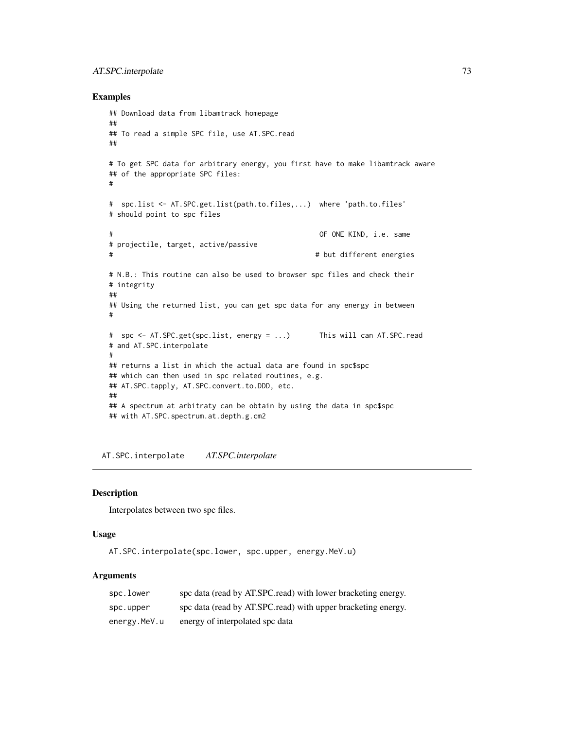## Examples

```
## Download data from libamtrack homepage
##
## To read a simple SPC file, use AT.SPC.read
##

# To get SPC data for arbitrary energy, you first have to make libamtrack aware
## of the appropriate SPC files:
#

#  spc.list <- AT.SPC.get.list(path.to.files,...)  where 'path.to.files'
# should point to spc files

#                                                   OF ONE KIND, i.e. same
# projectile, target, active/passive
#                                                  # but different energies

# N.B.: This routine can also be used to browser spc files and check their
# integrity
##
## Using the returned list, you can get spc data for any energy in between
#

#  spc <- AT.SPC.get(spc.list, energy = ...)       This will can AT.SPC.read
# and AT.SPC.interpolate
#
## returns a list in which the actual data are found in spc$spc
## which can then used in spc related routines, e.g.
## AT.SPC.tapply, AT.SPC.convert.to.DDD, etc.
##
## A spectrum at arbitraty can be obtain by using the data in spc$spc
## with AT.SPC.spectrum.at.depth.g.cm2
```

---

# AT.SPC.interpolate    *AT.SPC.interpolate*

## Description

Interpolates between two spc files.

## Usage

```
AT.SPC.interpolate(spc.lower, spc.upper, energy.MeV.u)
```

## Arguments

| | |
|---|---|
| `spc.lower` | spc data (read by AT.SPC.read) with lower bracketing energy. |
| `spc.upper` | spc data (read by AT.SPC.read) with upper bracketing energy. |
| `energy.MeV.u` | energy of interpolated spc data |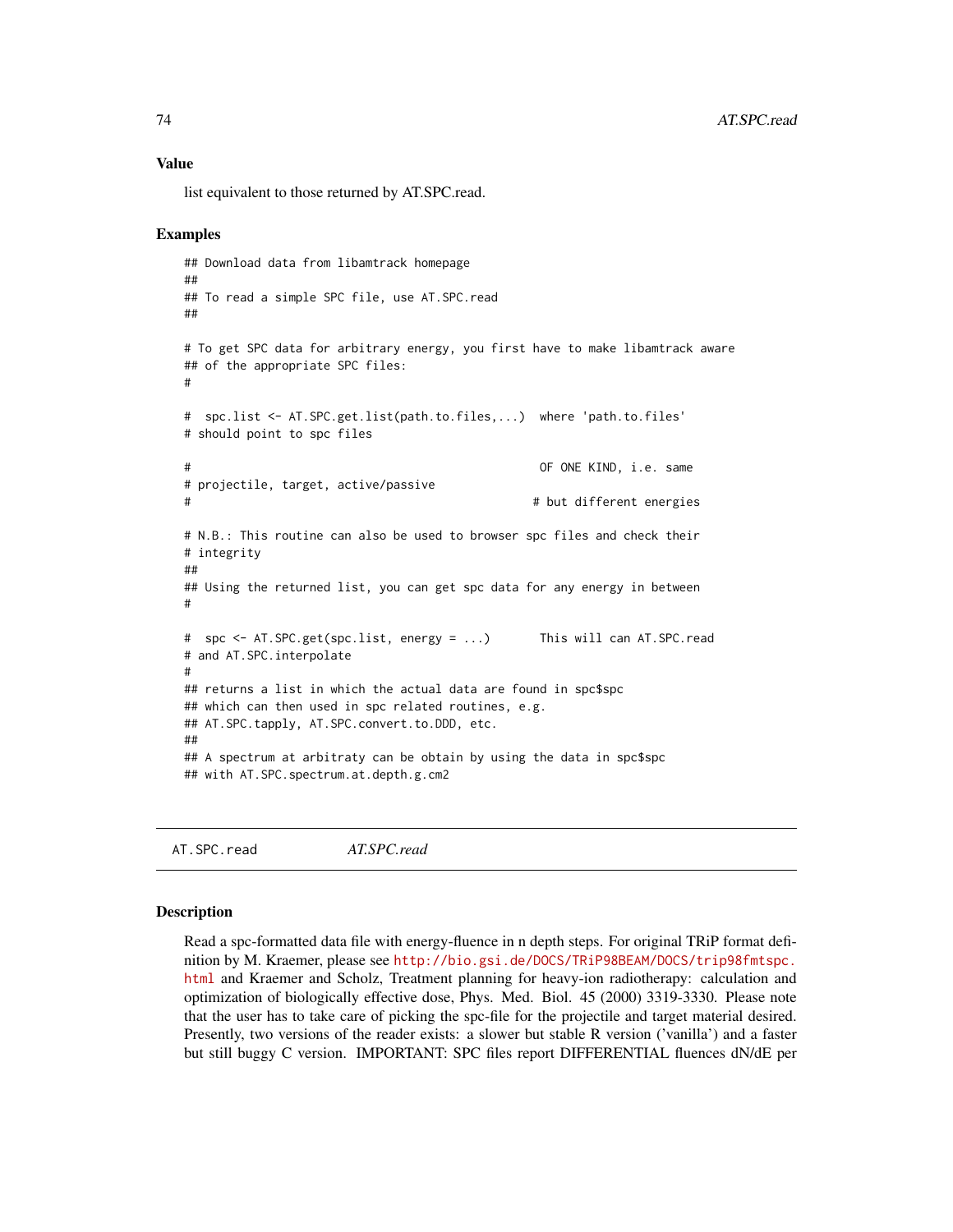### Value

list equivalent to those returned by AT.SPC.read.

### Examples

```
## Download data from libamtrack homepage
##
## To read a simple SPC file, use AT.SPC.read
##

# To get SPC data for arbitrary energy, you first have to make libamtrack aware
## of the appropriate SPC files:
#

#  spc.list <- AT.SPC.get.list(path.to.files,...)  where 'path.to.files'
# should point to spc files

#                                                   OF ONE KIND, i.e. same
# projectile, target, active/passive
#                                                  # but different energies

# N.B.: This routine can also be used to browser spc files and check their
# integrity
##
## Using the returned list, you can get spc data for any energy in between
#

#  spc <- AT.SPC.get(spc.list, energy = ...)       This will can AT.SPC.read
# and AT.SPC.interpolate
#
## returns a list in which the actual data are found in spc$spc
## which can then used in spc related routines, e.g.
## AT.SPC.tapply, AT.SPC.convert.to.DDD, etc.
##
## A spectrum at arbitraty can be obtain by using the data in spc$spc
## with AT.SPC.spectrum.at.depth.g.cm2
```

---

## AT.SPC.read *AT.SPC.read*

### Description

Read a spc-formatted data file with energy-fluence in n depth steps. For original TRiP format definition by M. Kraemer, please see http://bio.gsi.de/DOCS/TRiP98BEAM/DOCS/trip98fmtspc.html and Kraemer and Scholz, Treatment planning for heavy-ion radiotherapy: calculation and optimization of biologically effective dose, Phys. Med. Biol. 45 (2000) 3319-3330. Please note that the user has to take care of picking the spc-file for the projectile and target material desired. Presently, two versions of the reader exists: a slower but stable R version ('vanilla') and a faster but still buggy C version. IMPORTANT: SPC files report DIFFERENTIAL fluences dN/dE per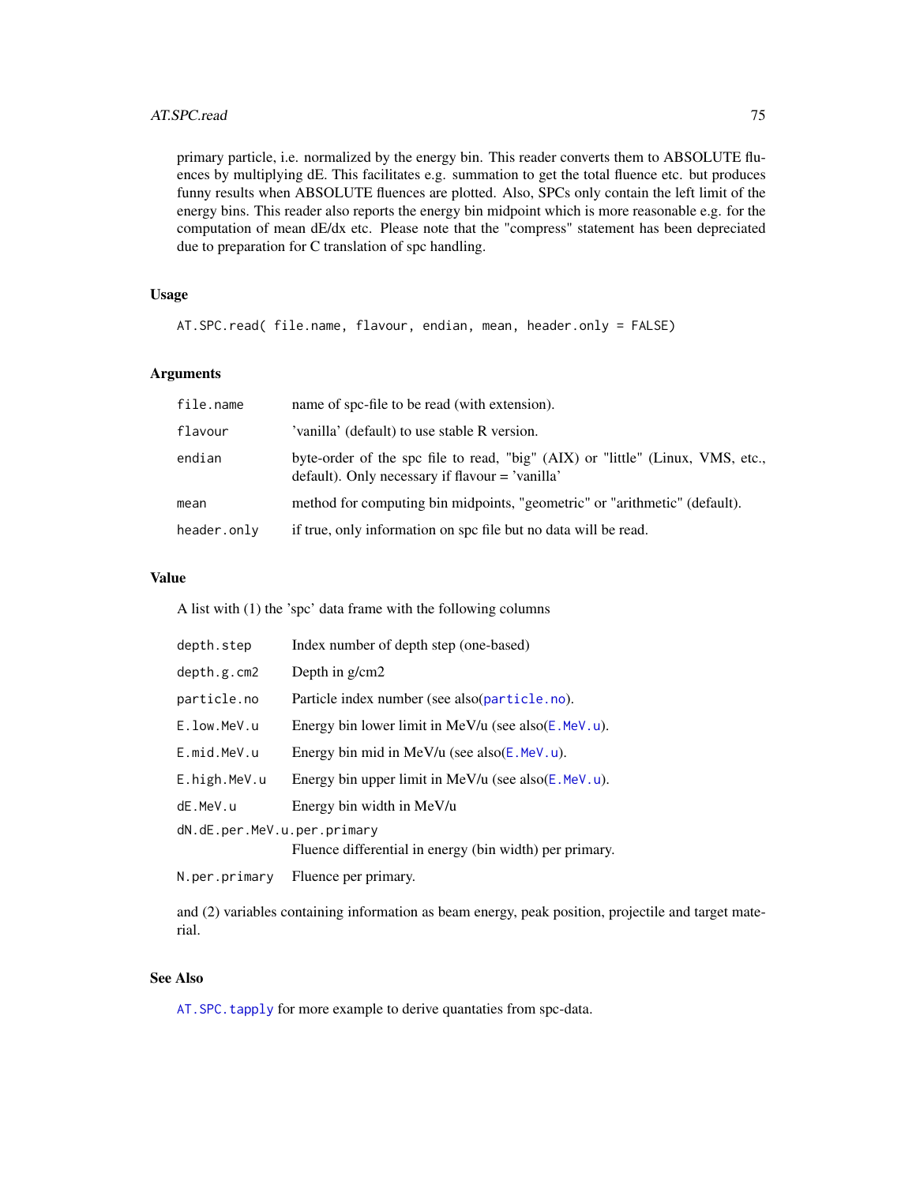primary particle, i.e. normalized by the energy bin. This reader converts them to ABSOLUTE fluences by multiplying dE. This facilitates e.g. summation to get the total fluence etc. but produces funny results when ABSOLUTE fluences are plotted. Also, SPCs only contain the left limit of the energy bins. This reader also reports the energy bin midpoint which is more reasonable e.g. for the computation of mean dE/dx etc. Please note that the "compress" statement has been depreciated due to preparation for C translation of spc handling.

### Usage

```
AT.SPC.read( file.name, flavour, endian, mean, header.only = FALSE)
```

### Arguments

| | |
|---|---|
| `file.name` | name of spc-file to be read (with extension). |
| `flavour` | 'vanilla' (default) to use stable R version. |
| `endian` | byte-order of the spc file to read, "big" (AIX) or "little" (Linux, VMS, etc., default). Only necessary if flavour = 'vanilla' |
| `mean` | method for computing bin midpoints, "geometric" or "arithmetic" (default). |
| `header.only` | if true, only information on spc file but no data will be read. |

### Value

A list with (1) the 'spc' data frame with the following columns

| | |
|---|---|
| `depth.step` | Index number of depth step (one-based) |
| `depth.g.cm2` | Depth in g/cm2 |
| `particle.no` | Particle index number (see also(`particle.no`). |
| `E.low.MeV.u` | Energy bin lower limit in MeV/u (see also(`E.MeV.u`). |
| `E.mid.MeV.u` | Energy bin mid in MeV/u (see also(`E.MeV.u`). |
| `E.high.MeV.u` | Energy bin upper limit in MeV/u (see also(`E.MeV.u`). |
| `dE.MeV.u` | Energy bin width in MeV/u |
| `dN.dE.per.MeV.u.per.primary` | Fluence differential in energy (bin width) per primary. |
| `N.per.primary` | Fluence per primary. |

and (2) variables containing information as beam energy, peak position, projectile and target material.

### See Also

`AT.SPC.tapply` for more example to derive quantaties from spc-data.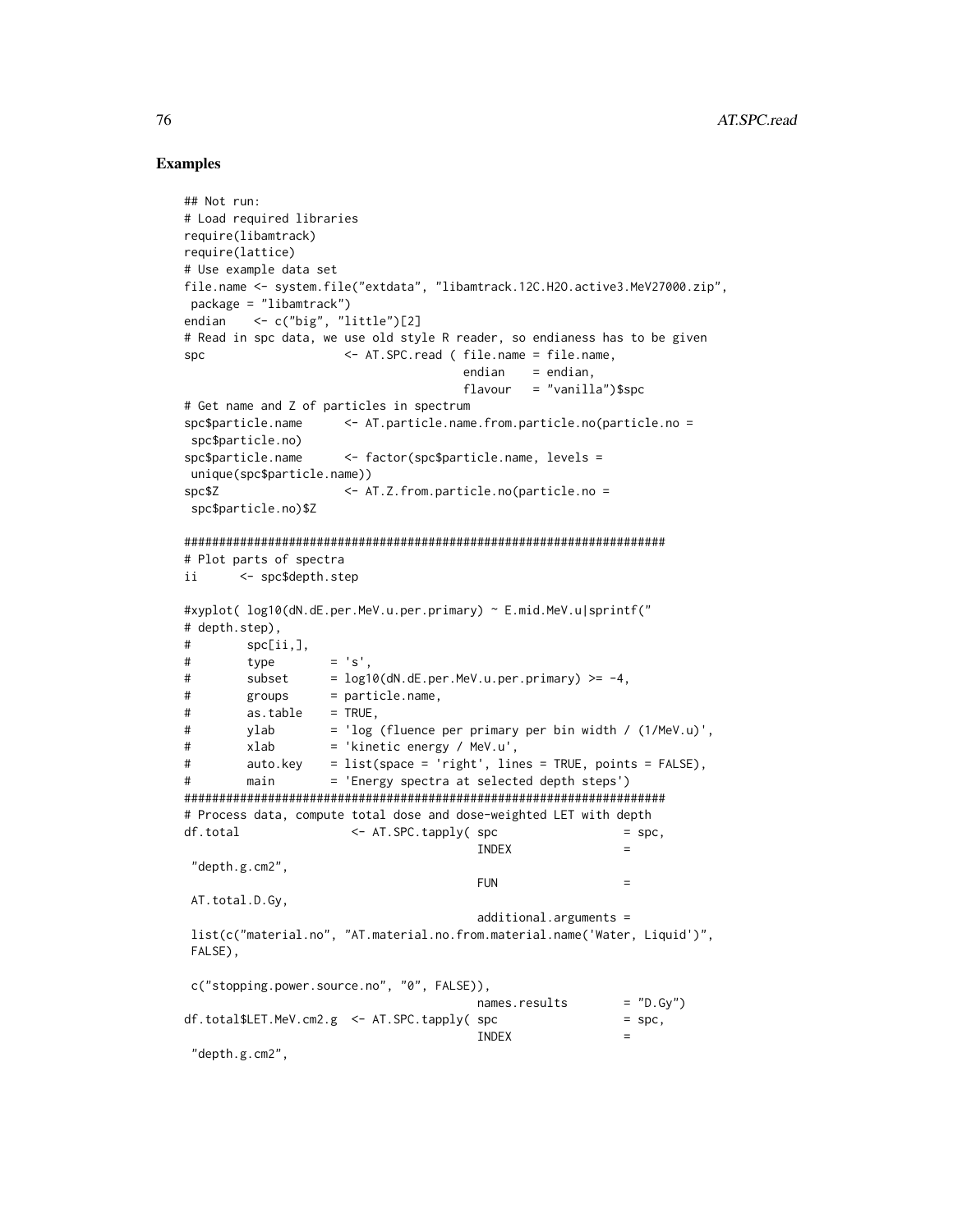## Examples

```
## Not run:
# Load required libraries
require(libamtrack)
require(lattice)
# Use example data set
file.name <- system.file("extdata", "libamtrack.12C.H2O.active3.MeV27000.zip",
 package = "libamtrack")
endian    <- c("big", "little")[2]
# Read in spc data, we use old style R reader, so endianess has to be given
spc                    <- AT.SPC.read ( file.name = file.name,
                                        endian    = endian,
                                        flavour   = "vanilla")$spc
# Get name and Z of particles in spectrum
spc$particle.name      <- AT.particle.name.from.particle.no(particle.no =
 spc$particle.no)
spc$particle.name      <- factor(spc$particle.name, levels =
 unique(spc$particle.name))
spc$Z                  <- AT.Z.from.particle.no(particle.no =
 spc$particle.no)$Z

######################################################################
# Plot parts of spectra
ii      <- spc$depth.step

#xyplot( log10(dN.dE.per.MeV.u.per.primary) ~ E.mid.MeV.u|sprintf("
# depth.step),
#        spc[ii,],
#        type        = 's',
#        subset      = log10(dN.dE.per.MeV.u.per.primary) >= -4,
#        groups      = particle.name,
#        as.table    = TRUE,
#        ylab        = 'log (fluence per primary per bin width / (1/MeV.u)',
#        xlab        = 'kinetic energy / MeV.u',
#        auto.key    = list(space = 'right', lines = TRUE, points = FALSE),
#        main        = 'Energy spectra at selected depth steps')
######################################################################
# Process data, compute total dose and dose-weighted LET with depth
df.total                <- AT.SPC.tapply( spc                 = spc,
                                          INDEX               =
 "depth.g.cm2",
                                          FUN                 =
 AT.total.D.Gy,
                                          additional.arguments =
 list(c("material.no", "AT.material.no.from.material.name('Water, Liquid')",
 FALSE),

 c("stopping.power.source.no", "0", FALSE)),
                                          names.results       = "D.Gy")
df.total$LET.MeV.cm2.g  <- AT.SPC.tapply( spc                 = spc,
                                          INDEX               =
 "depth.g.cm2",
```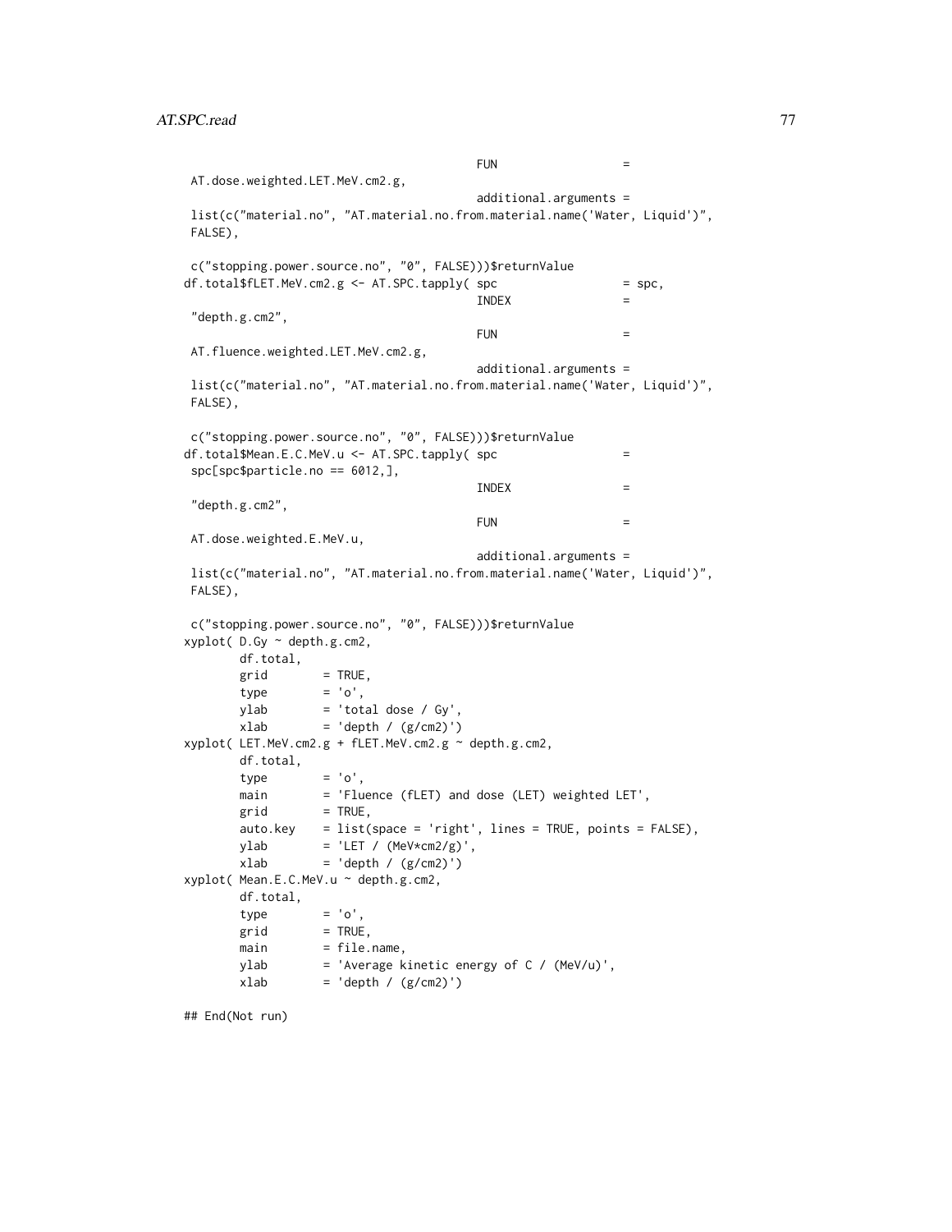```
                                         FUN                  =
 AT.dose.weighted.LET.MeV.cm2.g,
                                         additional.arguments =
 list(c("material.no", "AT.material.no.from.material.name('Water, Liquid')",
 FALSE),

 c("stopping.power.source.no", "0", FALSE)))$returnValue
df.total$fLET.MeV.cm2.g <- AT.SPC.tapply( spc                  = spc,
                                         INDEX                =
 "depth.g.cm2",
                                         FUN                  =
 AT.fluence.weighted.LET.MeV.cm2.g,
                                         additional.arguments =
 list(c("material.no", "AT.material.no.from.material.name('Water, Liquid')",
 FALSE),

 c("stopping.power.source.no", "0", FALSE)))$returnValue
df.total$Mean.E.C.MeV.u <- AT.SPC.tapply( spc                  =
 spc[spc$particle.no == 6012,],
                                         INDEX                =
 "depth.g.cm2",
                                         FUN                  =
 AT.dose.weighted.E.MeV.u,
                                         additional.arguments =
 list(c("material.no", "AT.material.no.from.material.name('Water, Liquid')",
 FALSE),

 c("stopping.power.source.no", "0", FALSE)))$returnValue
xyplot( D.Gy ~ depth.g.cm2,
        df.total,
        grid        = TRUE,
        type        = 'o',
        ylab        = 'total dose / Gy',
        xlab        = 'depth / (g/cm2)')
xyplot( LET.MeV.cm2.g + fLET.MeV.cm2.g ~ depth.g.cm2,
        df.total,
        type        = 'o',
        main        = 'Fluence (fLET) and dose (LET) weighted LET',
        grid        = TRUE,
        auto.key    = list(space = 'right', lines = TRUE, points = FALSE),
        ylab        = 'LET / (MeV*cm2/g)',
        xlab        = 'depth / (g/cm2)')
xyplot( Mean.E.C.MeV.u ~ depth.g.cm2,
        df.total,
        type        = 'o',
        grid        = TRUE,
        main        = file.name,
        ylab        = 'Average kinetic energy of C / (MeV/u)',
        xlab        = 'depth / (g/cm2)')

## End(Not run)
```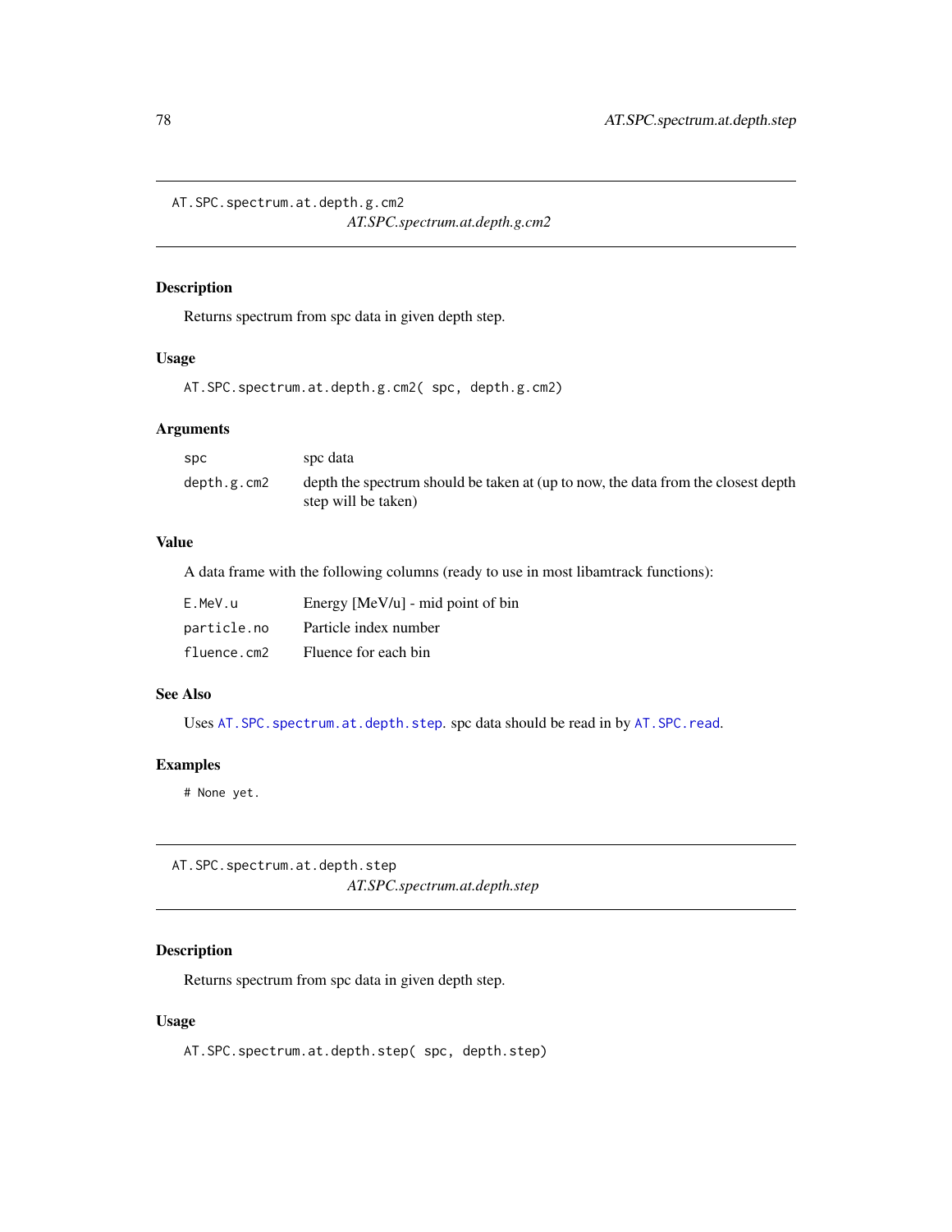## AT.SPC.spectrum.at.depth.g.cm2

*AT.SPC.spectrum.at.depth.g.cm2*

### Description

Returns spectrum from spc data in given depth step.

### Usage

```
AT.SPC.spectrum.at.depth.g.cm2( spc, depth.g.cm2)
```

### Arguments

| | |
|---|---|
| `spc` | spc data |
| `depth.g.cm2` | depth the spectrum should be taken at (up to now, the data from the closest depth step will be taken) |

### Value

A data frame with the following columns (ready to use in most libamtrack functions):

| | |
|---|---|
| `E.MeV.u` | Energy [MeV/u] - mid point of bin |
| `particle.no` | Particle index number |
| `fluence.cm2` | Fluence for each bin |

### See Also

Uses `AT.SPC.spectrum.at.depth.step`. spc data should be read in by `AT.SPC.read`.

### Examples

```
# None yet.
```

## AT.SPC.spectrum.at.depth.step

*AT.SPC.spectrum.at.depth.step*

### Description

Returns spectrum from spc data in given depth step.

### Usage

```
AT.SPC.spectrum.at.depth.step( spc, depth.step)
```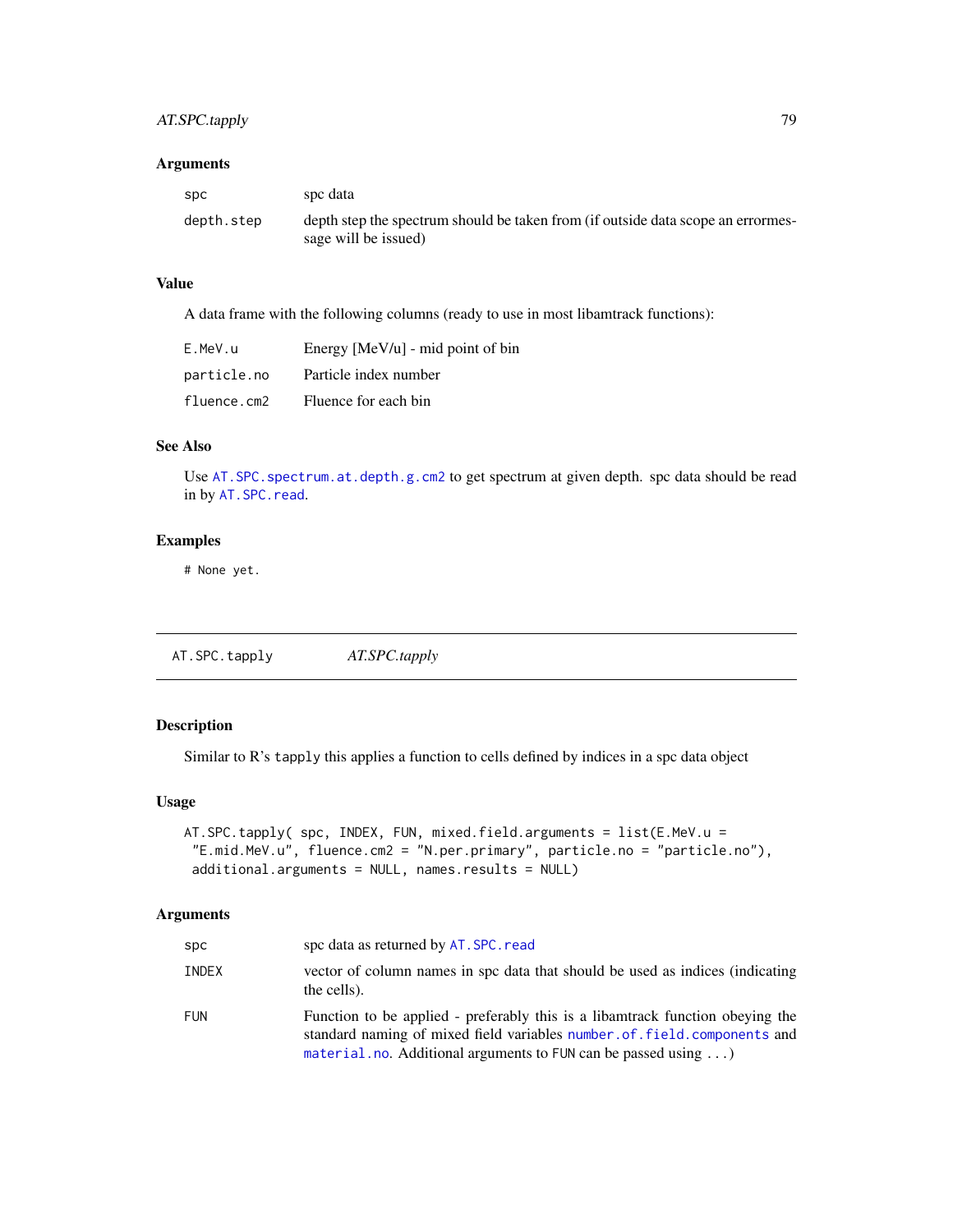### Arguments

| | |
|---|---|
| `spc` | spc data |
| `depth.step` | depth step the spectrum should be taken from (if outside data scope an errormessage will be issued) |

### Value

A data frame with the following columns (ready to use in most libamtrack functions):

| | |
|---|---|
| `E.MeV.u` | Energy [MeV/u] - mid point of bin |
| `particle.no` | Particle index number |
| `fluence.cm2` | Fluence for each bin |

### See Also

Use `AT.SPC.spectrum.at.depth.g.cm2` to get spectrum at given depth. spc data should be read in by `AT.SPC.read`.

### Examples

```
# None yet.
```

---

## AT.SPC.tapply — *AT.SPC.tapply*

---

### Description

Similar to R's `tapply` this applies a function to cells defined by indices in a spc data object

### Usage

```
AT.SPC.tapply( spc, INDEX, FUN, mixed.field.arguments = list(E.MeV.u =
 "E.mid.MeV.u", fluence.cm2 = "N.per.primary", particle.no = "particle.no"),
 additional.arguments = NULL, names.results = NULL)
```

### Arguments

| | |
|---|---|
| `spc` | spc data as returned by `AT.SPC.read` |
| `INDEX` | vector of column names in spc data that should be used as indices (indicating the cells). |
| `FUN` | Function to be applied - preferably this is a libamtrack function obeying the standard naming of mixed field variables `number.of.field.components` and `material.no`. Additional arguments to `FUN` can be passed using `...`) |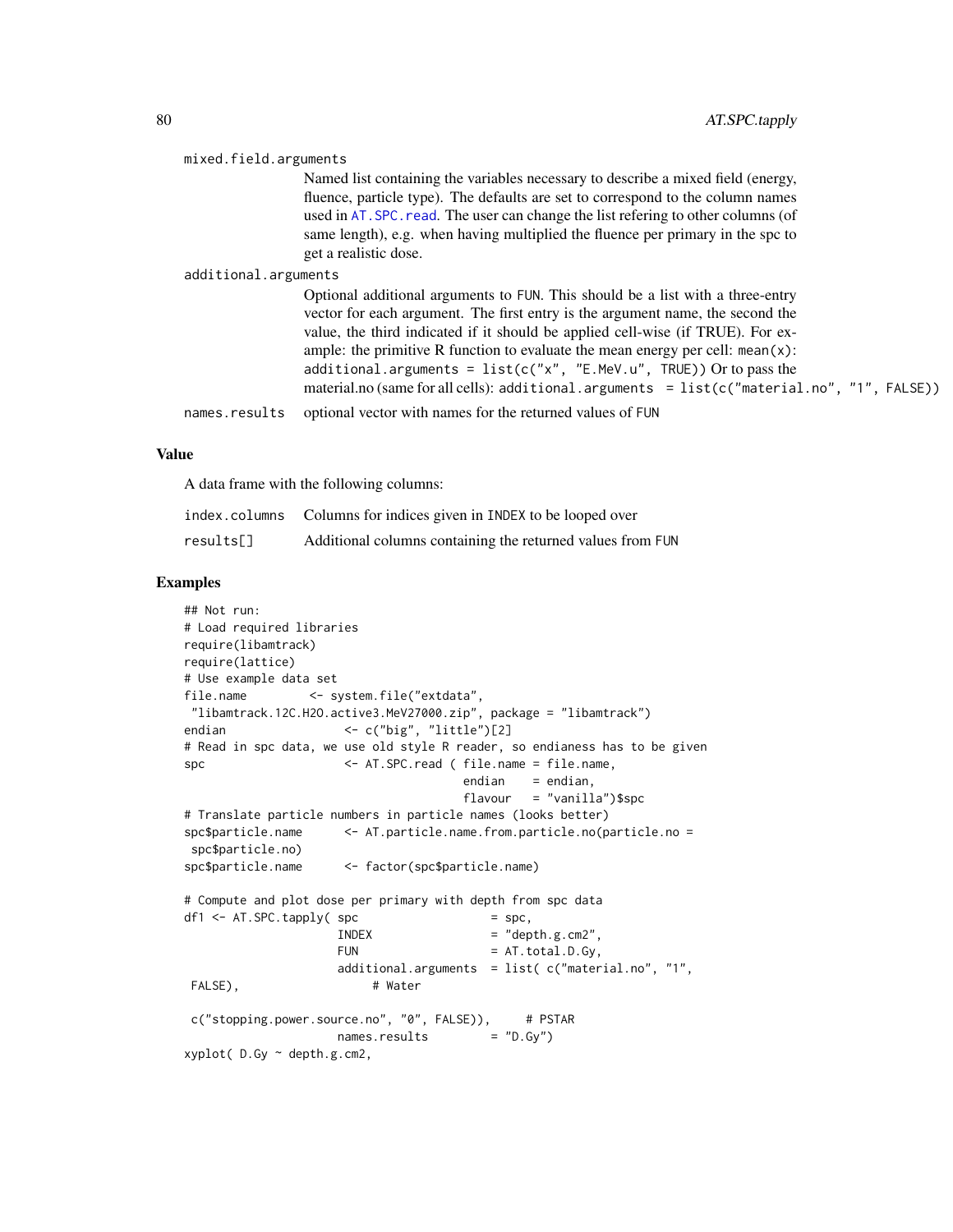mixed.field.arguments
: Named list containing the variables necessary to describe a mixed field (energy, fluence, particle type). The defaults are set to correspond to the column names used in `AT.SPC.read`. The user can change the list refering to other columns (of same length), e.g. when having multiplied the fluence per primary in the spc to get a realistic dose.

additional.arguments
: Optional additional arguments to `FUN`. This should be a list with a three-entry vector for each argument. The first entry is the argument name, the second the value, the third indicated if it should be applied cell-wise (if TRUE). For example: the primitive R function to evaluate the mean energy per cell: `mean(x)`: `additional.arguments = list(c("x", "E.MeV.u", TRUE))` Or to pass the material.no (same for all cells): `additional.arguments = list(c("material.no", "1", FALSE))`

names.results
: optional vector with names for the returned values of `FUN`

## Value

A data frame with the following columns:

| | |
|---|---|
| `index.columns` | Columns for indices given in `INDEX` to be looped over |
| `results[]` | Additional columns containing the returned values from `FUN` |

## Examples

```
## Not run:
# Load required libraries
require(libamtrack)
require(lattice)
# Use example data set
file.name         <- system.file("extdata",
 "libamtrack.12C.H2O.active3.MeV27000.zip", package = "libamtrack")
endian                 <- c("big", "little")[2]
# Read in spc data, we use old style R reader, so endianess has to be given
spc                    <- AT.SPC.read ( file.name = file.name,
                                        endian    = endian,
                                        flavour   = "vanilla")$spc
# Translate particle numbers in particle names (looks better)
spc$particle.name      <- AT.particle.name.from.particle.no(particle.no =
 spc$particle.no)
spc$particle.name      <- factor(spc$particle.name)

# Compute and plot dose per primary with depth from spc data
df1 <- AT.SPC.tapply( spc                  = spc,
                      INDEX                = "depth.g.cm2",
                      FUN                  = AT.total.D.Gy,
                      additional.arguments  = list( c("material.no", "1",
 FALSE),                   # Water

 c("stopping.power.source.no", "0", FALSE)),     # PSTAR
                      names.results         = "D.Gy")
xyplot( D.Gy ~ depth.g.cm2,
```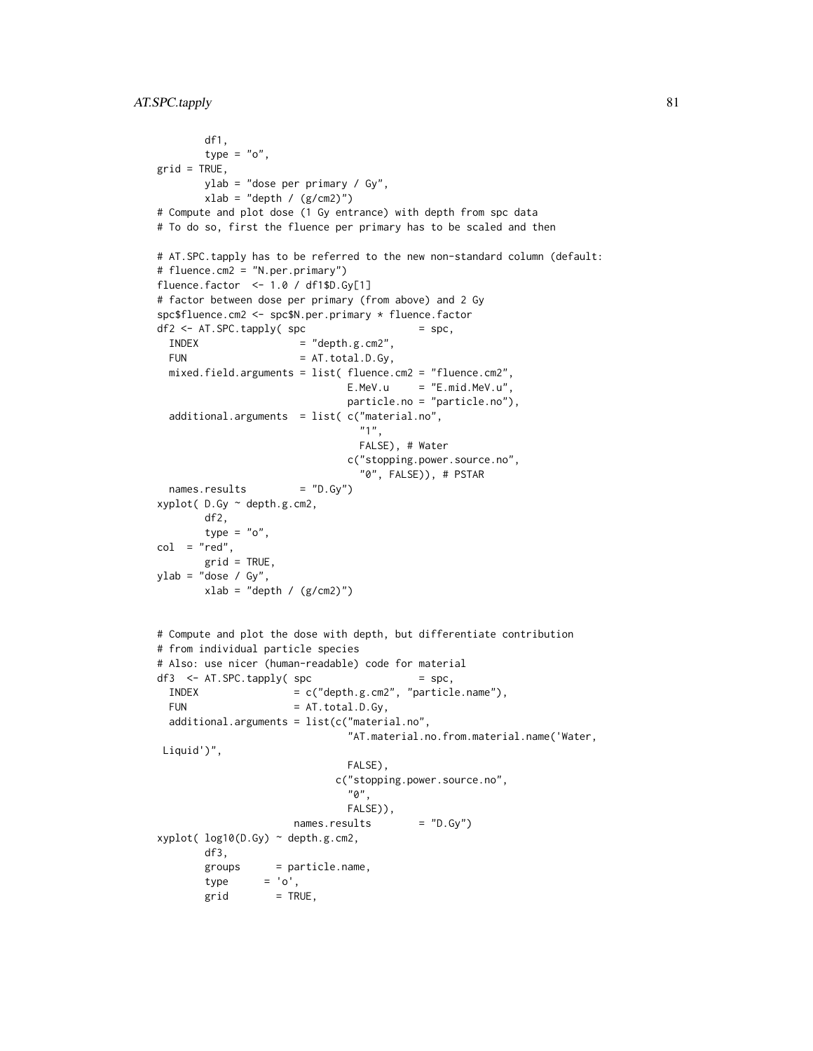```
        df1,
        type = "o",
grid = TRUE,
        ylab = "dose per primary / Gy",
        xlab = "depth / (g/cm2)")
# Compute and plot dose (1 Gy entrance) with depth from spc data
# To do so, first the fluence per primary has to be scaled and then

# AT.SPC.tapply has to be referred to the new non-standard column (default:
# fluence.cm2 = "N.per.primary")
fluence.factor  <- 1.0 / df1$D.Gy[1]
# factor between dose per primary (from above) and 2 Gy
spc$fluence.cm2 <- spc$N.per.primary * fluence.factor
df2 <- AT.SPC.tapply( spc                   = spc,
  INDEX                 = "depth.g.cm2",
  FUN                   = AT.total.D.Gy,
  mixed.field.arguments = list( fluence.cm2 = "fluence.cm2",
                              E.MeV.u     = "E.mid.MeV.u",
                              particle.no = "particle.no"),
  additional.arguments  = list( c("material.no",
                                "1",
                                FALSE), # Water
                              c("stopping.power.source.no",
                                "0", FALSE)), # PSTAR
  names.results         = "D.Gy")
xyplot( D.Gy ~ depth.g.cm2,
        df2,
        type = "o",
col  = "red",
        grid = TRUE,
ylab = "dose / Gy",
        xlab = "depth / (g/cm2)")


# Compute and plot the dose with depth, but differentiate contribution
# from individual particle species
# Also: use nicer (human-readable) code for material
df3  <- AT.SPC.tapply( spc                  = spc,
  INDEX                = c("depth.g.cm2", "particle.name"),
  FUN                  = AT.total.D.Gy,
  additional.arguments = list(c("material.no",
                              "AT.material.no.from.material.name('Water,
 Liquid')",
                              FALSE),
                            c("stopping.power.source.no",
                              "0",
                              FALSE)),
                     names.results        = "D.Gy")
xyplot( log10(D.Gy) ~ depth.g.cm2,
        df3,
        groups      = particle.name,
        type      = 'o',
        grid        = TRUE,
```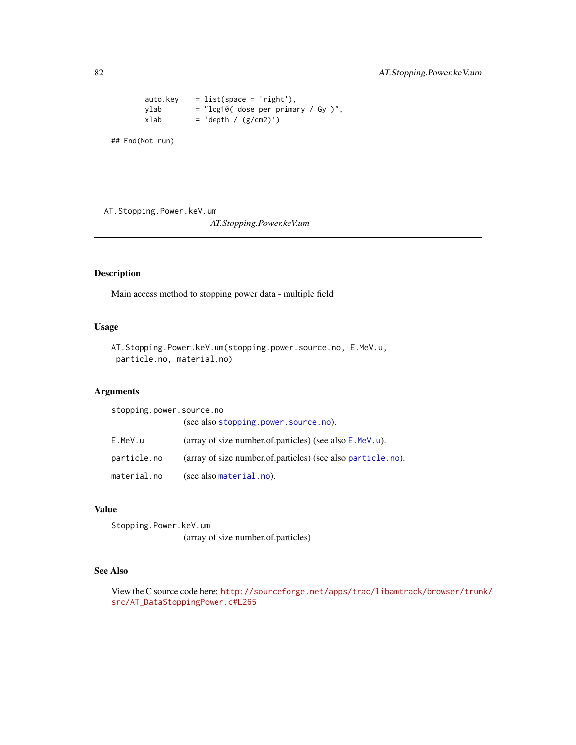```
        auto.key    = list(space = 'right'),
        ylab        = "log10( dose per primary / Gy )",
        xlab        = 'depth / (g/cm2)')

## End(Not run)
```

---

AT.Stopping.Power.keV.um

*AT.Stopping.Power.keV.um*

---

## Description

Main access method to stopping power data - multiple field

## Usage

```
AT.Stopping.Power.keV.um(stopping.power.source.no, E.MeV.u,
 particle.no, material.no)
```

## Arguments

`stopping.power.source.no`
(see also `stopping.power.source.no`).

`E.MeV.u` (array of size number.of.particles) (see also `E.MeV.u`).

`particle.no` (array of size number.of.particles) (see also `particle.no`).

`material.no` (see also `material.no`).

## Value

`Stopping.Power.keV.um`
(array of size number.of.particles)

## See Also

View the C source code here: http://sourceforge.net/apps/trac/libamtrack/browser/trunk/src/AT_DataStoppingPower.c#L265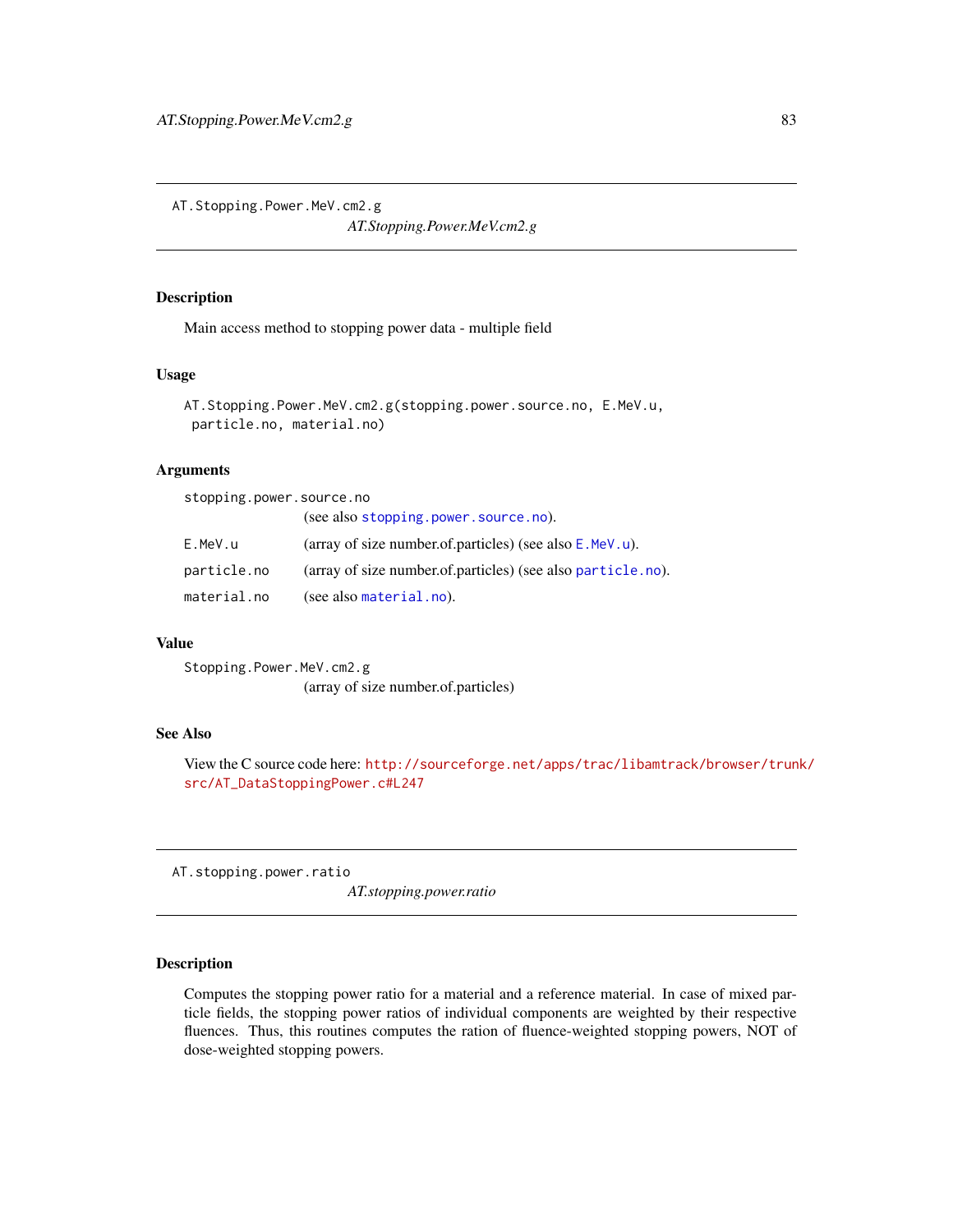## AT.Stopping.Power.MeV.cm2.g

*AT.Stopping.Power.MeV.cm2.g*

### Description

Main access method to stopping power data - multiple field

### Usage

```
AT.Stopping.Power.MeV.cm2.g(stopping.power.source.no, E.MeV.u,
 particle.no, material.no)
```

### Arguments

| | |
|---|---|
| stopping.power.source.no | (see also stopping.power.source.no). |
| E.MeV.u | (array of size number.of.particles) (see also E.MeV.u). |
| particle.no | (array of size number.of.particles) (see also particle.no). |
| material.no | (see also material.no). |

### Value

Stopping.Power.MeV.cm2.g
(array of size number.of.particles)

### See Also

View the C source code here: http://sourceforge.net/apps/trac/libamtrack/browser/trunk/src/AT_DataStoppingPower.c#L247

## AT.stopping.power.ratio

*AT.stopping.power.ratio*

### Description

Computes the stopping power ratio for a material and a reference material. In case of mixed particle fields, the stopping power ratios of individual components are weighted by their respective fluences. Thus, this routines computes the ration of fluence-weighted stopping powers, NOT of dose-weighted stopping powers.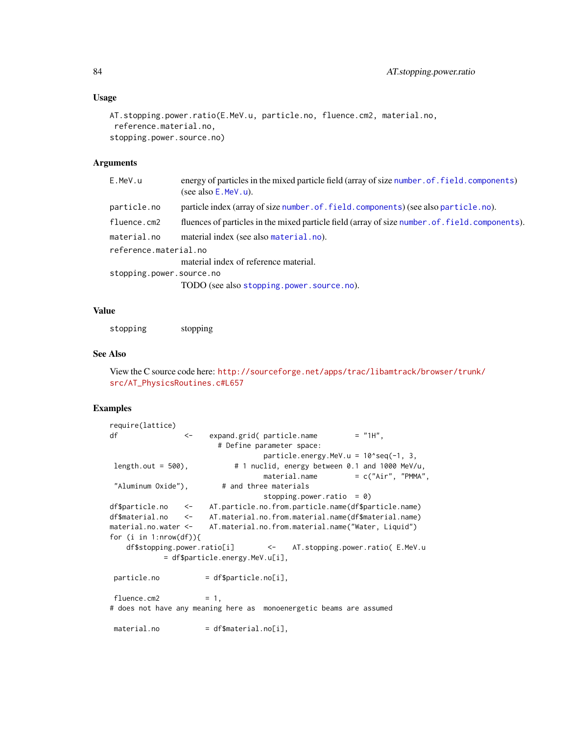## Usage

```
AT.stopping.power.ratio(E.MeV.u, particle.no, fluence.cm2, material.no,
 reference.material.no,
stopping.power.source.no)
```

## Arguments

- `E.MeV.u` energy of particles in the mixed particle field (array of size `number.of.field.components`) (see also `E.MeV.u`).
- `particle.no` particle index (array of size `number.of.field.components`) (see also `particle.no`).
- `fluence.cm2` fluences of particles in the mixed particle field (array of size `number.of.field.components`).
- `material.no` material index (see also `material.no`).
- `reference.material.no` material index of reference material.
- `stopping.power.source.no` TODO (see also `stopping.power.source.no`).

## Value

- `stopping` stopping

## See Also

View the C source code here: http://sourceforge.net/apps/trac/libamtrack/browser/trunk/src/AT_PhysicsRoutines.c#L657

## Examples

```
require(lattice)
df                <-    expand.grid( particle.name         = "1H",
                          # Define parameter space:
                                     particle.energy.MeV.u = 10^seq(-1, 3,
 length.out = 500),           # 1 nuclid, energy between 0.1 and 1000 MeV/u,
                                     material.name         = c("Air", "PMMA",
 "Aluminum Oxide"),        # and three materials
                                     stopping.power.ratio  = 0)
df$particle.no    <-    AT.particle.no.from.particle.name(df$particle.name)
df$material.no    <-    AT.material.no.from.material.name(df$material.name)
material.no.water <-    AT.material.no.from.material.name("Water, Liquid")
for (i in 1:nrow(df)){
    df$stopping.power.ratio[i]        <-    AT.stopping.power.ratio( E.MeV.u
             = df$particle.energy.MeV.u[i],

 particle.no           = df$particle.no[i],

 fluence.cm2           = 1,
# does not have any meaning here as  monoenergetic beams are assumed

 material.no           = df$material.no[i],
```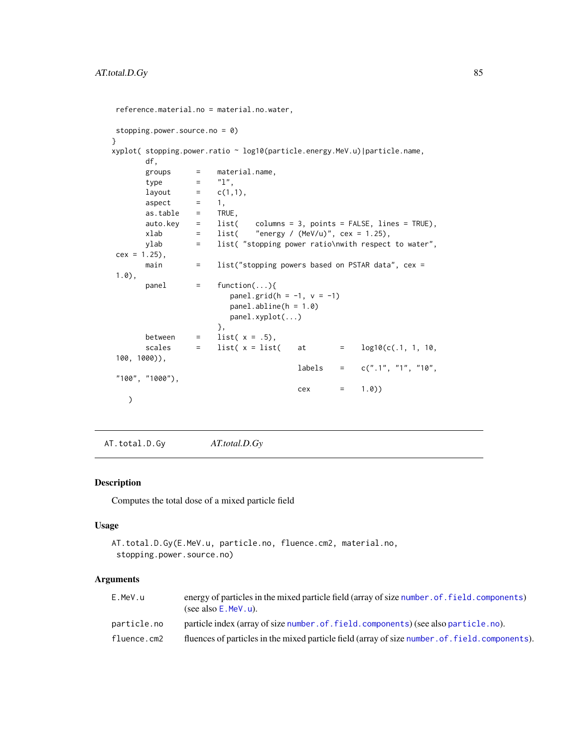```
 reference.material.no = material.no.water,

 stopping.power.source.no = 0)
}
xyplot( stopping.power.ratio ~ log10(particle.energy.MeV.u)|particle.name,
       df,
       groups      =    material.name,
       type        =    "l",
       layout      =    c(1,1),
       aspect      =    1,
       as.table    =    TRUE,
       auto.key    =    list(    columns = 3, points = FALSE, lines = TRUE),
       xlab        =    list(    "energy / (MeV/u)", cex = 1.25),
       ylab        =    list( "stopping power ratio\nwith respect to water",
 cex = 1.25),
       main        =    list("stopping powers based on PSTAR data", cex =
 1.0),
       panel       =    function(...){
                          panel.grid(h = -1, v = -1)
                          panel.abline(h = 1.0)
                          panel.xyplot(...)
                        },
       between     =    list( x = .5),
       scales      =    list( x = list(    at        =    log10(c(.1, 1, 10,
 100, 1000)),
                                           labels    =    c(".1", "1", "10",
 "100", "1000"),
                                           cex       =    1.0))
    )
```

---

`AT.total.D.Gy` *AT.total.D.Gy*

---

## Description

Computes the total dose of a mixed particle field

## Usage

```
AT.total.D.Gy(E.MeV.u, particle.no, fluence.cm2, material.no,
 stopping.power.source.no)
```

## Arguments

| | |
|---|---|
| `E.MeV.u` | energy of particles in the mixed particle field (array of size `number.of.field.components`) (see also `E.MeV.u`). |
| `particle.no` | particle index (array of size `number.of.field.components`) (see also `particle.no`). |
| `fluence.cm2` | fluences of particles in the mixed particle field (array of size `number.of.field.components`). |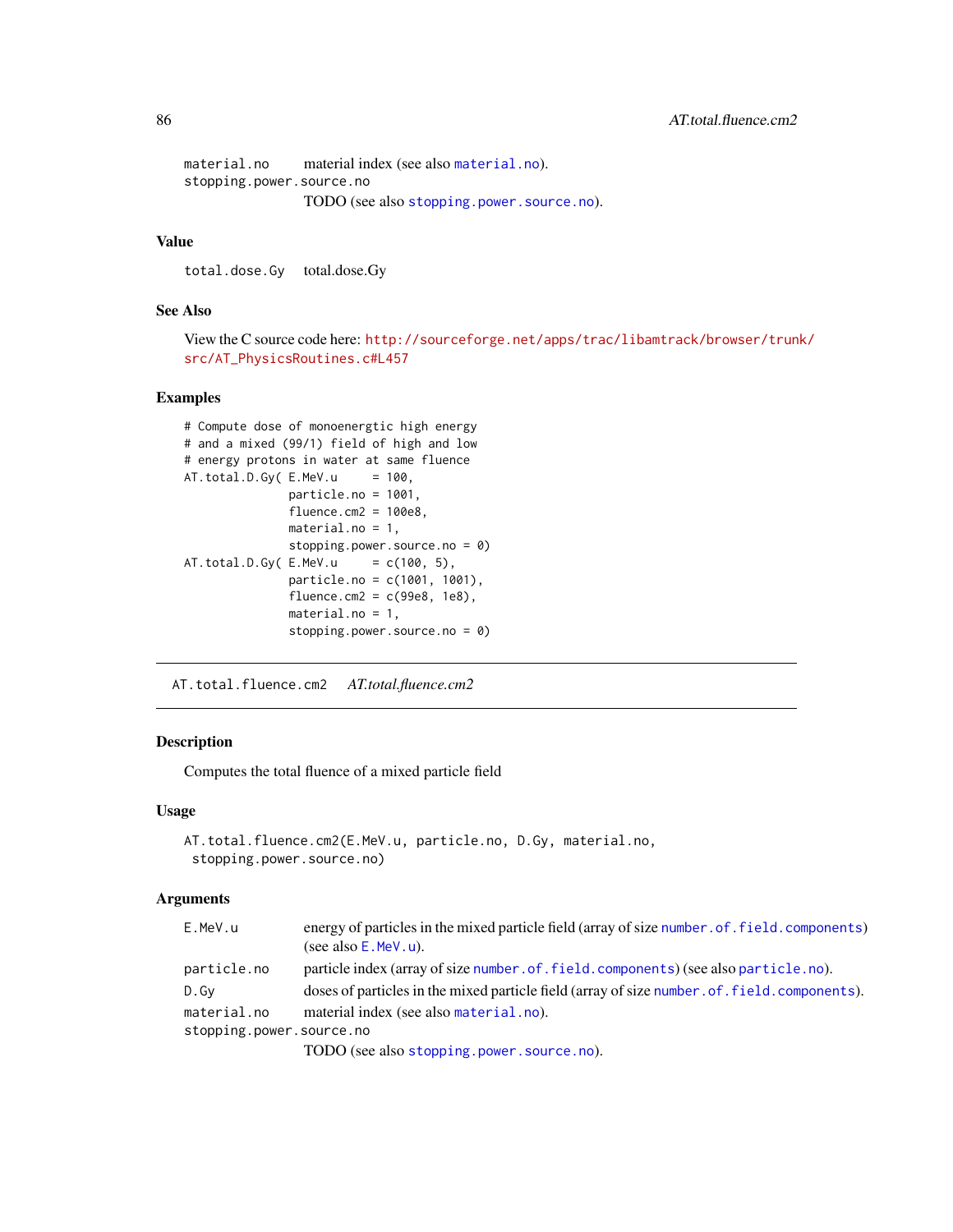material.no material index (see also material.no).

stopping.power.source.no
TODO (see also stopping.power.source.no).

### Value

total.dose.Gy total.dose.Gy

### See Also

View the C source code here: http://sourceforge.net/apps/trac/libamtrack/browser/trunk/src/AT_PhysicsRoutines.c#L457

### Examples

```
# Compute dose of monoenergtic high energy
# and a mixed (99/1) field of high and low
# energy protons in water at same fluence
AT.total.D.Gy( E.MeV.u     = 100,
               particle.no = 1001,
               fluence.cm2 = 100e8,
               material.no = 1,
               stopping.power.source.no = 0)
AT.total.D.Gy( E.MeV.u     = c(100, 5),
               particle.no = c(1001, 1001),
               fluence.cm2 = c(99e8, 1e8),
               material.no = 1,
               stopping.power.source.no = 0)
```

---

## AT.total.fluence.cm2 *AT.total.fluence.cm2*

---

### Description

Computes the total fluence of a mixed particle field

### Usage

```
AT.total.fluence.cm2(E.MeV.u, particle.no, D.Gy, material.no,
 stopping.power.source.no)
```

### Arguments

| | |
|---|---|
| E.MeV.u | energy of particles in the mixed particle field (array of size number.of.field.components) (see also E.MeV.u). |
| particle.no | particle index (array of size number.of.field.components) (see also particle.no). |
| D.Gy | doses of particles in the mixed particle field (array of size number.of.field.components). |
| material.no | material index (see also material.no). |
| stopping.power.source.no | TODO (see also stopping.power.source.no). |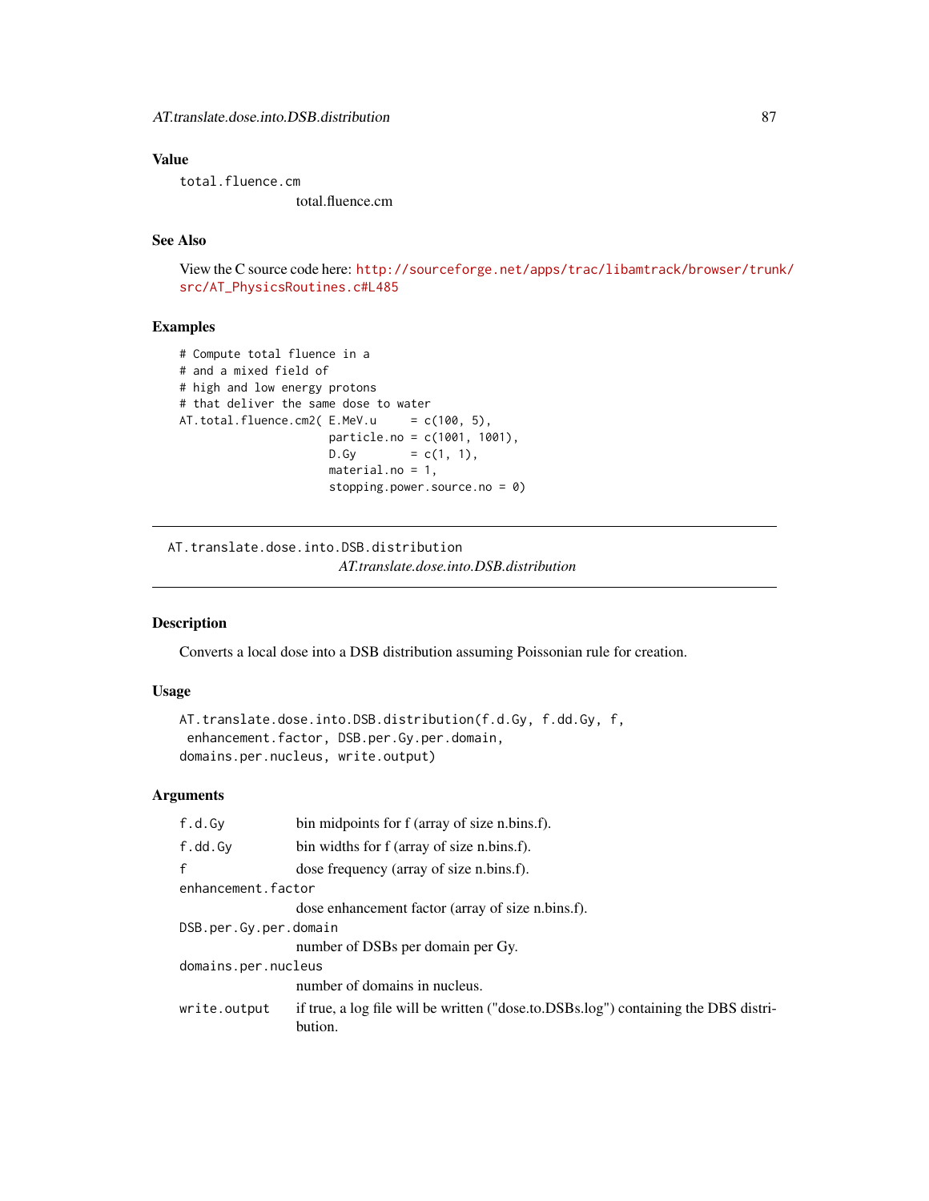## Value

`total.fluence.cm`
  total.fluence.cm

## See Also

View the C source code here: http://sourceforge.net/apps/trac/libamtrack/browser/trunk/src/AT_PhysicsRoutines.c#L485

## Examples

```
# Compute total fluence in a
# and a mixed field of
# high and low energy protons
# that deliver the same dose to water
AT.total.fluence.cm2( E.MeV.u     = c(100, 5),
                      particle.no = c(1001, 1001),
                      D.Gy        = c(1, 1),
                      material.no = 1,
                      stopping.power.source.no = 0)
```

---

# AT.translate.dose.into.DSB.distribution

*AT.translate.dose.into.DSB.distribution*

## Description

Converts a local dose into a DSB distribution assuming Poissonian rule for creation.

## Usage

```
AT.translate.dose.into.DSB.distribution(f.d.Gy, f.dd.Gy, f,
 enhancement.factor, DSB.per.Gy.per.domain,
domains.per.nucleus, write.output)
```

## Arguments

| | |
|---|---|
| `f.d.Gy` | bin midpoints for f (array of size n.bins.f). |
| `f.dd.Gy` | bin widths for f (array of size n.bins.f). |
| `f` | dose frequency (array of size n.bins.f). |
| `enhancement.factor` | dose enhancement factor (array of size n.bins.f). |
| `DSB.per.Gy.per.domain` | number of DSBs per domain per Gy. |
| `domains.per.nucleus` | number of domains in nucleus. |
| `write.output` | if true, a log file will be written ("dose.to.DSBs.log") containing the DBS distribution. |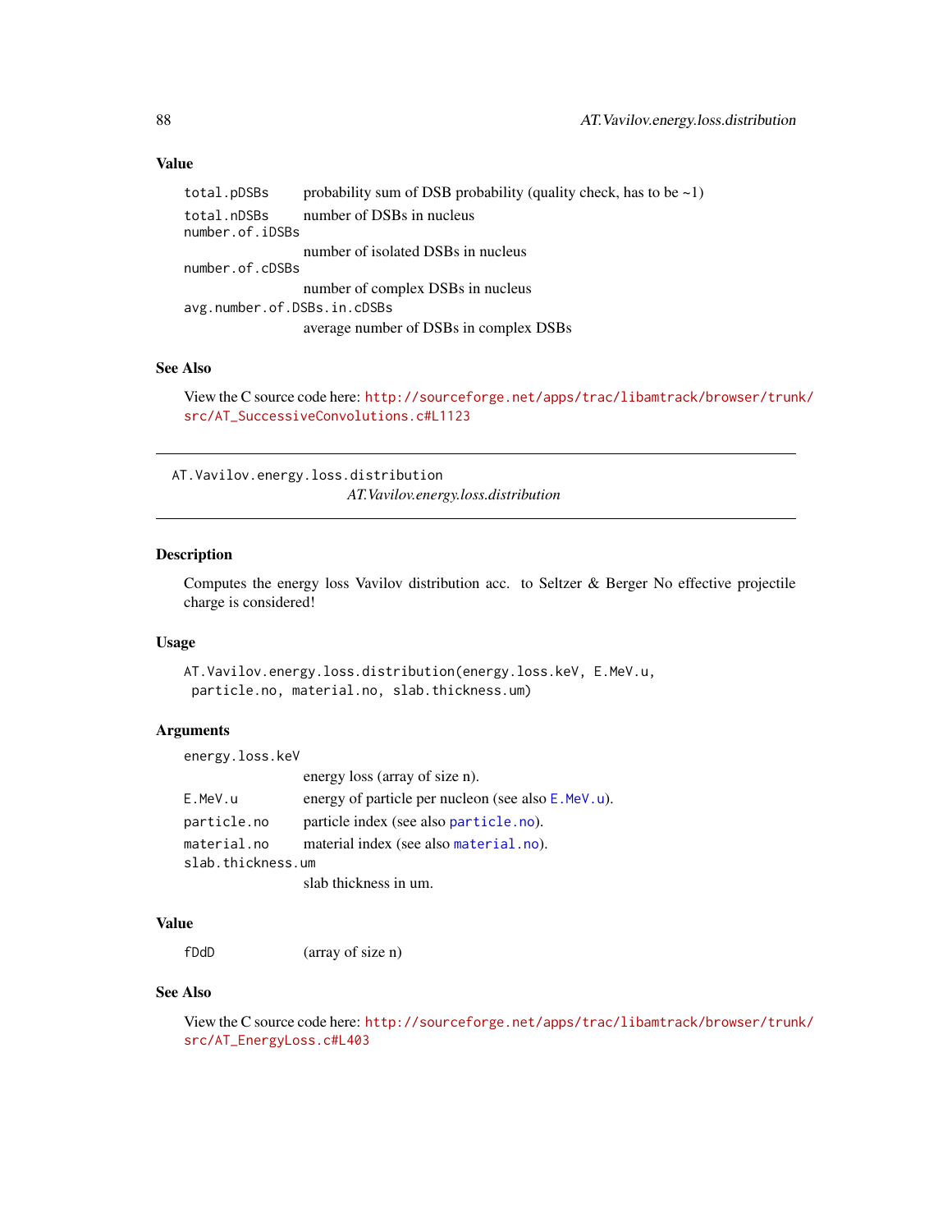### Value

| | |
|---|---|
| `total.pDSBs` | probability sum of DSB probability (quality check, has to be ~1) |
| `total.nDSBs` | number of DSBs in nucleus |
| `number.of.iDSBs` | number of isolated DSBs in nucleus |
| `number.of.cDSBs` | number of complex DSBs in nucleus |
| `avg.number.of.DSBs.in.cDSBs` | average number of DSBs in complex DSBs |

### See Also

View the C source code here: http://sourceforge.net/apps/trac/libamtrack/browser/trunk/src/AT_SuccessiveConvolutions.c#L1123

---

## AT.Vavilov.energy.loss.distribution

*AT.Vavilov.energy.loss.distribution*

---

### Description

Computes the energy loss Vavilov distribution acc. to Seltzer & Berger No effective projectile charge is considered!

### Usage

```
AT.Vavilov.energy.loss.distribution(energy.loss.keV, E.MeV.u,
 particle.no, material.no, slab.thickness.um)
```

### Arguments

| | |
|---|---|
| `energy.loss.keV` | energy loss (array of size n). |
| `E.MeV.u` | energy of particle per nucleon (see also `E.MeV.u`). |
| `particle.no` | particle index (see also `particle.no`). |
| `material.no` | material index (see also `material.no`). |
| `slab.thickness.um` | slab thickness in um. |

### Value

| | |
|---|---|
| `fDdD` | (array of size n) |

### See Also

View the C source code here: http://sourceforge.net/apps/trac/libamtrack/browser/trunk/src/AT_EnergyLoss.c#L403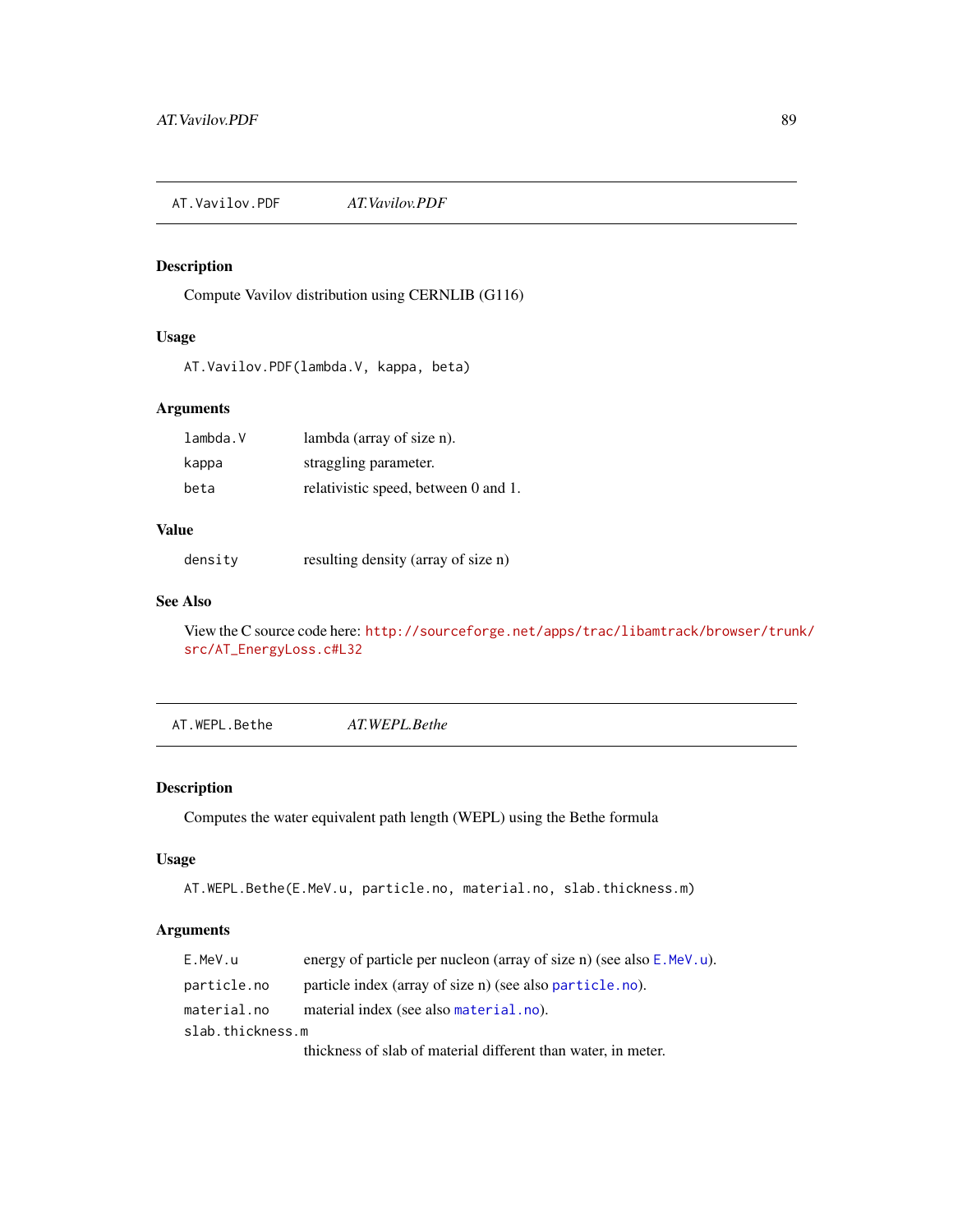## AT.Vavilov.PDF — *AT.Vavilov.PDF*

### Description

Compute Vavilov distribution using CERNLIB (G116)

### Usage

```
AT.Vavilov.PDF(lambda.V, kappa, beta)
```

### Arguments

| | |
|---|---|
| `lambda.V` | lambda (array of size n). |
| `kappa` | straggling parameter. |
| `beta` | relativistic speed, between 0 and 1. |

### Value

| | |
|---|---|
| `density` | resulting density (array of size n) |

### See Also

View the C source code here: http://sourceforge.net/apps/trac/libamtrack/browser/trunk/src/AT_EnergyLoss.c#L32

## AT.WEPL.Bethe — *AT.WEPL.Bethe*

### Description

Computes the water equivalent path length (WEPL) using the Bethe formula

### Usage

```
AT.WEPL.Bethe(E.MeV.u, particle.no, material.no, slab.thickness.m)
```

### Arguments

| | |
|---|---|
| `E.MeV.u` | energy of particle per nucleon (array of size n) (see also `E.MeV.u`). |
| `particle.no` | particle index (array of size n) (see also `particle.no`). |
| `material.no` | material index (see also `material.no`). |
| `slab.thickness.m` | thickness of slab of material different than water, in meter. |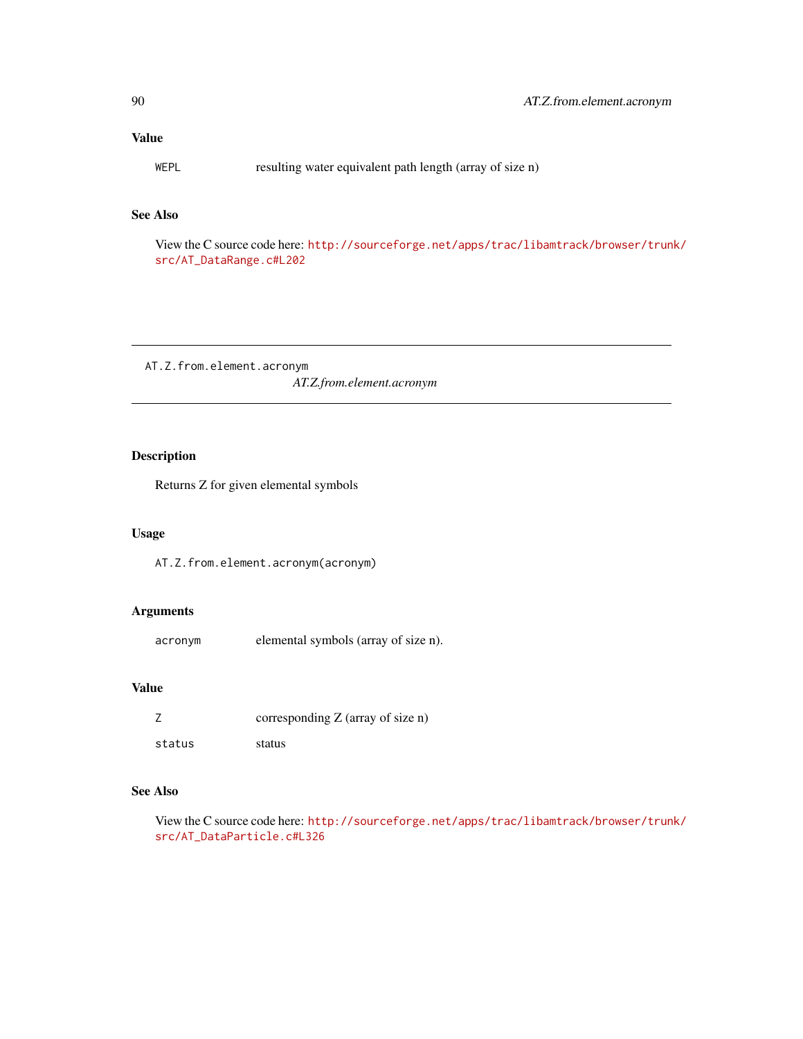### Value

| | |
|---|---|
| WEPL | resulting water equivalent path length (array of size n) |

### See Also

View the C source code here: http://sourceforge.net/apps/trac/libamtrack/browser/trunk/src/AT_DataRange.c#L202

---

## AT.Z.from.element.acronym

*AT.Z.from.element.acronym*

### Description

Returns Z for given elemental symbols

### Usage

```
AT.Z.from.element.acronym(acronym)
```

### Arguments

| | |
|---|---|
| acronym | elemental symbols (array of size n). |

### Value

| | |
|---|---|
| Z | corresponding Z (array of size n) |
| status | status |

### See Also

View the C source code here: http://sourceforge.net/apps/trac/libamtrack/browser/trunk/src/AT_DataParticle.c#L326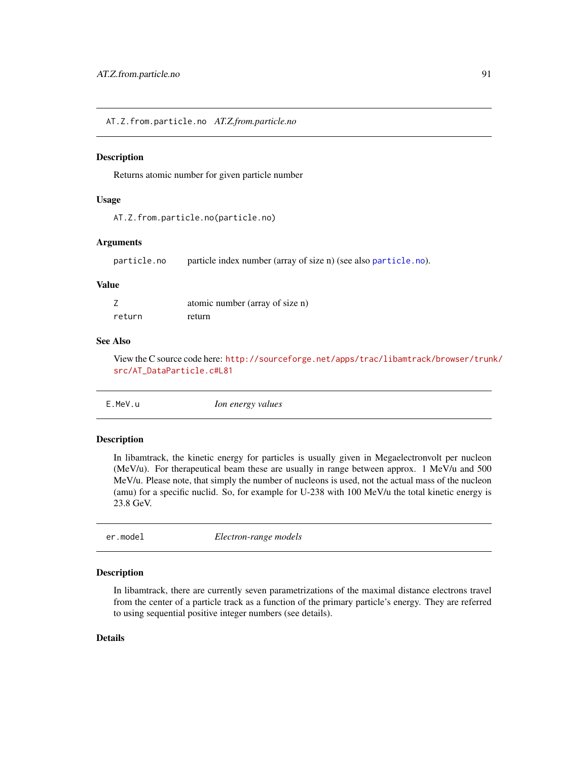## AT.Z.from.particle.no *AT.Z.from.particle.no*

### Description

Returns atomic number for given particle number

### Usage

```
AT.Z.from.particle.no(particle.no)
```

### Arguments

| | |
|---|---|
| particle.no | particle index number (array of size n) (see also particle.no). |

### Value

| | |
|---|---|
| Z | atomic number (array of size n) |
| return | return |

### See Also

View the C source code here: http://sourceforge.net/apps/trac/libamtrack/browser/trunk/src/AT_DataParticle.c#L81

## E.MeV.u *Ion energy values*

### Description

In libamtrack, the kinetic energy for particles is usually given in Megaelectronvolt per nucleon (MeV/u). For therapeutical beam these are usually in range between approx. 1 MeV/u and 500 MeV/u. Please note, that simply the number of nucleons is used, not the actual mass of the nucleon (amu) for a specific nuclid. So, for example for U-238 with 100 MeV/u the total kinetic energy is 23.8 GeV.

## er.model *Electron-range models*

### Description

In libamtrack, there are currently seven parametrizations of the maximal distance electrons travel from the center of a particle track as a function of the primary particle's energy. They are referred to using sequential positive integer numbers (see details).

### Details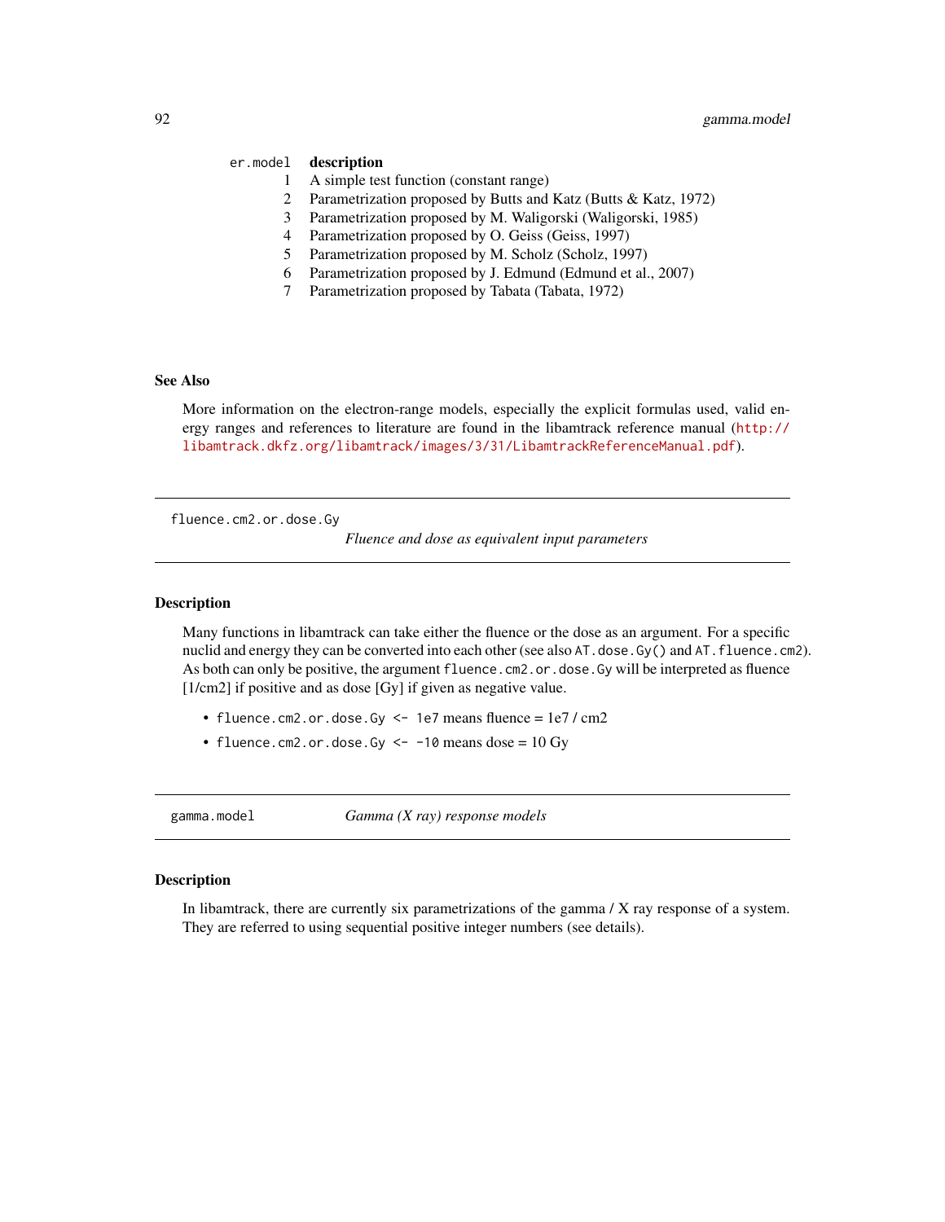| er.model | description |
|---|---|
| 1 | A simple test function (constant range) |
| 2 | Parametrization proposed by Butts and Katz (Butts & Katz, 1972) |
| 3 | Parametrization proposed by M. Waligorski (Waligorski, 1985) |
| 4 | Parametrization proposed by O. Geiss (Geiss, 1997) |
| 5 | Parametrization proposed by M. Scholz (Scholz, 1997) |
| 6 | Parametrization proposed by J. Edmund (Edmund et al., 2007) |
| 7 | Parametrization proposed by Tabata (Tabata, 1972) |

## See Also

More information on the electron-range models, especially the explicit formulas used, valid energy ranges and references to literature are found in the libamtrack reference manual (http://libamtrack.dkfz.org/libamtrack/images/3/31/LibamtrackReferenceManual.pdf).

---

# fluence.cm2.or.dose.Gy — *Fluence and dose as equivalent input parameters*

## Description

Many functions in libamtrack can take either the fluence or the dose as an argument. For a specific nuclid and energy they can be converted into each other (see also `AT.dose.Gy()` and `AT.fluence.cm2`). As both can only be positive, the argument `fluence.cm2.or.dose.Gy` will be interpreted as fluence [1/cm2] if positive and as dose [Gy] if given as negative value.

- `fluence.cm2.or.dose.Gy <- 1e7` means fluence = 1e7 / cm2
- `fluence.cm2.or.dose.Gy <- -10` means dose = 10 Gy

---

# gamma.model — *Gamma (X ray) response models*

## Description

In libamtrack, there are currently six parametrizations of the gamma / X ray response of a system. They are referred to using sequential positive integer numbers (see details).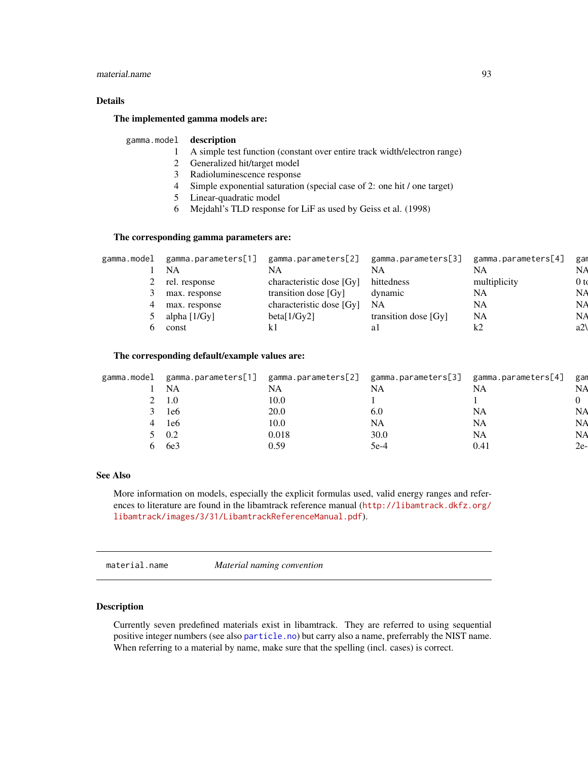## Details

**The implemented gamma models are:**

| gamma.model | description |
|---|---|
| 1 | A simple test function (constant over entire track width/electron range) |
| 2 | Generalized hit/target model |
| 3 | Radioluminescence response |
| 4 | Simple exponential saturation (special case of 2: one hit / one target) |
| 5 | Linear-quadratic model |
| 6 | Mejdahl's TLD response for LiF as used by Geiss et al. (1998) |

**The corresponding gamma parameters are:**

| gamma.model | gamma.parameters[1] | gamma.parameters[2] | gamma.parameters[3] | gamma.parameters[4] | gam |
|---|---|---|---|---|---|
| 1 | NA | NA | NA | NA | NA |
| 2 | rel. response | characteristic dose [Gy] | hittedness | multiplicity | 0 to |
| 3 | max. response | transition dose [Gy] | dynamic | NA | NA |
| 4 | max. response | characteristic dose [Gy] | NA | NA | NA |
| 5 | alpha [1/Gy] | beta[1/Gy2] | transition dose [Gy] | NA | NA |
| 6 | const | k1 | a1 | k2 | a2\ |

**The corresponding default/example values are:**

| gamma.model | gamma.parameters[1] | gamma.parameters[2] | gamma.parameters[3] | gamma.parameters[4] | gam |
|---|---|---|---|---|---|
| 1 | NA | NA | NA | NA | NA |
| 2 | 1.0 | 10.0 | 1 | 1 | 0 |
| 3 | 1e6 | 20.0 | 6.0 | NA | NA |
| 4 | 1e6 | 10.0 | NA | NA | NA |
| 5 | 0.2 | 0.018 | 30.0 | NA | NA |
| 6 | 6e3 | 0.59 | 5e-4 | 0.41 | 2e- |

## See Also

More information on models, especially the explicit formulas used, valid energy ranges and references to literature are found in the libamtrack reference manual (http://libamtrack.dkfz.org/libamtrack/images/3/31/LibamtrackReferenceManual.pdf).

---

`material.name` *Material naming convention*

---

## Description

Currently seven predefined materials exist in libamtrack. They are referred to using sequential positive integer numbers (see also `particle.no`) but carry also a name, preferrably the NIST name. When referring to a material by name, make sure that the spelling (incl. cases) is correct.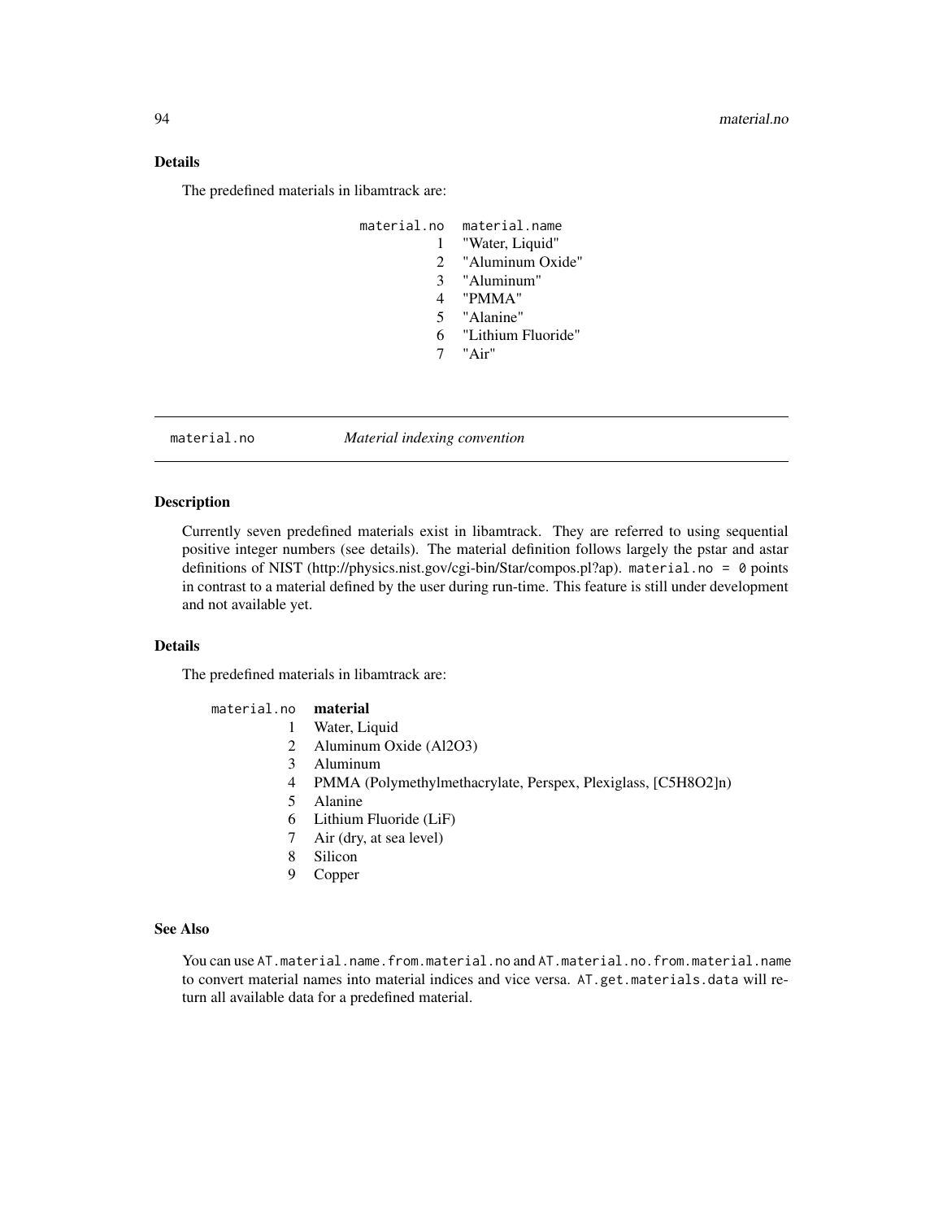### Details

The predefined materials in libamtrack are:

| material.no | material.name |
|---|---|
| 1 | "Water, Liquid" |
| 2 | "Aluminum Oxide" |
| 3 | "Aluminum" |
| 4 | "PMMA" |
| 5 | "Alanine" |
| 6 | "Lithium Fluoride" |
| 7 | "Air" |

---

## material.no *Material indexing convention*

### Description

Currently seven predefined materials exist in libamtrack. They are referred to using sequential positive integer numbers (see details). The material definition follows largely the pstar and astar definitions of NIST (http://physics.nist.gov/cgi-bin/Star/compos.pl?ap). `material.no = 0` points in contrast to a material defined by the user during run-time. This feature is still under development and not available yet.

### Details

The predefined materials in libamtrack are:

| material.no | **material** |
|---|---|
| 1 | Water, Liquid |
| 2 | Aluminum Oxide (Al2O3) |
| 3 | Aluminum |
| 4 | PMMA (Polymethylmethacrylate, Perspex, Plexiglass, [C5H8O2]n) |
| 5 | Alanine |
| 6 | Lithium Fluoride (LiF) |
| 7 | Air (dry, at sea level) |
| 8 | Silicon |
| 9 | Copper |

### See Also

You can use `AT.material.name.from.material.no` and `AT.material.no.from.material.name` to convert material names into material indices and vice versa. `AT.get.materials.data` will return all available data for a predefined material.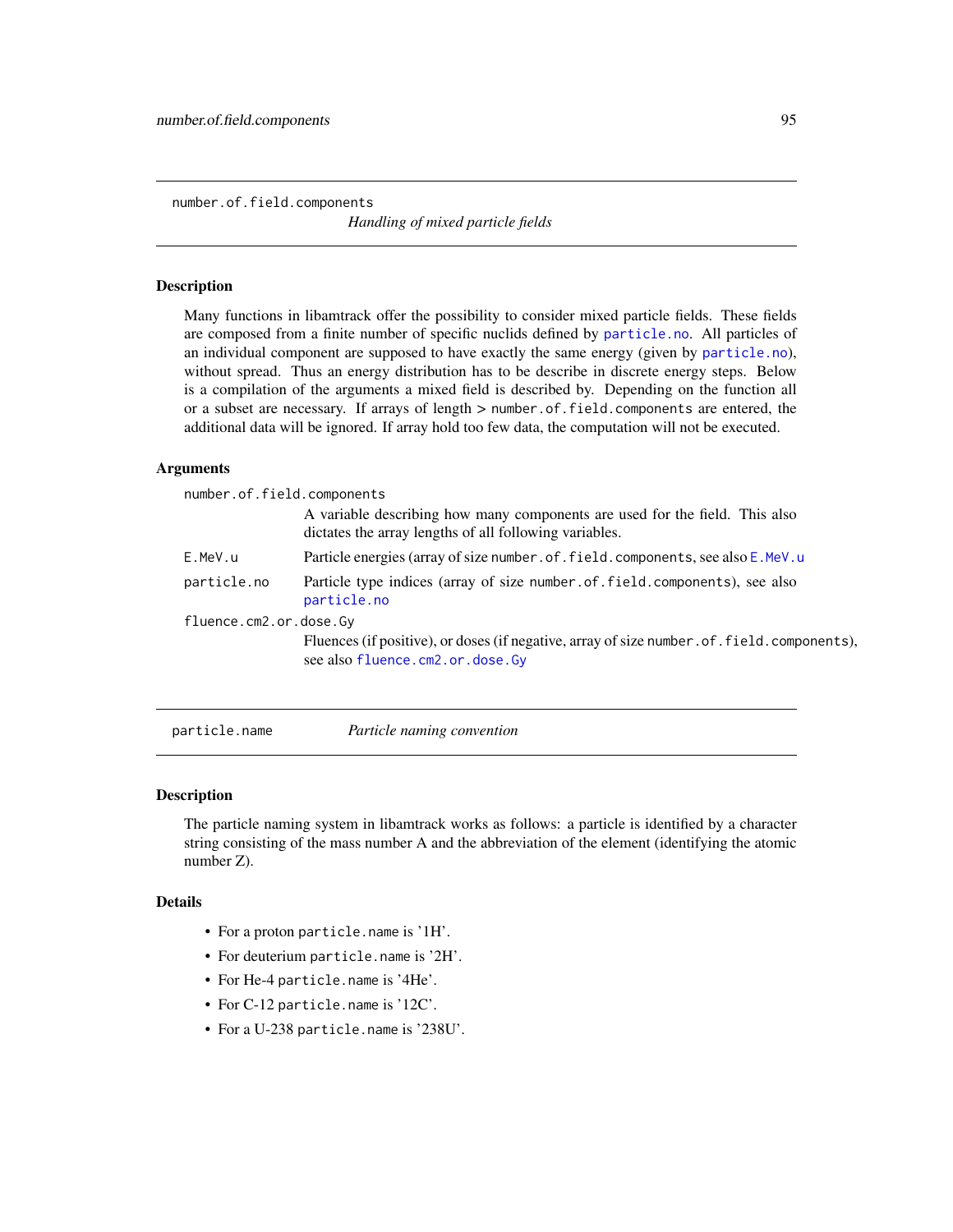## number.of.field.components — *Handling of mixed particle fields*

### Description

Many functions in libamtrack offer the possibility to consider mixed particle fields. These fields are composed from a finite number of specific nuclids defined by `particle.no`. All particles of an individual component are supposed to have exactly the same energy (given by `particle.no`), without spread. Thus an energy distribution has to be describe in discrete energy steps. Below is a compilation of the arguments a mixed field is described by. Depending on the function all or a subset are necessary. If arrays of length > `number.of.field.components` are entered, the additional data will be ignored. If array hold too few data, the computation will not be executed.

### Arguments

`number.of.field.components`
: A variable describing how many components are used for the field. This also dictates the array lengths of all following variables.

`E.MeV.u`
: Particle energies (array of size `number.of.field.components`, see also `E.MeV.u`

`particle.no`
: Particle type indices (array of size `number.of.field.components`), see also `particle.no`

`fluence.cm2.or.dose.Gy`
: Fluences (if positive), or doses (if negative, array of size `number.of.field.components`), see also `fluence.cm2.or.dose.Gy`

## particle.name — *Particle naming convention*

### Description

The particle naming system in libamtrack works as follows: a particle is identified by a character string consisting of the mass number A and the abbreviation of the element (identifying the atomic number Z).

### Details

- For a proton `particle.name` is '1H'.
- For deuterium `particle.name` is '2H'.
- For He-4 `particle.name` is '4He'.
- For C-12 `particle.name` is '12C'.
- For a U-238 `particle.name` is '238U'.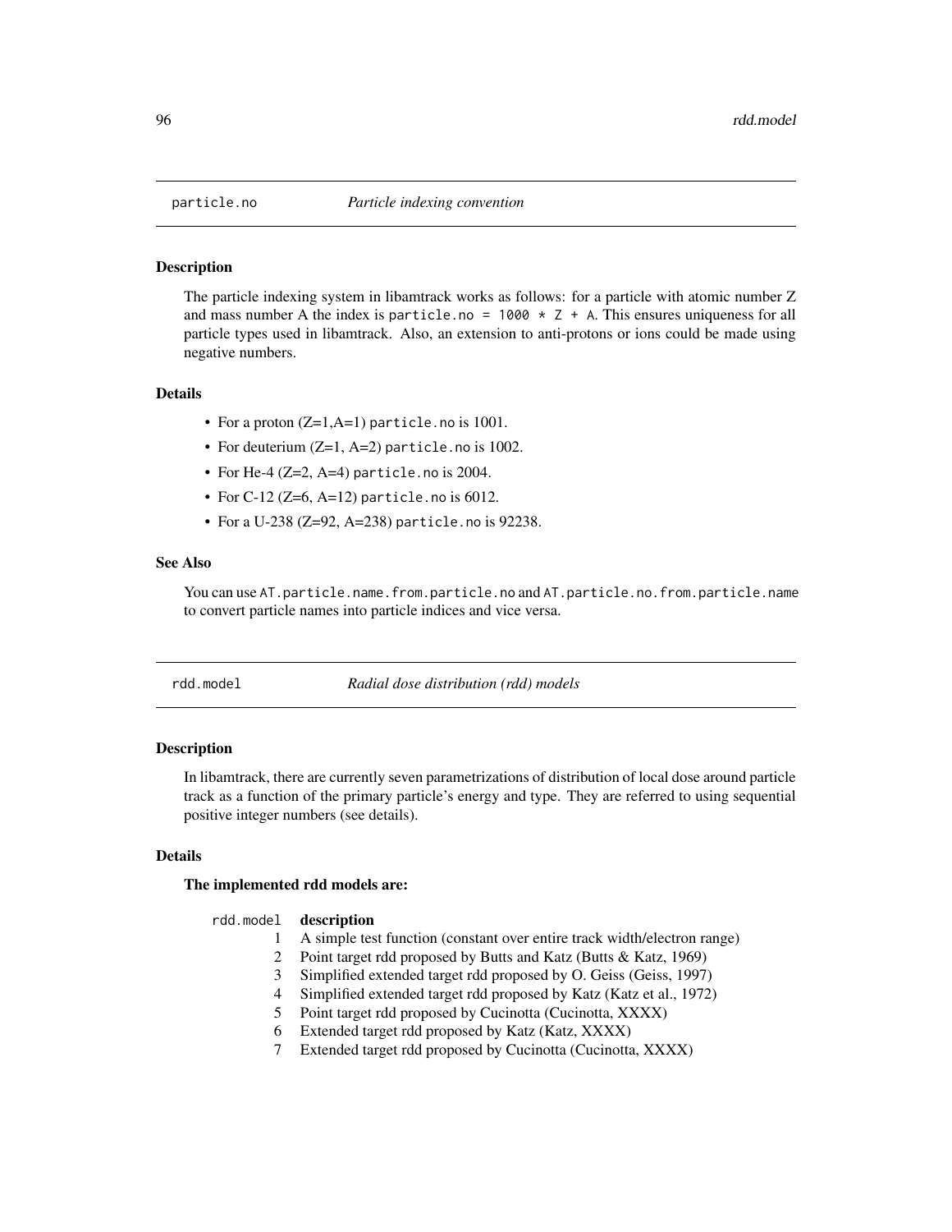## particle.no *Particle indexing convention*

### Description

The particle indexing system in libamtrack works as follows: for a particle with atomic number Z and mass number A the index is `particle.no = 1000 * Z + A`. This ensures uniqueness for all particle types used in libamtrack. Also, an extension to anti-protons or ions could be made using negative numbers.

### Details

- For a proton (Z=1,A=1) `particle.no` is 1001.
- For deuterium (Z=1, A=2) `particle.no` is 1002.
- For He-4 (Z=2, A=4) `particle.no` is 2004.
- For C-12 (Z=6, A=12) `particle.no` is 6012.
- For a U-238 (Z=92, A=238) `particle.no` is 92238.

### See Also

You can use `AT.particle.name.from.particle.no` and `AT.particle.no.from.particle.name` to convert particle names into particle indices and vice versa.

## rdd.model *Radial dose distribution (rdd) models*

### Description

In libamtrack, there are currently seven parametrizations of distribution of local dose around particle track as a function of the primary particle's energy and type. They are referred to using sequential positive integer numbers (see details).

### Details

**The implemented rdd models are:**

| rdd.model | **description** |
|---|---|
| 1 | A simple test function (constant over entire track width/electron range) |
| 2 | Point target rdd proposed by Butts and Katz (Butts & Katz, 1969) |
| 3 | Simplified extended target rdd proposed by O. Geiss (Geiss, 1997) |
| 4 | Simplified extended target rdd proposed by Katz (Katz et al., 1972) |
| 5 | Point target rdd proposed by Cucinotta (Cucinotta, XXXX) |
| 6 | Extended target rdd proposed by Katz (Katz, XXXX) |
| 7 | Extended target rdd proposed by Cucinotta (Cucinotta, XXXX) |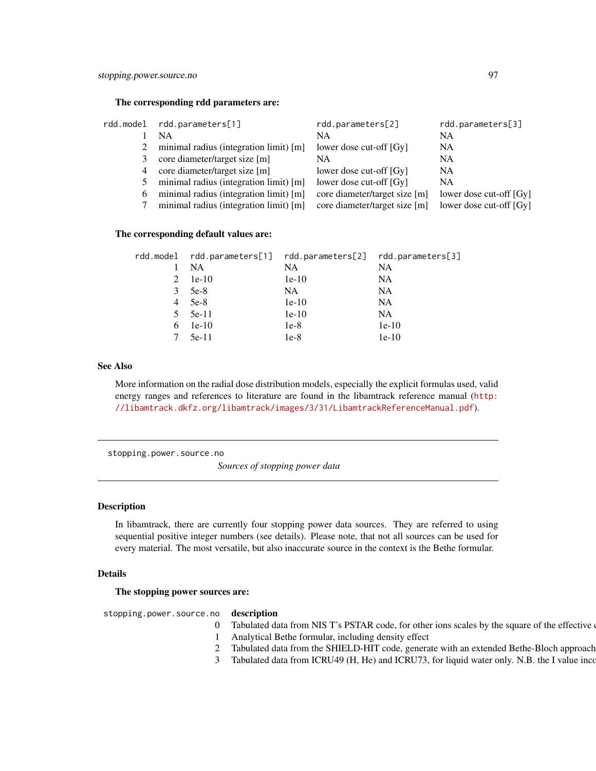**The corresponding rdd parameters are:**

| rdd.model | rdd.parameters[1] | rdd.parameters[2] | rdd.parameters[3] |
|---|---|---|---|
| 1 | NA | NA | NA |
| 2 | minimal radius (integration limit) [m] | lower dose cut-off [Gy] | NA |
| 3 | core diameter/target size [m] | NA | NA |
| 4 | core diameter/target size [m] | lower dose cut-off [Gy] | NA |
| 5 | minimal radius (integration limit) [m] | lower dose cut-off [Gy] | NA |
| 6 | minimal radius (integration limit) [m] | core diameter/target size [m] | lower dose cut-off [Gy] |
| 7 | minimal radius (integration limit) [m] | core diameter/target size [m] | lower dose cut-off [Gy] |

**The corresponding default values are:**

| rdd.model | rdd.parameters[1] | rdd.parameters[2] | rdd.parameters[3] |
|---|---|---|---|
| 1 | NA | NA | NA |
| 2 | 1e-10 | 1e-10 | NA |
| 3 | 5e-8 | NA | NA |
| 4 | 5e-8 | 1e-10 | NA |
| 5 | 5e-11 | 1e-10 | NA |
| 6 | 1e-10 | 1e-8 | 1e-10 |
| 7 | 5e-11 | 1e-8 | 1e-10 |

## See Also

More information on the radial dose distribution models, especially the explicit formulas used, valid energy ranges and references to literature are found in the libamtrack reference manual (http://libamtrack.dkfz.org/libamtrack/images/3/31/LibamtrackReferenceManual.pdf).

---

`stopping.power.source.no` *Sources of stopping power data*

---

## Description

In libamtrack, there are currently four stopping power data sources. They are referred to using sequential positive integer numbers (see details). Please note, that not all sources can be used for every material. The most versatile, but also inaccurate source in the context is the Bethe formular.

## Details

**The stopping power sources are:**

| stopping.power.source.no | **description** |
|---|---|
| 0 | Tabulated data from NIS T's PSTAR code, for other ions scales by the square of the effective c |
| 1 | Analytical Bethe formular, including density effect |
| 2 | Tabulated data from the SHIELD-HIT code, generate with an extended Bethe-Bloch approach |
| 3 | Tabulated data from ICRU49 (H, He) and ICRU73, for liquid water only. N.B. the I value inco |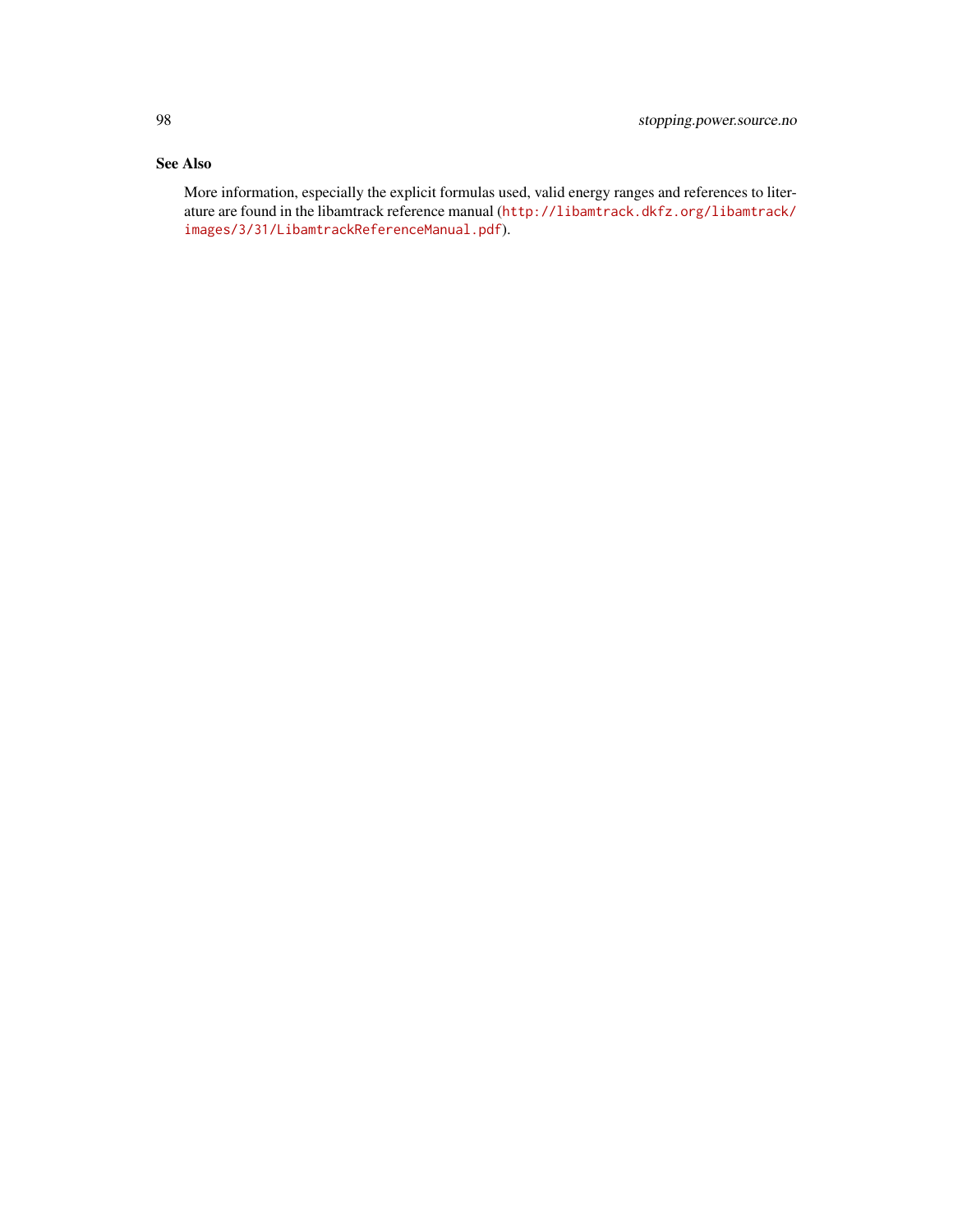## See Also

More information, especially the explicit formulas used, valid energy ranges and references to literature are found in the libamtrack reference manual (http://libamtrack.dkfz.org/libamtrack/images/3/31/LibamtrackReferenceManual.pdf).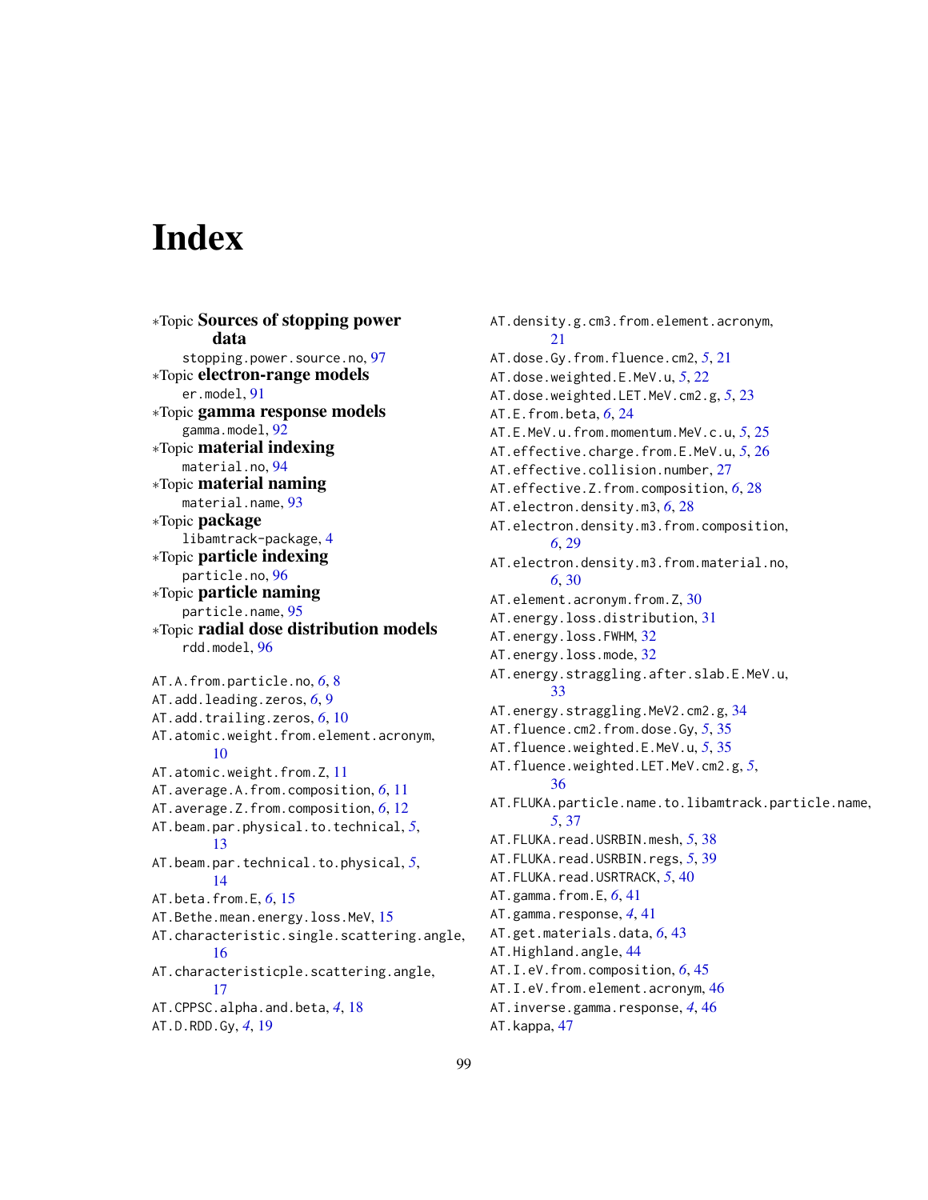# Index

∗Topic **Sources of stopping power data**
  stopping.power.source.no, 97
∗Topic **electron-range models**
  er.model, 91
∗Topic **gamma response models**
  gamma.model, 92
∗Topic **material indexing**
  material.no, 94
∗Topic **material naming**
  material.name, 93
∗Topic **package**
  libamtrack-package, 4
∗Topic **particle indexing**
  particle.no, 96
∗Topic **particle naming**
  particle.name, 95
∗Topic **radial dose distribution models**
  rdd.model, 96

AT.A.from.particle.no, *6*, 8
AT.add.leading.zeros, *6*, 9
AT.add.trailing.zeros, *6*, 10
AT.atomic.weight.from.element.acronym, 10
AT.atomic.weight.from.Z, 11
AT.average.A.from.composition, *6*, 11
AT.average.Z.from.composition, *6*, 12
AT.beam.par.physical.to.technical, *5*, 13
AT.beam.par.technical.to.physical, *5*, 14
AT.beta.from.E, *6*, 15
AT.Bethe.mean.energy.loss.MeV, 15
AT.characteristic.single.scattering.angle, 16
AT.characteristicple.scattering.angle, 17
AT.CPPSC.alpha.and.beta, *4*, 18
AT.D.RDD.Gy, *4*, 19
AT.density.g.cm3.from.element.acronym, 21
AT.dose.Gy.from.fluence.cm2, *5*, 21
AT.dose.weighted.E.MeV.u, *5*, 22
AT.dose.weighted.LET.MeV.cm2.g, *5*, 23
AT.E.from.beta, *6*, 24
AT.E.MeV.u.from.momentum.MeV.c.u, *5*, 25
AT.effective.charge.from.E.MeV.u, *5*, 26
AT.effective.collision.number, 27
AT.effective.Z.from.composition, *6*, 28
AT.electron.density.m3, *6*, 28
AT.electron.density.m3.from.composition, *6*, 29
AT.electron.density.m3.from.material.no, *6*, 30
AT.element.acronym.from.Z, 30
AT.energy.loss.distribution, 31
AT.energy.loss.FWHM, 32
AT.energy.loss.mode, 32
AT.energy.straggling.after.slab.E.MeV.u, 33
AT.energy.straggling.MeV2.cm2.g, 34
AT.fluence.cm2.from.dose.Gy, *5*, 35
AT.fluence.weighted.E.MeV.u, *5*, 35
AT.fluence.weighted.LET.MeV.cm2.g, *5*, 36
AT.FLUKA.particle.name.to.libamtrack.particle.name, *5*, 37
AT.FLUKA.read.USRBIN.mesh, *5*, 38
AT.FLUKA.read.USRBIN.regs, *5*, 39
AT.FLUKA.read.USRTRACK, *5*, 40
AT.gamma.from.E, *6*, 41
AT.gamma.response, *4*, 41
AT.get.materials.data, *6*, 43
AT.Highland.angle, 44
AT.I.eV.from.composition, *6*, 45
AT.I.eV.from.element.acronym, 46
AT.inverse.gamma.response, *4*, 46
AT.kappa, 47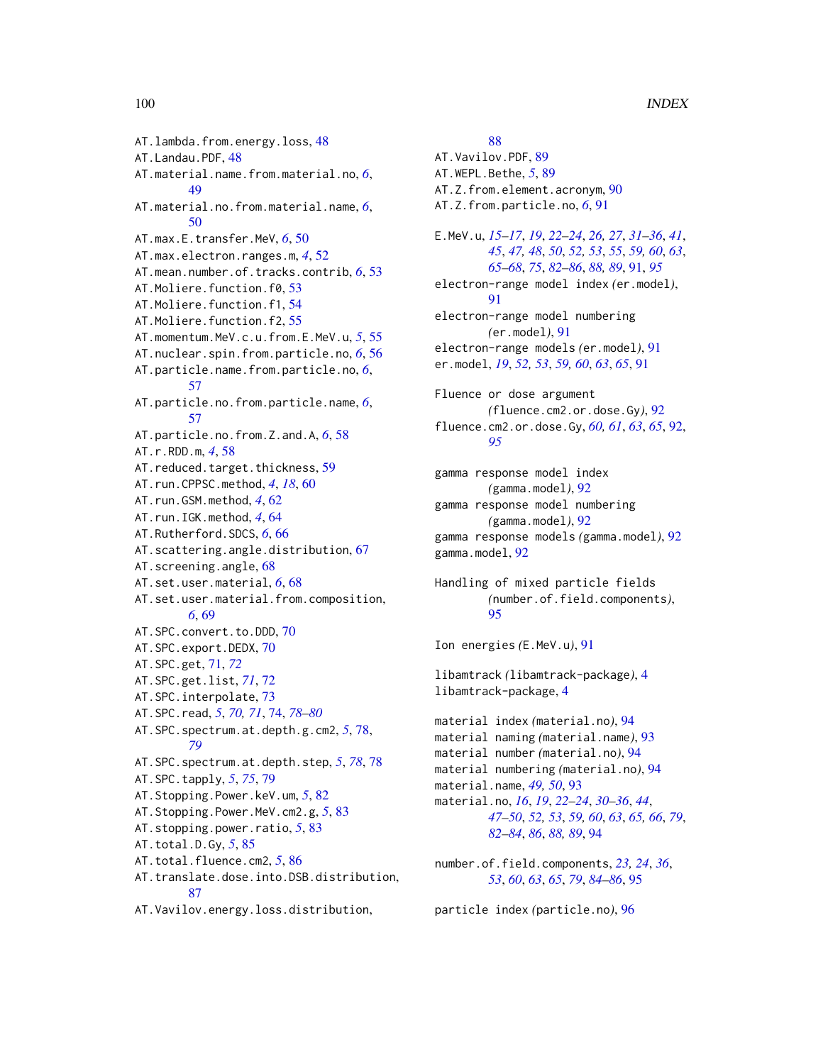AT.lambda.from.energy.loss, 48
AT.Landau.PDF, 48
AT.material.name.from.material.no, *6*, 49
AT.material.no.from.material.name, *6*, 50
AT.max.E.transfer.MeV, *6*, 50
AT.max.electron.ranges.m, *4*, 52
AT.mean.number.of.tracks.contrib, *6*, 53
AT.Moliere.function.f0, 53
AT.Moliere.function.f1, 54
AT.Moliere.function.f2, 55
AT.momentum.MeV.c.u.from.E.MeV.u, *5*, 55
AT.nuclear.spin.from.particle.no, *6*, 56
AT.particle.name.from.particle.no, *6*, 57
AT.particle.no.from.particle.name, *6*, 57
AT.particle.no.from.Z.and.A, *6*, 58
AT.r.RDD.m, *4*, 58
AT.reduced.target.thickness, 59
AT.run.CPPSC.method, *4*, *18*, 60
AT.run.GSM.method, *4*, 62
AT.run.IGK.method, *4*, 64
AT.Rutherford.SDCS, *6*, 66
AT.scattering.angle.distribution, 67
AT.screening.angle, 68
AT.set.user.material, *6*, 68
AT.set.user.material.from.composition, *6*, 69
AT.SPC.convert.to.DDD, 70
AT.SPC.export.DEDX, 70
AT.SPC.get, 71, *72*
AT.SPC.get.list, *71*, 72
AT.SPC.interpolate, 73
AT.SPC.read, *5*, *70*, *71*, 74, *78–80*
AT.SPC.spectrum.at.depth.g.cm2, *5*, 78, *79*
AT.SPC.spectrum.at.depth.step, *5*, *78*, 78
AT.SPC.tapply, *5*, *75*, 79
AT.Stopping.Power.keV.um, *5*, 82
AT.Stopping.Power.MeV.cm2.g, *5*, 83
AT.stopping.power.ratio, *5*, 83
AT.total.D.Gy, *5*, 85
AT.total.fluence.cm2, *5*, 86
AT.translate.dose.into.DSB.distribution, 87
AT.Vavilov.energy.loss.distribution, 88
AT.Vavilov.PDF, 89
AT.WEPL.Bethe, *5*, 89
AT.Z.from.element.acronym, 90
AT.Z.from.particle.no, *6*, 91

E.MeV.u, *15–17*, *19*, *22–24*, *26*, *27*, *31–36*, *41*, *45*, *47*, *48*, *50*, *52*, *53*, *55*, *59*, *60*, *63*, *65–68*, *75*, *82–86*, *88*, *89*, 91, *95*
electron-range model index *(*er.model*)*, 91
electron-range model numbering *(*er.model*)*, 91
electron-range models *(*er.model*)*, 91
er.model, *19*, *52*, *53*, *59*, *60*, *63*, *65*, 91

Fluence or dose argument *(*fluence.cm2.or.dose.Gy*)*, 92
fluence.cm2.or.dose.Gy, *60*, *61*, *63*, *65*, 92, *95*

gamma response model index *(*gamma.model*)*, 92
gamma response model numbering *(*gamma.model*)*, 92
gamma response models *(*gamma.model*)*, 92
gamma.model, 92

Handling of mixed particle fields *(*number.of.field.components*)*, 95

Ion energies *(*E.MeV.u*)*, 91

libamtrack *(*libamtrack-package*)*, 4
libamtrack-package, 4

material index *(*material.no*)*, 94
material naming *(*material.name*)*, 93
material number *(*material.no*)*, 94
material numbering *(*material.no*)*, 94
material.name, *49*, *50*, 93
material.no, *16*, *19*, *22–24*, *30–36*, *44*, *47–50*, *52*, *53*, *59*, *60*, *63*, *65*, *66*, *79*, *82–84*, *86*, *88*, *89*, 94

number.of.field.components, *23*, *24*, *36*, *53*, *60*, *63*, *65*, *79*, *84–86*, 95

particle index *(*particle.no*)*, 96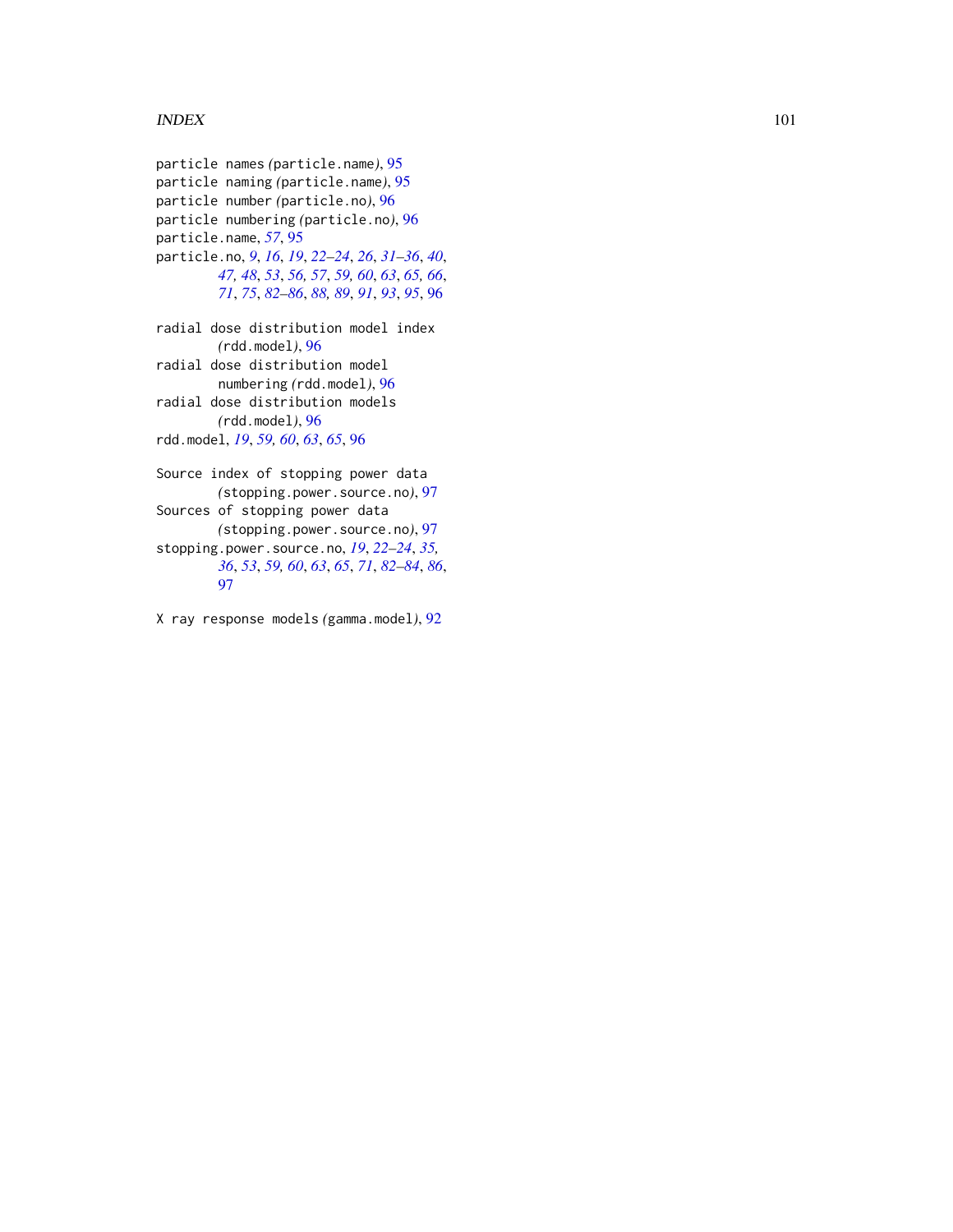particle names *(*particle.name*)*, 95
particle naming *(*particle.name*)*, 95
particle number *(*particle.no*)*, 96
particle numbering *(*particle.no*)*, 96
particle.name, *57*, 95
particle.no, *9*, *16*, *19*, *22–24*, *26*, *31–36*, *40*, *47, 48*, *53*, *56, 57*, *59, 60*, *63*, *65, 66*, *71*, *75*, *82–86*, *88, 89*, *91*, *93*, *95*, 96

radial dose distribution model index *(*rdd.model*)*, 96
radial dose distribution model numbering *(*rdd.model*)*, 96
radial dose distribution models *(*rdd.model*)*, 96
rdd.model, *19*, *59, 60*, *63*, *65*, 96

Source index of stopping power data *(*stopping.power.source.no*)*, 97
Sources of stopping power data *(*stopping.power.source.no*)*, 97
stopping.power.source.no, *19*, *22–24*, *35, 36*, *53*, *59, 60*, *63*, *65*, *71*, *82–84*, *86*, 97

X ray response models *(*gamma.model*)*, 92